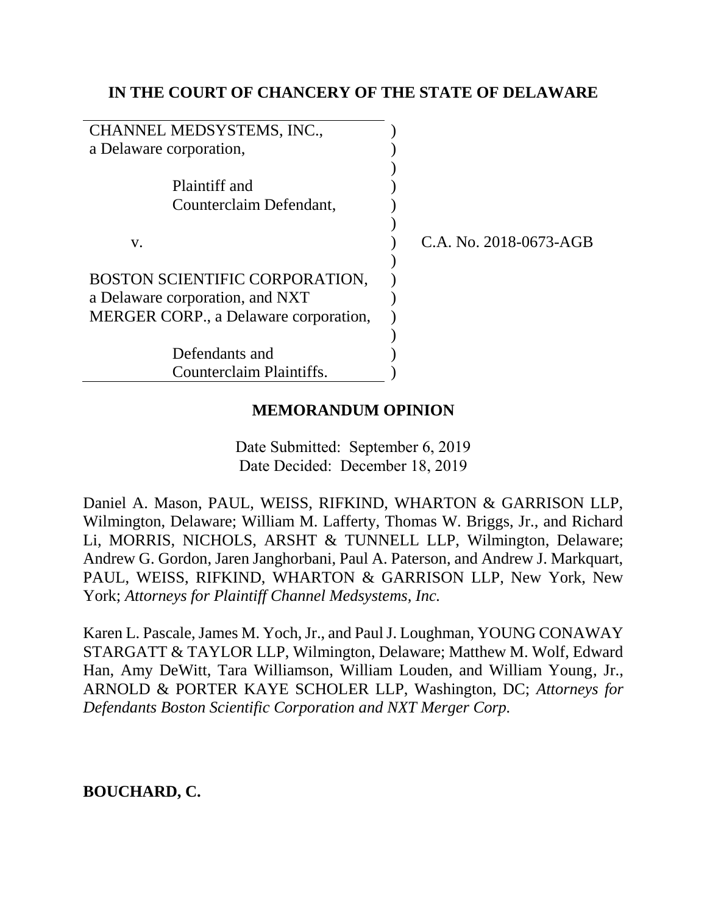**IN THE COURT OF CHANCERY OF THE STATE OF DELAWARE**

CHANNEL MEDSYSTEMS, INC., a Delaware corporation,

Plaintiff and Counterclaim Defendant,

v.

BOSTON SCIENTIFIC CORPORATION, a Delaware corporation, and NXT MERGER CORP., a Delaware corporation,

Defendants and Counterclaim Plaintiffs.

C.A. No. 2018-0673-AGB

**MEMORANDUM OPINION**

Date Submitted: September 6, 2019
Date Decided: December 18, 2019

Daniel A. Mason, PAUL, WEISS, RIFKIND, WHARTON & GARRISON LLP, Wilmington, Delaware; William M. Lafferty, Thomas W. Briggs, Jr., and Richard Li, MORRIS, NICHOLS, ARSHT & TUNNELL LLP, Wilmington, Delaware; Andrew G. Gordon, Jaren Janghorbani, Paul A. Paterson, and Andrew J. Markquart, PAUL, WEISS, RIFKIND, WHARTON & GARRISON LLP, New York, New York; *Attorneys for Plaintiff Channel Medsystems, Inc.*

Karen L. Pascale, James M. Yoch, Jr., and Paul J. Loughman, YOUNG CONAWAY STARGATT & TAYLOR LLP, Wilmington, Delaware; Matthew M. Wolf, Edward Han, Amy DeWitt, Tara Williamson, William Louden, and William Young, Jr., ARNOLD & PORTER KAYE SCHOLER LLP, Washington, DC; *Attorneys for Defendants Boston Scientific Corporation and NXT Merger Corp.*

**BOUCHARD, C.**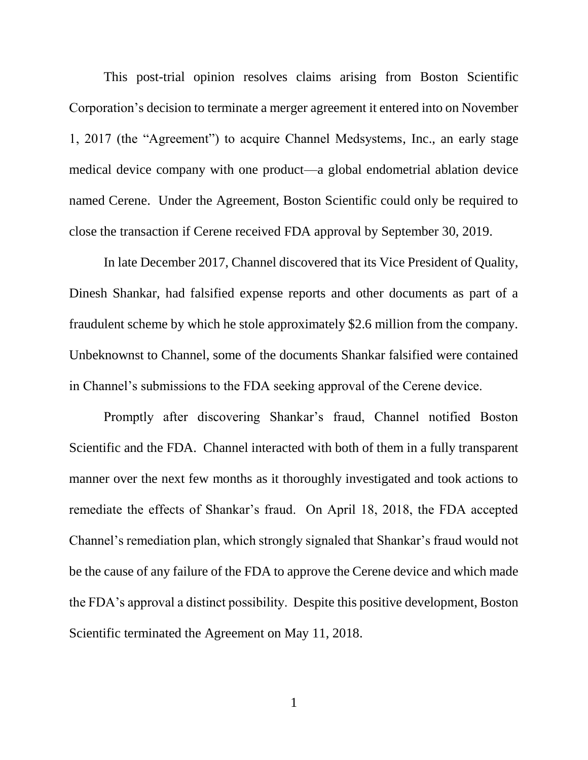This post-trial opinion resolves claims arising from Boston Scientific Corporation's decision to terminate a merger agreement it entered into on November 1, 2017 (the "Agreement") to acquire Channel Medsystems, Inc., an early stage medical device company with one product—a global endometrial ablation device named Cerene. Under the Agreement, Boston Scientific could only be required to close the transaction if Cerene received FDA approval by September 30, 2019.

In late December 2017, Channel discovered that its Vice President of Quality, Dinesh Shankar, had falsified expense reports and other documents as part of a fraudulent scheme by which he stole approximately $2.6 million from the company. Unbeknownst to Channel, some of the documents Shankar falsified were contained in Channel's submissions to the FDA seeking approval of the Cerene device.

Promptly after discovering Shankar's fraud, Channel notified Boston Scientific and the FDA. Channel interacted with both of them in a fully transparent manner over the next few months as it thoroughly investigated and took actions to remediate the effects of Shankar's fraud. On April 18, 2018, the FDA accepted Channel's remediation plan, which strongly signaled that Shankar's fraud would not be the cause of any failure of the FDA to approve the Cerene device and which made the FDA's approval a distinct possibility. Despite this positive development, Boston Scientific terminated the Agreement on May 11, 2018.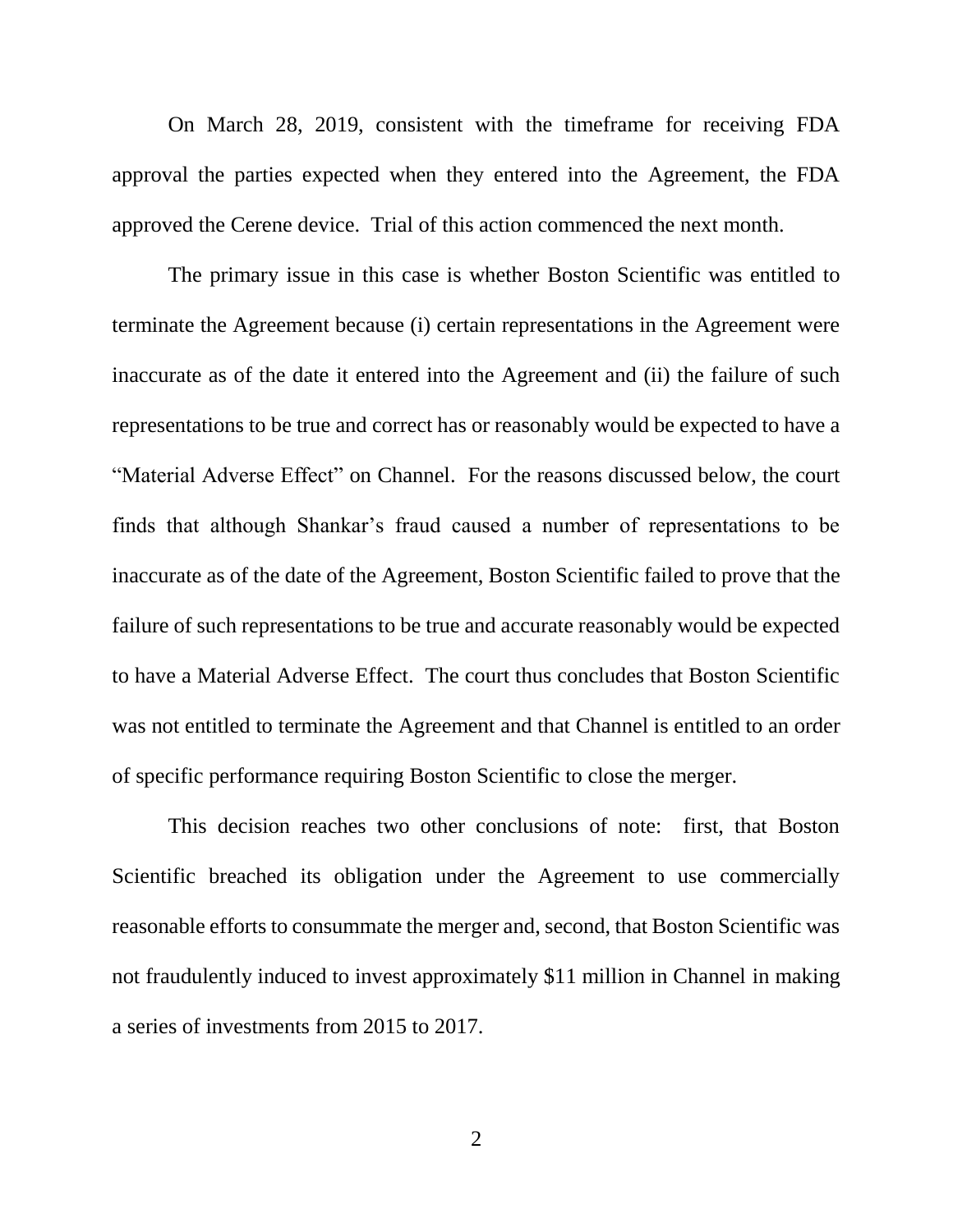On March 28, 2019, consistent with the timeframe for receiving FDA approval the parties expected when they entered into the Agreement, the FDA approved the Cerene device. Trial of this action commenced the next month.

The primary issue in this case is whether Boston Scientific was entitled to terminate the Agreement because (i) certain representations in the Agreement were inaccurate as of the date it entered into the Agreement and (ii) the failure of such representations to be true and correct has or reasonably would be expected to have a "Material Adverse Effect" on Channel. For the reasons discussed below, the court finds that although Shankar's fraud caused a number of representations to be inaccurate as of the date of the Agreement, Boston Scientific failed to prove that the failure of such representations to be true and accurate reasonably would be expected to have a Material Adverse Effect. The court thus concludes that Boston Scientific was not entitled to terminate the Agreement and that Channel is entitled to an order of specific performance requiring Boston Scientific to close the merger.

This decision reaches two other conclusions of note: first, that Boston Scientific breached its obligation under the Agreement to use commercially reasonable efforts to consummate the merger and, second, that Boston Scientific was not fraudulently induced to invest approximately $11 million in Channel in making a series of investments from 2015 to 2017.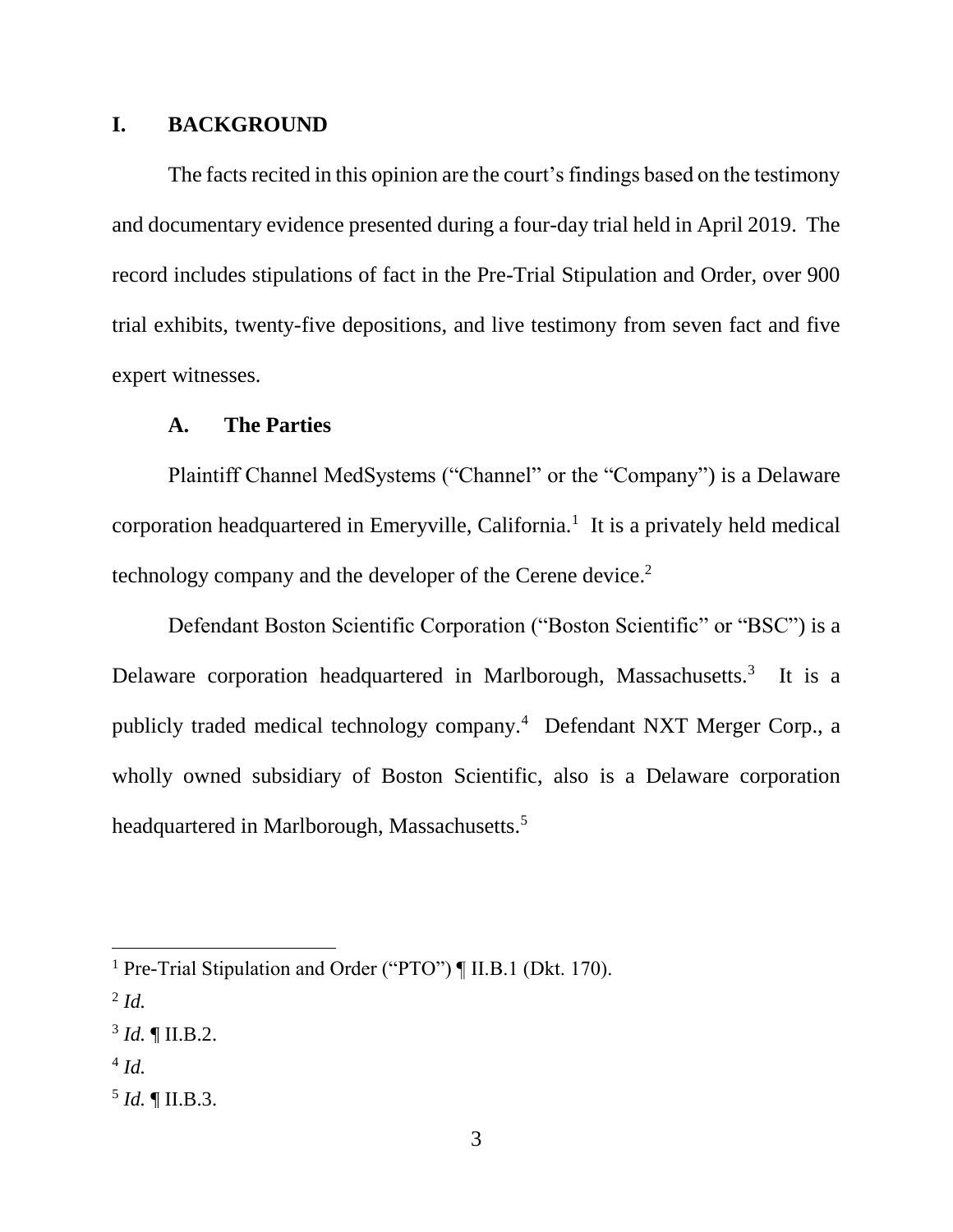## I. BACKGROUND

The facts recited in this opinion are the court's findings based on the testimony and documentary evidence presented during a four-day trial held in April 2019. The record includes stipulations of fact in the Pre-Trial Stipulation and Order, over 900 trial exhibits, twenty-five depositions, and live testimony from seven fact and five expert witnesses.

### A. The Parties

Plaintiff Channel MedSystems ("Channel" or the "Company") is a Delaware corporation headquartered in Emeryville, California.[1] It is a privately held medical technology company and the developer of the Cerene device.[2]

Defendant Boston Scientific Corporation ("Boston Scientific" or "BSC") is a Delaware corporation headquartered in Marlborough, Massachusetts.[3] It is a publicly traded medical technology company.[4] Defendant NXT Merger Corp., a wholly owned subsidiary of Boston Scientific, also is a Delaware corporation headquartered in Marlborough, Massachusetts.[5]

---

[1] Pre-Trial Stipulation and Order ("PTO") ¶ II.B.1 (Dkt. 170).

[2] *Id.*

[3] *Id.* ¶ II.B.2.

[4] *Id.*

[5] *Id.* ¶ II.B.3.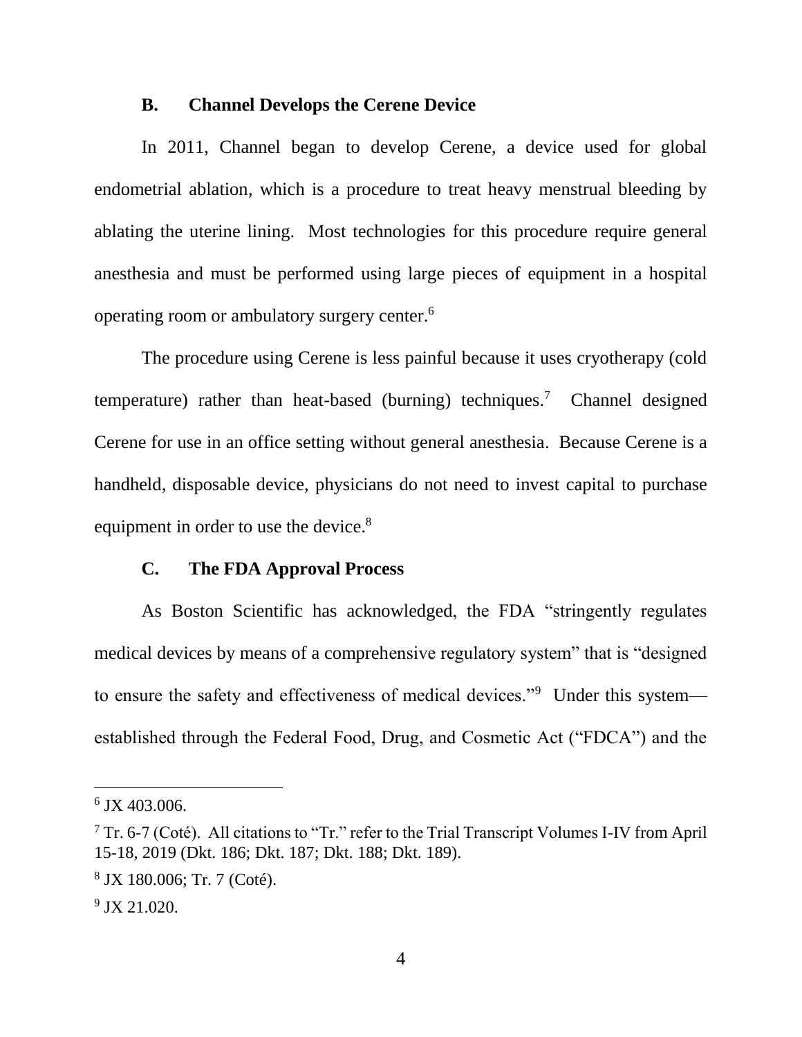### B. Channel Develops the Cerene Device

In 2011, Channel began to develop Cerene, a device used for global endometrial ablation, which is a procedure to treat heavy menstrual bleeding by ablating the uterine lining. Most technologies for this procedure require general anesthesia and must be performed using large pieces of equipment in a hospital operating room or ambulatory surgery center.[6]

The procedure using Cerene is less painful because it uses cryotherapy (cold temperature) rather than heat-based (burning) techniques.[7] Channel designed Cerene for use in an office setting without general anesthesia. Because Cerene is a handheld, disposable device, physicians do not need to invest capital to purchase equipment in order to use the device.[8]

### C. The FDA Approval Process

As Boston Scientific has acknowledged, the FDA "stringently regulates medical devices by means of a comprehensive regulatory system" that is "designed to ensure the safety and effectiveness of medical devices."[9] Under this system—established through the Federal Food, Drug, and Cosmetic Act ("FDCA") and the

---

[6] JX 403.006.

[7] Tr. 6-7 (Coté). All citations to "Tr." refer to the Trial Transcript Volumes I-IV from April 15-18, 2019 (Dkt. 186; Dkt. 187; Dkt. 188; Dkt. 189).

[8] JX 180.006; Tr. 7 (Coté).

[9] JX 21.020.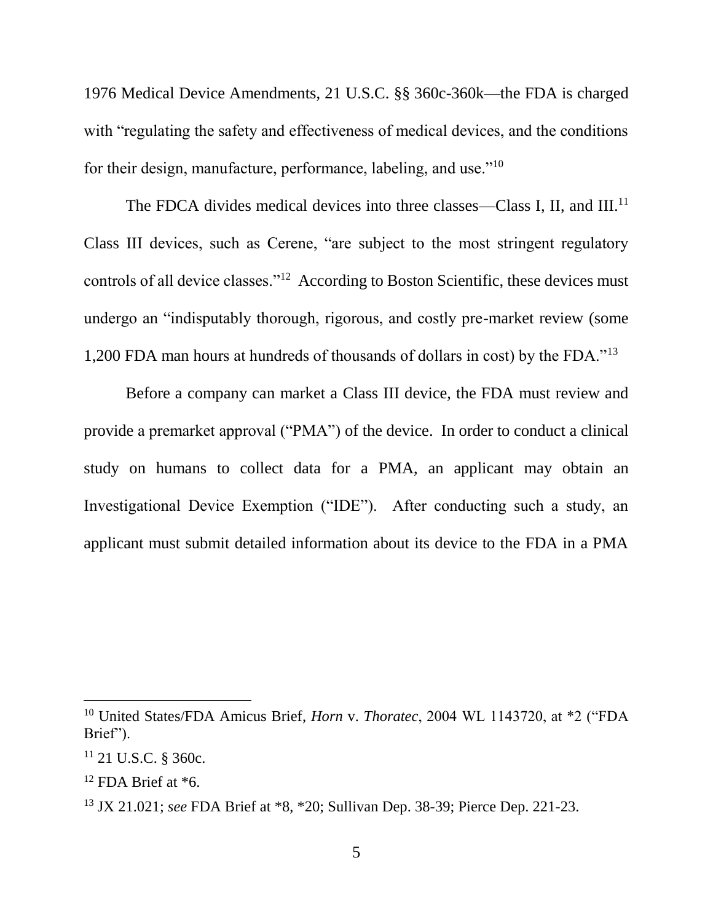1976 Medical Device Amendments, 21 U.S.C. §§ 360c-360k—the FDA is charged with "regulating the safety and effectiveness of medical devices, and the conditions for their design, manufacture, performance, labeling, and use."[10]

The FDCA divides medical devices into three classes—Class I, II, and III.[11] Class III devices, such as Cerene, "are subject to the most stringent regulatory controls of all device classes."[12] According to Boston Scientific, these devices must undergo an "indisputably thorough, rigorous, and costly pre-market review (some 1,200 FDA man hours at hundreds of thousands of dollars in cost) by the FDA."[13]

Before a company can market a Class III device, the FDA must review and provide a premarket approval ("PMA") of the device. In order to conduct a clinical study on humans to collect data for a PMA, an applicant may obtain an Investigational Device Exemption ("IDE"). After conducting such a study, an applicant must submit detailed information about its device to the FDA in a PMA

---

[10] United States/FDA Amicus Brief, *Horn* v. *Thoratec*, 2004 WL 1143720, at *2 ("FDA Brief").

[11] 21 U.S.C. § 360c.

[12] FDA Brief at *6.

[13] JX 21.021; *see* FDA Brief at *8, *20; Sullivan Dep. 38-39; Pierce Dep. 221-23.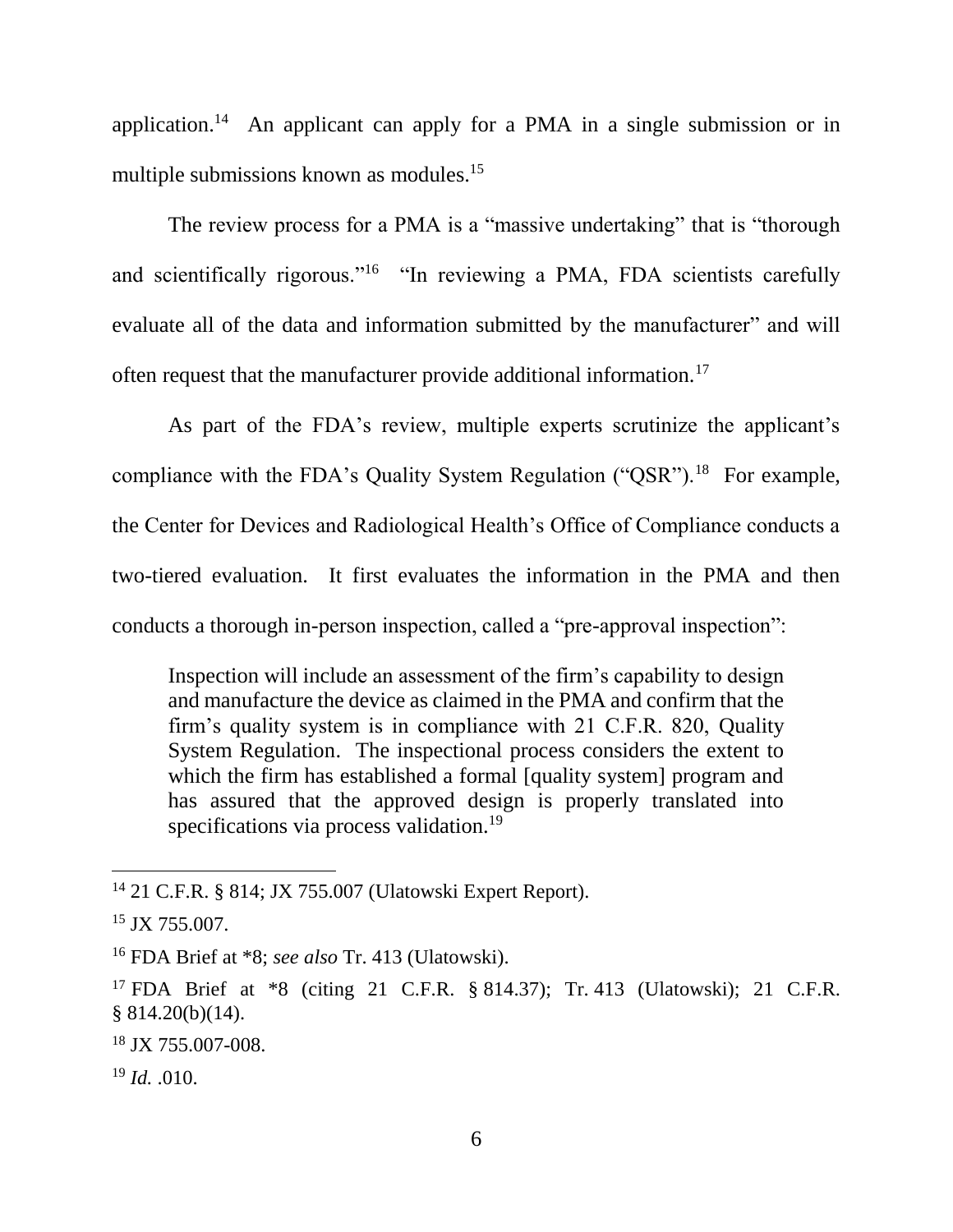application.[14] An applicant can apply for a PMA in a single submission or in multiple submissions known as modules.[15]

The review process for a PMA is a "massive undertaking" that is "thorough and scientifically rigorous."[16] "In reviewing a PMA, FDA scientists carefully evaluate all of the data and information submitted by the manufacturer" and will often request that the manufacturer provide additional information.[17]

As part of the FDA's review, multiple experts scrutinize the applicant's compliance with the FDA's Quality System Regulation ("QSR").[18] For example, the Center for Devices and Radiological Health's Office of Compliance conducts a two-tiered evaluation. It first evaluates the information in the PMA and then conducts a thorough in-person inspection, called a "pre-approval inspection":

> Inspection will include an assessment of the firm's capability to design and manufacture the device as claimed in the PMA and confirm that the firm's quality system is in compliance with 21 C.F.R. 820, Quality System Regulation. The inspectional process considers the extent to which the firm has established a formal [quality system] program and has assured that the approved design is properly translated into specifications via process validation.[19]

---

[14] 21 C.F.R. § 814; JX 755.007 (Ulatowski Expert Report).

[15] JX 755.007.

[16] FDA Brief at *8; *see also* Tr. 413 (Ulatowski).

[17] FDA Brief at *8 (citing 21 C.F.R. § 814.37); Tr. 413 (Ulatowski); 21 C.F.R. § 814.20(b)(14).

[18] JX 755.007-008.

[19] *Id.* .010.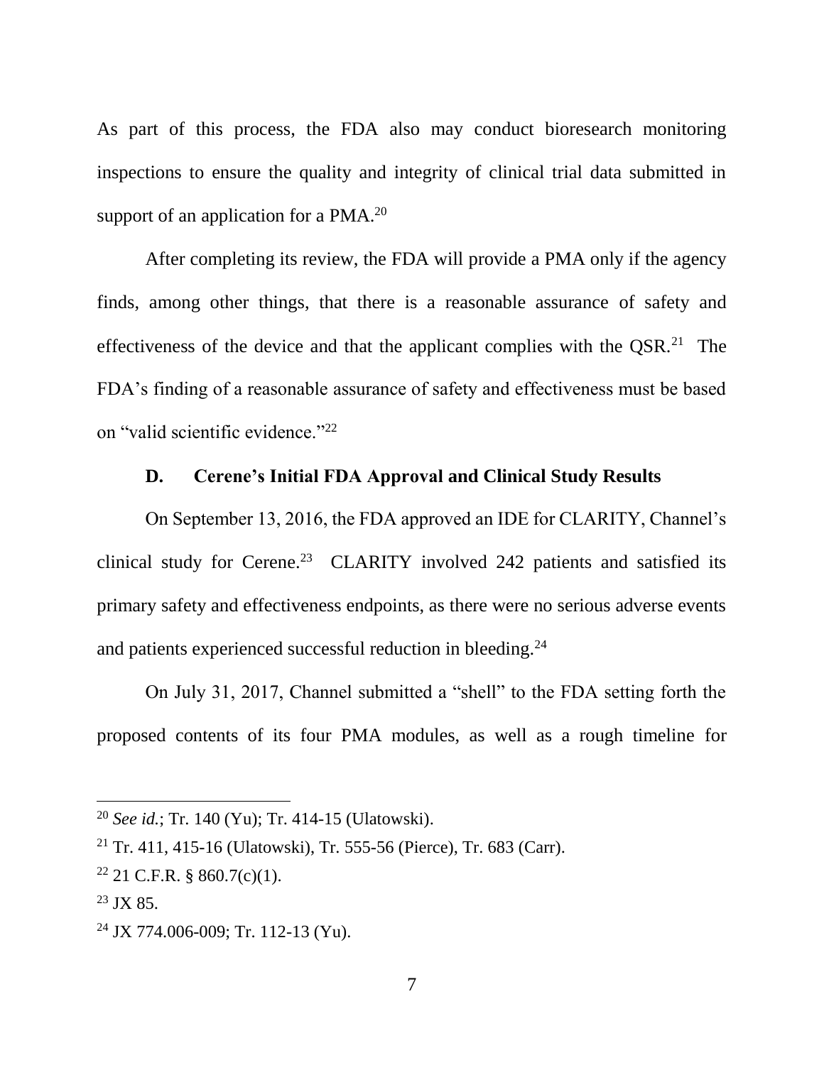As part of this process, the FDA also may conduct bioresearch monitoring inspections to ensure the quality and integrity of clinical trial data submitted in support of an application for a PMA.[20]

After completing its review, the FDA will provide a PMA only if the agency finds, among other things, that there is a reasonable assurance of safety and effectiveness of the device and that the applicant complies with the QSR.[21] The FDA's finding of a reasonable assurance of safety and effectiveness must be based on "valid scientific evidence."[22]

### D. Cerene's Initial FDA Approval and Clinical Study Results

On September 13, 2016, the FDA approved an IDE for CLARITY, Channel's clinical study for Cerene.[23] CLARITY involved 242 patients and satisfied its primary safety and effectiveness endpoints, as there were no serious adverse events and patients experienced successful reduction in bleeding.[24]

On July 31, 2017, Channel submitted a "shell" to the FDA setting forth the proposed contents of its four PMA modules, as well as a rough timeline for

---

[20] *See id.*; Tr. 140 (Yu); Tr. 414-15 (Ulatowski).

[21] Tr. 411, 415-16 (Ulatowski), Tr. 555-56 (Pierce), Tr. 683 (Carr).

[22] 21 C.F.R. § 860.7(c)(1).

[23] JX 85.

[24] JX 774.006-009; Tr. 112-13 (Yu).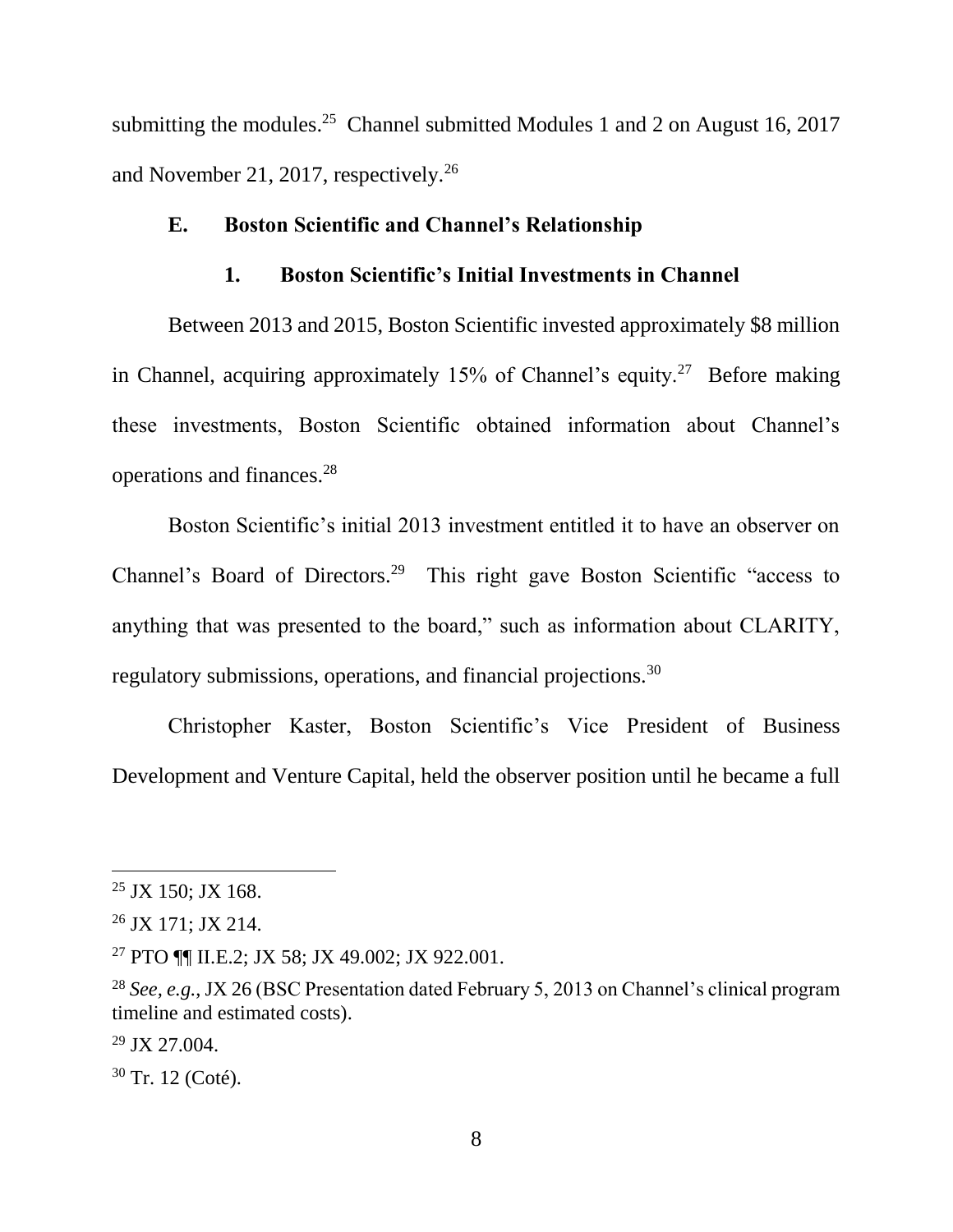submitting the modules.[25] Channel submitted Modules 1 and 2 on August 16, 2017 and November 21, 2017, respectively.[26]

### E. Boston Scientific and Channel's Relationship

#### 1. Boston Scientific's Initial Investments in Channel

Between 2013 and 2015, Boston Scientific invested approximately $8 million in Channel, acquiring approximately 15% of Channel's equity.[27] Before making these investments, Boston Scientific obtained information about Channel's operations and finances.[28]

Boston Scientific's initial 2013 investment entitled it to have an observer on Channel's Board of Directors.[29] This right gave Boston Scientific "access to anything that was presented to the board," such as information about CLARITY, regulatory submissions, operations, and financial projections.[30]

Christopher Kaster, Boston Scientific's Vice President of Business Development and Venture Capital, held the observer position until he became a full

---

[25] JX 150; JX 168.

[26] JX 171; JX 214.

[27] PTO ¶¶ II.E.2; JX 58; JX 49.002; JX 922.001.

[28] *See, e.g.*, JX 26 (BSC Presentation dated February 5, 2013 on Channel's clinical program timeline and estimated costs).

[29] JX 27.004.

[30] Tr. 12 (Coté).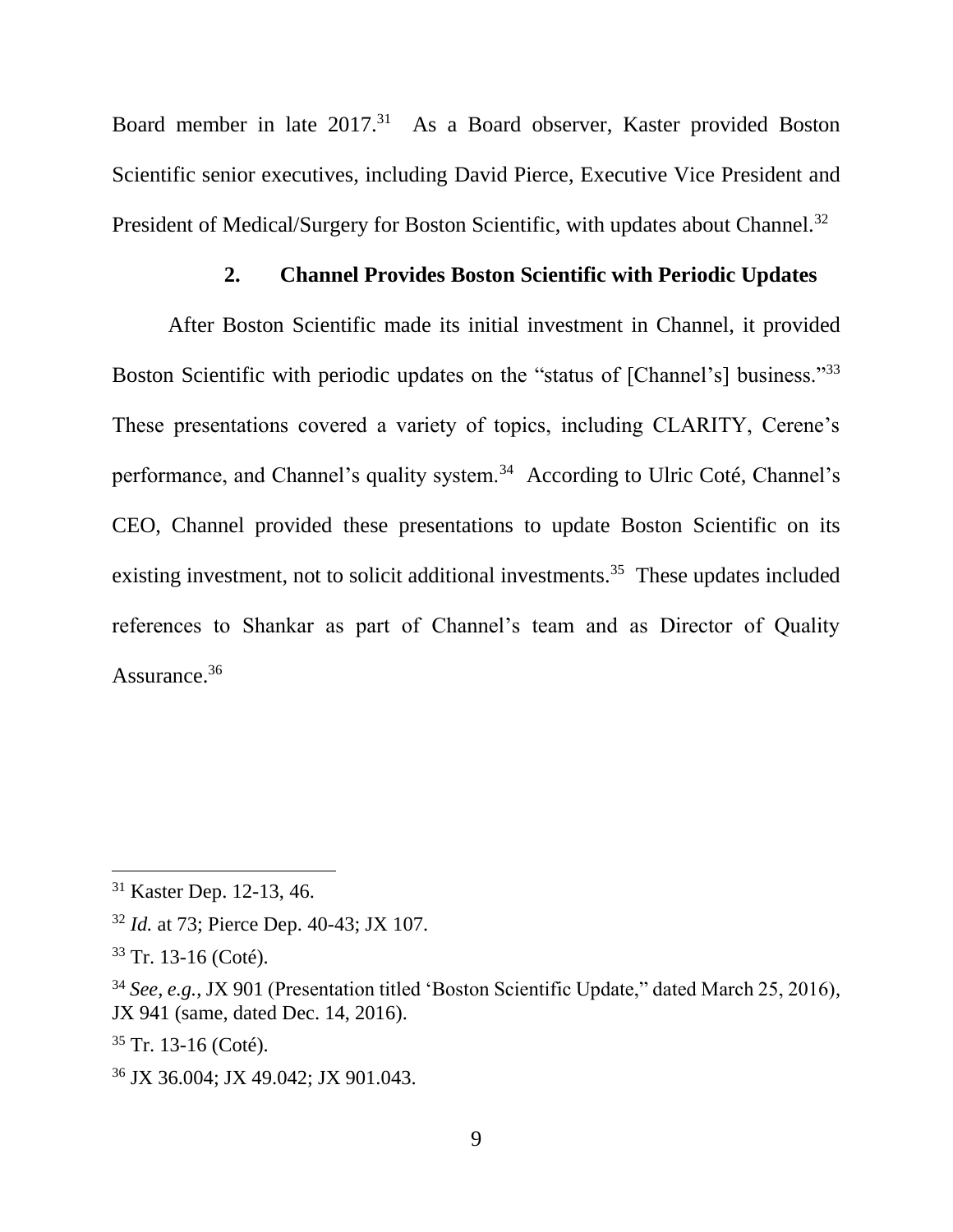Board member in late 2017.[31] As a Board observer, Kaster provided Boston Scientific senior executives, including David Pierce, Executive Vice President and President of Medical/Surgery for Boston Scientific, with updates about Channel.[32]

### 2. Channel Provides Boston Scientific with Periodic Updates

After Boston Scientific made its initial investment in Channel, it provided Boston Scientific with periodic updates on the "status of [Channel's] business."[33] These presentations covered a variety of topics, including CLARITY, Cerene's performance, and Channel's quality system.[34] According to Ulric Coté, Channel's CEO, Channel provided these presentations to update Boston Scientific on its existing investment, not to solicit additional investments.[35] These updates included references to Shankar as part of Channel's team and as Director of Quality Assurance.[36]

---

[31] Kaster Dep. 12-13, 46.

[32] *Id.* at 73; Pierce Dep. 40-43; JX 107.

[33] Tr. 13-16 (Coté).

[34] *See, e.g.*, JX 901 (Presentation titled 'Boston Scientific Update," dated March 25, 2016), JX 941 (same, dated Dec. 14, 2016).

[35] Tr. 13-16 (Coté).

[36] JX 36.004; JX 49.042; JX 901.043.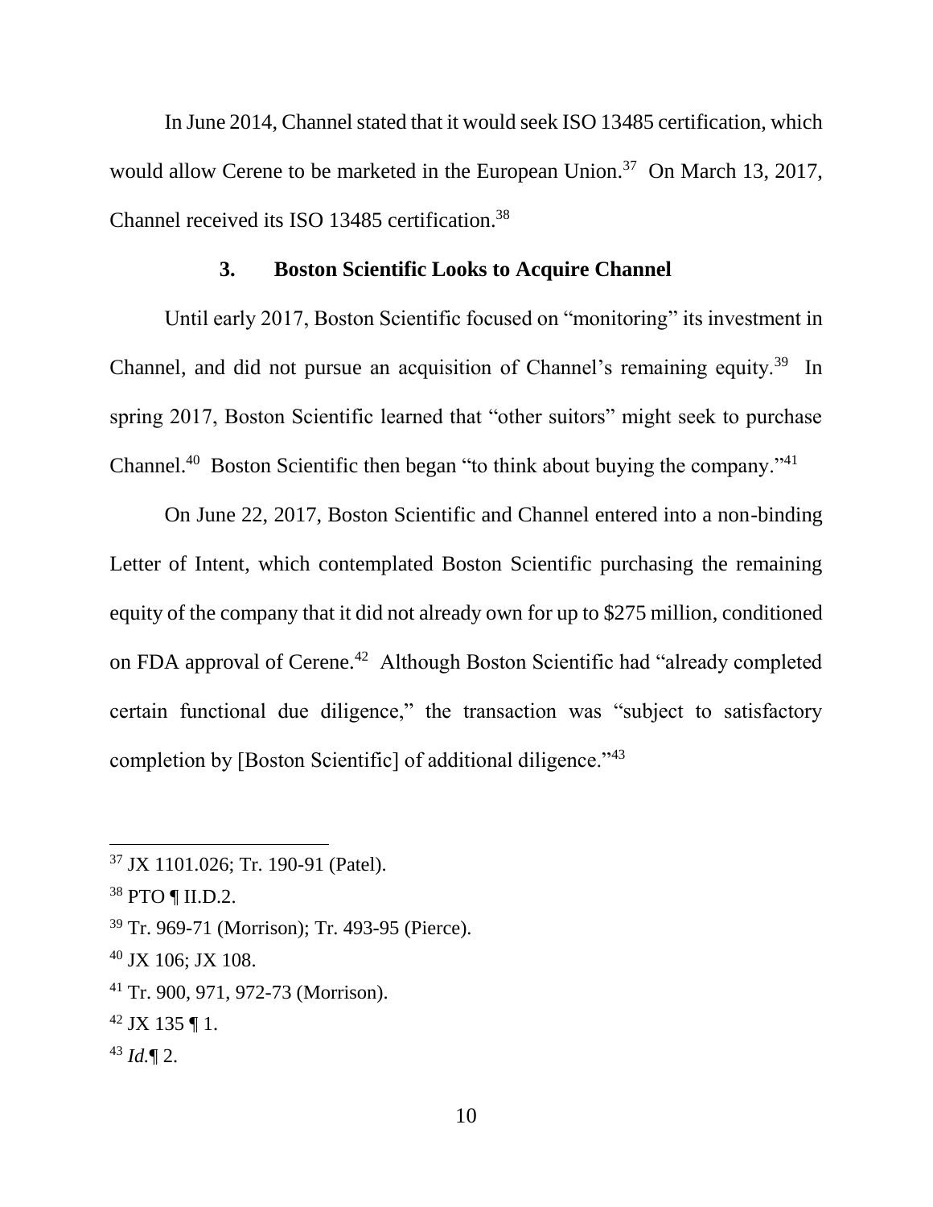In June 2014, Channel stated that it would seek ISO 13485 certification, which would allow Cerene to be marketed in the European Union.[37] On March 13, 2017, Channel received its ISO 13485 certification.[38]

### 3. Boston Scientific Looks to Acquire Channel

Until early 2017, Boston Scientific focused on "monitoring" its investment in Channel, and did not pursue an acquisition of Channel's remaining equity.[39] In spring 2017, Boston Scientific learned that "other suitors" might seek to purchase Channel.[40] Boston Scientific then began "to think about buying the company."[41]

On June 22, 2017, Boston Scientific and Channel entered into a non-binding Letter of Intent, which contemplated Boston Scientific purchasing the remaining equity of the company that it did not already own for up to $275 million, conditioned on FDA approval of Cerene.[42] Although Boston Scientific had "already completed certain functional due diligence," the transaction was "subject to satisfactory completion by [Boston Scientific] of additional diligence."[43]

---

[37] JX 1101.026; Tr. 190-91 (Patel).

[38] PTO ¶ II.D.2.

[39] Tr. 969-71 (Morrison); Tr. 493-95 (Pierce).

[40] JX 106; JX 108.

[41] Tr. 900, 971, 972-73 (Morrison).

[42] JX 135 ¶ 1.

[43] *Id.*¶ 2.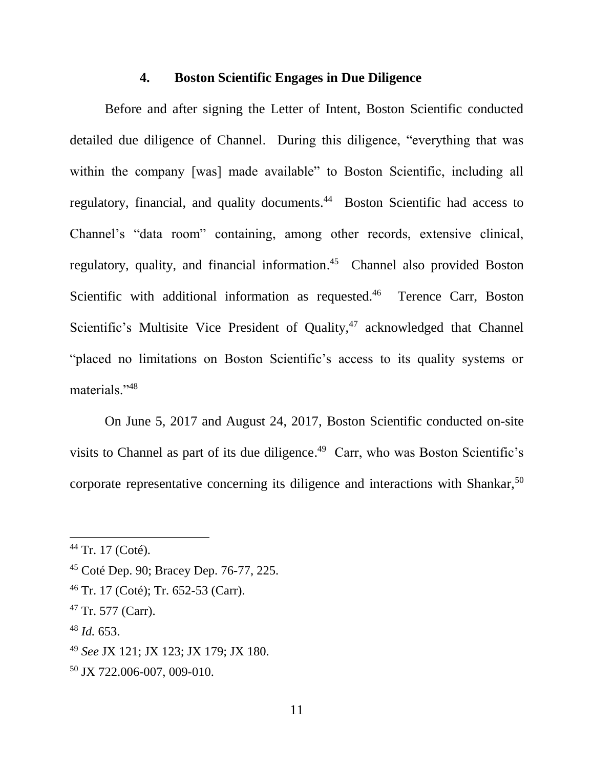#### 4. Boston Scientific Engages in Due Diligence

Before and after signing the Letter of Intent, Boston Scientific conducted detailed due diligence of Channel. During this diligence, "everything that was within the company [was] made available" to Boston Scientific, including all regulatory, financial, and quality documents.[44] Boston Scientific had access to Channel's "data room" containing, among other records, extensive clinical, regulatory, quality, and financial information.[45] Channel also provided Boston Scientific with additional information as requested.[46] Terence Carr, Boston Scientific's Multisite Vice President of Quality,[47] acknowledged that Channel "placed no limitations on Boston Scientific's access to its quality systems or materials."[48]

On June 5, 2017 and August 24, 2017, Boston Scientific conducted on-site visits to Channel as part of its due diligence.[49] Carr, who was Boston Scientific's corporate representative concerning its diligence and interactions with Shankar,[50]

---

[44] Tr. 17 (Coté).

[45] Coté Dep. 90; Bracey Dep. 76-77, 225.

[46] Tr. 17 (Coté); Tr. 652-53 (Carr).

[47] Tr. 577 (Carr).

[48] *Id.* 653.

[49] *See* JX 121; JX 123; JX 179; JX 180.

[50] JX 722.006-007, 009-010.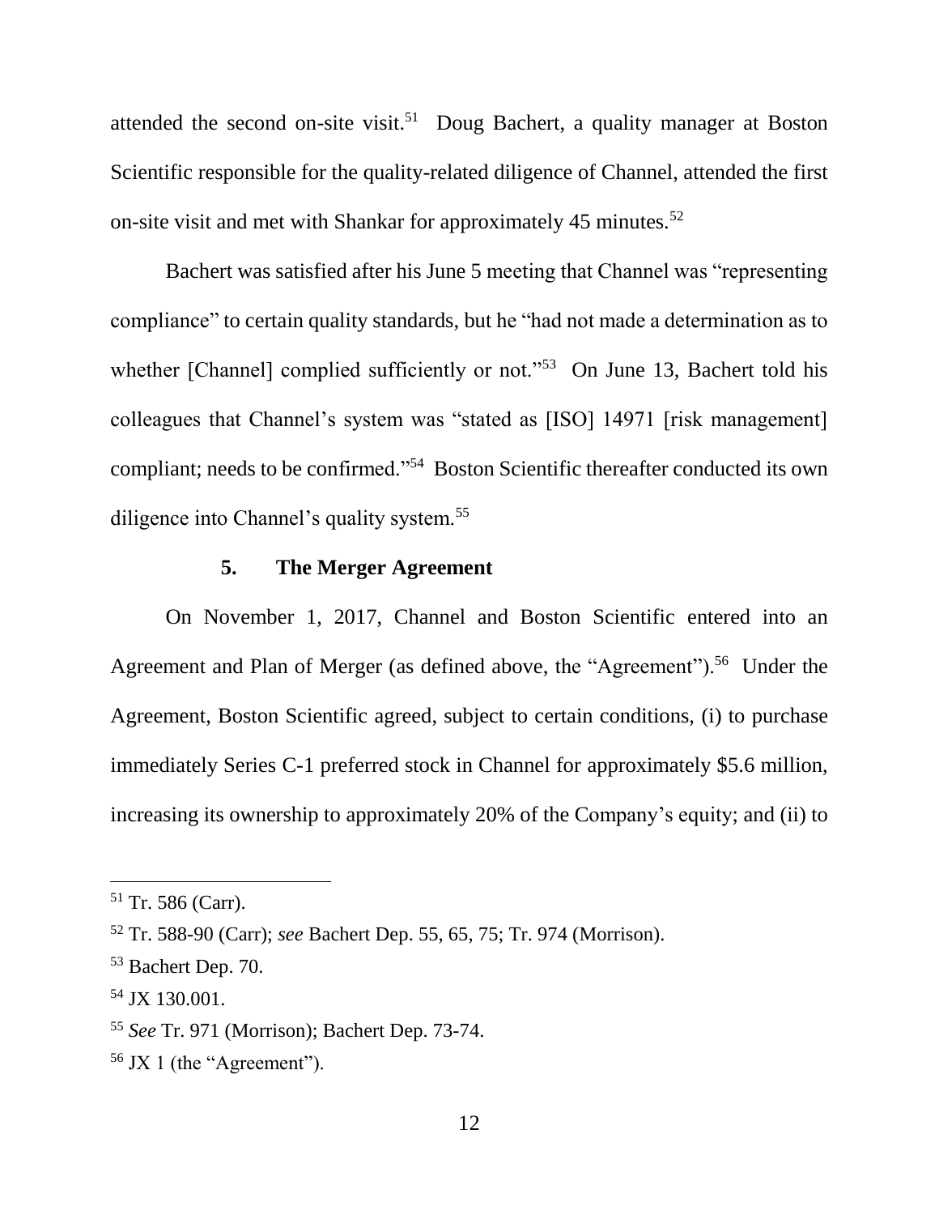attended the second on-site visit.[51] Doug Bachert, a quality manager at Boston Scientific responsible for the quality-related diligence of Channel, attended the first on-site visit and met with Shankar for approximately 45 minutes.[52]

Bachert was satisfied after his June 5 meeting that Channel was "representing compliance" to certain quality standards, but he "had not made a determination as to whether [Channel] complied sufficiently or not."[53] On June 13, Bachert told his colleagues that Channel's system was "stated as [ISO] 14971 [risk management] compliant; needs to be confirmed."[54] Boston Scientific thereafter conducted its own diligence into Channel's quality system.[55]

### 5. The Merger Agreement

On November 1, 2017, Channel and Boston Scientific entered into an Agreement and Plan of Merger (as defined above, the "Agreement").[56] Under the Agreement, Boston Scientific agreed, subject to certain conditions, (i) to purchase immediately Series C-1 preferred stock in Channel for approximately $5.6 million, increasing its ownership to approximately 20% of the Company's equity; and (ii) to

---

[51] Tr. 586 (Carr).

[52] Tr. 588-90 (Carr); *see* Bachert Dep. 55, 65, 75; Tr. 974 (Morrison).

[53] Bachert Dep. 70.

[54] JX 130.001.

[55] *See* Tr. 971 (Morrison); Bachert Dep. 73-74.

[56] JX 1 (the "Agreement").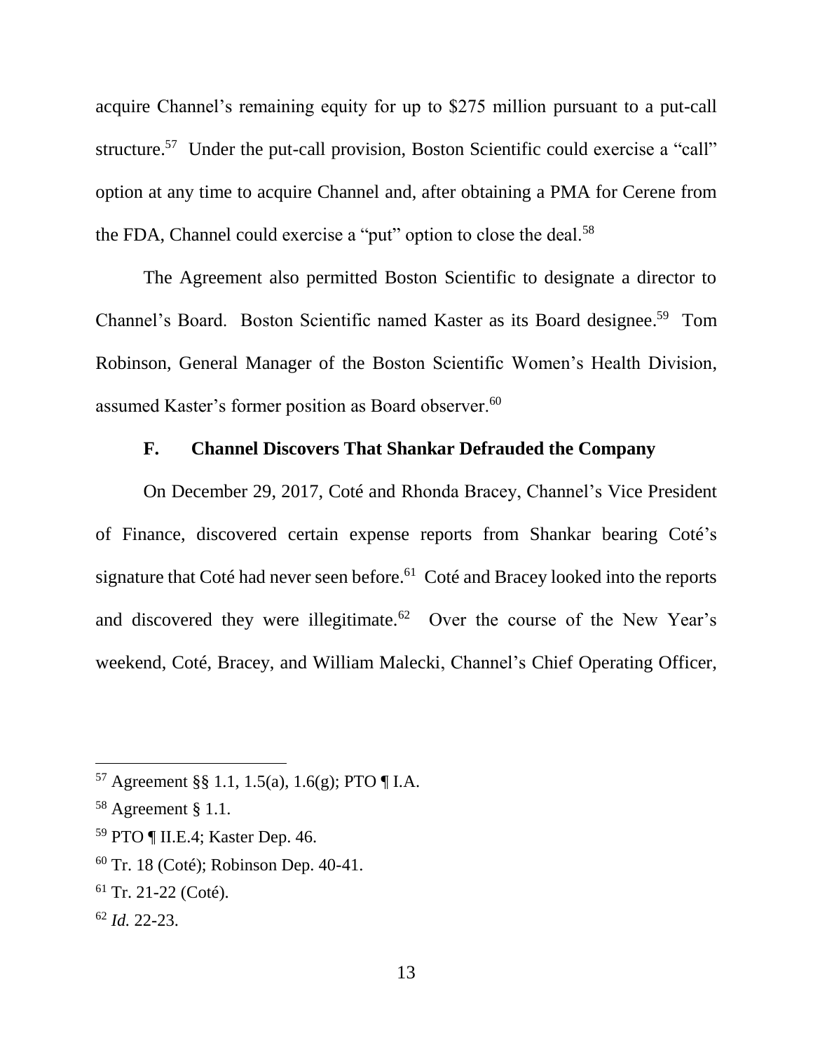acquire Channel's remaining equity for up to $275 million pursuant to a put-call structure.[57] Under the put-call provision, Boston Scientific could exercise a "call" option at any time to acquire Channel and, after obtaining a PMA for Cerene from the FDA, Channel could exercise a "put" option to close the deal.[58]

The Agreement also permitted Boston Scientific to designate a director to Channel's Board. Boston Scientific named Kaster as its Board designee.[59] Tom Robinson, General Manager of the Boston Scientific Women's Health Division, assumed Kaster's former position as Board observer.[60]

### F. Channel Discovers That Shankar Defrauded the Company

On December 29, 2017, Coté and Rhonda Bracey, Channel's Vice President of Finance, discovered certain expense reports from Shankar bearing Coté's signature that Coté had never seen before.[61] Coté and Bracey looked into the reports and discovered they were illegitimate.[62] Over the course of the New Year's weekend, Coté, Bracey, and William Malecki, Channel's Chief Operating Officer,

---

[57] Agreement §§ 1.1, 1.5(a), 1.6(g); PTO ¶ I.A.

[58] Agreement § 1.1.

[59] PTO ¶ II.E.4; Kaster Dep. 46.

[60] Tr. 18 (Coté); Robinson Dep. 40-41.

[61] Tr. 21-22 (Coté).

[62] *Id.* 22-23.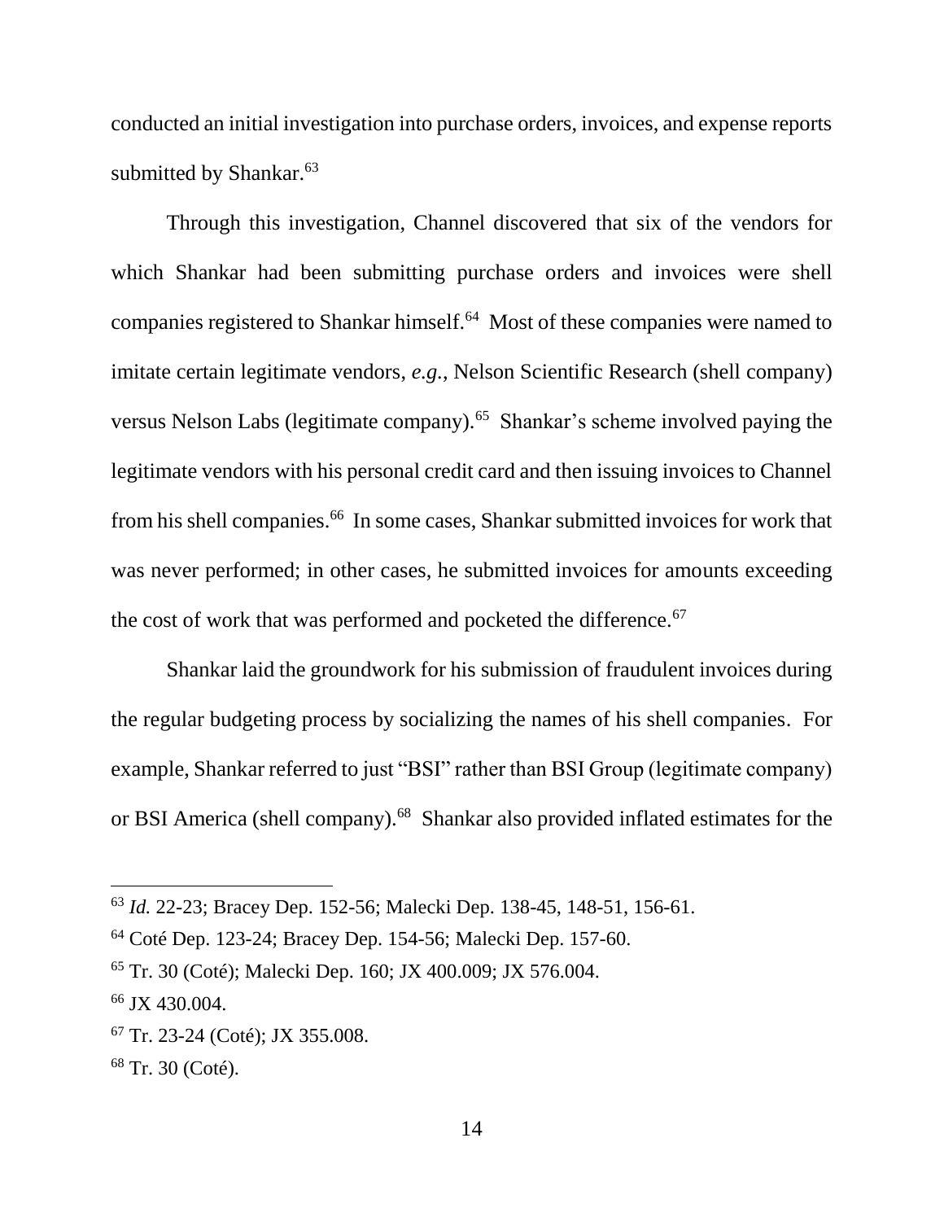conducted an initial investigation into purchase orders, invoices, and expense reports submitted by Shankar.[63]

Through this investigation, Channel discovered that six of the vendors for which Shankar had been submitting purchase orders and invoices were shell companies registered to Shankar himself.[64] Most of these companies were named to imitate certain legitimate vendors, *e.g.*, Nelson Scientific Research (shell company) versus Nelson Labs (legitimate company).[65] Shankar's scheme involved paying the legitimate vendors with his personal credit card and then issuing invoices to Channel from his shell companies.[66] In some cases, Shankar submitted invoices for work that was never performed; in other cases, he submitted invoices for amounts exceeding the cost of work that was performed and pocketed the difference.[67]

Shankar laid the groundwork for his submission of fraudulent invoices during the regular budgeting process by socializing the names of his shell companies. For example, Shankar referred to just "BSI" rather than BSI Group (legitimate company) or BSI America (shell company).[68] Shankar also provided inflated estimates for the

---

[63] *Id.* 22-23; Bracey Dep. 152-56; Malecki Dep. 138-45, 148-51, 156-61.

[64] Coté Dep. 123-24; Bracey Dep. 154-56; Malecki Dep. 157-60.

[65] Tr. 30 (Coté); Malecki Dep. 160; JX 400.009; JX 576.004.

[66] JX 430.004.

[67] Tr. 23-24 (Coté); JX 355.008.

[68] Tr. 30 (Coté).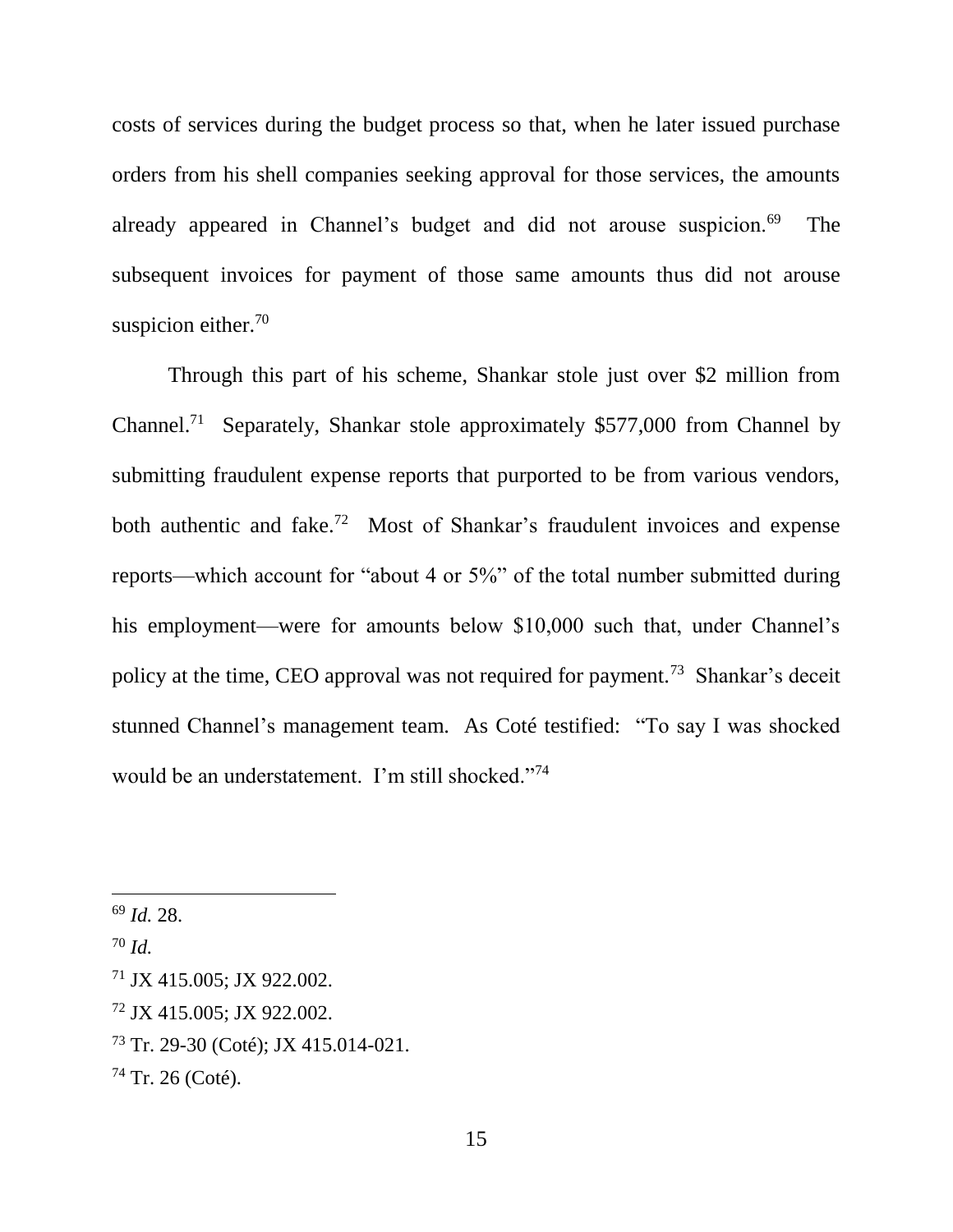costs of services during the budget process so that, when he later issued purchase orders from his shell companies seeking approval for those services, the amounts already appeared in Channel's budget and did not arouse suspicion.[69] The subsequent invoices for payment of those same amounts thus did not arouse suspicion either.[70]

Through this part of his scheme, Shankar stole just over $2 million from Channel.[71] Separately, Shankar stole approximately $577,000 from Channel by submitting fraudulent expense reports that purported to be from various vendors, both authentic and fake.[72] Most of Shankar's fraudulent invoices and expense reports—which account for "about 4 or 5%" of the total number submitted during his employment—were for amounts below $10,000 such that, under Channel's policy at the time, CEO approval was not required for payment.[73] Shankar's deceit stunned Channel's management team. As Coté testified: "To say I was shocked would be an understatement. I'm still shocked."[74]

---

[69] *Id.* 28.

[70] *Id.*

[71] JX 415.005; JX 922.002.

[72] JX 415.005; JX 922.002.

[73] Tr. 29-30 (Coté); JX 415.014-021.

[74] Tr. 26 (Coté).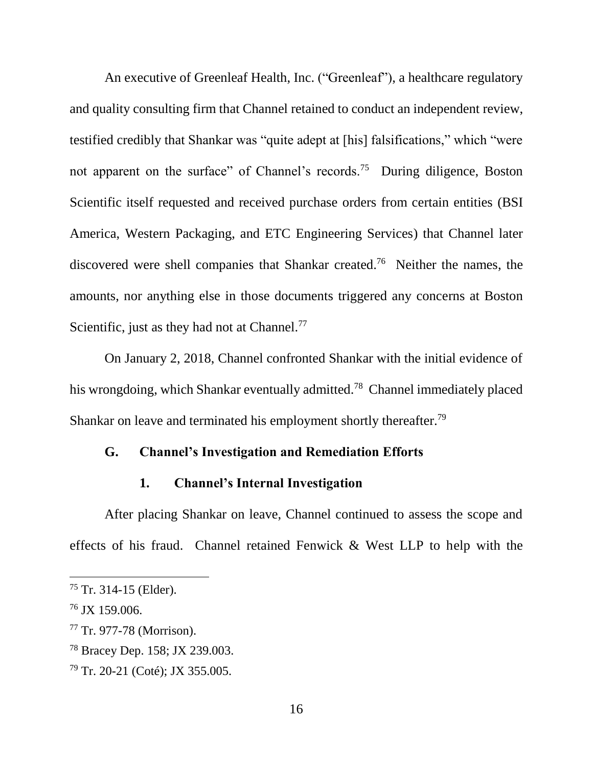An executive of Greenleaf Health, Inc. ("Greenleaf"), a healthcare regulatory and quality consulting firm that Channel retained to conduct an independent review, testified credibly that Shankar was "quite adept at [his] falsifications," which "were not apparent on the surface" of Channel's records.[75] During diligence, Boston Scientific itself requested and received purchase orders from certain entities (BSI America, Western Packaging, and ETC Engineering Services) that Channel later discovered were shell companies that Shankar created.[76] Neither the names, the amounts, nor anything else in those documents triggered any concerns at Boston Scientific, just as they had not at Channel.[77]

On January 2, 2018, Channel confronted Shankar with the initial evidence of his wrongdoing, which Shankar eventually admitted.[78] Channel immediately placed Shankar on leave and terminated his employment shortly thereafter.[79]

### G. Channel's Investigation and Remediation Efforts

#### 1. Channel's Internal Investigation

After placing Shankar on leave, Channel continued to assess the scope and effects of his fraud. Channel retained Fenwick & West LLP to help with the

---

[75] Tr. 314-15 (Elder).

[76] JX 159.006.

[77] Tr. 977-78 (Morrison).

[78] Bracey Dep. 158; JX 239.003.

[79] Tr. 20-21 (Coté); JX 355.005.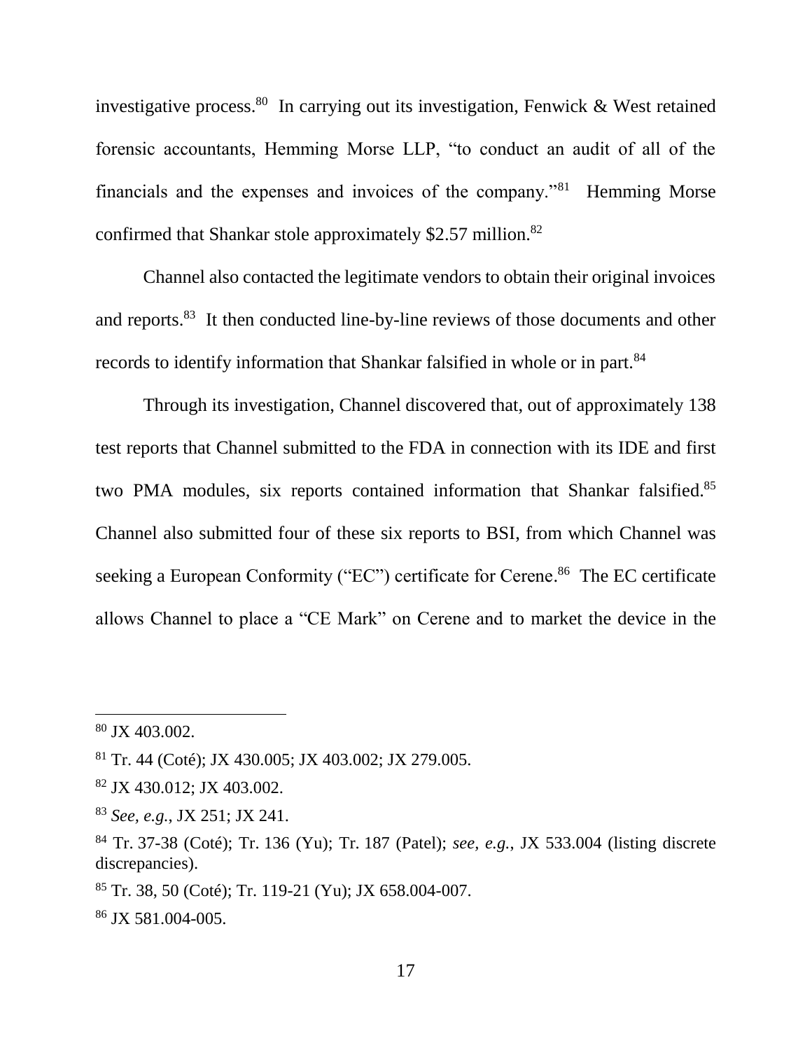investigative process.[80] In carrying out its investigation, Fenwick & West retained forensic accountants, Hemming Morse LLP, "to conduct an audit of all of the financials and the expenses and invoices of the company."[81] Hemming Morse confirmed that Shankar stole approximately $2.57 million.[82]

Channel also contacted the legitimate vendors to obtain their original invoices and reports.[83] It then conducted line-by-line reviews of those documents and other records to identify information that Shankar falsified in whole or in part.[84]

Through its investigation, Channel discovered that, out of approximately 138 test reports that Channel submitted to the FDA in connection with its IDE and first two PMA modules, six reports contained information that Shankar falsified.[85] Channel also submitted four of these six reports to BSI, from which Channel was seeking a European Conformity ("EC") certificate for Cerene.[86] The EC certificate allows Channel to place a "CE Mark" on Cerene and to market the device in the

---

[80] JX 403.002.

[81] Tr. 44 (Coté); JX 430.005; JX 403.002; JX 279.005.

[82] JX 430.012; JX 403.002.

[83] *See, e.g.*, JX 251; JX 241.

[84] Tr. 37-38 (Coté); Tr. 136 (Yu); Tr. 187 (Patel); *see, e.g.*, JX 533.004 (listing discrete discrepancies).

[85] Tr. 38, 50 (Coté); Tr. 119-21 (Yu); JX 658.004-007.

[86] JX 581.004-005.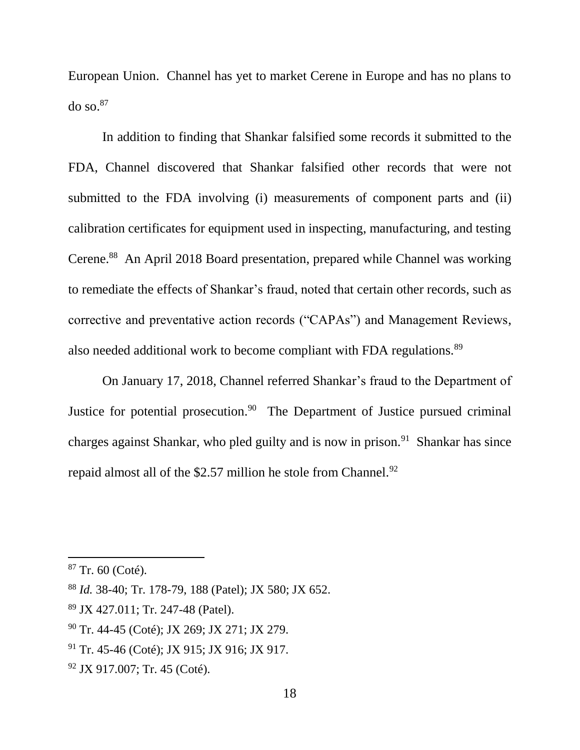European Union. Channel has yet to market Cerene in Europe and has no plans to do so.[87]

In addition to finding that Shankar falsified some records it submitted to the FDA, Channel discovered that Shankar falsified other records that were not submitted to the FDA involving (i) measurements of component parts and (ii) calibration certificates for equipment used in inspecting, manufacturing, and testing Cerene.[88] An April 2018 Board presentation, prepared while Channel was working to remediate the effects of Shankar's fraud, noted that certain other records, such as corrective and preventative action records ("CAPAs") and Management Reviews, also needed additional work to become compliant with FDA regulations.[89]

On January 17, 2018, Channel referred Shankar's fraud to the Department of Justice for potential prosecution.[90] The Department of Justice pursued criminal charges against Shankar, who pled guilty and is now in prison.[91] Shankar has since repaid almost all of the $2.57 million he stole from Channel.[92]

---

[87] Tr. 60 (Coté).

[88] *Id.* 38-40; Tr. 178-79, 188 (Patel); JX 580; JX 652.

[89] JX 427.011; Tr. 247-48 (Patel).

[90] Tr. 44-45 (Coté); JX 269; JX 271; JX 279.

[91] Tr. 45-46 (Coté); JX 915; JX 916; JX 917.

[92] JX 917.007; Tr. 45 (Coté).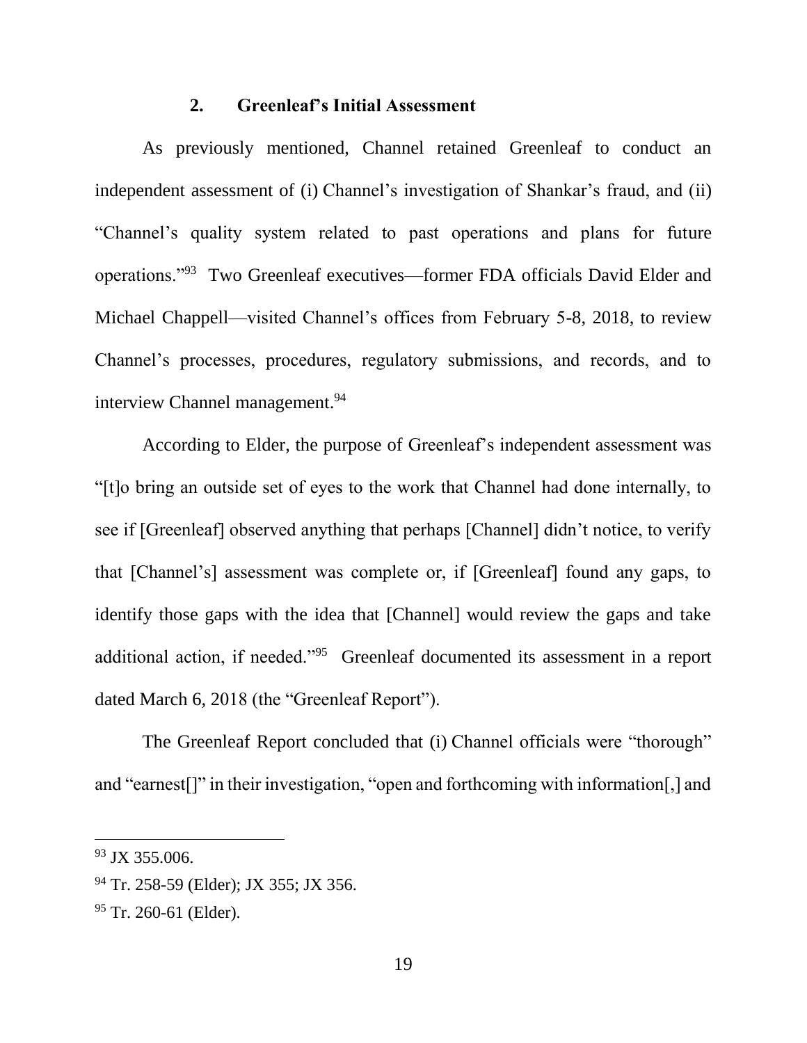### 2. Greenleaf's Initial Assessment

As previously mentioned, Channel retained Greenleaf to conduct an independent assessment of (i) Channel's investigation of Shankar's fraud, and (ii) "Channel's quality system related to past operations and plans for future operations."[93] Two Greenleaf executives—former FDA officials David Elder and Michael Chappell—visited Channel's offices from February 5-8, 2018, to review Channel's processes, procedures, regulatory submissions, and records, and to interview Channel management.[94]

According to Elder, the purpose of Greenleaf's independent assessment was "[t]o bring an outside set of eyes to the work that Channel had done internally, to see if [Greenleaf] observed anything that perhaps [Channel] didn't notice, to verify that [Channel's] assessment was complete or, if [Greenleaf] found any gaps, to identify those gaps with the idea that [Channel] would review the gaps and take additional action, if needed."[95] Greenleaf documented its assessment in a report dated March 6, 2018 (the "Greenleaf Report").

The Greenleaf Report concluded that (i) Channel officials were "thorough" and "earnest[]" in their investigation, "open and forthcoming with information[,] and

---

[93] JX 355.006.

[94] Tr. 258-59 (Elder); JX 355; JX 356.

[95] Tr. 260-61 (Elder).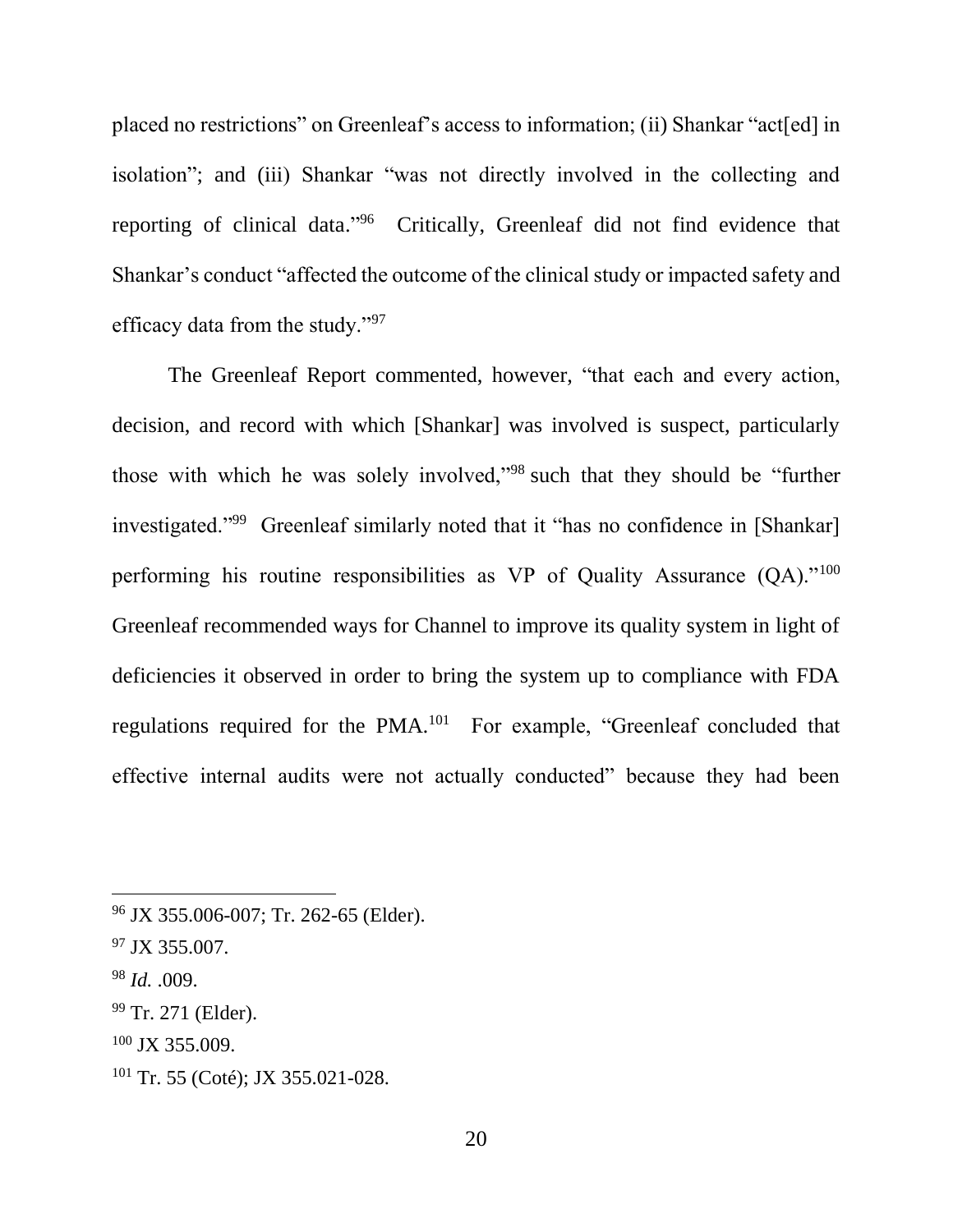placed no restrictions" on Greenleaf's access to information; (ii) Shankar "act[ed] in isolation"; and (iii) Shankar "was not directly involved in the collecting and reporting of clinical data."[96] Critically, Greenleaf did not find evidence that Shankar's conduct "affected the outcome of the clinical study or impacted safety and efficacy data from the study."[97]

The Greenleaf Report commented, however, "that each and every action, decision, and record with which [Shankar] was involved is suspect, particularly those with which he was solely involved,"[98] such that they should be "further investigated."[99] Greenleaf similarly noted that it "has no confidence in [Shankar] performing his routine responsibilities as VP of Quality Assurance (QA)."[100] Greenleaf recommended ways for Channel to improve its quality system in light of deficiencies it observed in order to bring the system up to compliance with FDA regulations required for the PMA.[101] For example, "Greenleaf concluded that effective internal audits were not actually conducted" because they had been

---

[96] JX 355.006-007; Tr. 262-65 (Elder).

[97] JX 355.007.

[98] *Id.* .009.

[99] Tr. 271 (Elder).

[100] JX 355.009.

[101] Tr. 55 (Coté); JX 355.021-028.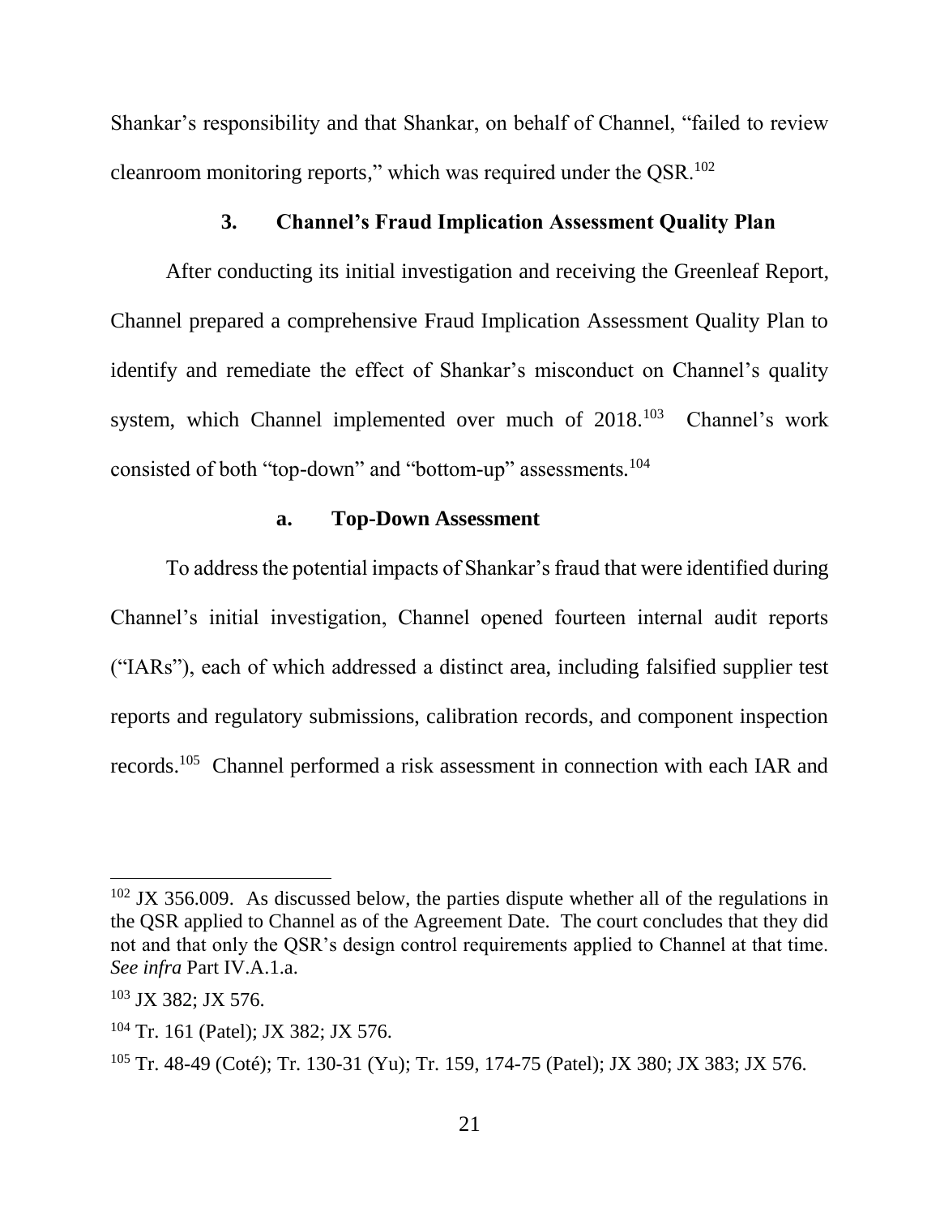Shankar's responsibility and that Shankar, on behalf of Channel, "failed to review cleanroom monitoring reports," which was required under the QSR.[102]

### 3. Channel's Fraud Implication Assessment Quality Plan

After conducting its initial investigation and receiving the Greenleaf Report, Channel prepared a comprehensive Fraud Implication Assessment Quality Plan to identify and remediate the effect of Shankar's misconduct on Channel's quality system, which Channel implemented over much of 2018.[103] Channel's work consisted of both "top-down" and "bottom-up" assessments.[104]

#### a. Top-Down Assessment

To address the potential impacts of Shankar's fraud that were identified during Channel's initial investigation, Channel opened fourteen internal audit reports ("IARs"), each of which addressed a distinct area, including falsified supplier test reports and regulatory submissions, calibration records, and component inspection records.[105] Channel performed a risk assessment in connection with each IAR and

---

[102] JX 356.009. As discussed below, the parties dispute whether all of the regulations in the QSR applied to Channel as of the Agreement Date. The court concludes that they did not and that only the QSR's design control requirements applied to Channel at that time. *See infra* Part IV.A.1.a.

[103] JX 382; JX 576.

[104] Tr. 161 (Patel); JX 382; JX 576.

[105] Tr. 48-49 (Coté); Tr. 130-31 (Yu); Tr. 159, 174-75 (Patel); JX 380; JX 383; JX 576.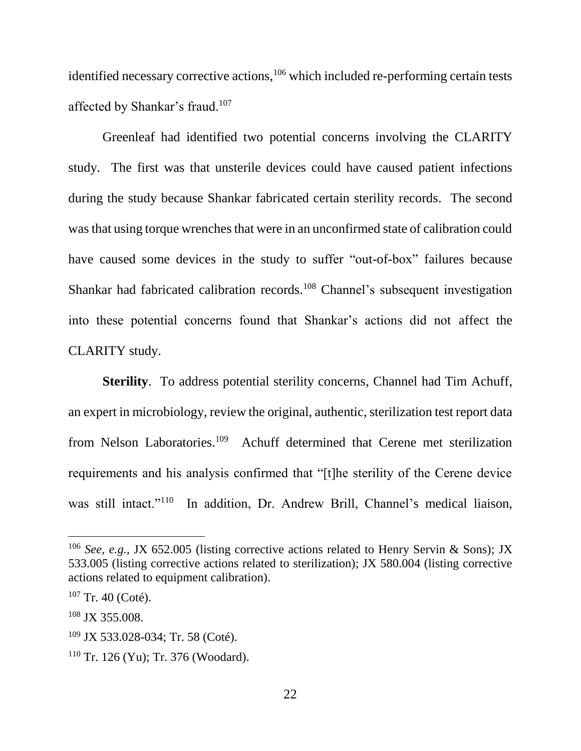identified necessary corrective actions,[106] which included re-performing certain tests affected by Shankar's fraud.[107]

Greenleaf had identified two potential concerns involving the CLARITY study. The first was that unsterile devices could have caused patient infections during the study because Shankar fabricated certain sterility records. The second was that using torque wrenches that were in an unconfirmed state of calibration could have caused some devices in the study to suffer "out-of-box" failures because Shankar had fabricated calibration records.[108] Channel's subsequent investigation into these potential concerns found that Shankar's actions did not affect the CLARITY study.

**Sterility**. To address potential sterility concerns, Channel had Tim Achuff, an expert in microbiology, review the original, authentic, sterilization test report data from Nelson Laboratories.[109] Achuff determined that Cerene met sterilization requirements and his analysis confirmed that "[t]he sterility of the Cerene device was still intact."[110] In addition, Dr. Andrew Brill, Channel's medical liaison,

---

[106] *See, e.g.*, JX 652.005 (listing corrective actions related to Henry Servin & Sons); JX 533.005 (listing corrective actions related to sterilization); JX 580.004 (listing corrective actions related to equipment calibration).

[107] Tr. 40 (Coté).

[108] JX 355.008.

[109] JX 533.028-034; Tr. 58 (Coté).

[110] Tr. 126 (Yu); Tr. 376 (Woodard).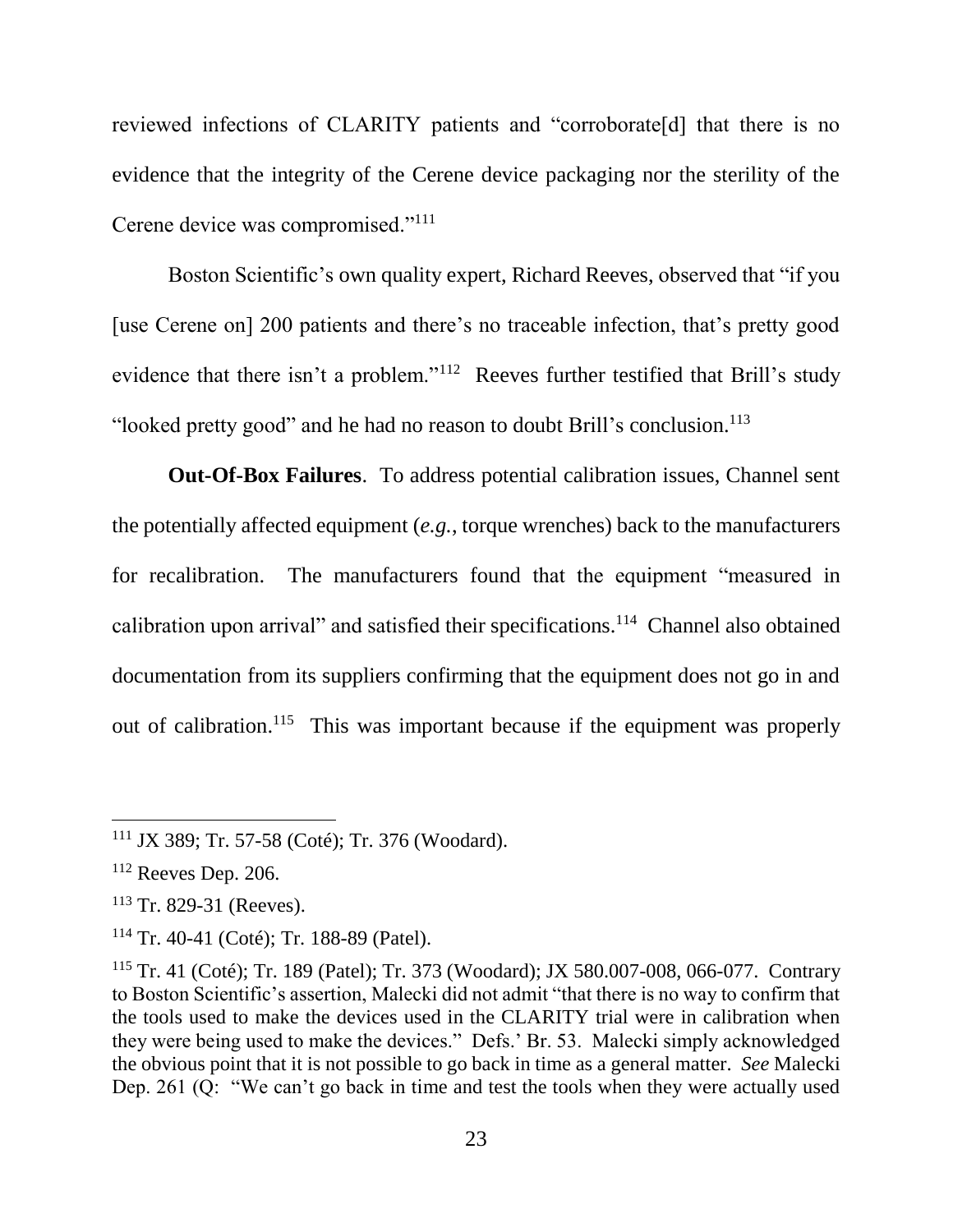reviewed infections of CLARITY patients and "corroborate[d] that there is no evidence that the integrity of the Cerene device packaging nor the sterility of the Cerene device was compromised."[111]

Boston Scientific's own quality expert, Richard Reeves, observed that "if you [use Cerene on] 200 patients and there's no traceable infection, that's pretty good evidence that there isn't a problem."[112] Reeves further testified that Brill's study "looked pretty good" and he had no reason to doubt Brill's conclusion.[113]

**Out-Of-Box Failures**. To address potential calibration issues, Channel sent the potentially affected equipment (*e.g.*, torque wrenches) back to the manufacturers for recalibration. The manufacturers found that the equipment "measured in calibration upon arrival" and satisfied their specifications.[114] Channel also obtained documentation from its suppliers confirming that the equipment does not go in and out of calibration.[115] This was important because if the equipment was properly

---

[111] JX 389; Tr. 57-58 (Coté); Tr. 376 (Woodard).

[112] Reeves Dep. 206.

[113] Tr. 829-31 (Reeves).

[114] Tr. 40-41 (Coté); Tr. 188-89 (Patel).

[115] Tr. 41 (Coté); Tr. 189 (Patel); Tr. 373 (Woodard); JX 580.007-008, 066-077. Contrary to Boston Scientific's assertion, Malecki did not admit "that there is no way to confirm that the tools used to make the devices used in the CLARITY trial were in calibration when they were being used to make the devices." Defs.' Br. 53. Malecki simply acknowledged the obvious point that it is not possible to go back in time as a general matter. *See* Malecki Dep. 261 (Q: "We can't go back in time and test the tools when they were actually used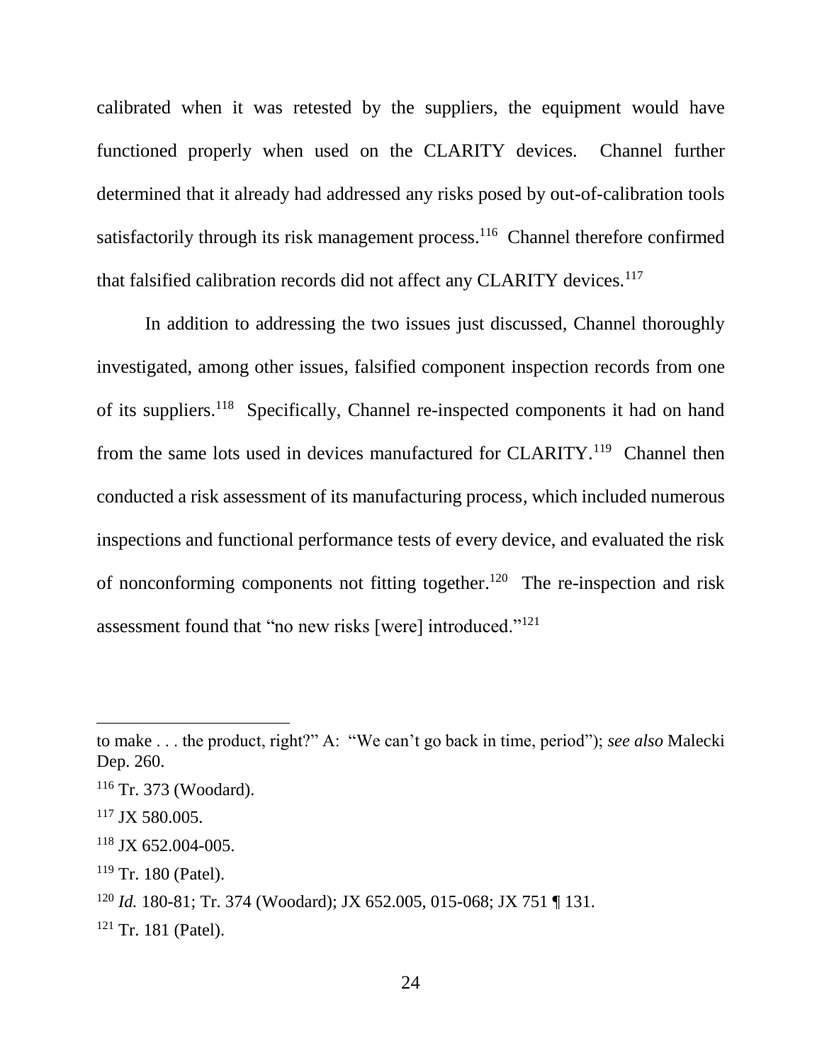calibrated when it was retested by the suppliers, the equipment would have functioned properly when used on the CLARITY devices. Channel further determined that it already had addressed any risks posed by out-of-calibration tools satisfactorily through its risk management process.[116] Channel therefore confirmed that falsified calibration records did not affect any CLARITY devices.[117]

In addition to addressing the two issues just discussed, Channel thoroughly investigated, among other issues, falsified component inspection records from one of its suppliers.[118] Specifically, Channel re-inspected components it had on hand from the same lots used in devices manufactured for CLARITY.[119] Channel then conducted a risk assessment of its manufacturing process, which included numerous inspections and functional performance tests of every device, and evaluated the risk of nonconforming components not fitting together.[120] The re-inspection and risk assessment found that "no new risks [were] introduced."[121]

---

to make . . . the product, right?" A: "We can't go back in time, period"); *see also* Malecki Dep. 260.

[116] Tr. 373 (Woodard).

[117] JX 580.005.

[118] JX 652.004-005.

[119] Tr. 180 (Patel).

[120] *Id.* 180-81; Tr. 374 (Woodard); JX 652.005, 015-068; JX 751 ¶ 131.

[121] Tr. 181 (Patel).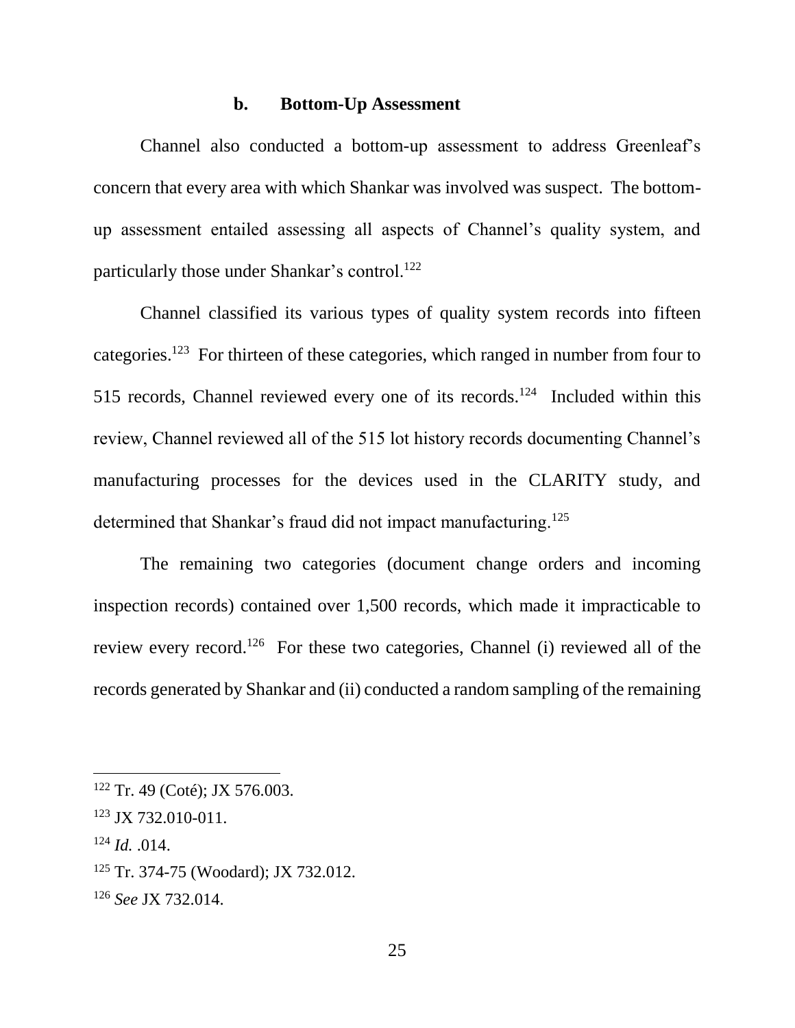### b. Bottom-Up Assessment

Channel also conducted a bottom-up assessment to address Greenleaf's concern that every area with which Shankar was involved was suspect. The bottom-up assessment entailed assessing all aspects of Channel's quality system, and particularly those under Shankar's control.[122]

Channel classified its various types of quality system records into fifteen categories.[123] For thirteen of these categories, which ranged in number from four to 515 records, Channel reviewed every one of its records.[124] Included within this review, Channel reviewed all of the 515 lot history records documenting Channel's manufacturing processes for the devices used in the CLARITY study, and determined that Shankar's fraud did not impact manufacturing.[125]

The remaining two categories (document change orders and incoming inspection records) contained over 1,500 records, which made it impracticable to review every record.[126] For these two categories, Channel (i) reviewed all of the records generated by Shankar and (ii) conducted a random sampling of the remaining

---

[122] Tr. 49 (Coté); JX 576.003.

[123] JX 732.010-011.

[124] *Id.* .014.

[125] Tr. 374-75 (Woodard); JX 732.012.

[126] *See* JX 732.014.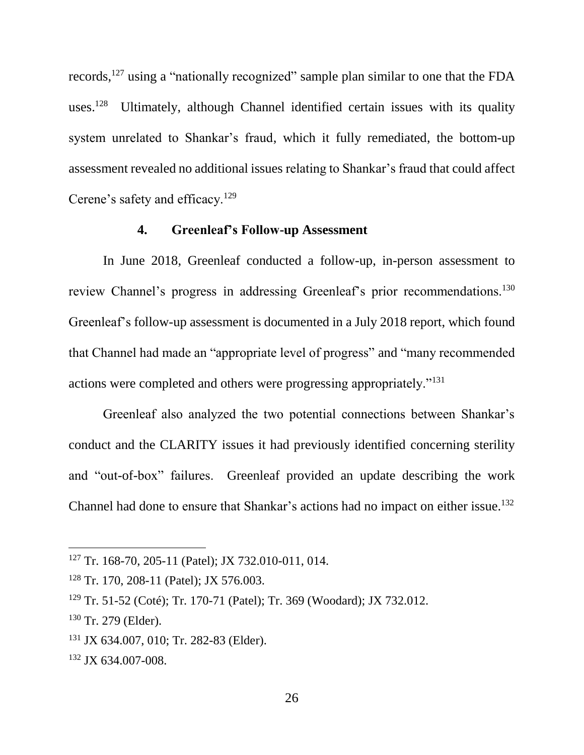records,[127] using a "nationally recognized" sample plan similar to one that the FDA uses.[128] Ultimately, although Channel identified certain issues with its quality system unrelated to Shankar's fraud, which it fully remediated, the bottom-up assessment revealed no additional issues relating to Shankar's fraud that could affect Cerene's safety and efficacy.[129]

#### 4. Greenleaf's Follow-up Assessment

In June 2018, Greenleaf conducted a follow-up, in-person assessment to review Channel's progress in addressing Greenleaf's prior recommendations.[130] Greenleaf's follow-up assessment is documented in a July 2018 report, which found that Channel had made an "appropriate level of progress" and "many recommended actions were completed and others were progressing appropriately."[131]

Greenleaf also analyzed the two potential connections between Shankar's conduct and the CLARITY issues it had previously identified concerning sterility and "out-of-box" failures. Greenleaf provided an update describing the work Channel had done to ensure that Shankar's actions had no impact on either issue.[132]

---

[127] Tr. 168-70, 205-11 (Patel); JX 732.010-011, 014.

[128] Tr. 170, 208-11 (Patel); JX 576.003.

[129] Tr. 51-52 (Coté); Tr. 170-71 (Patel); Tr. 369 (Woodard); JX 732.012.

[130] Tr. 279 (Elder).

[131] JX 634.007, 010; Tr. 282-83 (Elder).

[132] JX 634.007-008.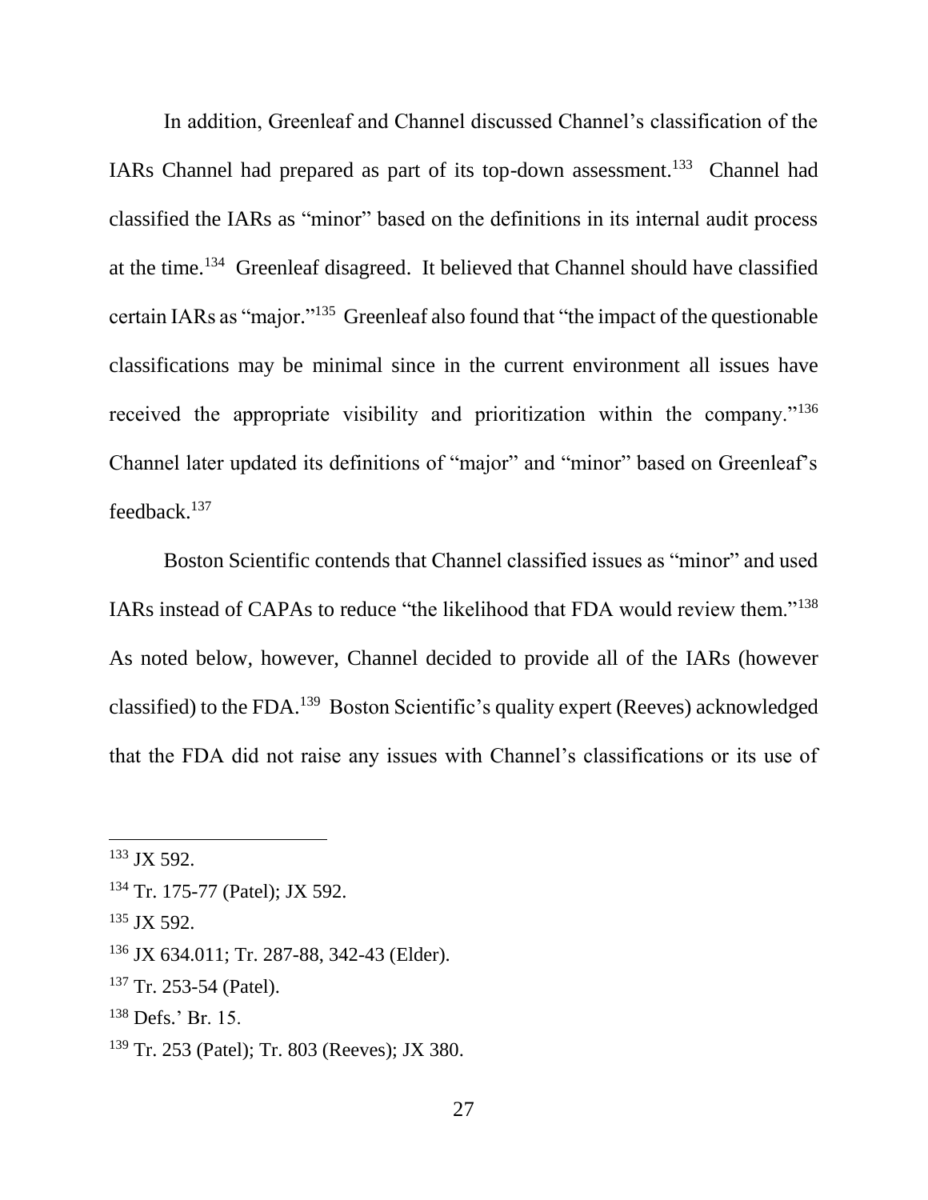In addition, Greenleaf and Channel discussed Channel's classification of the IARs Channel had prepared as part of its top-down assessment.[133] Channel had classified the IARs as "minor" based on the definitions in its internal audit process at the time.[134] Greenleaf disagreed. It believed that Channel should have classified certain IARs as "major."[135] Greenleaf also found that "the impact of the questionable classifications may be minimal since in the current environment all issues have received the appropriate visibility and prioritization within the company."[136] Channel later updated its definitions of "major" and "minor" based on Greenleaf's feedback.[137]

Boston Scientific contends that Channel classified issues as "minor" and used IARs instead of CAPAs to reduce "the likelihood that FDA would review them."[138] As noted below, however, Channel decided to provide all of the IARs (however classified) to the FDA.[139] Boston Scientific's quality expert (Reeves) acknowledged that the FDA did not raise any issues with Channel's classifications or its use of

---

[133] JX 592.

[134] Tr. 175-77 (Patel); JX 592.

[135] JX 592.

[136] JX 634.011; Tr. 287-88, 342-43 (Elder).

[137] Tr. 253-54 (Patel).

[138] Defs.' Br. 15.

[139] Tr. 253 (Patel); Tr. 803 (Reeves); JX 380.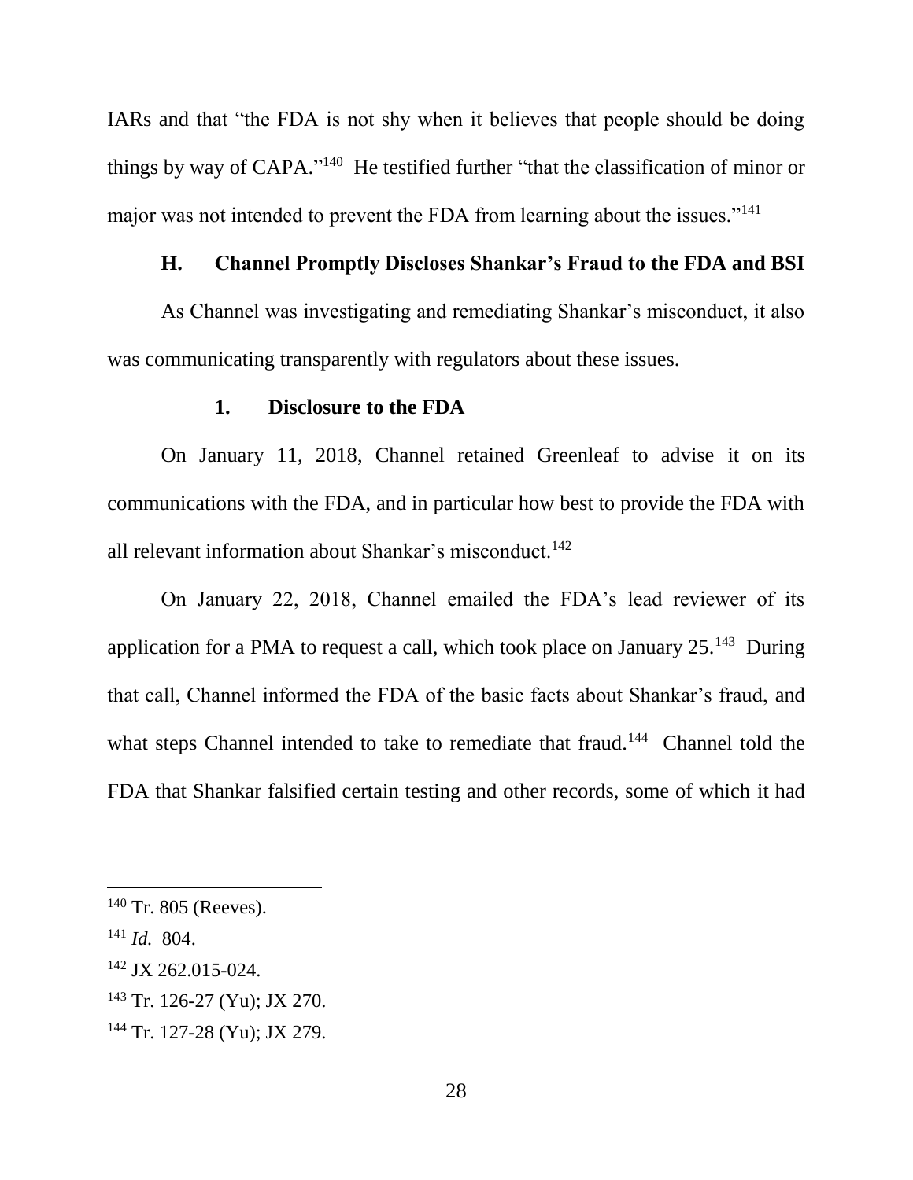IARs and that "the FDA is not shy when it believes that people should be doing things by way of CAPA."[140] He testified further "that the classification of minor or major was not intended to prevent the FDA from learning about the issues."[141]

### H. Channel Promptly Discloses Shankar's Fraud to the FDA and BSI

As Channel was investigating and remediating Shankar's misconduct, it also was communicating transparently with regulators about these issues.

#### 1. Disclosure to the FDA

On January 11, 2018, Channel retained Greenleaf to advise it on its communications with the FDA, and in particular how best to provide the FDA with all relevant information about Shankar's misconduct.[142]

On January 22, 2018, Channel emailed the FDA's lead reviewer of its application for a PMA to request a call, which took place on January 25.[143] During that call, Channel informed the FDA of the basic facts about Shankar's fraud, and what steps Channel intended to take to remediate that fraud.[144] Channel told the FDA that Shankar falsified certain testing and other records, some of which it had

---

[140] Tr. 805 (Reeves).

[141] *Id.* 804.

[142] JX 262.015-024.

[143] Tr. 126-27 (Yu); JX 270.

[144] Tr. 127-28 (Yu); JX 279.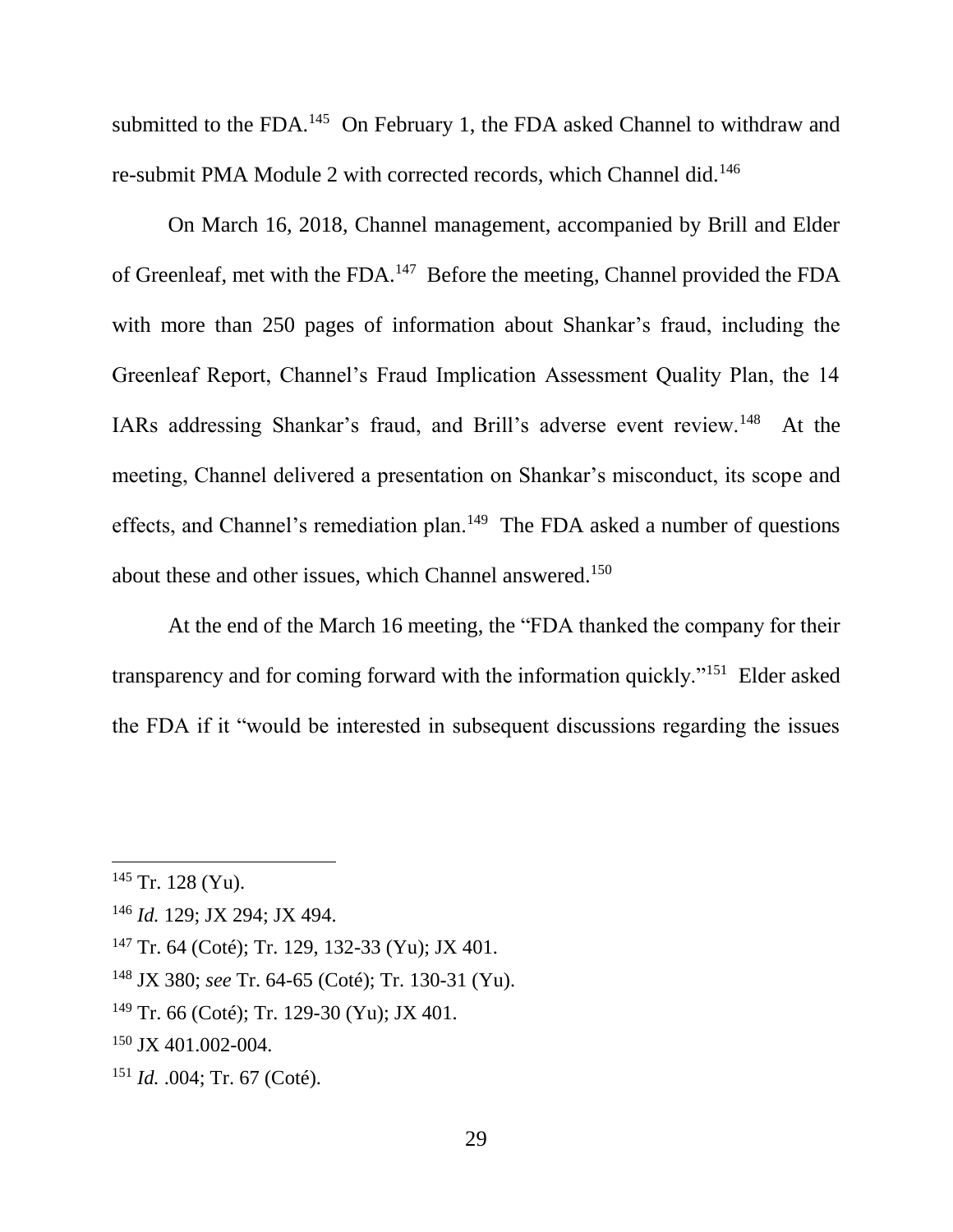submitted to the FDA.[145] On February 1, the FDA asked Channel to withdraw and re-submit PMA Module 2 with corrected records, which Channel did.[146]

On March 16, 2018, Channel management, accompanied by Brill and Elder of Greenleaf, met with the FDA.[147] Before the meeting, Channel provided the FDA with more than 250 pages of information about Shankar's fraud, including the Greenleaf Report, Channel's Fraud Implication Assessment Quality Plan, the 14 IARs addressing Shankar's fraud, and Brill's adverse event review.[148] At the meeting, Channel delivered a presentation on Shankar's misconduct, its scope and effects, and Channel's remediation plan.[149] The FDA asked a number of questions about these and other issues, which Channel answered.[150]

At the end of the March 16 meeting, the "FDA thanked the company for their transparency and for coming forward with the information quickly."[151] Elder asked the FDA if it "would be interested in subsequent discussions regarding the issues

---

[145] Tr. 128 (Yu).

[146] *Id.* 129; JX 294; JX 494.

[147] Tr. 64 (Coté); Tr. 129, 132-33 (Yu); JX 401.

[148] JX 380; *see* Tr. 64-65 (Coté); Tr. 130-31 (Yu).

[149] Tr. 66 (Coté); Tr. 129-30 (Yu); JX 401.

[150] JX 401.002-004.

[151] *Id.* .004; Tr. 67 (Coté).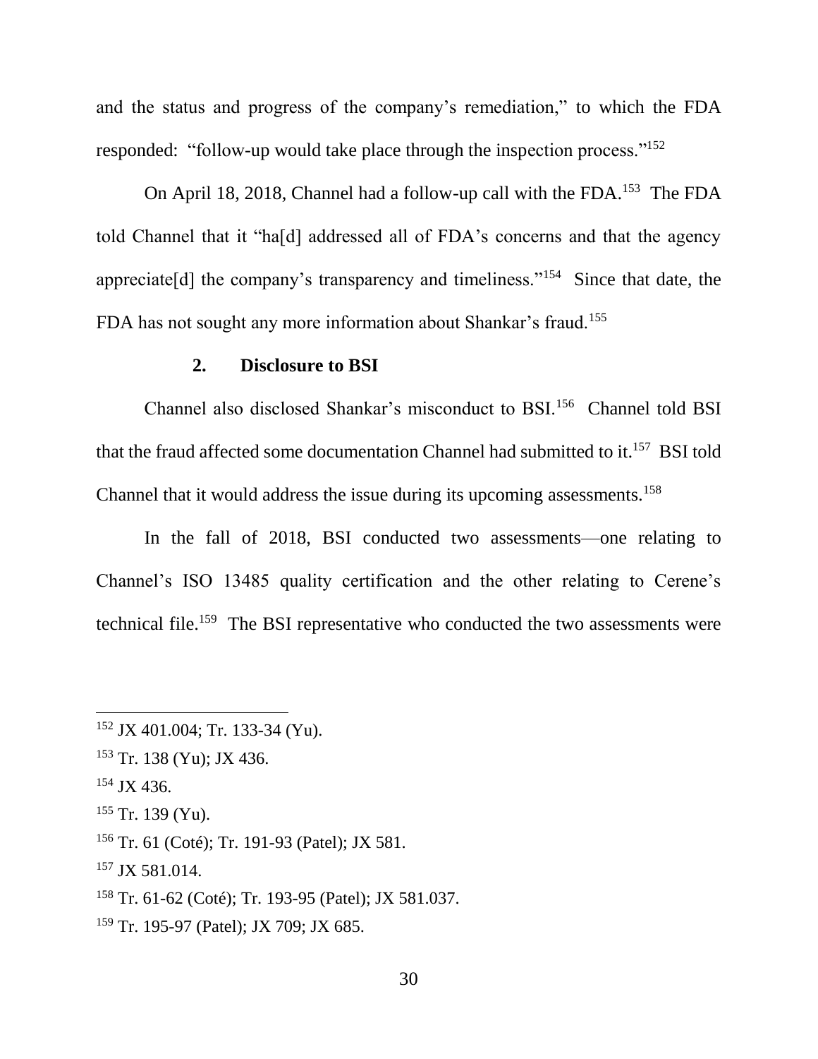and the status and progress of the company's remediation," to which the FDA responded: "follow-up would take place through the inspection process."[152]

On April 18, 2018, Channel had a follow-up call with the FDA.[153] The FDA told Channel that it "ha[d] addressed all of FDA's concerns and that the agency appreciate[d] the company's transparency and timeliness."[154] Since that date, the FDA has not sought any more information about Shankar's fraud.[155]

### 2. Disclosure to BSI

Channel also disclosed Shankar's misconduct to BSI.[156] Channel told BSI that the fraud affected some documentation Channel had submitted to it.[157] BSI told Channel that it would address the issue during its upcoming assessments.[158]

In the fall of 2018, BSI conducted two assessments—one relating to Channel's ISO 13485 quality certification and the other relating to Cerene's technical file.[159] The BSI representative who conducted the two assessments were

---

[152] JX 401.004; Tr. 133-34 (Yu).

[153] Tr. 138 (Yu); JX 436.

[154] JX 436.

[155] Tr. 139 (Yu).

[156] Tr. 61 (Coté); Tr. 191-93 (Patel); JX 581.

[157] JX 581.014.

[158] Tr. 61-62 (Coté); Tr. 193-95 (Patel); JX 581.037.

[159] Tr. 195-97 (Patel); JX 709; JX 685.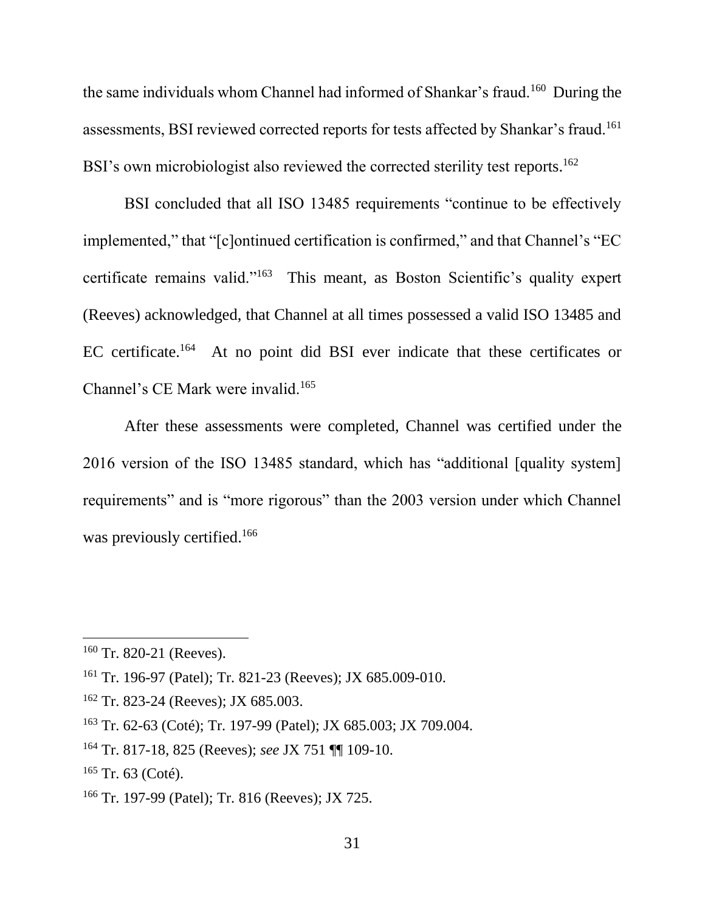the same individuals whom Channel had informed of Shankar's fraud.[160] During the assessments, BSI reviewed corrected reports for tests affected by Shankar's fraud.[161] BSI's own microbiologist also reviewed the corrected sterility test reports.[162]

BSI concluded that all ISO 13485 requirements "continue to be effectively implemented," that "[c]ontinued certification is confirmed," and that Channel's "EC certificate remains valid."[163] This meant, as Boston Scientific's quality expert (Reeves) acknowledged, that Channel at all times possessed a valid ISO 13485 and EC certificate.[164] At no point did BSI ever indicate that these certificates or Channel's CE Mark were invalid.[165]

After these assessments were completed, Channel was certified under the 2016 version of the ISO 13485 standard, which has "additional [quality system] requirements" and is "more rigorous" than the 2003 version under which Channel was previously certified.[166]

---

[160] Tr. 820-21 (Reeves).

[161] Tr. 196-97 (Patel); Tr. 821-23 (Reeves); JX 685.009-010.

[162] Tr. 823-24 (Reeves); JX 685.003.

[163] Tr. 62-63 (Coté); Tr. 197-99 (Patel); JX 685.003; JX 709.004.

[164] Tr. 817-18, 825 (Reeves); *see* JX 751 ¶¶ 109-10.

[165] Tr. 63 (Coté).

[166] Tr. 197-99 (Patel); Tr. 816 (Reeves); JX 725.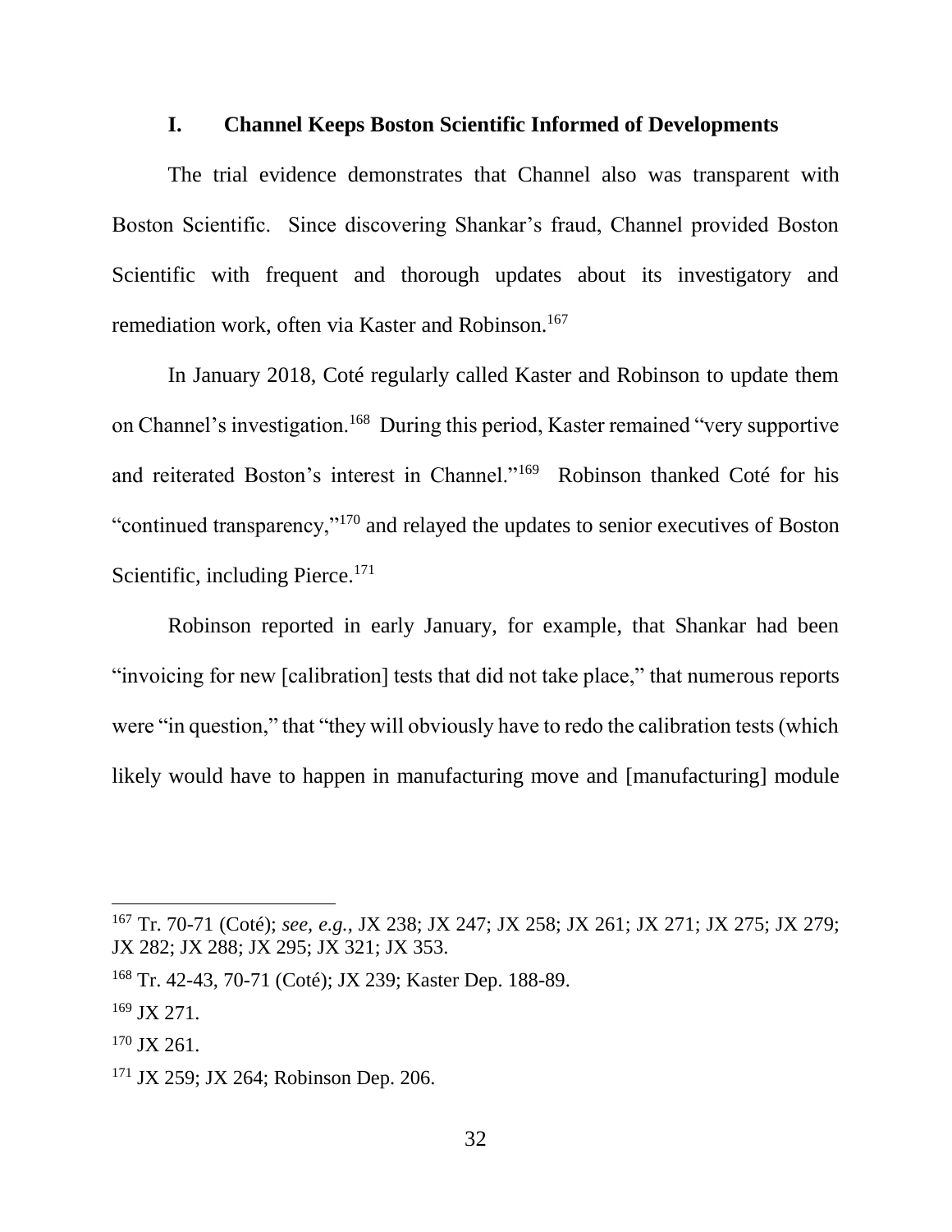### I. Channel Keeps Boston Scientific Informed of Developments

The trial evidence demonstrates that Channel also was transparent with Boston Scientific. Since discovering Shankar's fraud, Channel provided Boston Scientific with frequent and thorough updates about its investigatory and remediation work, often via Kaster and Robinson.[167]

In January 2018, Coté regularly called Kaster and Robinson to update them on Channel's investigation.[168] During this period, Kaster remained "very supportive and reiterated Boston's interest in Channel."[169] Robinson thanked Coté for his "continued transparency,"[170] and relayed the updates to senior executives of Boston Scientific, including Pierce.[171]

Robinson reported in early January, for example, that Shankar had been "invoicing for new [calibration] tests that did not take place," that numerous reports were "in question," that "they will obviously have to redo the calibration tests (which likely would have to happen in manufacturing move and [manufacturing] module

---

[167] Tr. 70-71 (Coté); *see, e.g.*, JX 238; JX 247; JX 258; JX 261; JX 271; JX 275; JX 279; JX 282; JX 288; JX 295; JX 321; JX 353.

[168] Tr. 42-43, 70-71 (Coté); JX 239; Kaster Dep. 188-89.

[169] JX 271.

[170] JX 261.

[171] JX 259; JX 264; Robinson Dep. 206.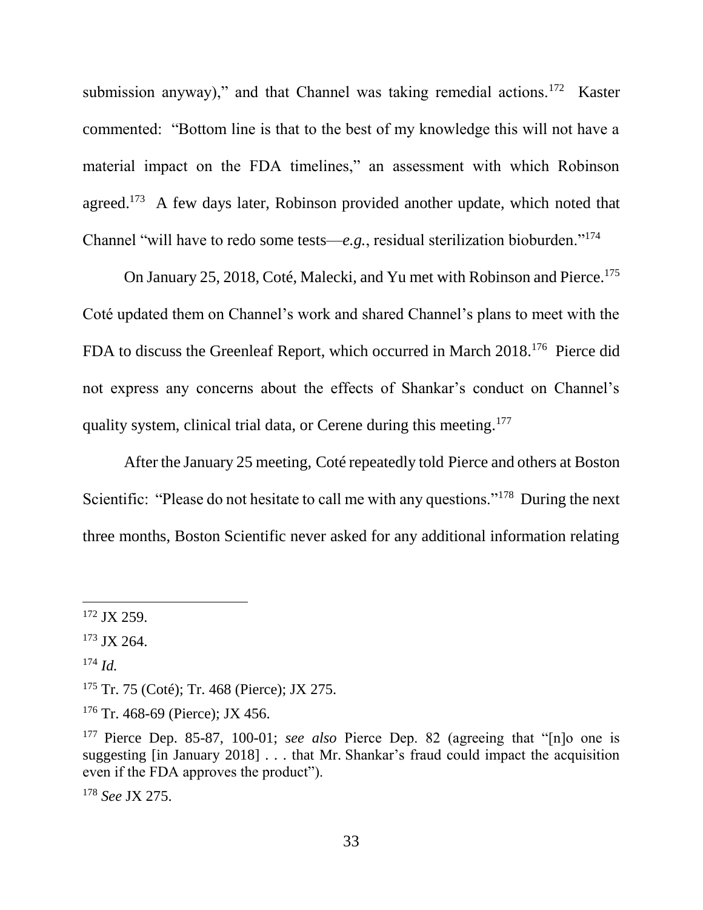submission anyway)," and that Channel was taking remedial actions.[172] Kaster commented: "Bottom line is that to the best of my knowledge this will not have a material impact on the FDA timelines," an assessment with which Robinson agreed.[173] A few days later, Robinson provided another update, which noted that Channel "will have to redo some tests—*e.g.*, residual sterilization bioburden."[174]

On January 25, 2018, Coté, Malecki, and Yu met with Robinson and Pierce.[175] Coté updated them on Channel's work and shared Channel's plans to meet with the FDA to discuss the Greenleaf Report, which occurred in March 2018.[176] Pierce did not express any concerns about the effects of Shankar's conduct on Channel's quality system, clinical trial data, or Cerene during this meeting.[177]

After the January 25 meeting, Coté repeatedly told Pierce and others at Boston Scientific: "Please do not hesitate to call me with any questions."[178] During the next three months, Boston Scientific never asked for any additional information relating

---

[172] JX 259.

[173] JX 264.

[174] *Id.*

[175] Tr. 75 (Coté); Tr. 468 (Pierce); JX 275.

[176] Tr. 468-69 (Pierce); JX 456.

[177] Pierce Dep. 85-87, 100-01; *see also* Pierce Dep. 82 (agreeing that "[n]o one is suggesting [in January 2018] . . . that Mr. Shankar's fraud could impact the acquisition even if the FDA approves the product").

[178] *See* JX 275.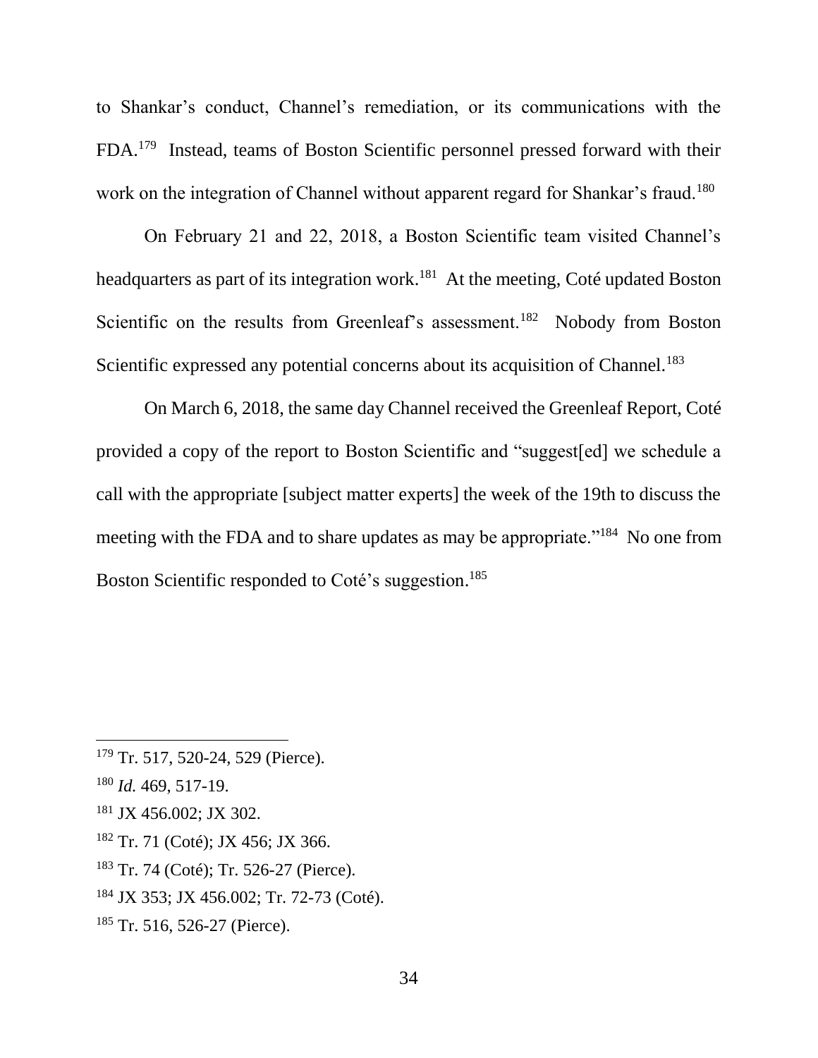to Shankar's conduct, Channel's remediation, or its communications with the FDA.[179] Instead, teams of Boston Scientific personnel pressed forward with their work on the integration of Channel without apparent regard for Shankar's fraud.[180]

On February 21 and 22, 2018, a Boston Scientific team visited Channel's headquarters as part of its integration work.[181] At the meeting, Coté updated Boston Scientific on the results from Greenleaf's assessment.[182] Nobody from Boston Scientific expressed any potential concerns about its acquisition of Channel.[183]

On March 6, 2018, the same day Channel received the Greenleaf Report, Coté provided a copy of the report to Boston Scientific and "suggest[ed] we schedule a call with the appropriate [subject matter experts] the week of the 19th to discuss the meeting with the FDA and to share updates as may be appropriate."[184] No one from Boston Scientific responded to Coté's suggestion.[185]

---

[179] Tr. 517, 520-24, 529 (Pierce).

[180] *Id.* 469, 517-19.

[181] JX 456.002; JX 302.

[182] Tr. 71 (Coté); JX 456; JX 366.

[183] Tr. 74 (Coté); Tr. 526-27 (Pierce).

[184] JX 353; JX 456.002; Tr. 72-73 (Coté).

[185] Tr. 516, 526-27 (Pierce).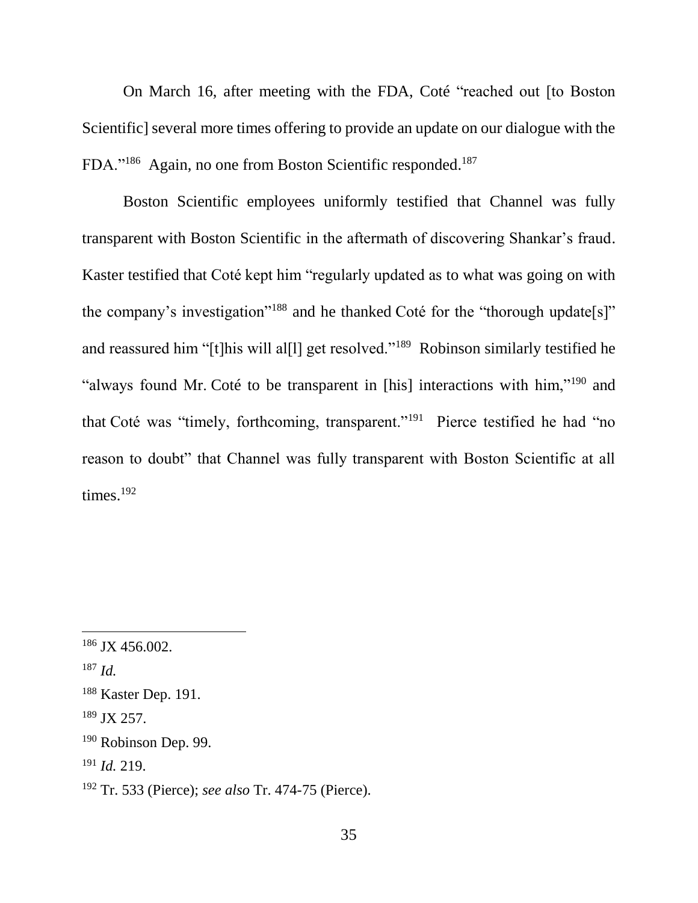On March 16, after meeting with the FDA, Coté "reached out [to Boston Scientific] several more times offering to provide an update on our dialogue with the FDA."[186] Again, no one from Boston Scientific responded.[187]

Boston Scientific employees uniformly testified that Channel was fully transparent with Boston Scientific in the aftermath of discovering Shankar's fraud. Kaster testified that Coté kept him "regularly updated as to what was going on with the company's investigation"[188] and he thanked Coté for the "thorough update[s]" and reassured him "[t]his will al[l] get resolved."[189] Robinson similarly testified he "always found Mr. Coté to be transparent in [his] interactions with him,"[190] and that Coté was "timely, forthcoming, transparent."[191] Pierce testified he had "no reason to doubt" that Channel was fully transparent with Boston Scientific at all times.[192]

---

[186] JX 456.002.

[187] *Id.*

[188] Kaster Dep. 191.

[189] JX 257.

[190] Robinson Dep. 99.

[191] *Id.* 219.

[192] Tr. 533 (Pierce); *see also* Tr. 474-75 (Pierce).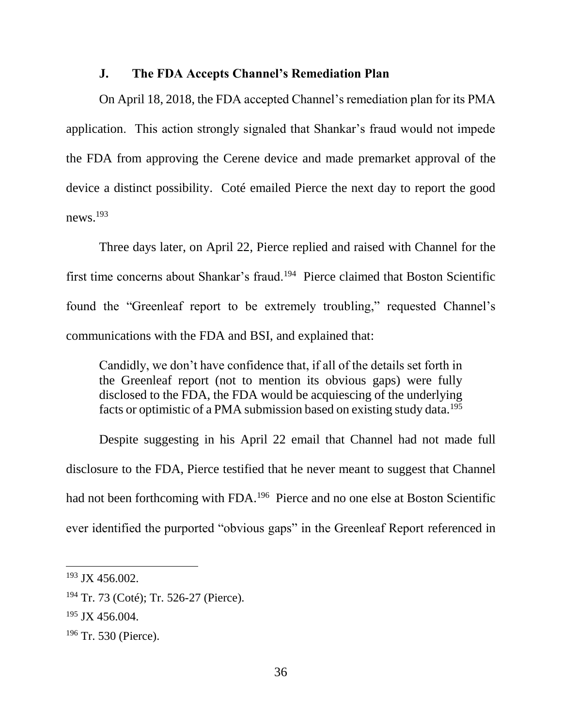### J. The FDA Accepts Channel's Remediation Plan

On April 18, 2018, the FDA accepted Channel's remediation plan for its PMA application. This action strongly signaled that Shankar's fraud would not impede the FDA from approving the Cerene device and made premarket approval of the device a distinct possibility. Coté emailed Pierce the next day to report the good news.[193]

Three days later, on April 22, Pierce replied and raised with Channel for the first time concerns about Shankar's fraud.[194] Pierce claimed that Boston Scientific found the "Greenleaf report to be extremely troubling," requested Channel's communications with the FDA and BSI, and explained that:

> Candidly, we don't have confidence that, if all of the details set forth in the Greenleaf report (not to mention its obvious gaps) were fully disclosed to the FDA, the FDA would be acquiescing of the underlying facts or optimistic of a PMA submission based on existing study data.[195]

Despite suggesting in his April 22 email that Channel had not made full disclosure to the FDA, Pierce testified that he never meant to suggest that Channel had not been forthcoming with FDA.[196] Pierce and no one else at Boston Scientific ever identified the purported "obvious gaps" in the Greenleaf Report referenced in

---

[193] JX 456.002.

[194] Tr. 73 (Coté); Tr. 526-27 (Pierce).

[195] JX 456.004.

[196] Tr. 530 (Pierce).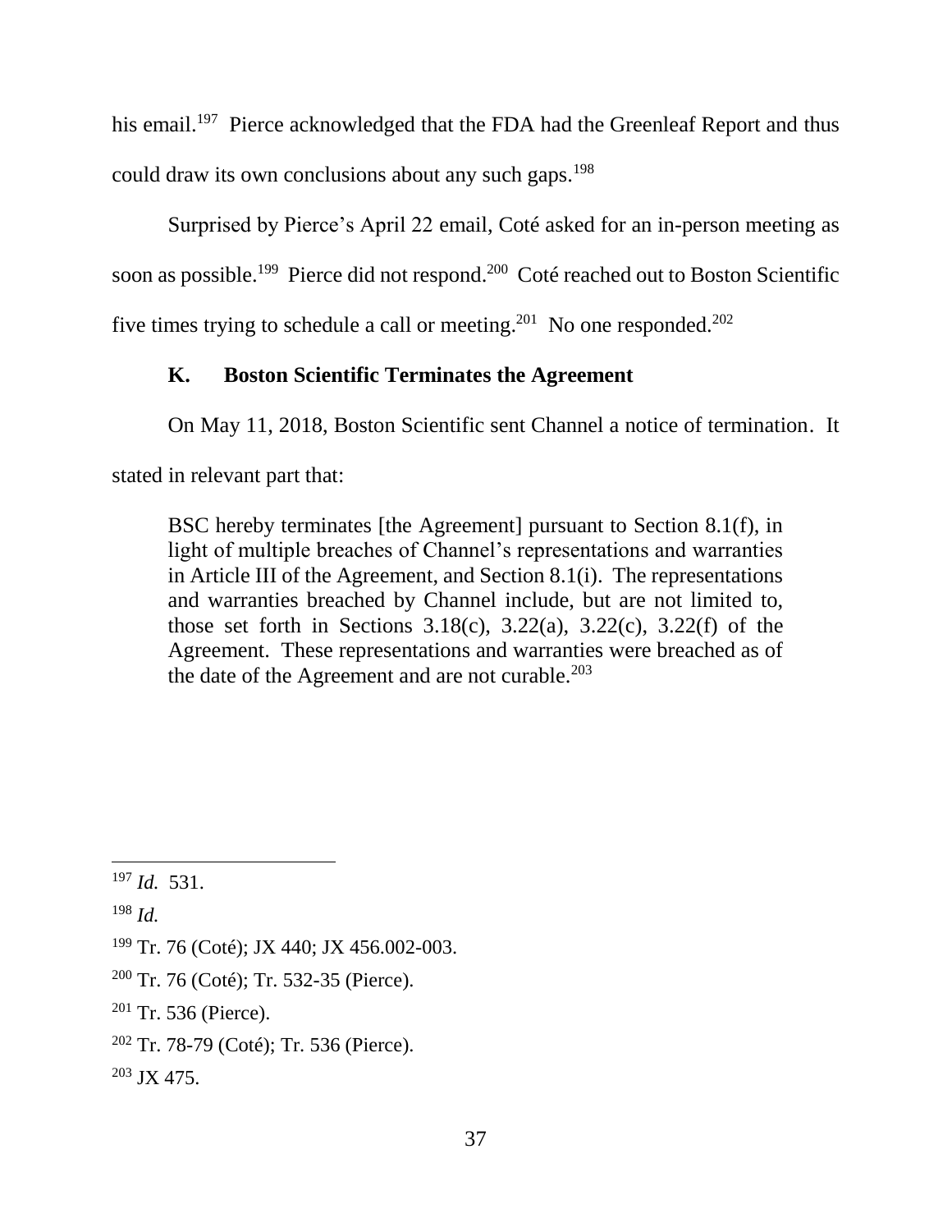his email.[197] Pierce acknowledged that the FDA had the Greenleaf Report and thus could draw its own conclusions about any such gaps.[198]

Surprised by Pierce's April 22 email, Coté asked for an in-person meeting as soon as possible.[199] Pierce did not respond.[200] Coté reached out to Boston Scientific five times trying to schedule a call or meeting.[201] No one responded.[202]

### K. Boston Scientific Terminates the Agreement

On May 11, 2018, Boston Scientific sent Channel a notice of termination. It stated in relevant part that:

> BSC hereby terminates [the Agreement] pursuant to Section 8.1(f), in light of multiple breaches of Channel's representations and warranties in Article III of the Agreement, and Section 8.1(i). The representations and warranties breached by Channel include, but are not limited to, those set forth in Sections 3.18(c), 3.22(a), 3.22(c), 3.22(f) of the Agreement. These representations and warranties were breached as of the date of the Agreement and are not curable.[203]

---

[197] *Id.* 531.

[198] *Id.*

[199] Tr. 76 (Coté); JX 440; JX 456.002-003.

[200] Tr. 76 (Coté); Tr. 532-35 (Pierce).

[201] Tr. 536 (Pierce).

[202] Tr. 78-79 (Coté); Tr. 536 (Pierce).

[203] JX 475.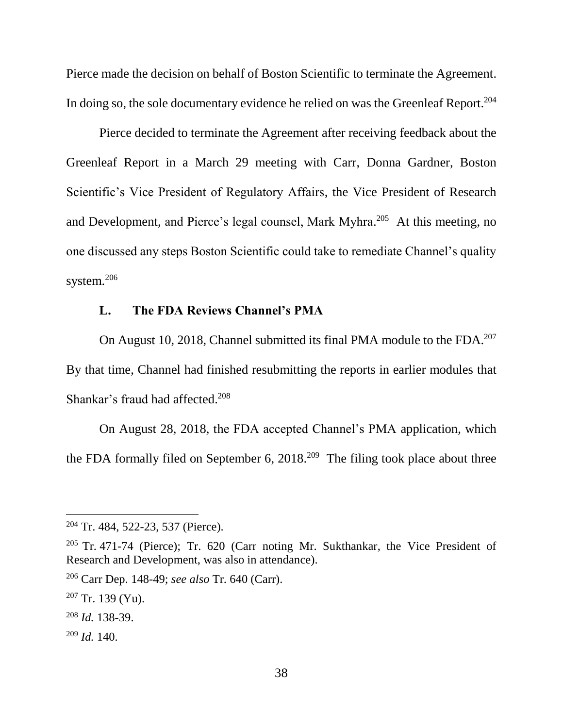Pierce made the decision on behalf of Boston Scientific to terminate the Agreement. In doing so, the sole documentary evidence he relied on was the Greenleaf Report.[204]

Pierce decided to terminate the Agreement after receiving feedback about the Greenleaf Report in a March 29 meeting with Carr, Donna Gardner, Boston Scientific's Vice President of Regulatory Affairs, the Vice President of Research and Development, and Pierce's legal counsel, Mark Myhra.[205] At this meeting, no one discussed any steps Boston Scientific could take to remediate Channel's quality system.[206]

### L. The FDA Reviews Channel's PMA

On August 10, 2018, Channel submitted its final PMA module to the FDA.[207] By that time, Channel had finished resubmitting the reports in earlier modules that Shankar's fraud had affected.[208]

On August 28, 2018, the FDA accepted Channel's PMA application, which the FDA formally filed on September 6, 2018.[209] The filing took place about three

---

[204] Tr. 484, 522-23, 537 (Pierce).

[205] Tr. 471-74 (Pierce); Tr. 620 (Carr noting Mr. Sukthankar, the Vice President of Research and Development, was also in attendance).

[206] Carr Dep. 148-49; *see also* Tr. 640 (Carr).

[207] Tr. 139 (Yu).

[208] *Id.* 138-39.

[209] *Id.* 140.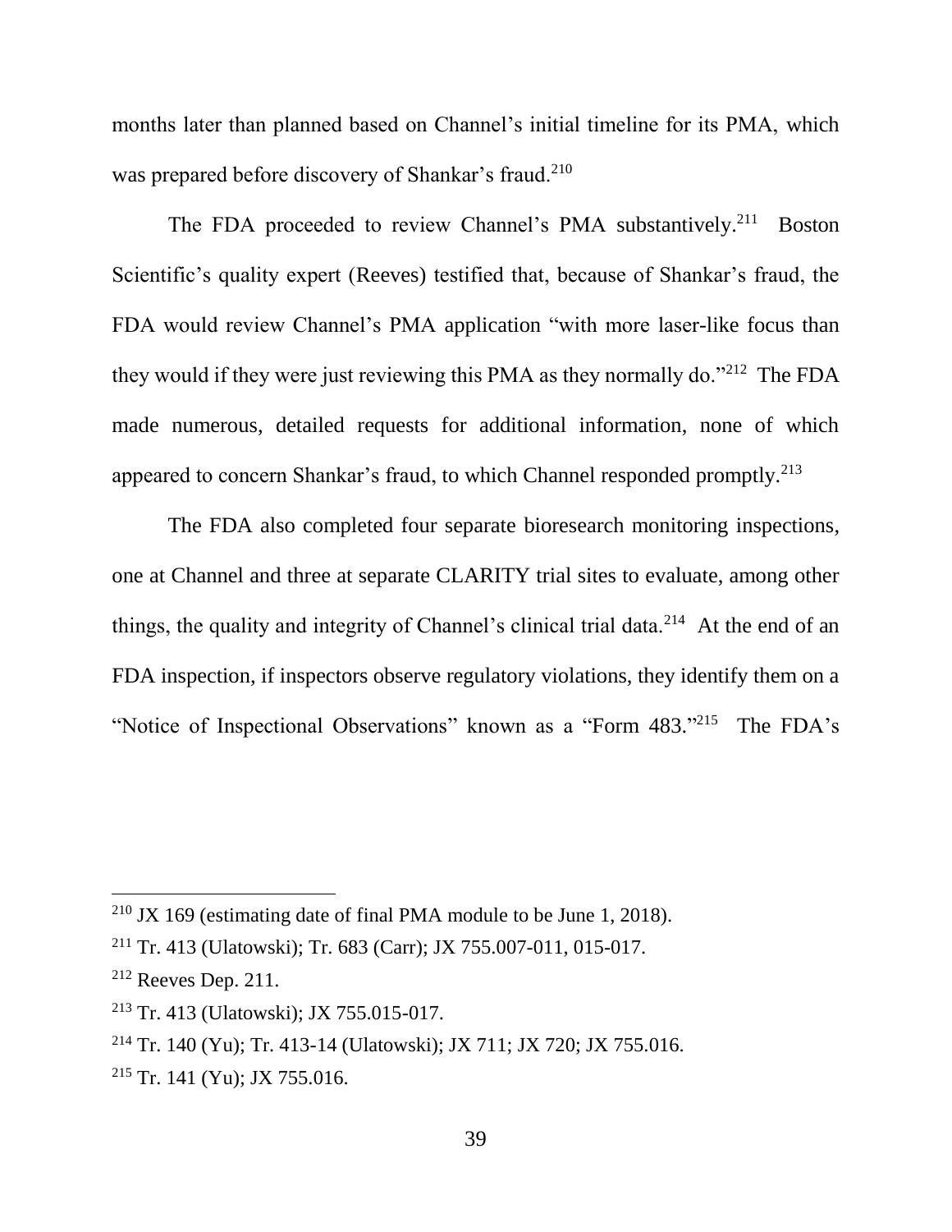months later than planned based on Channel's initial timeline for its PMA, which was prepared before discovery of Shankar's fraud.[210]

The FDA proceeded to review Channel's PMA substantively.[211] Boston Scientific's quality expert (Reeves) testified that, because of Shankar's fraud, the FDA would review Channel's PMA application "with more laser-like focus than they would if they were just reviewing this PMA as they normally do."[212] The FDA made numerous, detailed requests for additional information, none of which appeared to concern Shankar's fraud, to which Channel responded promptly.[213]

The FDA also completed four separate bioresearch monitoring inspections, one at Channel and three at separate CLARITY trial sites to evaluate, among other things, the quality and integrity of Channel's clinical trial data.[214] At the end of an FDA inspection, if inspectors observe regulatory violations, they identify them on a "Notice of Inspectional Observations" known as a "Form 483."[215] The FDA's

---

[210] JX 169 (estimating date of final PMA module to be June 1, 2018).

[211] Tr. 413 (Ulatowski); Tr. 683 (Carr); JX 755.007-011, 015-017.

[212] Reeves Dep. 211.

[213] Tr. 413 (Ulatowski); JX 755.015-017.

[214] Tr. 140 (Yu); Tr. 413-14 (Ulatowski); JX 711; JX 720; JX 755.016.

[215] Tr. 141 (Yu); JX 755.016.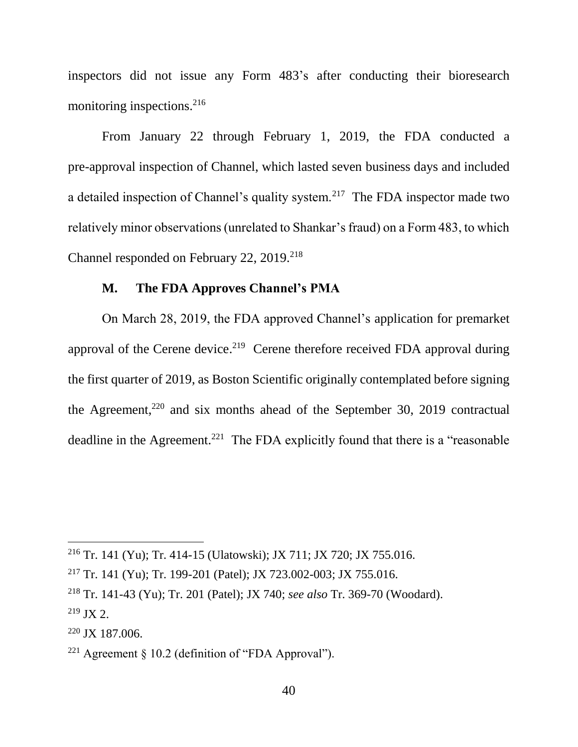inspectors did not issue any Form 483's after conducting their bioresearch monitoring inspections.[216]

From January 22 through February 1, 2019, the FDA conducted a pre-approval inspection of Channel, which lasted seven business days and included a detailed inspection of Channel's quality system.[217] The FDA inspector made two relatively minor observations (unrelated to Shankar's fraud) on a Form 483, to which Channel responded on February 22, 2019.[218]

### M. The FDA Approves Channel's PMA

On March 28, 2019, the FDA approved Channel's application for premarket approval of the Cerene device.[219] Cerene therefore received FDA approval during the first quarter of 2019, as Boston Scientific originally contemplated before signing the Agreement,[220] and six months ahead of the September 30, 2019 contractual deadline in the Agreement.[221] The FDA explicitly found that there is a "reasonable

---

[216] Tr. 141 (Yu); Tr. 414-15 (Ulatowski); JX 711; JX 720; JX 755.016.

[217] Tr. 141 (Yu); Tr. 199-201 (Patel); JX 723.002-003; JX 755.016.

[218] Tr. 141-43 (Yu); Tr. 201 (Patel); JX 740; *see also* Tr. 369-70 (Woodard).

[219] JX 2.

[220] JX 187.006.

[221] Agreement § 10.2 (definition of "FDA Approval").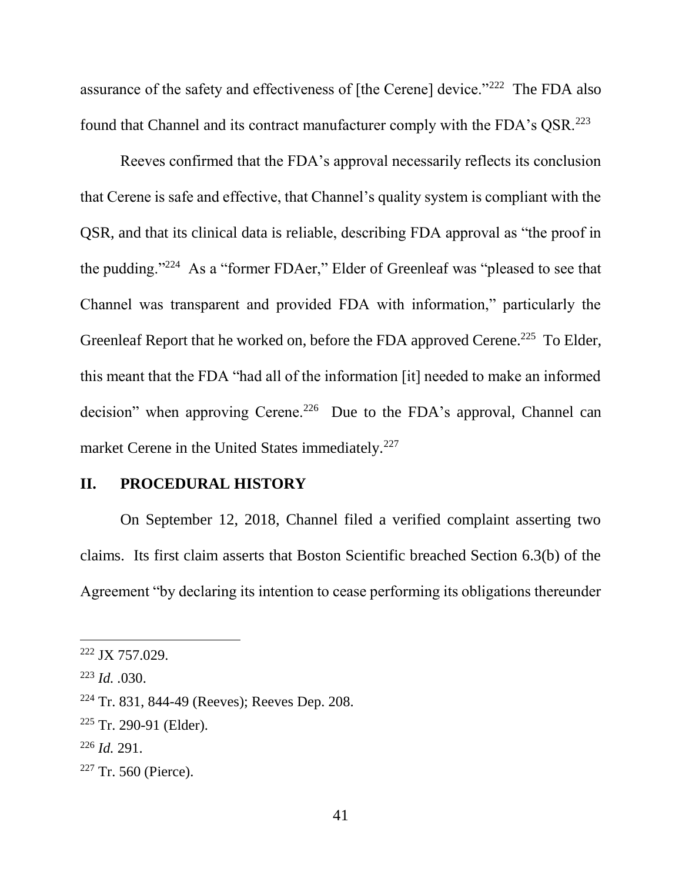assurance of the safety and effectiveness of [the Cerene] device."[222] The FDA also found that Channel and its contract manufacturer comply with the FDA's QSR.[223]

Reeves confirmed that the FDA's approval necessarily reflects its conclusion that Cerene is safe and effective, that Channel's quality system is compliant with the QSR, and that its clinical data is reliable, describing FDA approval as "the proof in the pudding."[224] As a "former FDAer," Elder of Greenleaf was "pleased to see that Channel was transparent and provided FDA with information," particularly the Greenleaf Report that he worked on, before the FDA approved Cerene.[225] To Elder, this meant that the FDA "had all of the information [it] needed to make an informed decision" when approving Cerene.[226] Due to the FDA's approval, Channel can market Cerene in the United States immediately.[227]

## II. PROCEDURAL HISTORY

On September 12, 2018, Channel filed a verified complaint asserting two claims. Its first claim asserts that Boston Scientific breached Section 6.3(b) of the Agreement "by declaring its intention to cease performing its obligations thereunder

---

[222] JX 757.029.

[223] *Id.* .030.

[224] Tr. 831, 844-49 (Reeves); Reeves Dep. 208.

[225] Tr. 290-91 (Elder).

[226] *Id.* 291.

[227] Tr. 560 (Pierce).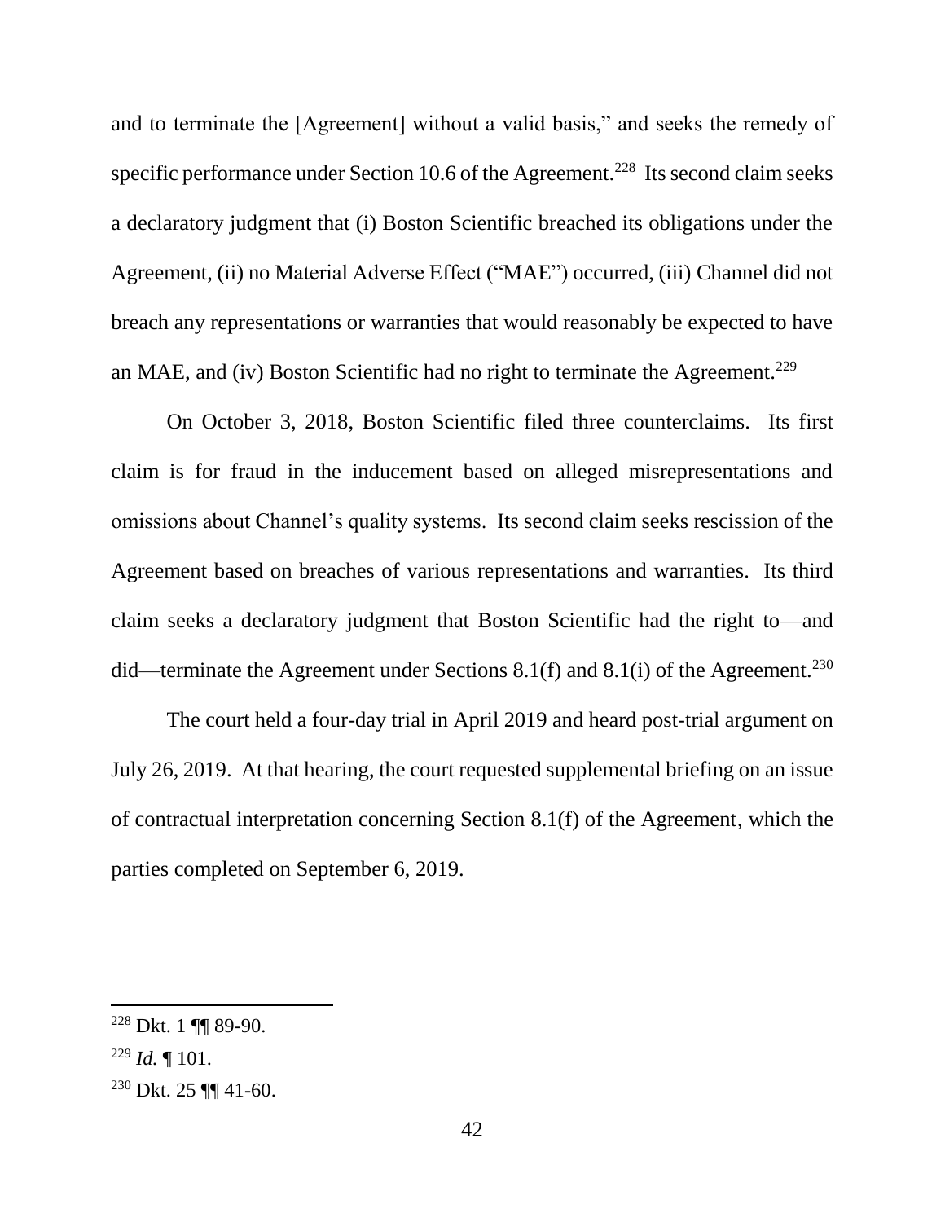and to terminate the [Agreement] without a valid basis," and seeks the remedy of specific performance under Section 10.6 of the Agreement.[228] Its second claim seeks a declaratory judgment that (i) Boston Scientific breached its obligations under the Agreement, (ii) no Material Adverse Effect ("MAE") occurred, (iii) Channel did not breach any representations or warranties that would reasonably be expected to have an MAE, and (iv) Boston Scientific had no right to terminate the Agreement.[229]

On October 3, 2018, Boston Scientific filed three counterclaims. Its first claim is for fraud in the inducement based on alleged misrepresentations and omissions about Channel's quality systems. Its second claim seeks rescission of the Agreement based on breaches of various representations and warranties. Its third claim seeks a declaratory judgment that Boston Scientific had the right to—and did—terminate the Agreement under Sections 8.1(f) and 8.1(i) of the Agreement.[230]

The court held a four-day trial in April 2019 and heard post-trial argument on July 26, 2019. At that hearing, the court requested supplemental briefing on an issue of contractual interpretation concerning Section 8.1(f) of the Agreement, which the parties completed on September 6, 2019.

---

[228] Dkt. 1 ¶¶ 89-90.

[229] *Id.* ¶ 101.

[230] Dkt. 25 ¶¶ 41-60.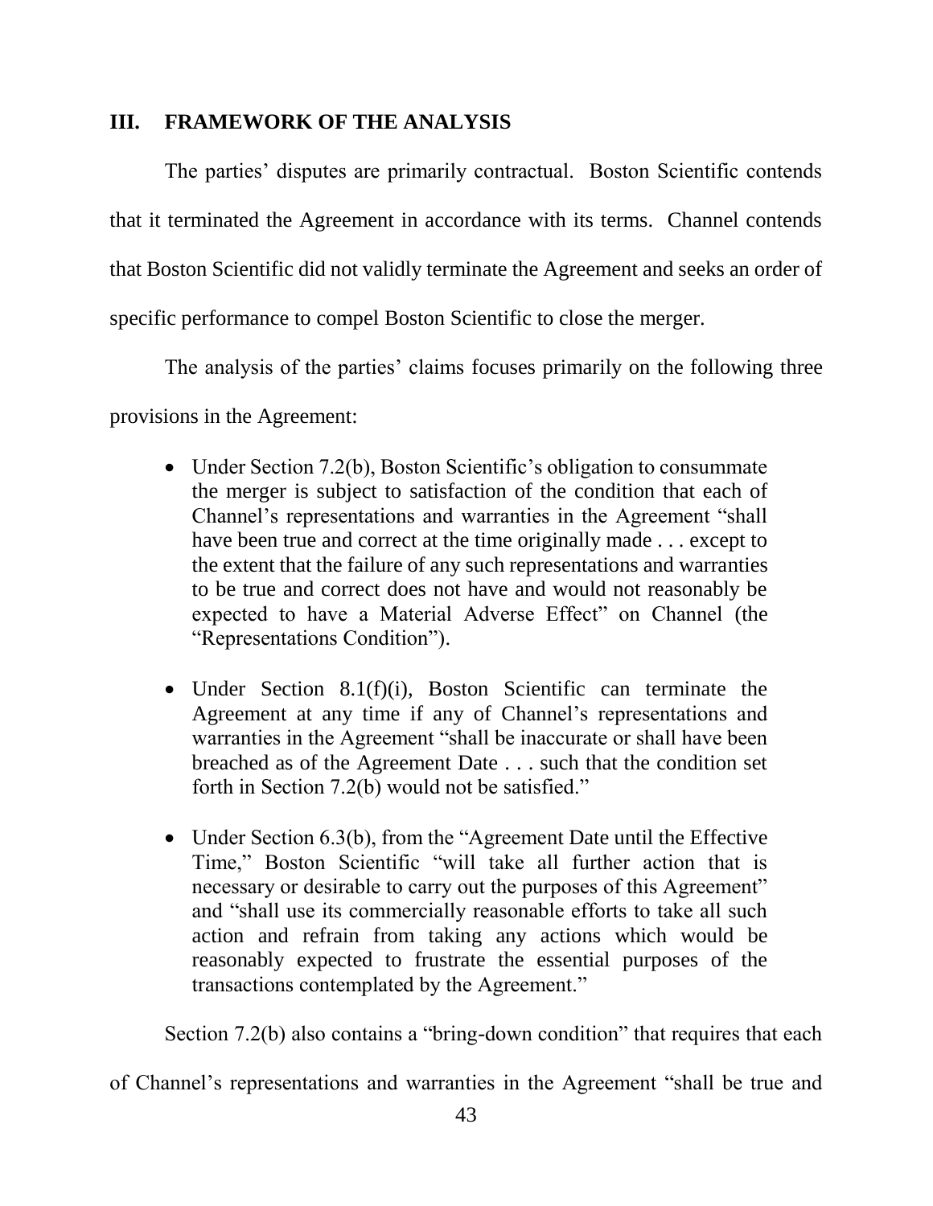## III. FRAMEWORK OF THE ANALYSIS

The parties' disputes are primarily contractual. Boston Scientific contends that it terminated the Agreement in accordance with its terms. Channel contends that Boston Scientific did not validly terminate the Agreement and seeks an order of specific performance to compel Boston Scientific to close the merger.

The analysis of the parties' claims focuses primarily on the following three provisions in the Agreement:

- Under Section 7.2(b), Boston Scientific's obligation to consummate the merger is subject to satisfaction of the condition that each of Channel's representations and warranties in the Agreement "shall have been true and correct at the time originally made . . . except to the extent that the failure of any such representations and warranties to be true and correct does not have and would not reasonably be expected to have a Material Adverse Effect" on Channel (the "Representations Condition").

- Under Section 8.1(f)(i), Boston Scientific can terminate the Agreement at any time if any of Channel's representations and warranties in the Agreement "shall be inaccurate or shall have been breached as of the Agreement Date . . . such that the condition set forth in Section 7.2(b) would not be satisfied."

- Under Section 6.3(b), from the "Agreement Date until the Effective Time," Boston Scientific "will take all further action that is necessary or desirable to carry out the purposes of this Agreement" and "shall use its commercially reasonable efforts to take all such action and refrain from taking any actions which would be reasonably expected to frustrate the essential purposes of the transactions contemplated by the Agreement."

Section 7.2(b) also contains a "bring-down condition" that requires that each of Channel's representations and warranties in the Agreement "shall be true and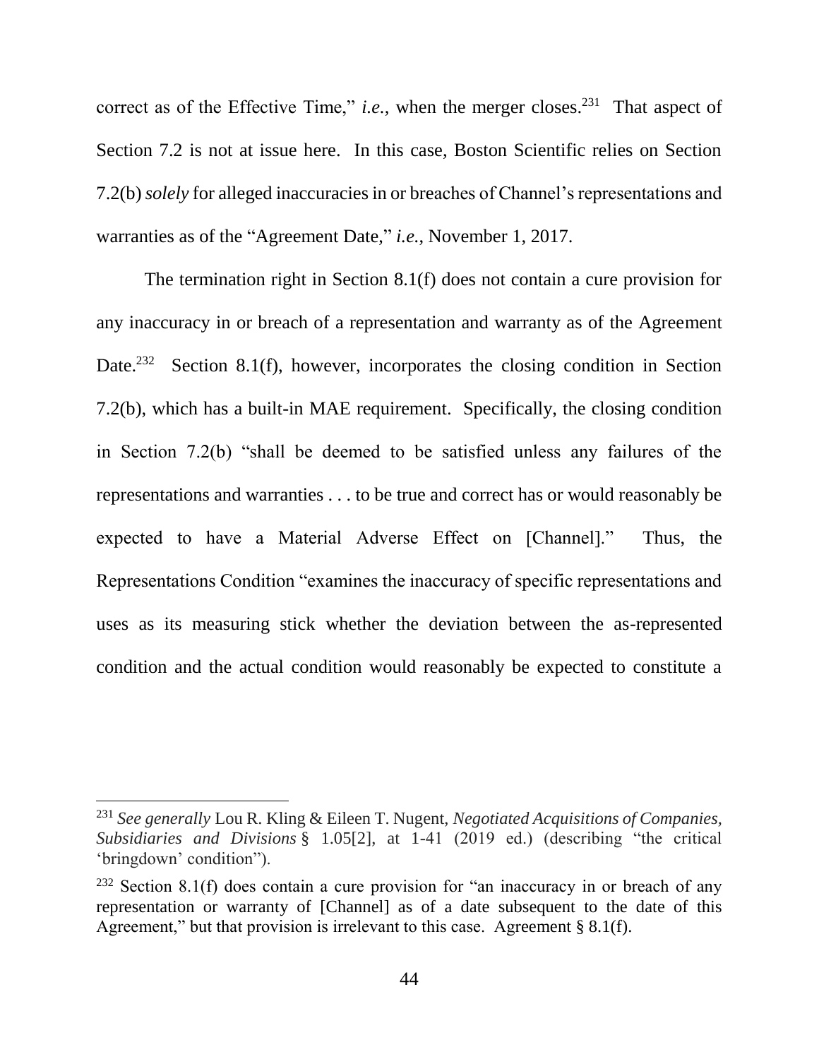correct as of the Effective Time," *i.e.*, when the merger closes.[231] That aspect of Section 7.2 is not at issue here. In this case, Boston Scientific relies on Section 7.2(b) *solely* for alleged inaccuracies in or breaches of Channel's representations and warranties as of the "Agreement Date," *i.e.*, November 1, 2017.

The termination right in Section 8.1(f) does not contain a cure provision for any inaccuracy in or breach of a representation and warranty as of the Agreement Date.[232] Section 8.1(f), however, incorporates the closing condition in Section 7.2(b), which has a built-in MAE requirement. Specifically, the closing condition in Section 7.2(b) "shall be deemed to be satisfied unless any failures of the representations and warranties . . . to be true and correct has or would reasonably be expected to have a Material Adverse Effect on [Channel]." Thus, the Representations Condition "examines the inaccuracy of specific representations and uses as its measuring stick whether the deviation between the as-represented condition and the actual condition would reasonably be expected to constitute a

---

[231] *See generally* Lou R. Kling & Eileen T. Nugent, *Negotiated Acquisitions of Companies, Subsidiaries and Divisions* § 1.05[2], at 1-41 (2019 ed.) (describing "the critical 'bringdown' condition").

[232] Section 8.1(f) does contain a cure provision for "an inaccuracy in or breach of any representation or warranty of [Channel] as of a date subsequent to the date of this Agreement," but that provision is irrelevant to this case. Agreement § 8.1(f).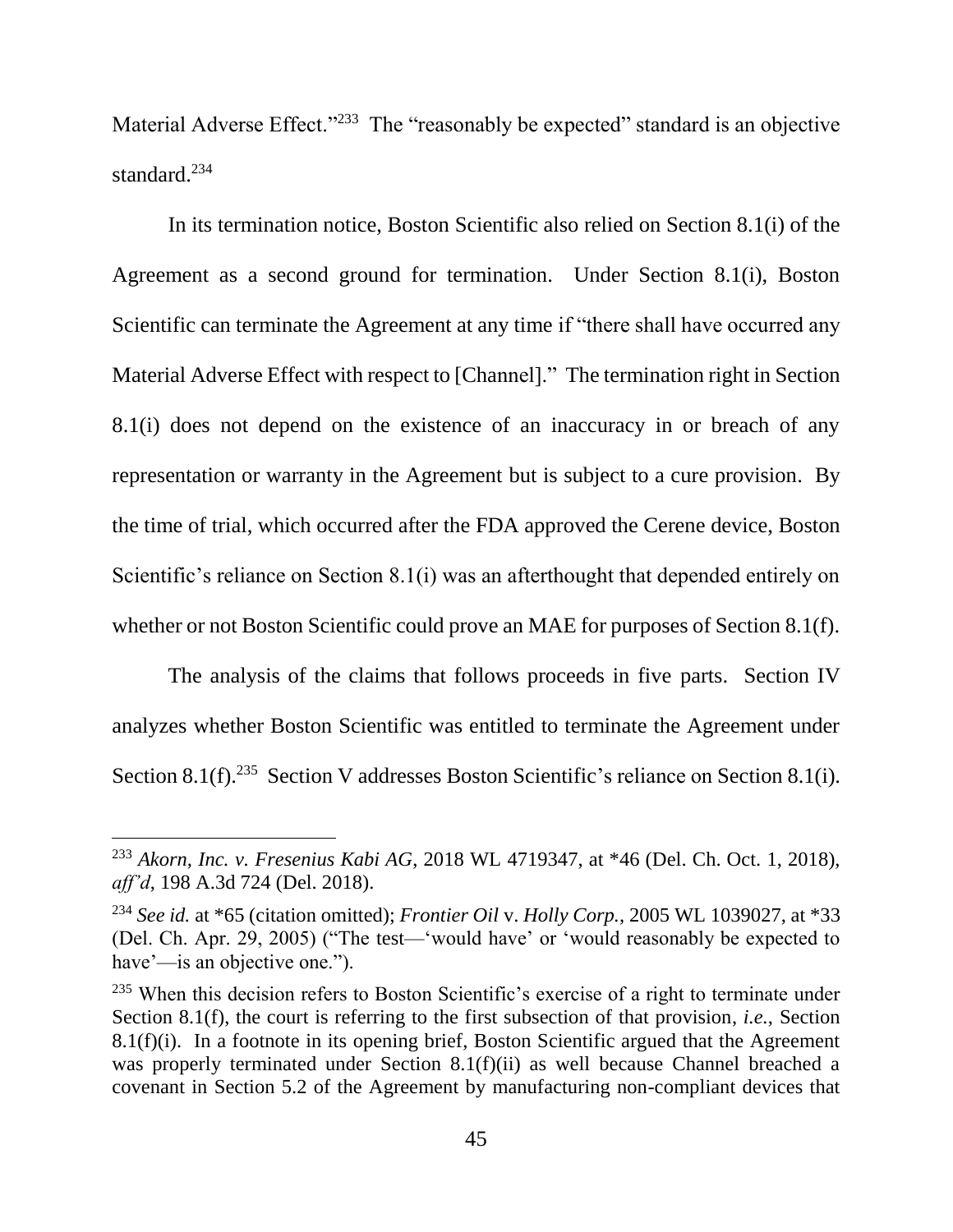Material Adverse Effect."[233] The "reasonably be expected" standard is an objective standard.[234]

In its termination notice, Boston Scientific also relied on Section 8.1(i) of the Agreement as a second ground for termination. Under Section 8.1(i), Boston Scientific can terminate the Agreement at any time if "there shall have occurred any Material Adverse Effect with respect to [Channel]." The termination right in Section 8.1(i) does not depend on the existence of an inaccuracy in or breach of any representation or warranty in the Agreement but is subject to a cure provision. By the time of trial, which occurred after the FDA approved the Cerene device, Boston Scientific's reliance on Section 8.1(i) was an afterthought that depended entirely on whether or not Boston Scientific could prove an MAE for purposes of Section 8.1(f).

The analysis of the claims that follows proceeds in five parts. Section IV analyzes whether Boston Scientific was entitled to terminate the Agreement under Section 8.1(f).[235] Section V addresses Boston Scientific's reliance on Section 8.1(i).

---

[233] *Akorn, Inc. v. Fresenius Kabi AG*, 2018 WL 4719347, at *46 (Del. Ch. Oct. 1, 2018), *aff'd*, 198 A.3d 724 (Del. 2018).

[234] *See id.* at *65 (citation omitted); *Frontier Oil* v. *Holly Corp.*, 2005 WL 1039027, at *33 (Del. Ch. Apr. 29, 2005) ("The test—'would have' or 'would reasonably be expected to have'—is an objective one.").

[235] When this decision refers to Boston Scientific's exercise of a right to terminate under Section 8.1(f), the court is referring to the first subsection of that provision, *i.e.*, Section 8.1(f)(i). In a footnote in its opening brief, Boston Scientific argued that the Agreement was properly terminated under Section 8.1(f)(ii) as well because Channel breached a covenant in Section 5.2 of the Agreement by manufacturing non-compliant devices that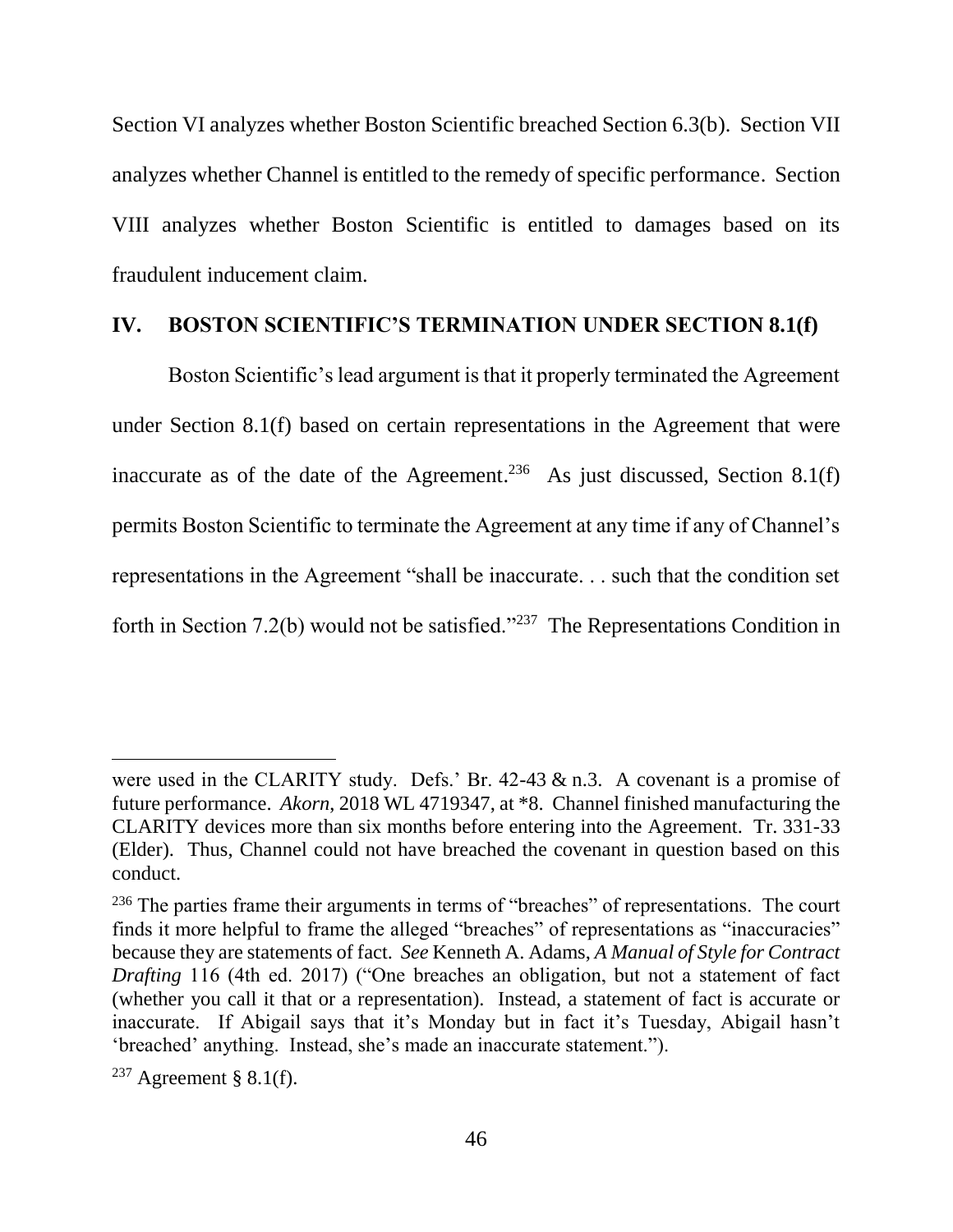Section VI analyzes whether Boston Scientific breached Section 6.3(b). Section VII analyzes whether Channel is entitled to the remedy of specific performance. Section VIII analyzes whether Boston Scientific is entitled to damages based on its fraudulent inducement claim.

## IV. BOSTON SCIENTIFIC'S TERMINATION UNDER SECTION 8.1(f)

Boston Scientific's lead argument is that it properly terminated the Agreement under Section 8.1(f) based on certain representations in the Agreement that were inaccurate as of the date of the Agreement.[236] As just discussed, Section 8.1(f) permits Boston Scientific to terminate the Agreement at any time if any of Channel's representations in the Agreement "shall be inaccurate. . . such that the condition set forth in Section 7.2(b) would not be satisfied."[237] The Representations Condition in

---

were used in the CLARITY study. Defs.' Br. 42-43 & n.3. A covenant is a promise of future performance. *Akorn*, 2018 WL 4719347, at *8. Channel finished manufacturing the CLARITY devices more than six months before entering into the Agreement. Tr. 331-33 (Elder). Thus, Channel could not have breached the covenant in question based on this conduct.

[236] The parties frame their arguments in terms of "breaches" of representations. The court finds it more helpful to frame the alleged "breaches" of representations as "inaccuracies" because they are statements of fact. *See* Kenneth A. Adams, *A Manual of Style for Contract Drafting* 116 (4th ed. 2017) ("One breaches an obligation, but not a statement of fact (whether you call it that or a representation). Instead, a statement of fact is accurate or inaccurate. If Abigail says that it's Monday but in fact it's Tuesday, Abigail hasn't 'breached' anything. Instead, she's made an inaccurate statement.").

[237] Agreement § 8.1(f).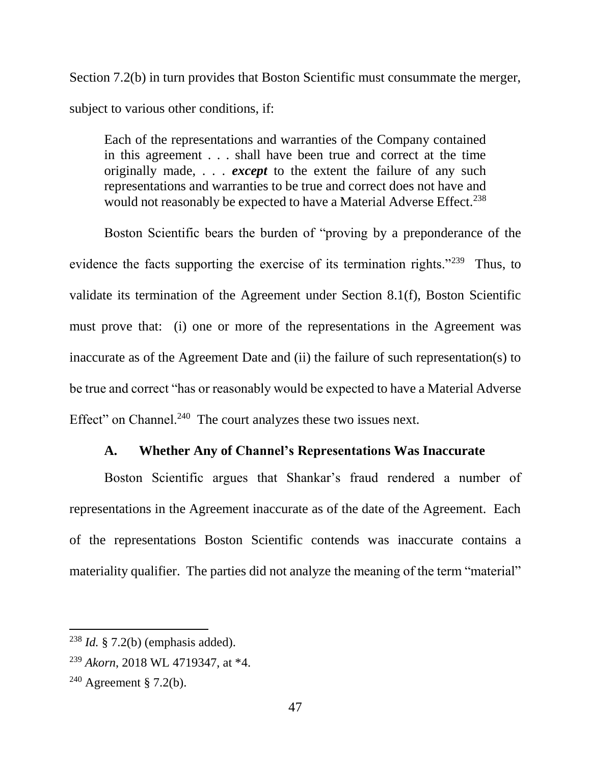Section 7.2(b) in turn provides that Boston Scientific must consummate the merger, subject to various other conditions, if:

> Each of the representations and warranties of the Company contained in this agreement . . . shall have been true and correct at the time originally made, . . . ***except*** to the extent the failure of any such representations and warranties to be true and correct does not have and would not reasonably be expected to have a Material Adverse Effect.[238]

Boston Scientific bears the burden of "proving by a preponderance of the evidence the facts supporting the exercise of its termination rights."[239] Thus, to validate its termination of the Agreement under Section 8.1(f), Boston Scientific must prove that: (i) one or more of the representations in the Agreement was inaccurate as of the Agreement Date and (ii) the failure of such representation(s) to be true and correct "has or reasonably would be expected to have a Material Adverse Effect" on Channel.[240] The court analyzes these two issues next.

### A. Whether Any of Channel's Representations Was Inaccurate

Boston Scientific argues that Shankar's fraud rendered a number of representations in the Agreement inaccurate as of the date of the Agreement. Each of the representations Boston Scientific contends was inaccurate contains a materiality qualifier. The parties did not analyze the meaning of the term "material"

---

[238] *Id.* § 7.2(b) (emphasis added).

[239] *Akorn*, 2018 WL 4719347, at *4.

[240] Agreement § 7.2(b).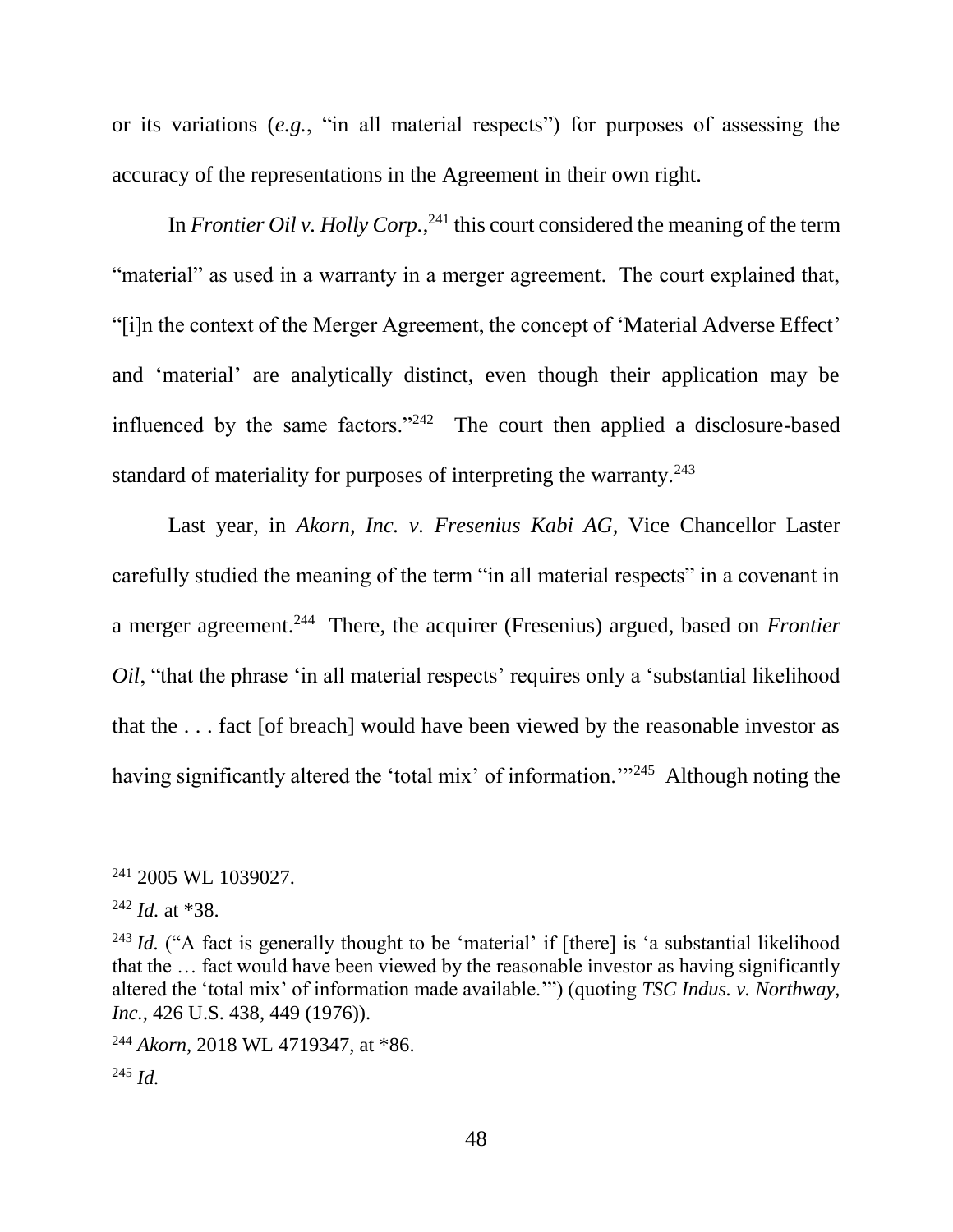or its variations (*e.g.*, "in all material respects") for purposes of assessing the accuracy of the representations in the Agreement in their own right.

In *Frontier Oil v. Holly Corp.*,[241] this court considered the meaning of the term "material" as used in a warranty in a merger agreement. The court explained that, "[i]n the context of the Merger Agreement, the concept of 'Material Adverse Effect' and 'material' are analytically distinct, even though their application may be influenced by the same factors."[242] The court then applied a disclosure-based standard of materiality for purposes of interpreting the warranty.[243]

Last year, in *Akorn, Inc. v. Fresenius Kabi AG*, Vice Chancellor Laster carefully studied the meaning of the term "in all material respects" in a covenant in a merger agreement.[244] There, the acquirer (Fresenius) argued, based on *Frontier Oil*, "that the phrase 'in all material respects' requires only a 'substantial likelihood that the . . . fact [of breach] would have been viewed by the reasonable investor as having significantly altered the 'total mix' of information.'"[245] Although noting the

---

[241] 2005 WL 1039027.

[242] *Id.* at *38.

[243] *Id.* ("A fact is generally thought to be 'material' if [there] is 'a substantial likelihood that the … fact would have been viewed by the reasonable investor as having significantly altered the 'total mix' of information made available.'") (quoting *TSC Indus. v. Northway, Inc.*, 426 U.S. 438, 449 (1976)).

[244] *Akorn*, 2018 WL 4719347, at *86.

[245] *Id.*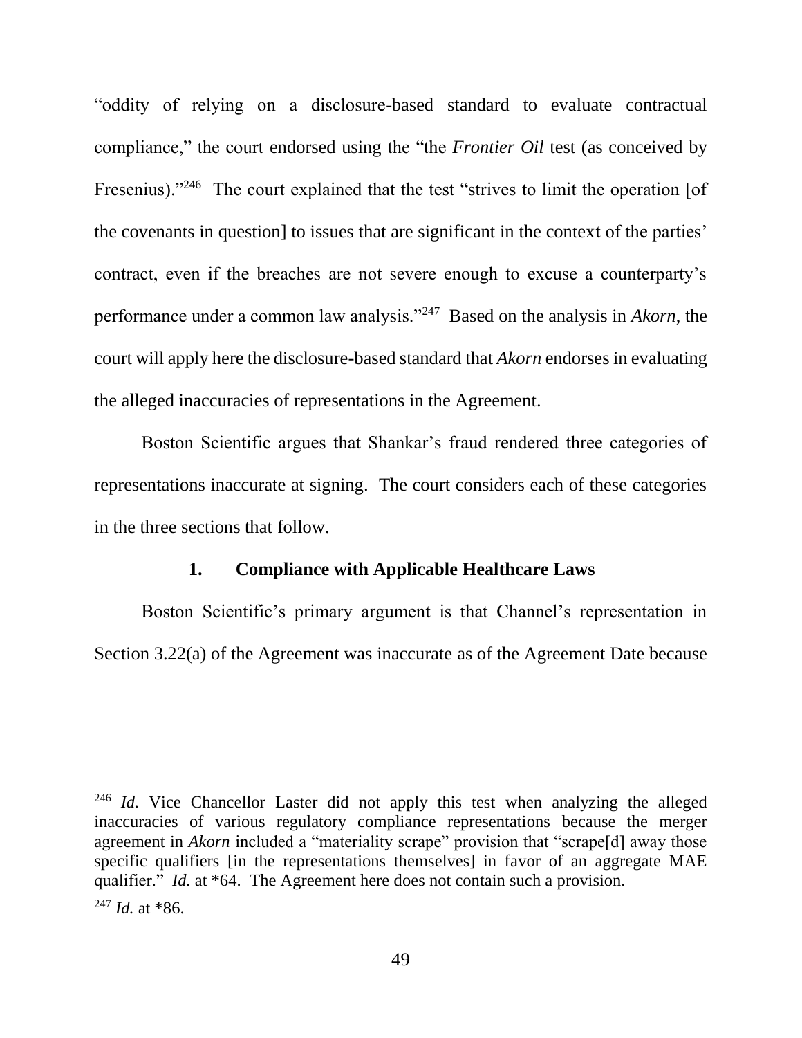"oddity of relying on a disclosure-based standard to evaluate contractual compliance," the court endorsed using the "the *Frontier Oil* test (as conceived by Fresenius)."[246] The court explained that the test "strives to limit the operation [of the covenants in question] to issues that are significant in the context of the parties' contract, even if the breaches are not severe enough to excuse a counterparty's performance under a common law analysis."[247] Based on the analysis in *Akorn*, the court will apply here the disclosure-based standard that *Akorn* endorses in evaluating the alleged inaccuracies of representations in the Agreement.

Boston Scientific argues that Shankar's fraud rendered three categories of representations inaccurate at signing. The court considers each of these categories in the three sections that follow.

### 1. Compliance with Applicable Healthcare Laws

Boston Scientific's primary argument is that Channel's representation in Section 3.22(a) of the Agreement was inaccurate as of the Agreement Date because

---

[246] *Id.* Vice Chancellor Laster did not apply this test when analyzing the alleged inaccuracies of various regulatory compliance representations because the merger agreement in *Akorn* included a "materiality scrape" provision that "scrape[d] away those specific qualifiers [in the representations themselves] in favor of an aggregate MAE qualifier." *Id.* at *64. The Agreement here does not contain such a provision.

[247] *Id.* at *86.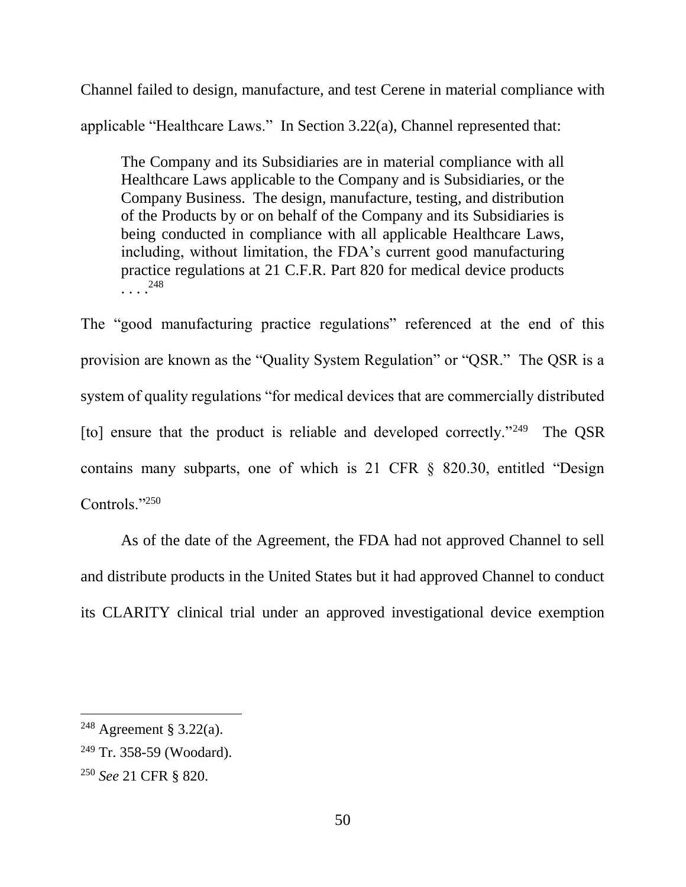Channel failed to design, manufacture, and test Cerene in material compliance with applicable "Healthcare Laws." In Section 3.22(a), Channel represented that:

> The Company and its Subsidiaries are in material compliance with all Healthcare Laws applicable to the Company and is Subsidiaries, or the Company Business. The design, manufacture, testing, and distribution of the Products by or on behalf of the Company and its Subsidiaries is being conducted in compliance with all applicable Healthcare Laws, including, without limitation, the FDA's current good manufacturing practice regulations at 21 C.F.R. Part 820 for medical device products . . . .[248]

The "good manufacturing practice regulations" referenced at the end of this provision are known as the "Quality System Regulation" or "QSR." The QSR is a system of quality regulations "for medical devices that are commercially distributed [to] ensure that the product is reliable and developed correctly."[249] The QSR contains many subparts, one of which is 21 CFR § 820.30, entitled "Design Controls."[250]

As of the date of the Agreement, the FDA had not approved Channel to sell and distribute products in the United States but it had approved Channel to conduct its CLARITY clinical trial under an approved investigational device exemption

---

[248] Agreement § 3.22(a).

[249] Tr. 358-59 (Woodard).

[250] *See* 21 CFR § 820.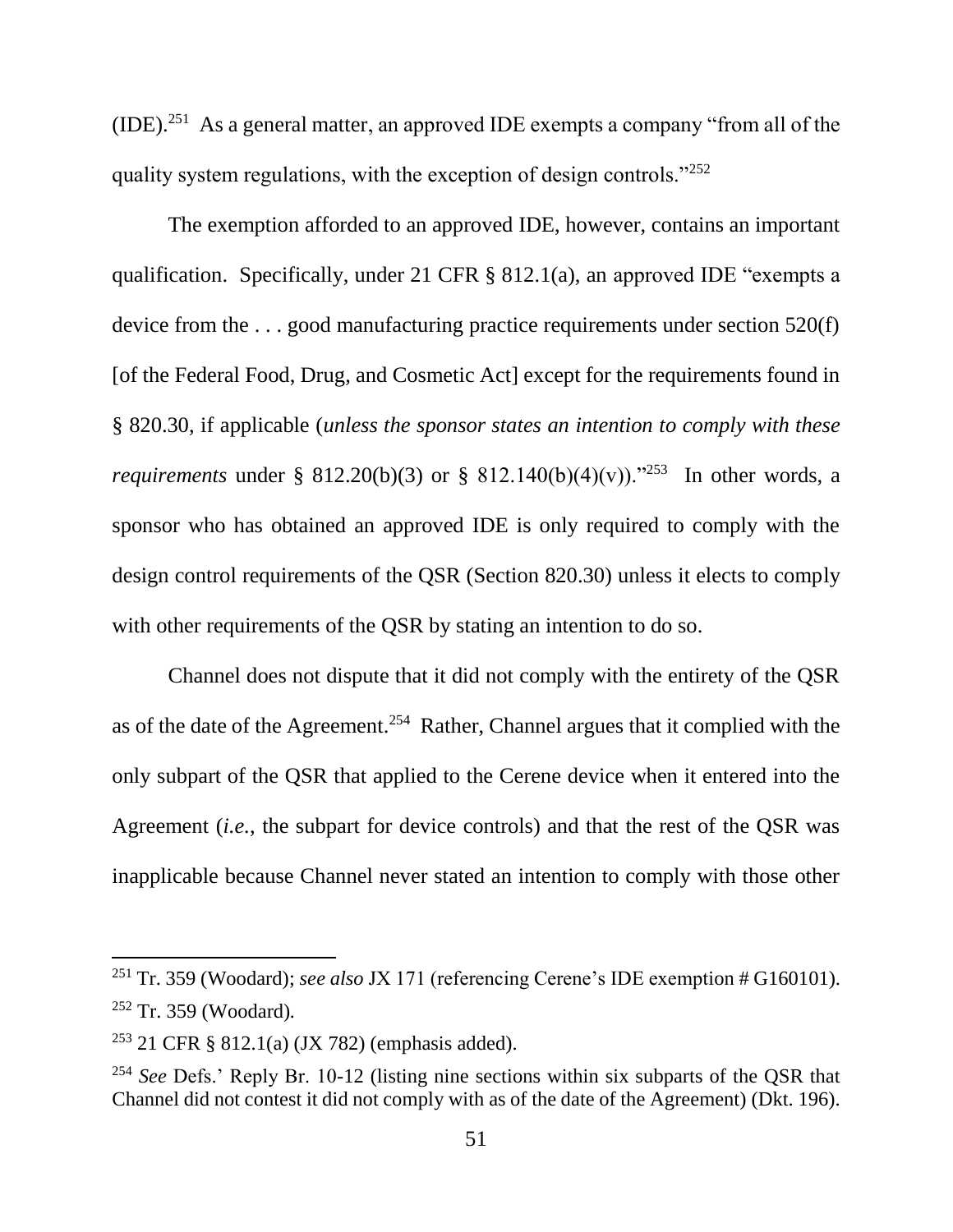(IDE).[251] As a general matter, an approved IDE exempts a company "from all of the quality system regulations, with the exception of design controls."[252]

The exemption afforded to an approved IDE, however, contains an important qualification. Specifically, under 21 CFR § 812.1(a), an approved IDE "exempts a device from the . . . good manufacturing practice requirements under section 520(f) [of the Federal Food, Drug, and Cosmetic Act] except for the requirements found in § 820.30, if applicable (*unless the sponsor states an intention to comply with these requirements* under § 812.20(b)(3) or § 812.140(b)(4)(v))."[253] In other words, a sponsor who has obtained an approved IDE is only required to comply with the design control requirements of the QSR (Section 820.30) unless it elects to comply with other requirements of the QSR by stating an intention to do so.

Channel does not dispute that it did not comply with the entirety of the QSR as of the date of the Agreement.[254] Rather, Channel argues that it complied with the only subpart of the QSR that applied to the Cerene device when it entered into the Agreement (*i.e.*, the subpart for device controls) and that the rest of the QSR was inapplicable because Channel never stated an intention to comply with those other

---

[251] Tr. 359 (Woodard); *see also* JX 171 (referencing Cerene's IDE exemption # G160101).

[252] Tr. 359 (Woodard).

[253] 21 CFR § 812.1(a) (JX 782) (emphasis added).

[254] *See* Defs.' Reply Br. 10-12 (listing nine sections within six subparts of the QSR that Channel did not contest it did not comply with as of the date of the Agreement) (Dkt. 196).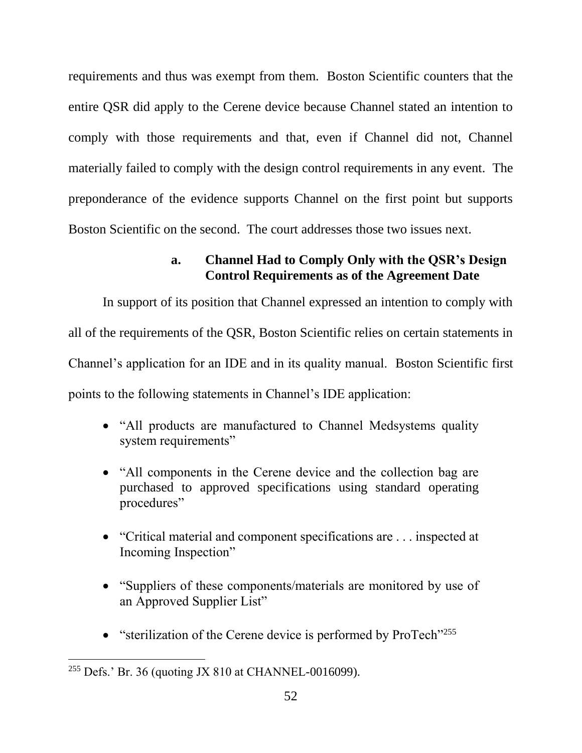requirements and thus was exempt from them. Boston Scientific counters that the entire QSR did apply to the Cerene device because Channel stated an intention to comply with those requirements and that, even if Channel did not, Channel materially failed to comply with the design control requirements in any event. The preponderance of the evidence supports Channel on the first point but supports Boston Scientific on the second. The court addresses those two issues next.

#### a. Channel Had to Comply Only with the QSR's Design Control Requirements as of the Agreement Date

In support of its position that Channel expressed an intention to comply with all of the requirements of the QSR, Boston Scientific relies on certain statements in Channel's application for an IDE and in its quality manual. Boston Scientific first points to the following statements in Channel's IDE application:

- "All products are manufactured to Channel Medsystems quality system requirements"
- "All components in the Cerene device and the collection bag are purchased to approved specifications using standard operating procedures"
- "Critical material and component specifications are . . . inspected at Incoming Inspection"
- "Suppliers of these components/materials are monitored by use of an Approved Supplier List"
- "sterilization of the Cerene device is performed by ProTech"[255]

[255] Defs.' Br. 36 (quoting JX 810 at CHANNEL-0016099).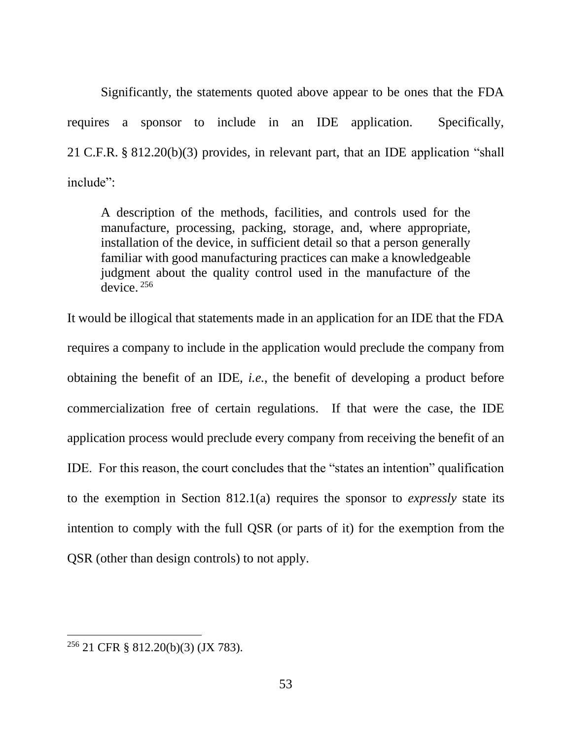Significantly, the statements quoted above appear to be ones that the FDA requires a sponsor to include in an IDE application. Specifically, 21 C.F.R. § 812.20(b)(3) provides, in relevant part, that an IDE application "shall include":

> A description of the methods, facilities, and controls used for the manufacture, processing, packing, storage, and, where appropriate, installation of the device, in sufficient detail so that a person generally familiar with good manufacturing practices can make a knowledgeable judgment about the quality control used in the manufacture of the device.[256]

It would be illogical that statements made in an application for an IDE that the FDA requires a company to include in the application would preclude the company from obtaining the benefit of an IDE, *i.e.*, the benefit of developing a product before commercialization free of certain regulations. If that were the case, the IDE application process would preclude every company from receiving the benefit of an IDE. For this reason, the court concludes that the "states an intention" qualification to the exemption in Section 812.1(a) requires the sponsor to *expressly* state its intention to comply with the full QSR (or parts of it) for the exemption from the QSR (other than design controls) to not apply.

---

[256] 21 CFR § 812.20(b)(3) (JX 783).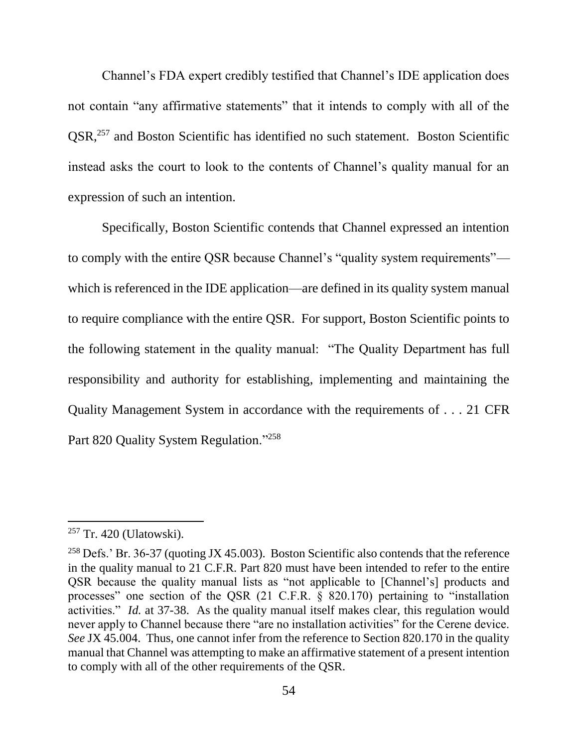Channel's FDA expert credibly testified that Channel's IDE application does not contain "any affirmative statements" that it intends to comply with all of the QSR,[257] and Boston Scientific has identified no such statement. Boston Scientific instead asks the court to look to the contents of Channel's quality manual for an expression of such an intention.

Specifically, Boston Scientific contends that Channel expressed an intention to comply with the entire QSR because Channel's "quality system requirements"—which is referenced in the IDE application—are defined in its quality system manual to require compliance with the entire QSR. For support, Boston Scientific points to the following statement in the quality manual: "The Quality Department has full responsibility and authority for establishing, implementing and maintaining the Quality Management System in accordance with the requirements of . . . 21 CFR Part 820 Quality System Regulation."[258]

---

[257] Tr. 420 (Ulatowski).

[258] Defs.' Br. 36-37 (quoting JX 45.003). Boston Scientific also contends that the reference in the quality manual to 21 C.F.R. Part 820 must have been intended to refer to the entire QSR because the quality manual lists as "not applicable to [Channel's] products and processes" one section of the QSR (21 C.F.R. § 820.170) pertaining to "installation activities." *Id.* at 37-38. As the quality manual itself makes clear, this regulation would never apply to Channel because there "are no installation activities" for the Cerene device. *See* JX 45.004. Thus, one cannot infer from the reference to Section 820.170 in the quality manual that Channel was attempting to make an affirmative statement of a present intention to comply with all of the other requirements of the QSR.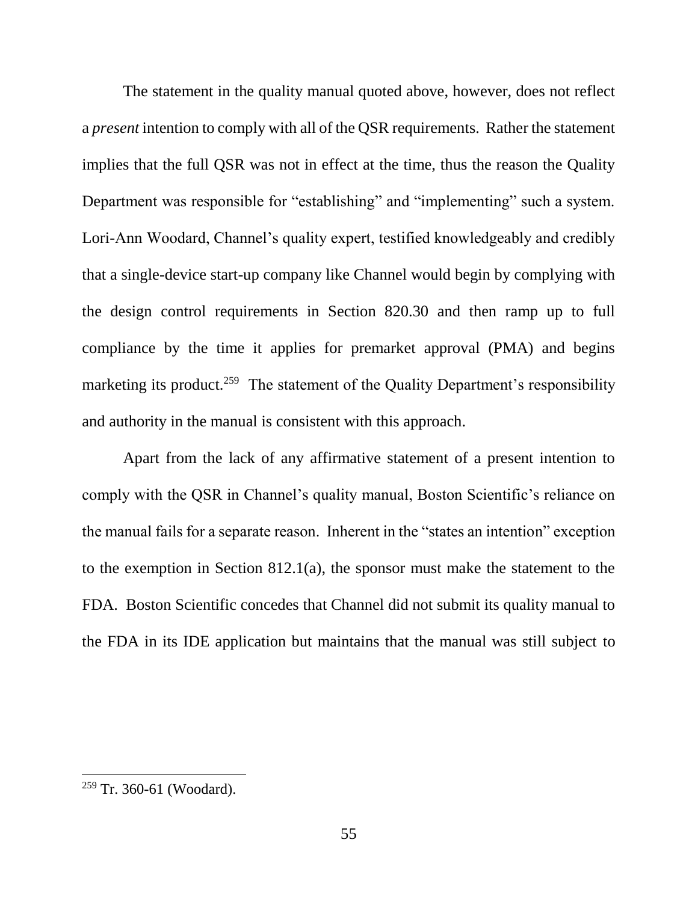The statement in the quality manual quoted above, however, does not reflect a *present* intention to comply with all of the QSR requirements. Rather the statement implies that the full QSR was not in effect at the time, thus the reason the Quality Department was responsible for "establishing" and "implementing" such a system. Lori-Ann Woodard, Channel's quality expert, testified knowledgeably and credibly that a single-device start-up company like Channel would begin by complying with the design control requirements in Section 820.30 and then ramp up to full compliance by the time it applies for premarket approval (PMA) and begins marketing its product.[259] The statement of the Quality Department's responsibility and authority in the manual is consistent with this approach.

Apart from the lack of any affirmative statement of a present intention to comply with the QSR in Channel's quality manual, Boston Scientific's reliance on the manual fails for a separate reason. Inherent in the "states an intention" exception to the exemption in Section 812.1(a), the sponsor must make the statement to the FDA. Boston Scientific concedes that Channel did not submit its quality manual to the FDA in its IDE application but maintains that the manual was still subject to

---

[259] Tr. 360-61 (Woodard).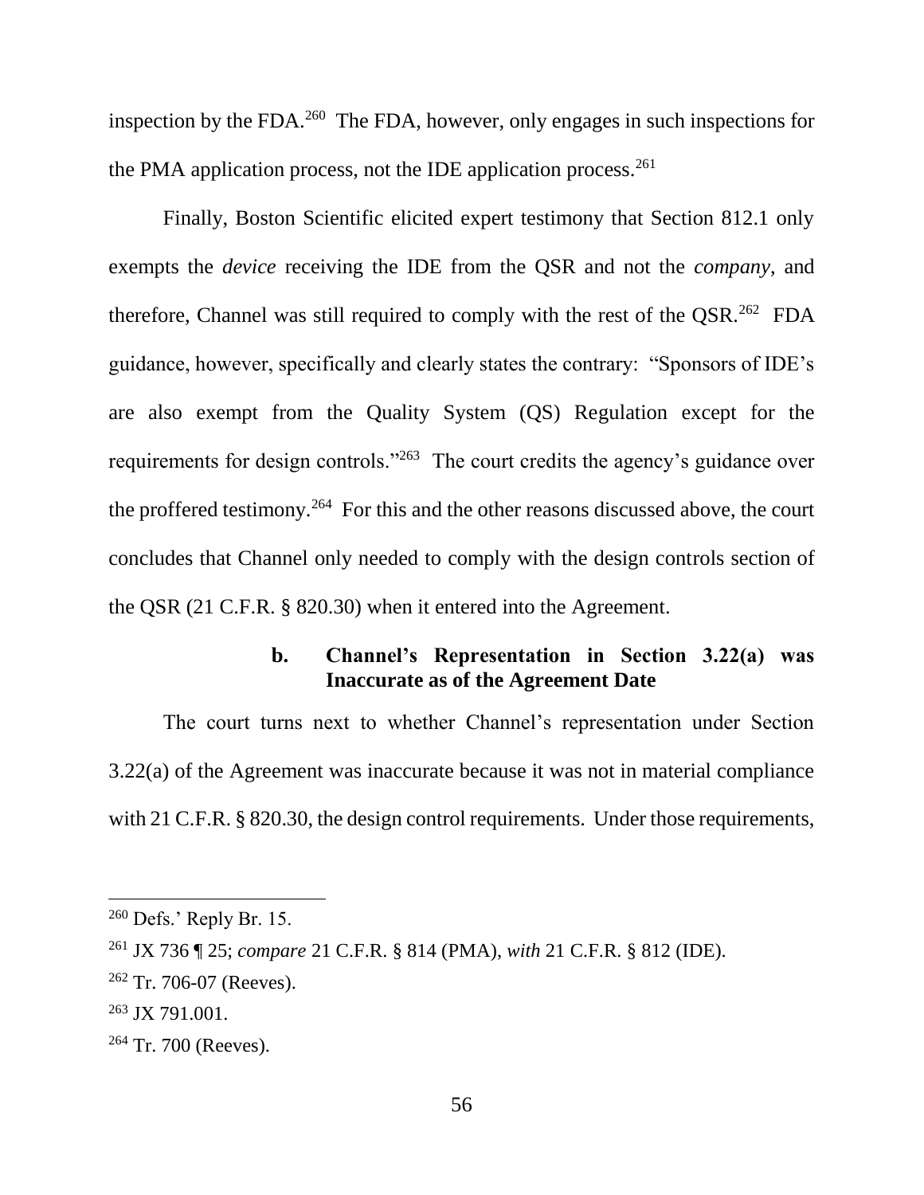inspection by the FDA.[260] The FDA, however, only engages in such inspections for the PMA application process, not the IDE application process.[261]

Finally, Boston Scientific elicited expert testimony that Section 812.1 only exempts the *device* receiving the IDE from the QSR and not the *company*, and therefore, Channel was still required to comply with the rest of the QSR.[262] FDA guidance, however, specifically and clearly states the contrary: "Sponsors of IDE's are also exempt from the Quality System (QS) Regulation except for the requirements for design controls."[263] The court credits the agency's guidance over the proffered testimony.[264] For this and the other reasons discussed above, the court concludes that Channel only needed to comply with the design controls section of the QSR (21 C.F.R. § 820.30) when it entered into the Agreement.

#### b. Channel's Representation in Section 3.22(a) was Inaccurate as of the Agreement Date

The court turns next to whether Channel's representation under Section 3.22(a) of the Agreement was inaccurate because it was not in material compliance with 21 C.F.R. § 820.30, the design control requirements. Under those requirements,

---

[260] Defs.' Reply Br. 15.

[261] JX 736 ¶ 25; *compare* 21 C.F.R. § 814 (PMA), *with* 21 C.F.R. § 812 (IDE).

[262] Tr. 706-07 (Reeves).

[263] JX 791.001.

[264] Tr. 700 (Reeves).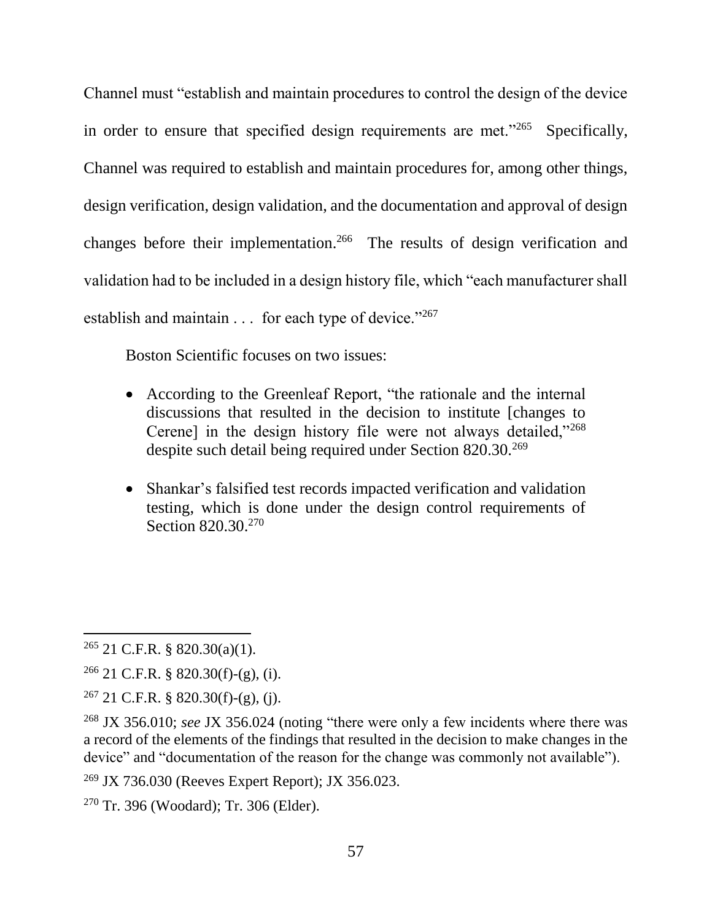Channel must "establish and maintain procedures to control the design of the device in order to ensure that specified design requirements are met."[265] Specifically, Channel was required to establish and maintain procedures for, among other things, design verification, design validation, and the documentation and approval of design changes before their implementation.[266] The results of design verification and validation had to be included in a design history file, which "each manufacturer shall establish and maintain . . . for each type of device."[267]

Boston Scientific focuses on two issues:

- According to the Greenleaf Report, "the rationale and the internal discussions that resulted in the decision to institute [changes to Cerene] in the design history file were not always detailed,"[268] despite such detail being required under Section 820.30.[269]

- Shankar's falsified test records impacted verification and validation testing, which is done under the design control requirements of Section 820.30.[270]

---

[265] 21 C.F.R. § 820.30(a)(1).

[266] 21 C.F.R. § 820.30(f)-(g), (i).

[267] 21 C.F.R. § 820.30(f)-(g), (j).

[268] JX 356.010; *see* JX 356.024 (noting "there were only a few incidents where there was a record of the elements of the findings that resulted in the decision to make changes in the device" and "documentation of the reason for the change was commonly not available").

[269] JX 736.030 (Reeves Expert Report); JX 356.023.

[270] Tr. 396 (Woodard); Tr. 306 (Elder).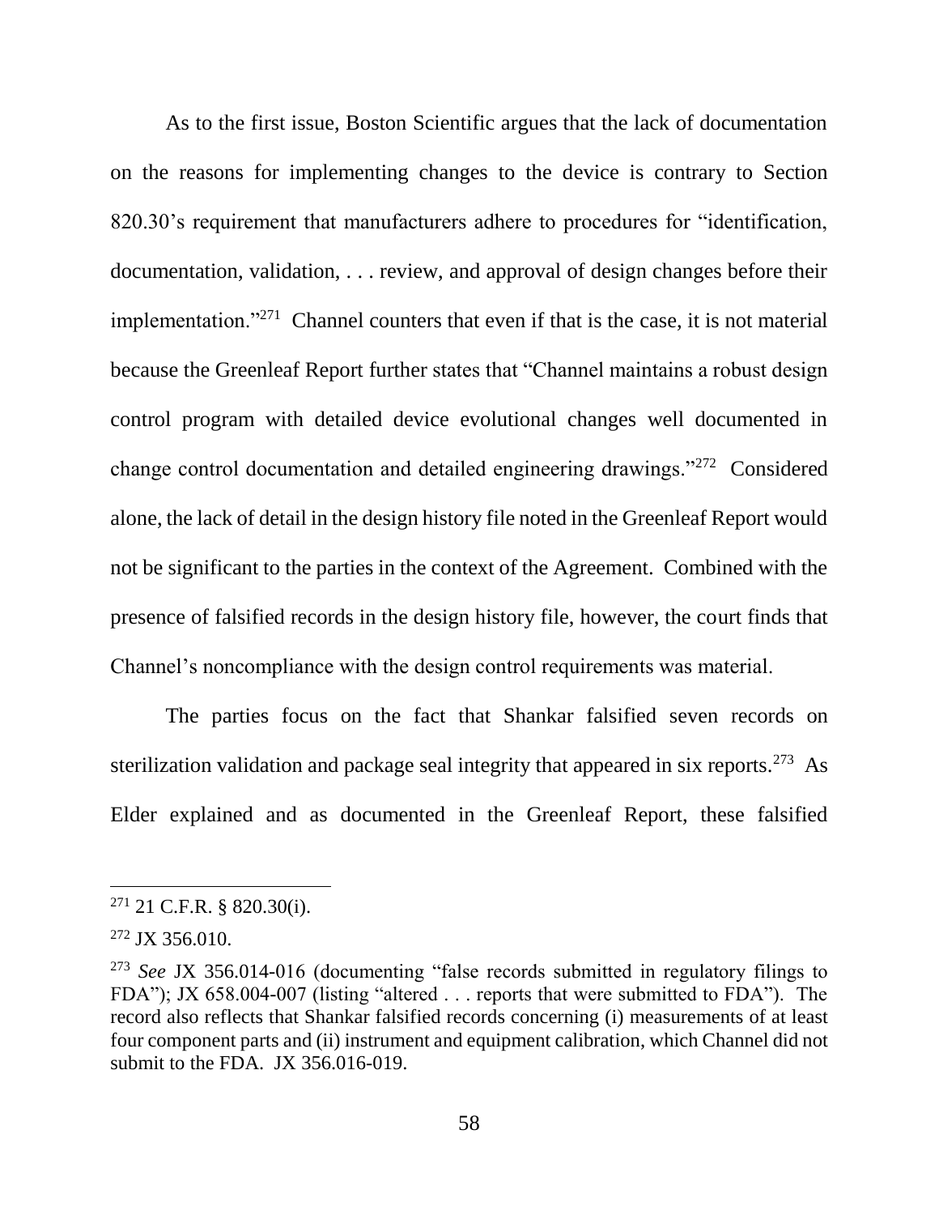As to the first issue, Boston Scientific argues that the lack of documentation on the reasons for implementing changes to the device is contrary to Section 820.30's requirement that manufacturers adhere to procedures for "identification, documentation, validation, . . . review, and approval of design changes before their implementation."[271] Channel counters that even if that is the case, it is not material because the Greenleaf Report further states that "Channel maintains a robust design control program with detailed device evolutional changes well documented in change control documentation and detailed engineering drawings."[272] Considered alone, the lack of detail in the design history file noted in the Greenleaf Report would not be significant to the parties in the context of the Agreement. Combined with the presence of falsified records in the design history file, however, the court finds that Channel's noncompliance with the design control requirements was material.

The parties focus on the fact that Shankar falsified seven records on sterilization validation and package seal integrity that appeared in six reports.[273] As Elder explained and as documented in the Greenleaf Report, these falsified

---

[271] 21 C.F.R. § 820.30(i).

[272] JX 356.010.

[273] *See* JX 356.014-016 (documenting "false records submitted in regulatory filings to FDA"); JX 658.004-007 (listing "altered . . . reports that were submitted to FDA"). The record also reflects that Shankar falsified records concerning (i) measurements of at least four component parts and (ii) instrument and equipment calibration, which Channel did not submit to the FDA. JX 356.016-019.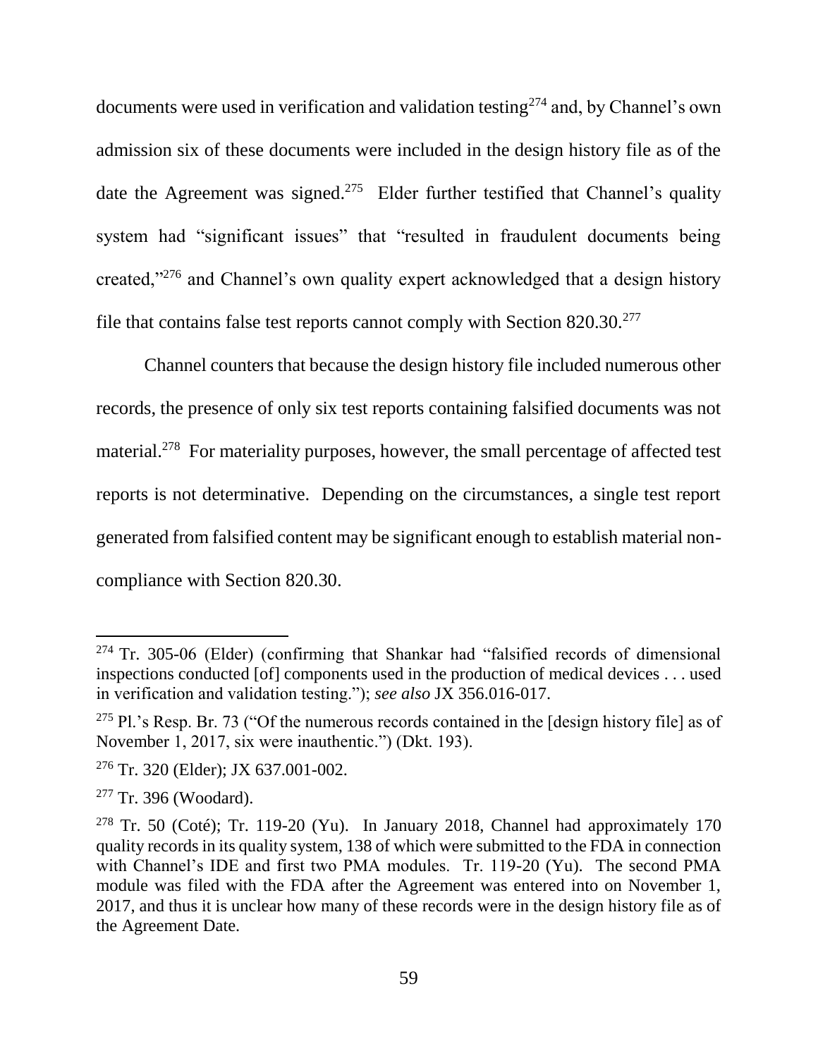documents were used in verification and validation testing[274] and, by Channel's own admission six of these documents were included in the design history file as of the date the Agreement was signed.[275] Elder further testified that Channel's quality system had "significant issues" that "resulted in fraudulent documents being created,"[276] and Channel's own quality expert acknowledged that a design history file that contains false test reports cannot comply with Section 820.30.[277]

Channel counters that because the design history file included numerous other records, the presence of only six test reports containing falsified documents was not material.[278] For materiality purposes, however, the small percentage of affected test reports is not determinative. Depending on the circumstances, a single test report generated from falsified content may be significant enough to establish material non-compliance with Section 820.30.

---

[274] Tr. 305-06 (Elder) (confirming that Shankar had "falsified records of dimensional inspections conducted [of] components used in the production of medical devices . . . used in verification and validation testing."); *see also* JX 356.016-017.

[275] Pl.'s Resp. Br. 73 ("Of the numerous records contained in the [design history file] as of November 1, 2017, six were inauthentic.") (Dkt. 193).

[276] Tr. 320 (Elder); JX 637.001-002.

[277] Tr. 396 (Woodard).

[278] Tr. 50 (Coté); Tr. 119-20 (Yu). In January 2018, Channel had approximately 170 quality records in its quality system, 138 of which were submitted to the FDA in connection with Channel's IDE and first two PMA modules. Tr. 119-20 (Yu). The second PMA module was filed with the FDA after the Agreement was entered into on November 1, 2017, and thus it is unclear how many of these records were in the design history file as of the Agreement Date.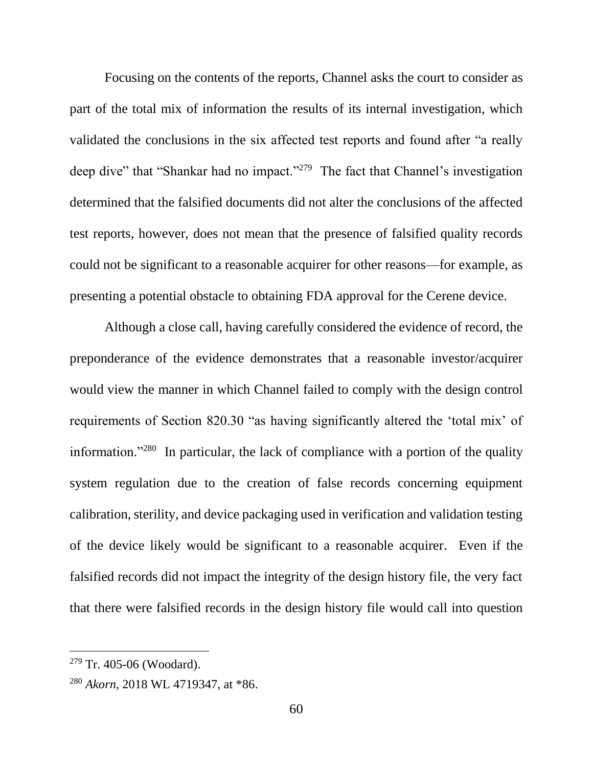Focusing on the contents of the reports, Channel asks the court to consider as part of the total mix of information the results of its internal investigation, which validated the conclusions in the six affected test reports and found after "a really deep dive" that "Shankar had no impact."[279] The fact that Channel's investigation determined that the falsified documents did not alter the conclusions of the affected test reports, however, does not mean that the presence of falsified quality records could not be significant to a reasonable acquirer for other reasons—for example, as presenting a potential obstacle to obtaining FDA approval for the Cerene device.

Although a close call, having carefully considered the evidence of record, the preponderance of the evidence demonstrates that a reasonable investor/acquirer would view the manner in which Channel failed to comply with the design control requirements of Section 820.30 "as having significantly altered the 'total mix' of information."[280] In particular, the lack of compliance with a portion of the quality system regulation due to the creation of false records concerning equipment calibration, sterility, and device packaging used in verification and validation testing of the device likely would be significant to a reasonable acquirer. Even if the falsified records did not impact the integrity of the design history file, the very fact that there were falsified records in the design history file would call into question

---

[279] Tr. 405-06 (Woodard).

[280] *Akorn*, 2018 WL 4719347, at *86.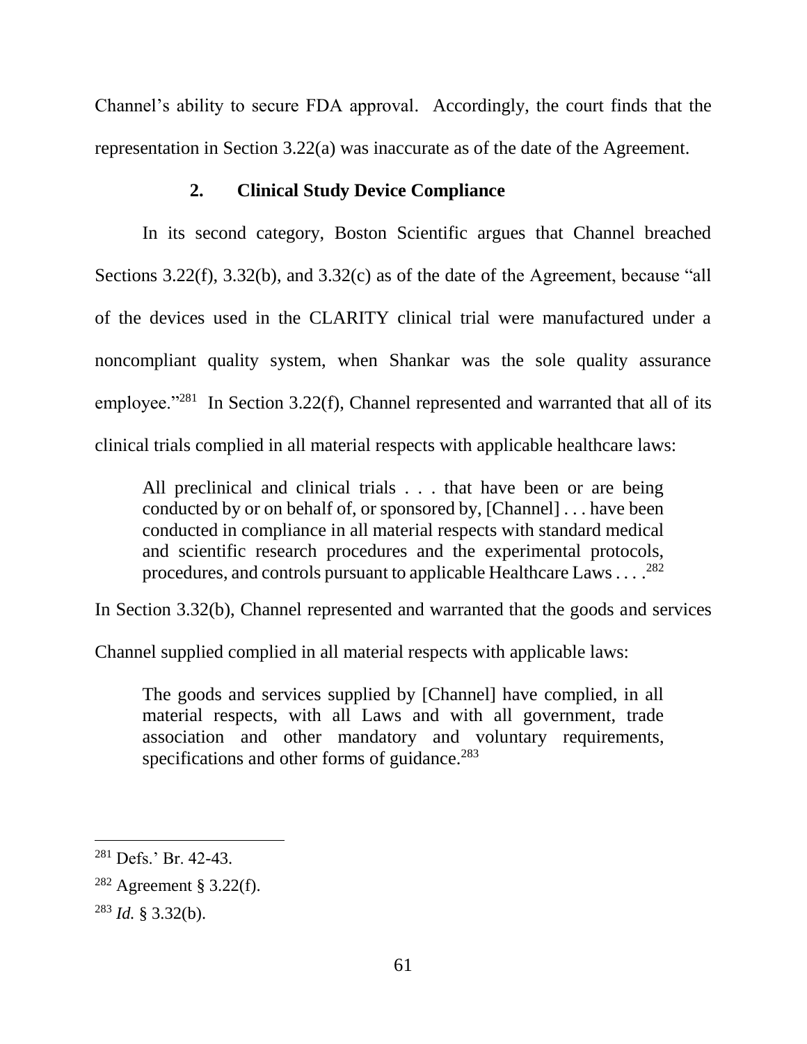Channel's ability to secure FDA approval. Accordingly, the court finds that the representation in Section 3.22(a) was inaccurate as of the date of the Agreement.

### 2. Clinical Study Device Compliance

In its second category, Boston Scientific argues that Channel breached Sections 3.22(f), 3.32(b), and 3.32(c) as of the date of the Agreement, because "all of the devices used in the CLARITY clinical trial were manufactured under a noncompliant quality system, when Shankar was the sole quality assurance employee."[281] In Section 3.22(f), Channel represented and warranted that all of its clinical trials complied in all material respects with applicable healthcare laws:

> All preclinical and clinical trials . . . that have been or are being conducted by or on behalf of, or sponsored by, [Channel] . . . have been conducted in compliance in all material respects with standard medical and scientific research procedures and the experimental protocols, procedures, and controls pursuant to applicable Healthcare Laws . . . .[282]

In Section 3.32(b), Channel represented and warranted that the goods and services Channel supplied complied in all material respects with applicable laws:

> The goods and services supplied by [Channel] have complied, in all material respects, with all Laws and with all government, trade association and other mandatory and voluntary requirements, specifications and other forms of guidance.[283]

---

[281] Defs.' Br. 42-43.

[282] Agreement § 3.22(f).

[283] *Id.* § 3.32(b).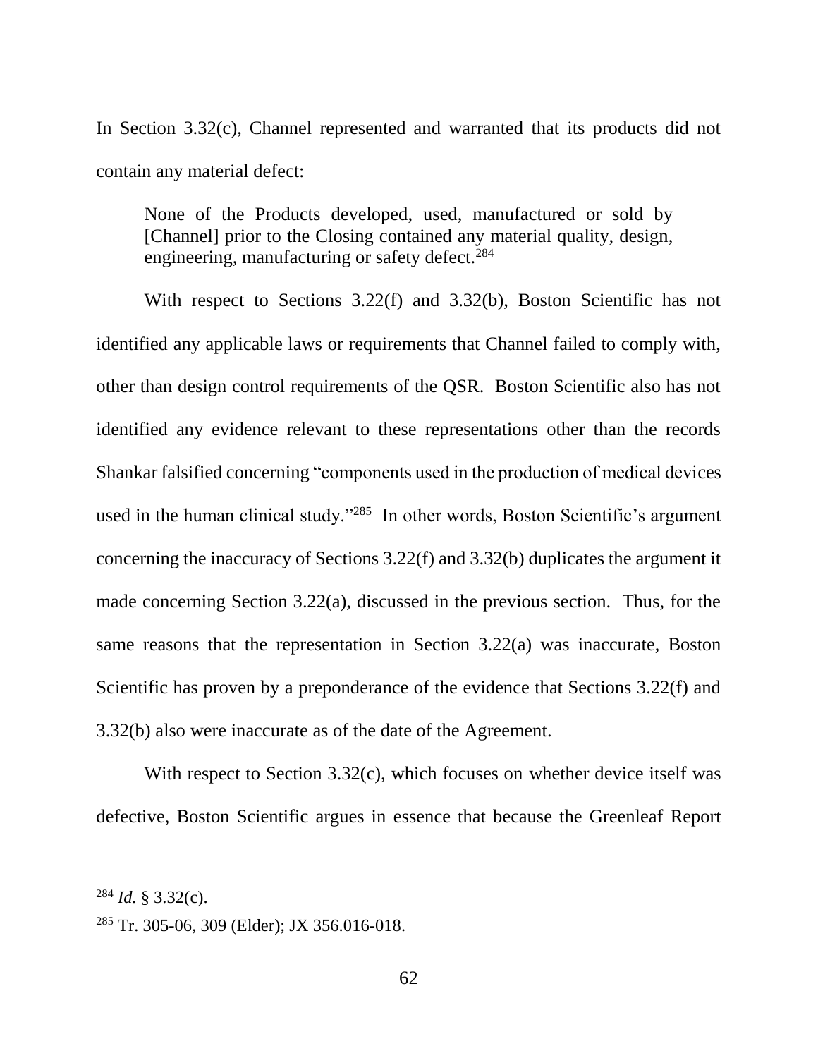In Section 3.32(c), Channel represented and warranted that its products did not contain any material defect:

> None of the Products developed, used, manufactured or sold by [Channel] prior to the Closing contained any material quality, design, engineering, manufacturing or safety defect.[284]

With respect to Sections 3.22(f) and 3.32(b), Boston Scientific has not identified any applicable laws or requirements that Channel failed to comply with, other than design control requirements of the QSR. Boston Scientific also has not identified any evidence relevant to these representations other than the records Shankar falsified concerning "components used in the production of medical devices used in the human clinical study."[285] In other words, Boston Scientific's argument concerning the inaccuracy of Sections 3.22(f) and 3.32(b) duplicates the argument it made concerning Section 3.22(a), discussed in the previous section. Thus, for the same reasons that the representation in Section 3.22(a) was inaccurate, Boston Scientific has proven by a preponderance of the evidence that Sections 3.22(f) and 3.32(b) also were inaccurate as of the date of the Agreement.

With respect to Section 3.32(c), which focuses on whether device itself was defective, Boston Scientific argues in essence that because the Greenleaf Report

---

[284] *Id.* § 3.32(c).

[285] Tr. 305-06, 309 (Elder); JX 356.016-018.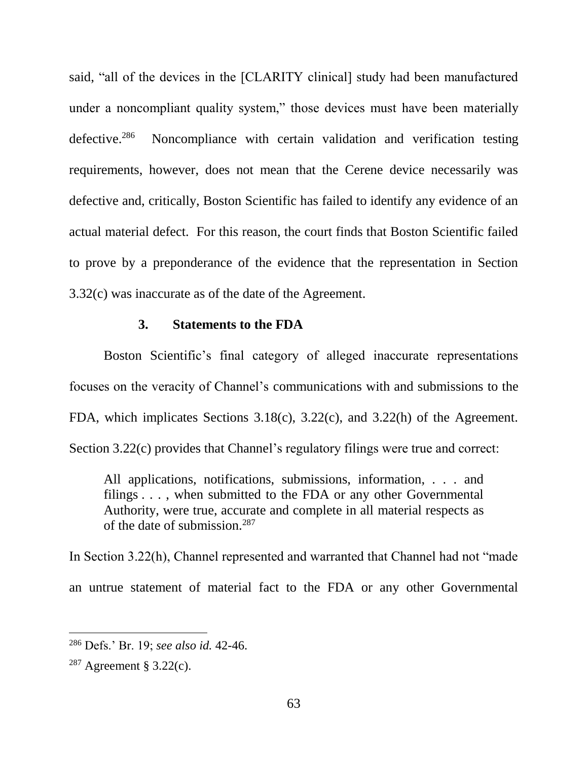said, "all of the devices in the [CLARITY clinical] study had been manufactured under a noncompliant quality system," those devices must have been materially defective.[286] Noncompliance with certain validation and verification testing requirements, however, does not mean that the Cerene device necessarily was defective and, critically, Boston Scientific has failed to identify any evidence of an actual material defect. For this reason, the court finds that Boston Scientific failed to prove by a preponderance of the evidence that the representation in Section 3.32(c) was inaccurate as of the date of the Agreement.

### 3. Statements to the FDA

Boston Scientific's final category of alleged inaccurate representations focuses on the veracity of Channel's communications with and submissions to the FDA, which implicates Sections 3.18(c), 3.22(c), and 3.22(h) of the Agreement. Section 3.22(c) provides that Channel's regulatory filings were true and correct:

> All applications, notifications, submissions, information, . . . and filings . . . , when submitted to the FDA or any other Governmental Authority, were true, accurate and complete in all material respects as of the date of submission.[287]

In Section 3.22(h), Channel represented and warranted that Channel had not "made an untrue statement of material fact to the FDA or any other Governmental

---

[286] Defs.' Br. 19; *see also id.* 42-46.

[287] Agreement § 3.22(c).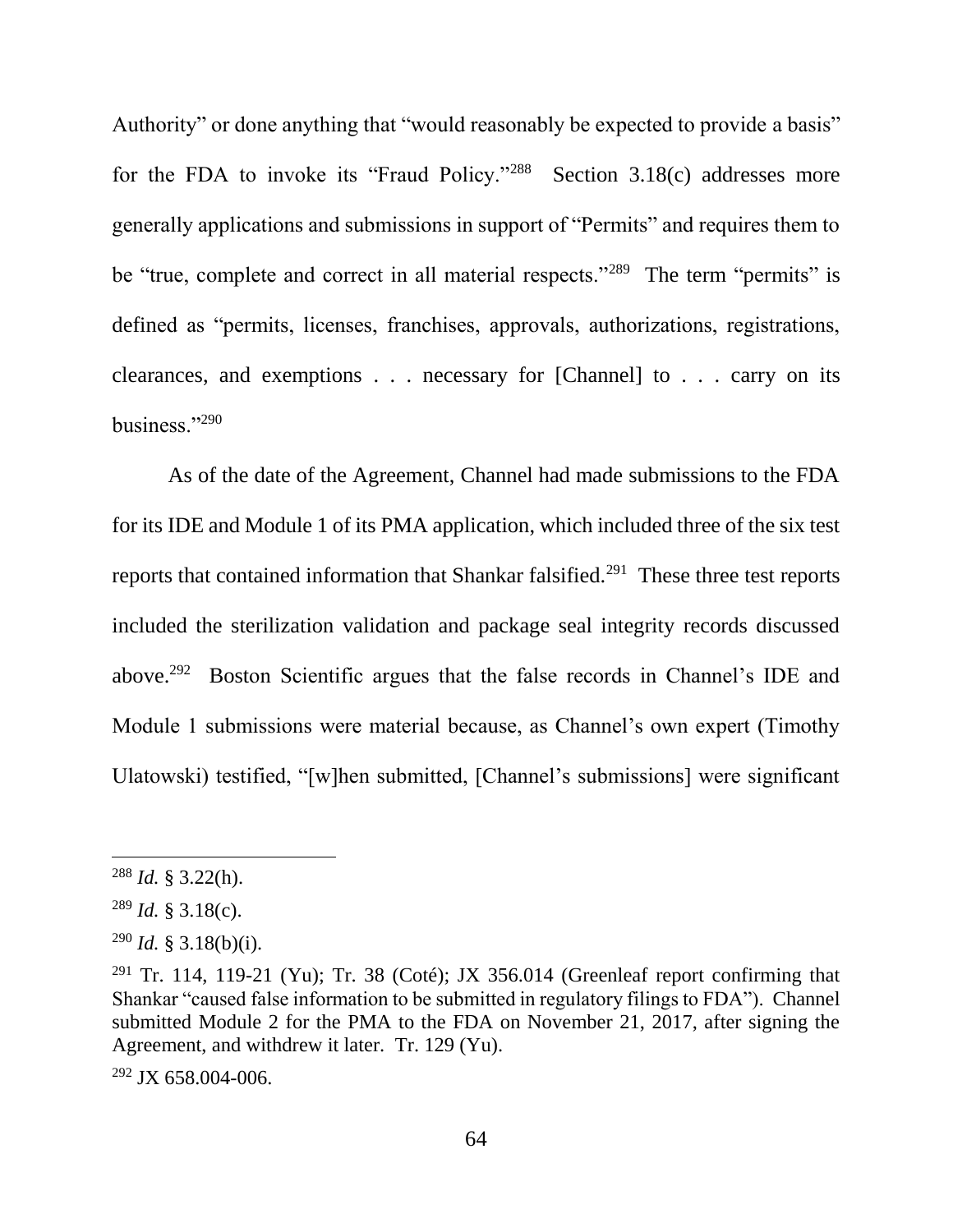Authority" or done anything that "would reasonably be expected to provide a basis" for the FDA to invoke its "Fraud Policy."[288] Section 3.18(c) addresses more generally applications and submissions in support of "Permits" and requires them to be "true, complete and correct in all material respects."[289] The term "permits" is defined as "permits, licenses, franchises, approvals, authorizations, registrations, clearances, and exemptions . . . necessary for [Channel] to . . . carry on its business."[290]

As of the date of the Agreement, Channel had made submissions to the FDA for its IDE and Module 1 of its PMA application, which included three of the six test reports that contained information that Shankar falsified.[291] These three test reports included the sterilization validation and package seal integrity records discussed above.[292] Boston Scientific argues that the false records in Channel's IDE and Module 1 submissions were material because, as Channel's own expert (Timothy Ulatowski) testified, "[w]hen submitted, [Channel's submissions] were significant

---

[288] *Id.* § 3.22(h).

[289] *Id.* § 3.18(c).

[290] *Id.* § 3.18(b)(i).

[291] Tr. 114, 119-21 (Yu); Tr. 38 (Coté); JX 356.014 (Greenleaf report confirming that Shankar "caused false information to be submitted in regulatory filings to FDA"). Channel submitted Module 2 for the PMA to the FDA on November 21, 2017, after signing the Agreement, and withdrew it later. Tr. 129 (Yu).

[292] JX 658.004-006.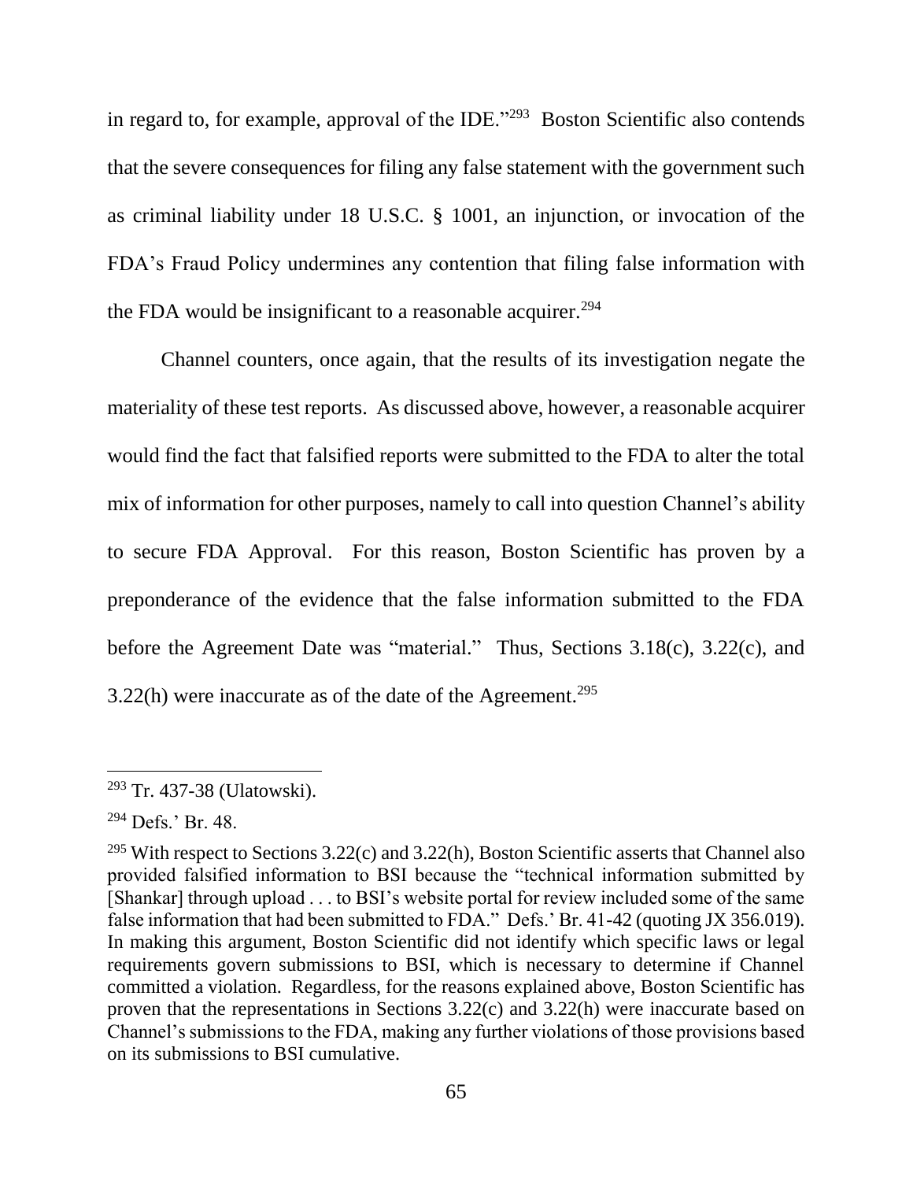in regard to, for example, approval of the IDE."[293] Boston Scientific also contends that the severe consequences for filing any false statement with the government such as criminal liability under 18 U.S.C. § 1001, an injunction, or invocation of the FDA's Fraud Policy undermines any contention that filing false information with the FDA would be insignificant to a reasonable acquirer.[294]

Channel counters, once again, that the results of its investigation negate the materiality of these test reports. As discussed above, however, a reasonable acquirer would find the fact that falsified reports were submitted to the FDA to alter the total mix of information for other purposes, namely to call into question Channel's ability to secure FDA Approval. For this reason, Boston Scientific has proven by a preponderance of the evidence that the false information submitted to the FDA before the Agreement Date was "material." Thus, Sections 3.18(c), 3.22(c), and 3.22(h) were inaccurate as of the date of the Agreement.[295]

---

[293] Tr. 437-38 (Ulatowski).

[294] Defs.' Br. 48.

[295] With respect to Sections 3.22(c) and 3.22(h), Boston Scientific asserts that Channel also provided falsified information to BSI because the "technical information submitted by [Shankar] through upload . . . to BSI's website portal for review included some of the same false information that had been submitted to FDA." Defs.' Br. 41-42 (quoting JX 356.019). In making this argument, Boston Scientific did not identify which specific laws or legal requirements govern submissions to BSI, which is necessary to determine if Channel committed a violation. Regardless, for the reasons explained above, Boston Scientific has proven that the representations in Sections 3.22(c) and 3.22(h) were inaccurate based on Channel's submissions to the FDA, making any further violations of those provisions based on its submissions to BSI cumulative.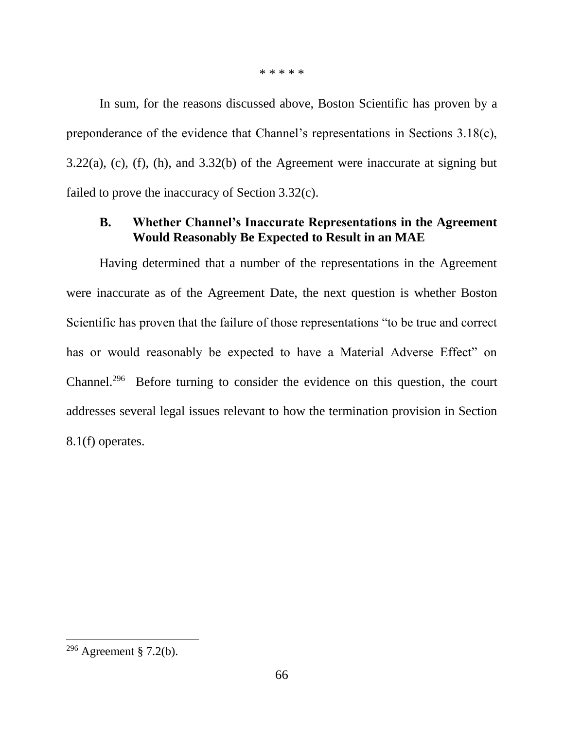\* \* \* \* \*

In sum, for the reasons discussed above, Boston Scientific has proven by a preponderance of the evidence that Channel's representations in Sections 3.18(c), 3.22(a), (c), (f), (h), and 3.32(b) of the Agreement were inaccurate at signing but failed to prove the inaccuracy of Section 3.32(c).

### B. Whether Channel's Inaccurate Representations in the Agreement Would Reasonably Be Expected to Result in an MAE

Having determined that a number of the representations in the Agreement were inaccurate as of the Agreement Date, the next question is whether Boston Scientific has proven that the failure of those representations "to be true and correct has or would reasonably be expected to have a Material Adverse Effect" on Channel.[296] Before turning to consider the evidence on this question, the court addresses several legal issues relevant to how the termination provision in Section 8.1(f) operates.

[296] Agreement § 7.2(b).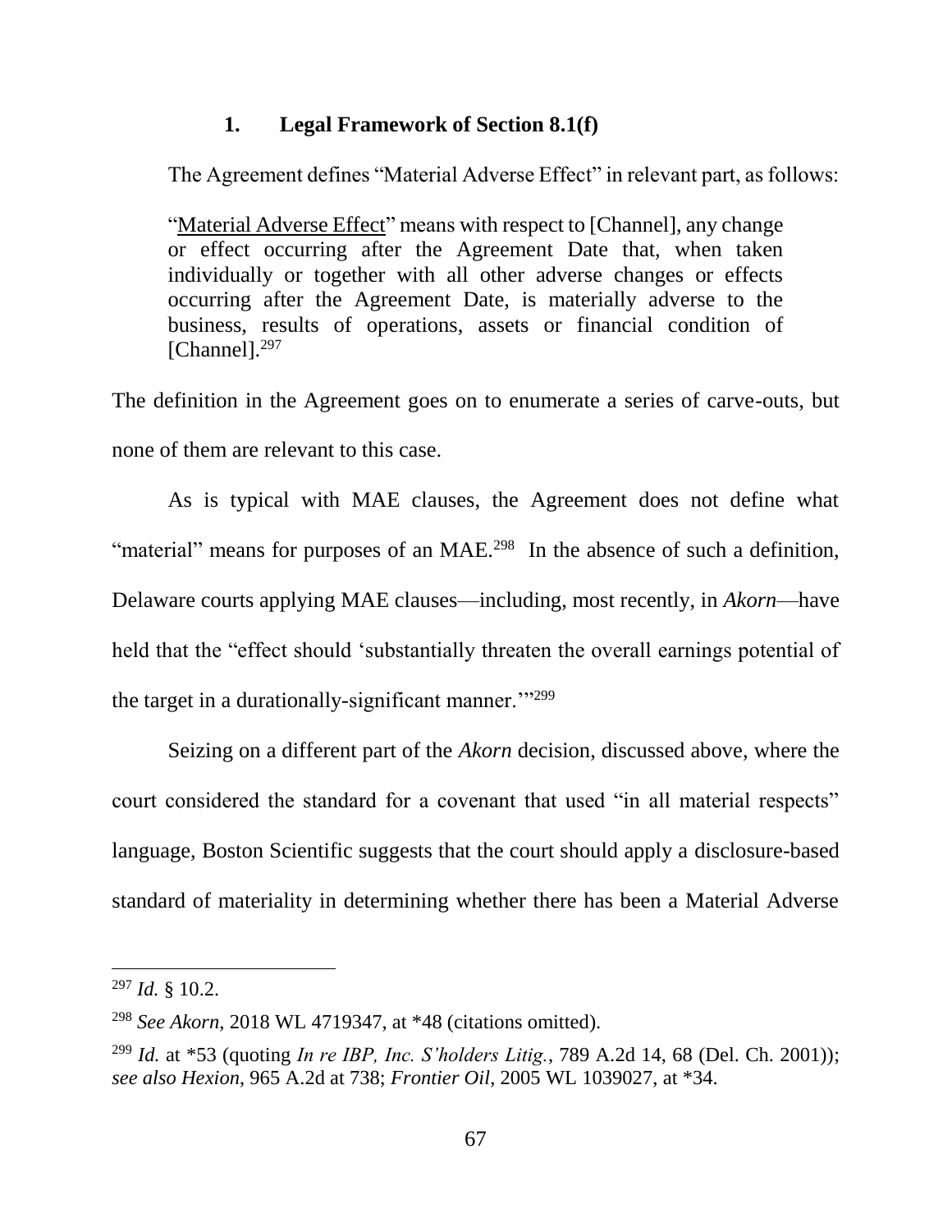### 1. Legal Framework of Section 8.1(f)

The Agreement defines "Material Adverse Effect" in relevant part, as follows:

> "Material Adverse Effect" means with respect to [Channel], any change or effect occurring after the Agreement Date that, when taken individually or together with all other adverse changes or effects occurring after the Agreement Date, is materially adverse to the business, results of operations, assets or financial condition of [Channel].[297]

The definition in the Agreement goes on to enumerate a series of carve-outs, but none of them are relevant to this case.

As is typical with MAE clauses, the Agreement does not define what "material" means for purposes of an MAE.[298] In the absence of such a definition, Delaware courts applying MAE clauses—including, most recently, in *Akorn*—have held that the "effect should 'substantially threaten the overall earnings potential of the target in a durationally-significant manner.'"[299]

Seizing on a different part of the *Akorn* decision, discussed above, where the court considered the standard for a covenant that used "in all material respects" language, Boston Scientific suggests that the court should apply a disclosure-based standard of materiality in determining whether there has been a Material Adverse

---

[297] *Id.* § 10.2.

[298] *See Akorn*, 2018 WL 4719347, at *48 (citations omitted).

[299] *Id.* at *53 (quoting *In re IBP, Inc. S'holders Litig.*, 789 A.2d 14, 68 (Del. Ch. 2001)); *see also Hexion*, 965 A.2d at 738; *Frontier Oil*, 2005 WL 1039027, at *34.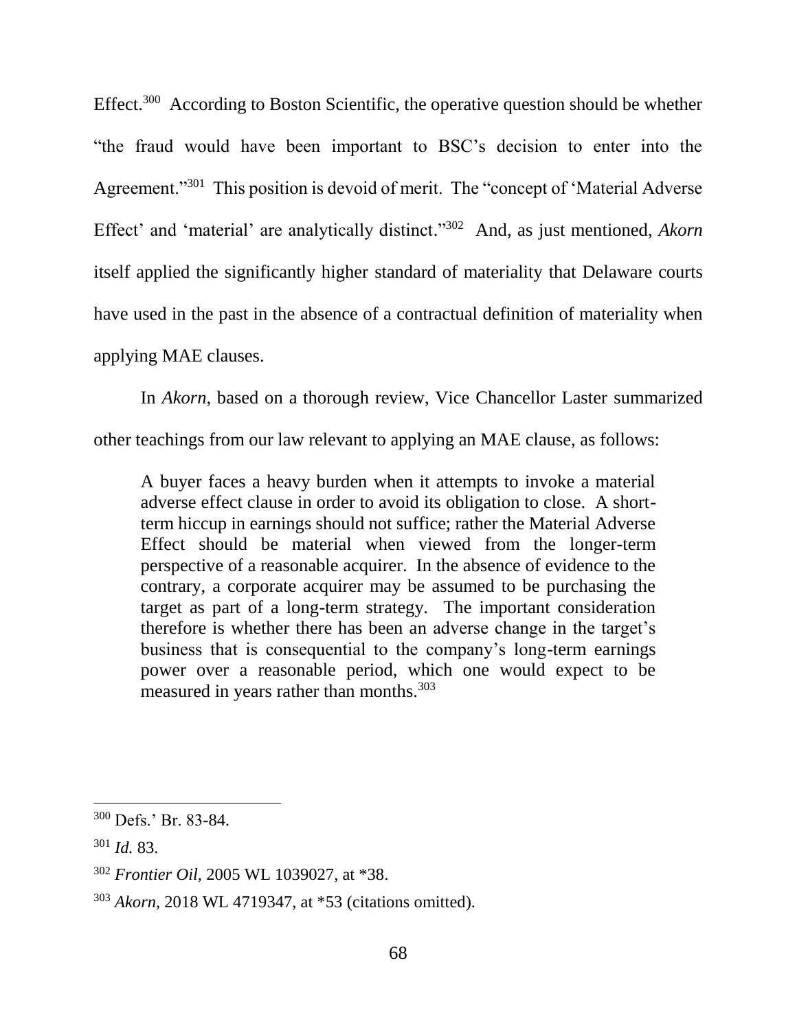Effect.[300] According to Boston Scientific, the operative question should be whether "the fraud would have been important to BSC's decision to enter into the Agreement."[301] This position is devoid of merit. The "concept of 'Material Adverse Effect' and 'material' are analytically distinct."[302] And, as just mentioned, *Akorn* itself applied the significantly higher standard of materiality that Delaware courts have used in the past in the absence of a contractual definition of materiality when applying MAE clauses.

In *Akorn*, based on a thorough review, Vice Chancellor Laster summarized other teachings from our law relevant to applying an MAE clause, as follows:

> A buyer faces a heavy burden when it attempts to invoke a material adverse effect clause in order to avoid its obligation to close. A short-term hiccup in earnings should not suffice; rather the Material Adverse Effect should be material when viewed from the longer-term perspective of a reasonable acquirer. In the absence of evidence to the contrary, a corporate acquirer may be assumed to be purchasing the target as part of a long-term strategy. The important consideration therefore is whether there has been an adverse change in the target's business that is consequential to the company's long-term earnings power over a reasonable period, which one would expect to be measured in years rather than months.[303]

---

[300] Defs.' Br. 83-84.

[301] *Id.* 83.

[302] *Frontier Oil*, 2005 WL 1039027, at *38.

[303] *Akorn*, 2018 WL 4719347, at *53 (citations omitted).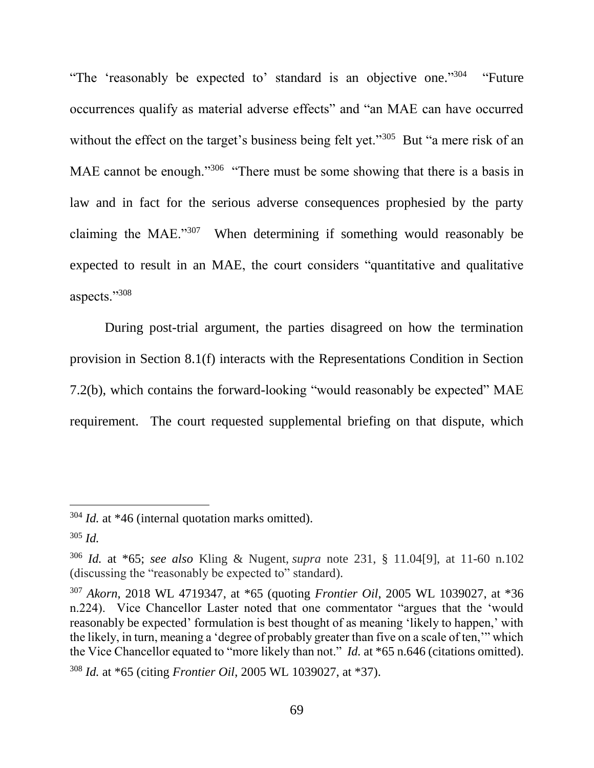"The 'reasonably be expected to' standard is an objective one."[304] "Future occurrences qualify as material adverse effects" and "an MAE can have occurred without the effect on the target's business being felt yet."[305] But "a mere risk of an MAE cannot be enough."[306] "There must be some showing that there is a basis in law and in fact for the serious adverse consequences prophesied by the party claiming the MAE."[307] When determining if something would reasonably be expected to result in an MAE, the court considers "quantitative and qualitative aspects."[308]

During post-trial argument, the parties disagreed on how the termination provision in Section 8.1(f) interacts with the Representations Condition in Section 7.2(b), which contains the forward-looking "would reasonably be expected" MAE requirement. The court requested supplemental briefing on that dispute, which

---

[304] *Id.* at *46 (internal quotation marks omitted).

[305] *Id.*

[306] *Id.* at *65; *see also* Kling & Nugent, *supra* note 231, § 11.04[9], at 11-60 n.102 (discussing the "reasonably be expected to" standard).

[307] *Akorn*, 2018 WL 4719347, at *65 (quoting *Frontier Oil*, 2005 WL 1039027, at *36 n.224). Vice Chancellor Laster noted that one commentator "argues that the 'would reasonably be expected' formulation is best thought of as meaning 'likely to happen,' with the likely, in turn, meaning a 'degree of probably greater than five on a scale of ten,'" which the Vice Chancellor equated to "more likely than not." *Id.* at *65 n.646 (citations omitted).

[308] *Id.* at *65 (citing *Frontier Oil*, 2005 WL 1039027, at *37).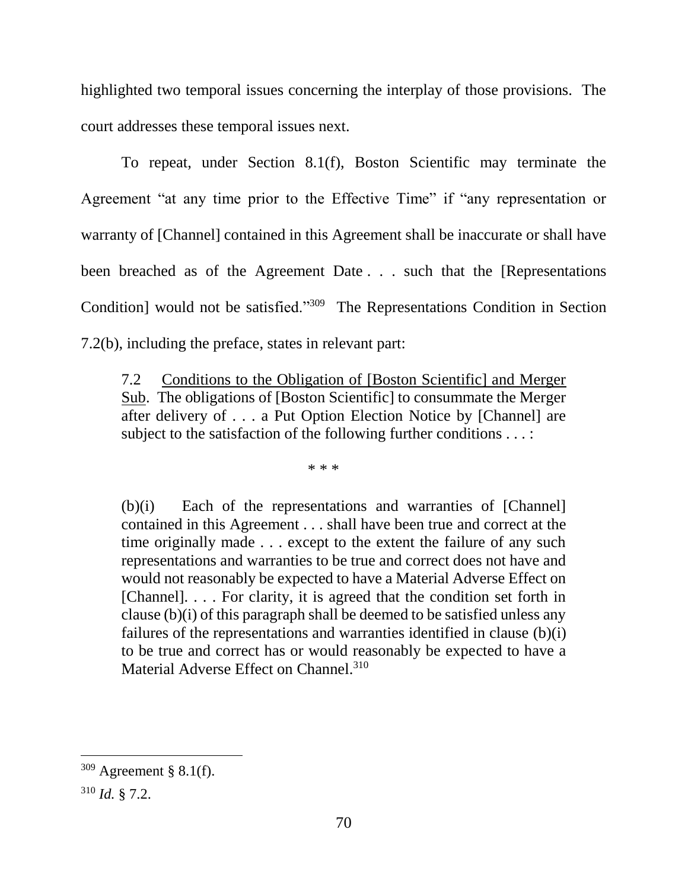highlighted two temporal issues concerning the interplay of those provisions. The court addresses these temporal issues next.

To repeat, under Section 8.1(f), Boston Scientific may terminate the Agreement "at any time prior to the Effective Time" if "any representation or warranty of [Channel] contained in this Agreement shall be inaccurate or shall have been breached as of the Agreement Date . . . such that the [Representations Condition] would not be satisfied."[309] The Representations Condition in Section 7.2(b), including the preface, states in relevant part:

> 7.2 Conditions to the Obligation of [Boston Scientific] and Merger Sub. The obligations of [Boston Scientific] to consummate the Merger after delivery of . . . a Put Option Election Notice by [Channel] are subject to the satisfaction of the following further conditions . . . :
>
> \* \* \*
>
> (b)(i) Each of the representations and warranties of [Channel] contained in this Agreement . . . shall have been true and correct at the time originally made . . . except to the extent the failure of any such representations and warranties to be true and correct does not have and would not reasonably be expected to have a Material Adverse Effect on [Channel]. . . . For clarity, it is agreed that the condition set forth in clause (b)(i) of this paragraph shall be deemed to be satisfied unless any failures of the representations and warranties identified in clause (b)(i) to be true and correct has or would reasonably be expected to have a Material Adverse Effect on Channel.[310]

---

[309] Agreement § 8.1(f).

[310] *Id.* § 7.2.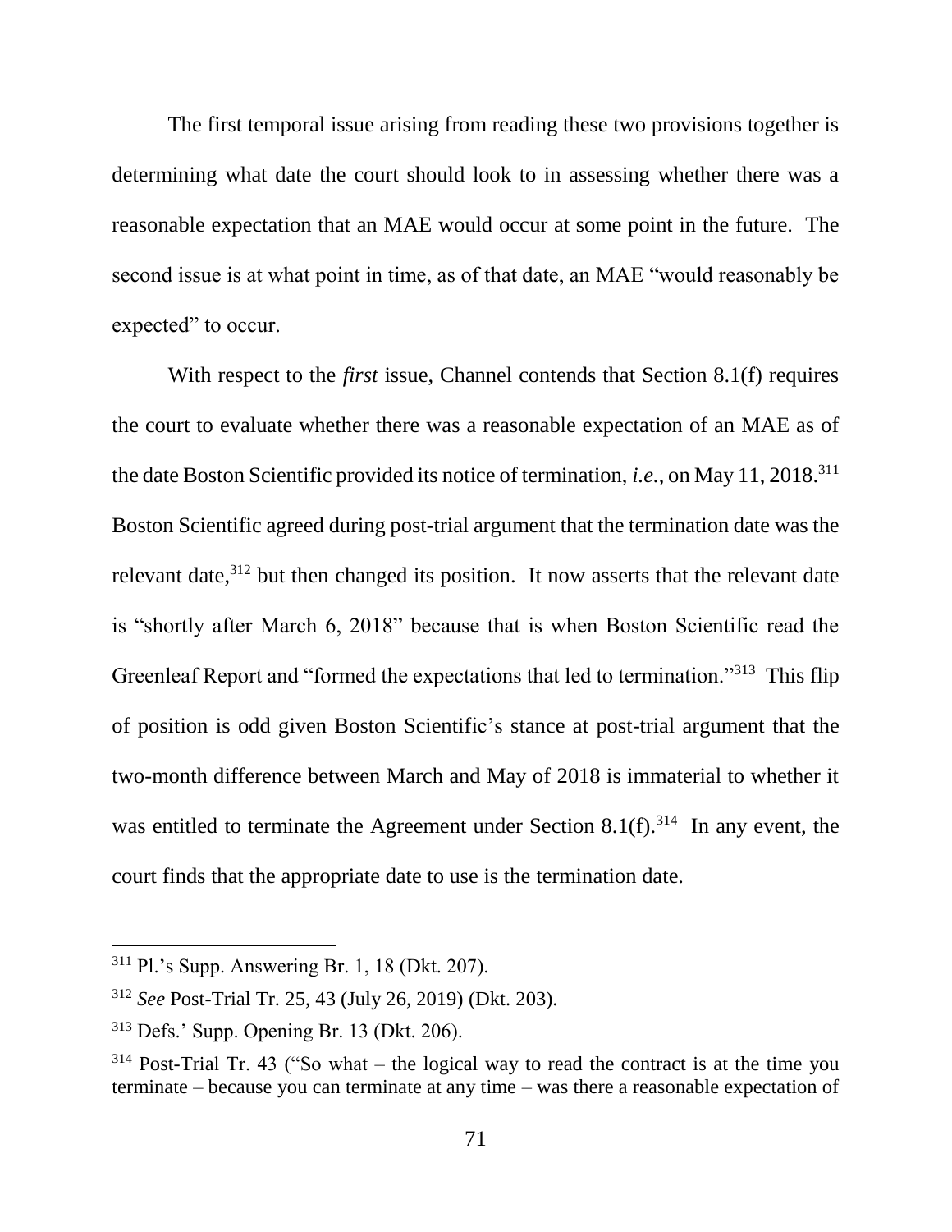The first temporal issue arising from reading these two provisions together is determining what date the court should look to in assessing whether there was a reasonable expectation that an MAE would occur at some point in the future. The second issue is at what point in time, as of that date, an MAE "would reasonably be expected" to occur.

With respect to the *first* issue, Channel contends that Section 8.1(f) requires the court to evaluate whether there was a reasonable expectation of an MAE as of the date Boston Scientific provided its notice of termination, *i.e.*, on May 11, 2018.[311] Boston Scientific agreed during post-trial argument that the termination date was the relevant date,[312] but then changed its position. It now asserts that the relevant date is "shortly after March 6, 2018" because that is when Boston Scientific read the Greenleaf Report and "formed the expectations that led to termination."[313] This flip of position is odd given Boston Scientific's stance at post-trial argument that the two-month difference between March and May of 2018 is immaterial to whether it was entitled to terminate the Agreement under Section 8.1(f).[314] In any event, the court finds that the appropriate date to use is the termination date.

---

[311] Pl.'s Supp. Answering Br. 1, 18 (Dkt. 207).

[312] *See* Post-Trial Tr. 25, 43 (July 26, 2019) (Dkt. 203).

[313] Defs.' Supp. Opening Br. 13 (Dkt. 206).

[314] Post-Trial Tr. 43 ("So what – the logical way to read the contract is at the time you terminate – because you can terminate at any time – was there a reasonable expectation of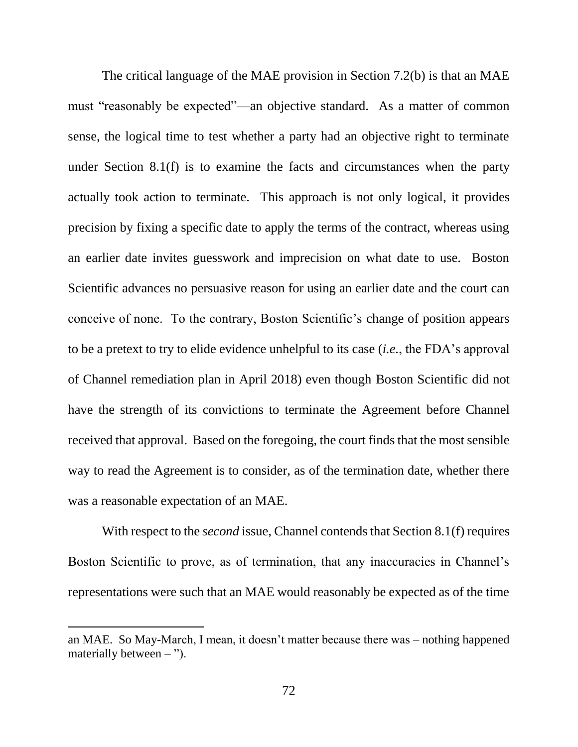The critical language of the MAE provision in Section 7.2(b) is that an MAE must "reasonably be expected"—an objective standard. As a matter of common sense, the logical time to test whether a party had an objective right to terminate under Section 8.1(f) is to examine the facts and circumstances when the party actually took action to terminate. This approach is not only logical, it provides precision by fixing a specific date to apply the terms of the contract, whereas using an earlier date invites guesswork and imprecision on what date to use. Boston Scientific advances no persuasive reason for using an earlier date and the court can conceive of none. To the contrary, Boston Scientific's change of position appears to be a pretext to try to elide evidence unhelpful to its case (*i.e.*, the FDA's approval of Channel remediation plan in April 2018) even though Boston Scientific did not have the strength of its convictions to terminate the Agreement before Channel received that approval. Based on the foregoing, the court finds that the most sensible way to read the Agreement is to consider, as of the termination date, whether there was a reasonable expectation of an MAE.

With respect to the *second* issue, Channel contends that Section 8.1(f) requires Boston Scientific to prove, as of termination, that any inaccuracies in Channel's representations were such that an MAE would reasonably be expected as of the time

---

an MAE. So May-March, I mean, it doesn't matter because there was – nothing happened materially between – ").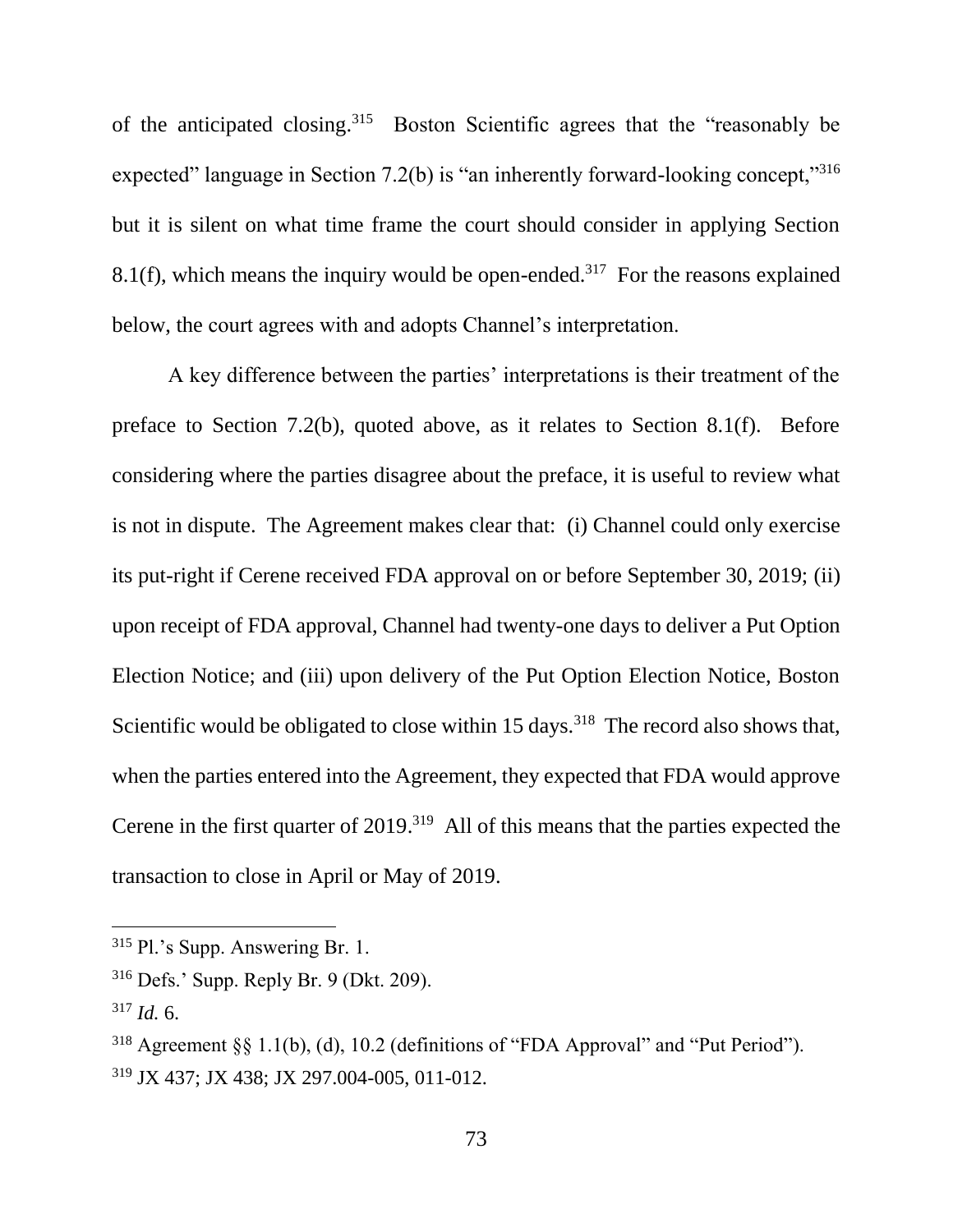of the anticipated closing.[315] Boston Scientific agrees that the "reasonably be expected" language in Section 7.2(b) is "an inherently forward-looking concept,"[316] but it is silent on what time frame the court should consider in applying Section 8.1(f), which means the inquiry would be open-ended.[317] For the reasons explained below, the court agrees with and adopts Channel's interpretation.

A key difference between the parties' interpretations is their treatment of the preface to Section 7.2(b), quoted above, as it relates to Section 8.1(f). Before considering where the parties disagree about the preface, it is useful to review what is not in dispute. The Agreement makes clear that: (i) Channel could only exercise its put-right if Cerene received FDA approval on or before September 30, 2019; (ii) upon receipt of FDA approval, Channel had twenty-one days to deliver a Put Option Election Notice; and (iii) upon delivery of the Put Option Election Notice, Boston Scientific would be obligated to close within 15 days.[318] The record also shows that, when the parties entered into the Agreement, they expected that FDA would approve Cerene in the first quarter of 2019.[319] All of this means that the parties expected the transaction to close in April or May of 2019.

---

[315] Pl.'s Supp. Answering Br. 1.

[316] Defs.' Supp. Reply Br. 9 (Dkt. 209).

[317] *Id.* 6.

[318] Agreement §§ 1.1(b), (d), 10.2 (definitions of "FDA Approval" and "Put Period").

[319] JX 437; JX 438; JX 297.004-005, 011-012.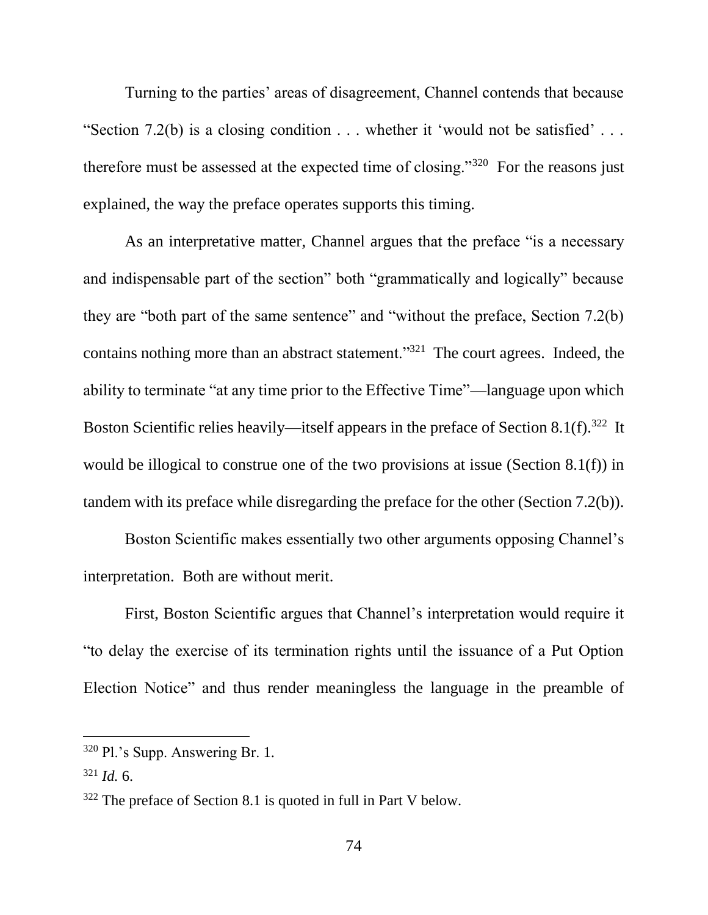Turning to the parties' areas of disagreement, Channel contends that because "Section 7.2(b) is a closing condition . . . whether it 'would not be satisfied' . . . therefore must be assessed at the expected time of closing."[320] For the reasons just explained, the way the preface operates supports this timing.

As an interpretative matter, Channel argues that the preface "is a necessary and indispensable part of the section" both "grammatically and logically" because they are "both part of the same sentence" and "without the preface, Section 7.2(b) contains nothing more than an abstract statement."[321] The court agrees. Indeed, the ability to terminate "at any time prior to the Effective Time"—language upon which Boston Scientific relies heavily—itself appears in the preface of Section 8.1(f).[322] It would be illogical to construe one of the two provisions at issue (Section 8.1(f)) in tandem with its preface while disregarding the preface for the other (Section 7.2(b)).

Boston Scientific makes essentially two other arguments opposing Channel's interpretation. Both are without merit.

First, Boston Scientific argues that Channel's interpretation would require it "to delay the exercise of its termination rights until the issuance of a Put Option Election Notice" and thus render meaningless the language in the preamble of

---

[320] Pl.'s Supp. Answering Br. 1.

[321] *Id.* 6.

[322] The preface of Section 8.1 is quoted in full in Part V below.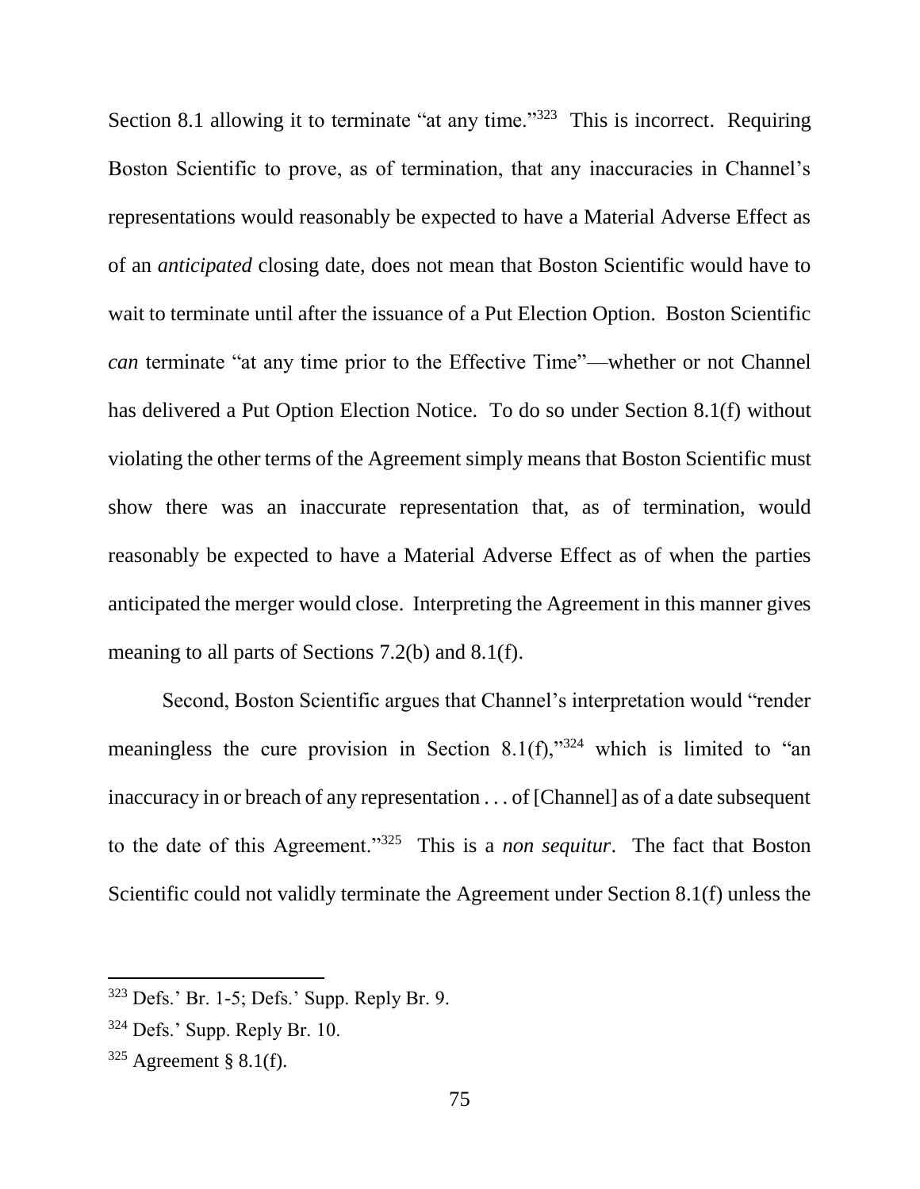Section 8.1 allowing it to terminate "at any time."[323] This is incorrect. Requiring Boston Scientific to prove, as of termination, that any inaccuracies in Channel's representations would reasonably be expected to have a Material Adverse Effect as of an *anticipated* closing date, does not mean that Boston Scientific would have to wait to terminate until after the issuance of a Put Election Option. Boston Scientific *can* terminate "at any time prior to the Effective Time"—whether or not Channel has delivered a Put Option Election Notice. To do so under Section 8.1(f) without violating the other terms of the Agreement simply means that Boston Scientific must show there was an inaccurate representation that, as of termination, would reasonably be expected to have a Material Adverse Effect as of when the parties anticipated the merger would close. Interpreting the Agreement in this manner gives meaning to all parts of Sections 7.2(b) and 8.1(f).

Second, Boston Scientific argues that Channel's interpretation would "render meaningless the cure provision in Section 8.1(f),"[324] which is limited to "an inaccuracy in or breach of any representation . . . of [Channel] as of a date subsequent to the date of this Agreement."[325] This is a *non sequitur*. The fact that Boston Scientific could not validly terminate the Agreement under Section 8.1(f) unless the

---

[323] Defs.' Br. 1-5; Defs.' Supp. Reply Br. 9.

[324] Defs.' Supp. Reply Br. 10.

[325] Agreement § 8.1(f).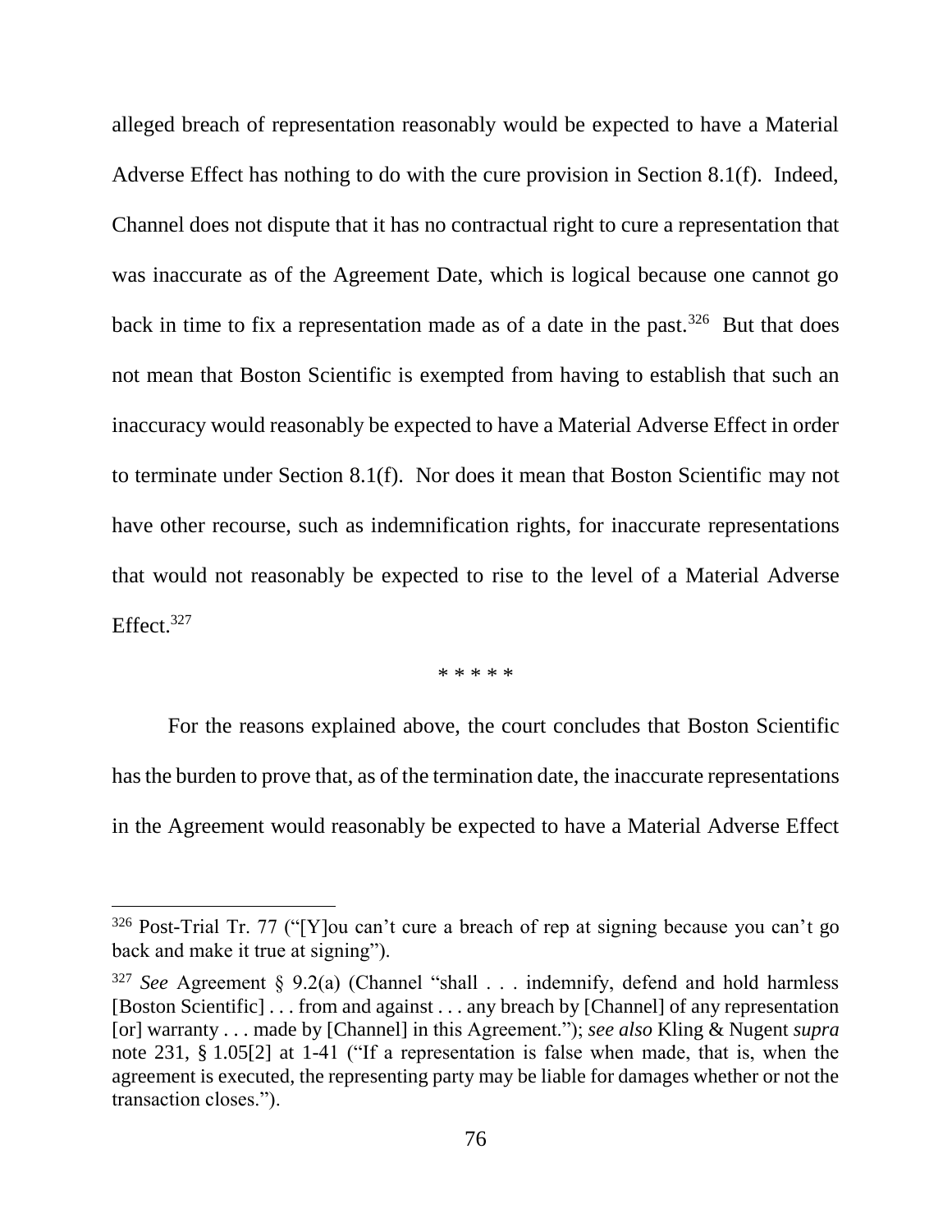alleged breach of representation reasonably would be expected to have a Material Adverse Effect has nothing to do with the cure provision in Section 8.1(f). Indeed, Channel does not dispute that it has no contractual right to cure a representation that was inaccurate as of the Agreement Date, which is logical because one cannot go back in time to fix a representation made as of a date in the past.[326] But that does not mean that Boston Scientific is exempted from having to establish that such an inaccuracy would reasonably be expected to have a Material Adverse Effect in order to terminate under Section 8.1(f). Nor does it mean that Boston Scientific may not have other recourse, such as indemnification rights, for inaccurate representations that would not reasonably be expected to rise to the level of a Material Adverse Effect.[327]

\* \* \* \* \*

For the reasons explained above, the court concludes that Boston Scientific has the burden to prove that, as of the termination date, the inaccurate representations in the Agreement would reasonably be expected to have a Material Adverse Effect

---

[326] Post-Trial Tr. 77 ("[Y]ou can't cure a breach of rep at signing because you can't go back and make it true at signing").

[327] *See* Agreement § 9.2(a) (Channel "shall . . . indemnify, defend and hold harmless [Boston Scientific] . . . from and against . . . any breach by [Channel] of any representation [or] warranty . . . made by [Channel] in this Agreement."); *see also* Kling & Nugent *supra* note 231, § 1.05[2] at 1-41 ("If a representation is false when made, that is, when the agreement is executed, the representing party may be liable for damages whether or not the transaction closes.").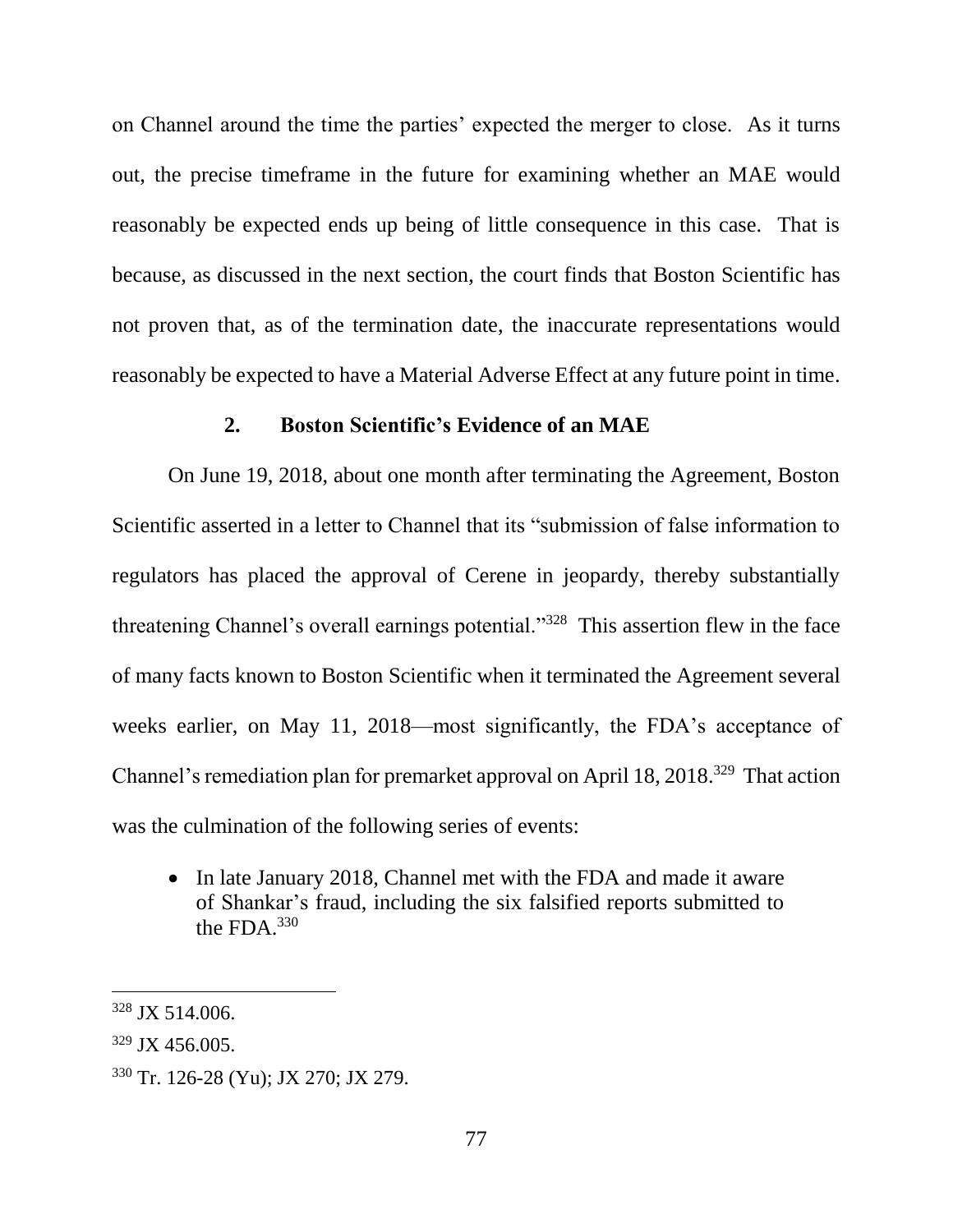on Channel around the time the parties' expected the merger to close. As it turns out, the precise timeframe in the future for examining whether an MAE would reasonably be expected ends up being of little consequence in this case. That is because, as discussed in the next section, the court finds that Boston Scientific has not proven that, as of the termination date, the inaccurate representations would reasonably be expected to have a Material Adverse Effect at any future point in time.

### 2. Boston Scientific's Evidence of an MAE

On June 19, 2018, about one month after terminating the Agreement, Boston Scientific asserted in a letter to Channel that its "submission of false information to regulators has placed the approval of Cerene in jeopardy, thereby substantially threatening Channel's overall earnings potential."[328] This assertion flew in the face of many facts known to Boston Scientific when it terminated the Agreement several weeks earlier, on May 11, 2018—most significantly, the FDA's acceptance of Channel's remediation plan for premarket approval on April 18, 2018.[329] That action was the culmination of the following series of events:

- In late January 2018, Channel met with the FDA and made it aware of Shankar's fraud, including the six falsified reports submitted to the FDA.[330]

---

[328] JX 514.006.

[329] JX 456.005.

[330] Tr. 126-28 (Yu); JX 270; JX 279.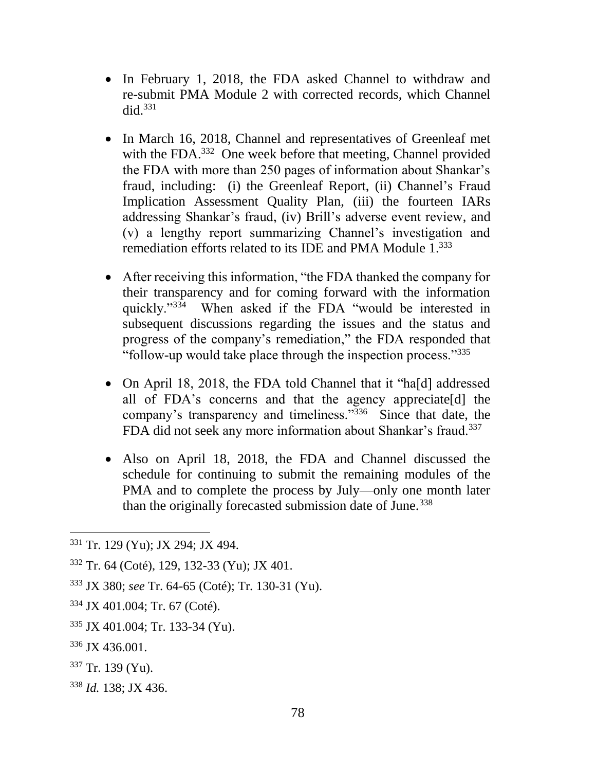- In February 1, 2018, the FDA asked Channel to withdraw and re-submit PMA Module 2 with corrected records, which Channel did.[331]

- In March 16, 2018, Channel and representatives of Greenleaf met with the FDA.[332] One week before that meeting, Channel provided the FDA with more than 250 pages of information about Shankar's fraud, including: (i) the Greenleaf Report, (ii) Channel's Fraud Implication Assessment Quality Plan, (iii) the fourteen IARs addressing Shankar's fraud, (iv) Brill's adverse event review, and (v) a lengthy report summarizing Channel's investigation and remediation efforts related to its IDE and PMA Module 1.[333]

- After receiving this information, "the FDA thanked the company for their transparency and for coming forward with the information quickly."[334] When asked if the FDA "would be interested in subsequent discussions regarding the issues and the status and progress of the company's remediation," the FDA responded that "follow-up would take place through the inspection process."[335]

- On April 18, 2018, the FDA told Channel that it "ha[d] addressed all of FDA's concerns and that the agency appreciate[d] the company's transparency and timeliness."[336] Since that date, the FDA did not seek any more information about Shankar's fraud.[337]

- Also on April 18, 2018, the FDA and Channel discussed the schedule for continuing to submit the remaining modules of the PMA and to complete the process by July—only one month later than the originally forecasted submission date of June.[338]

---

[331] Tr. 129 (Yu); JX 294; JX 494.

[332] Tr. 64 (Coté), 129, 132-33 (Yu); JX 401.

[333] JX 380; *see* Tr. 64-65 (Coté); Tr. 130-31 (Yu).

[334] JX 401.004; Tr. 67 (Coté).

[335] JX 401.004; Tr. 133-34 (Yu).

[336] JX 436.001.

[337] Tr. 139 (Yu).

[338] *Id.* 138; JX 436.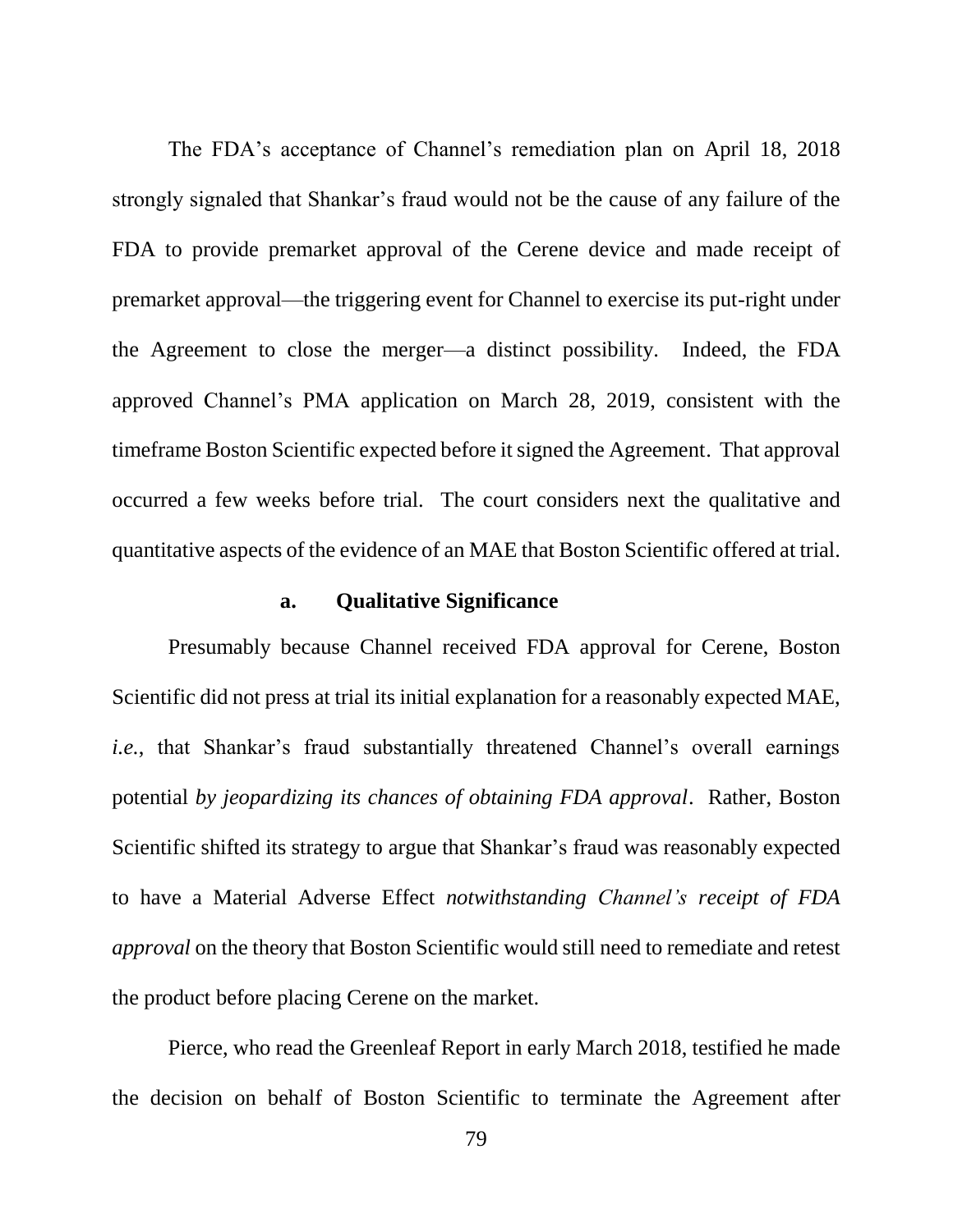The FDA's acceptance of Channel's remediation plan on April 18, 2018 strongly signaled that Shankar's fraud would not be the cause of any failure of the FDA to provide premarket approval of the Cerene device and made receipt of premarket approval—the triggering event for Channel to exercise its put-right under the Agreement to close the merger—a distinct possibility. Indeed, the FDA approved Channel's PMA application on March 28, 2019, consistent with the timeframe Boston Scientific expected before it signed the Agreement. That approval occurred a few weeks before trial. The court considers next the qualitative and quantitative aspects of the evidence of an MAE that Boston Scientific offered at trial.

#### a. Qualitative Significance

Presumably because Channel received FDA approval for Cerene, Boston Scientific did not press at trial its initial explanation for a reasonably expected MAE, *i.e.*, that Shankar's fraud substantially threatened Channel's overall earnings potential *by jeopardizing its chances of obtaining FDA approval*. Rather, Boston Scientific shifted its strategy to argue that Shankar's fraud was reasonably expected to have a Material Adverse Effect *notwithstanding Channel's receipt of FDA approval* on the theory that Boston Scientific would still need to remediate and retest the product before placing Cerene on the market.

Pierce, who read the Greenleaf Report in early March 2018, testified he made the decision on behalf of Boston Scientific to terminate the Agreement after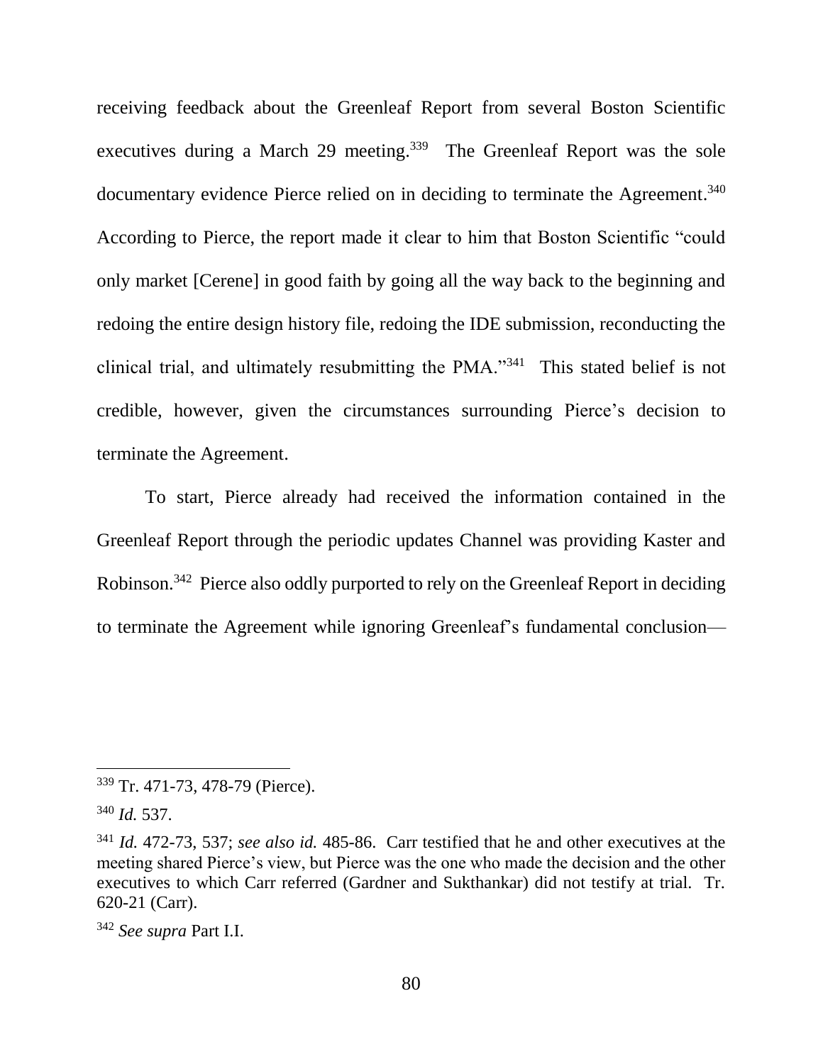receiving feedback about the Greenleaf Report from several Boston Scientific executives during a March 29 meeting.[339] The Greenleaf Report was the sole documentary evidence Pierce relied on in deciding to terminate the Agreement.[340] According to Pierce, the report made it clear to him that Boston Scientific "could only market [Cerene] in good faith by going all the way back to the beginning and redoing the entire design history file, redoing the IDE submission, reconducting the clinical trial, and ultimately resubmitting the PMA."[341] This stated belief is not credible, however, given the circumstances surrounding Pierce's decision to terminate the Agreement.

To start, Pierce already had received the information contained in the Greenleaf Report through the periodic updates Channel was providing Kaster and Robinson.[342] Pierce also oddly purported to rely on the Greenleaf Report in deciding to terminate the Agreement while ignoring Greenleaf's fundamental conclusion—

---

[339] Tr. 471-73, 478-79 (Pierce).

[340] *Id.* 537.

[341] *Id.* 472-73, 537; *see also id.* 485-86. Carr testified that he and other executives at the meeting shared Pierce's view, but Pierce was the one who made the decision and the other executives to which Carr referred (Gardner and Sukthankar) did not testify at trial. Tr. 620-21 (Carr).

[342] *See supra* Part I.I.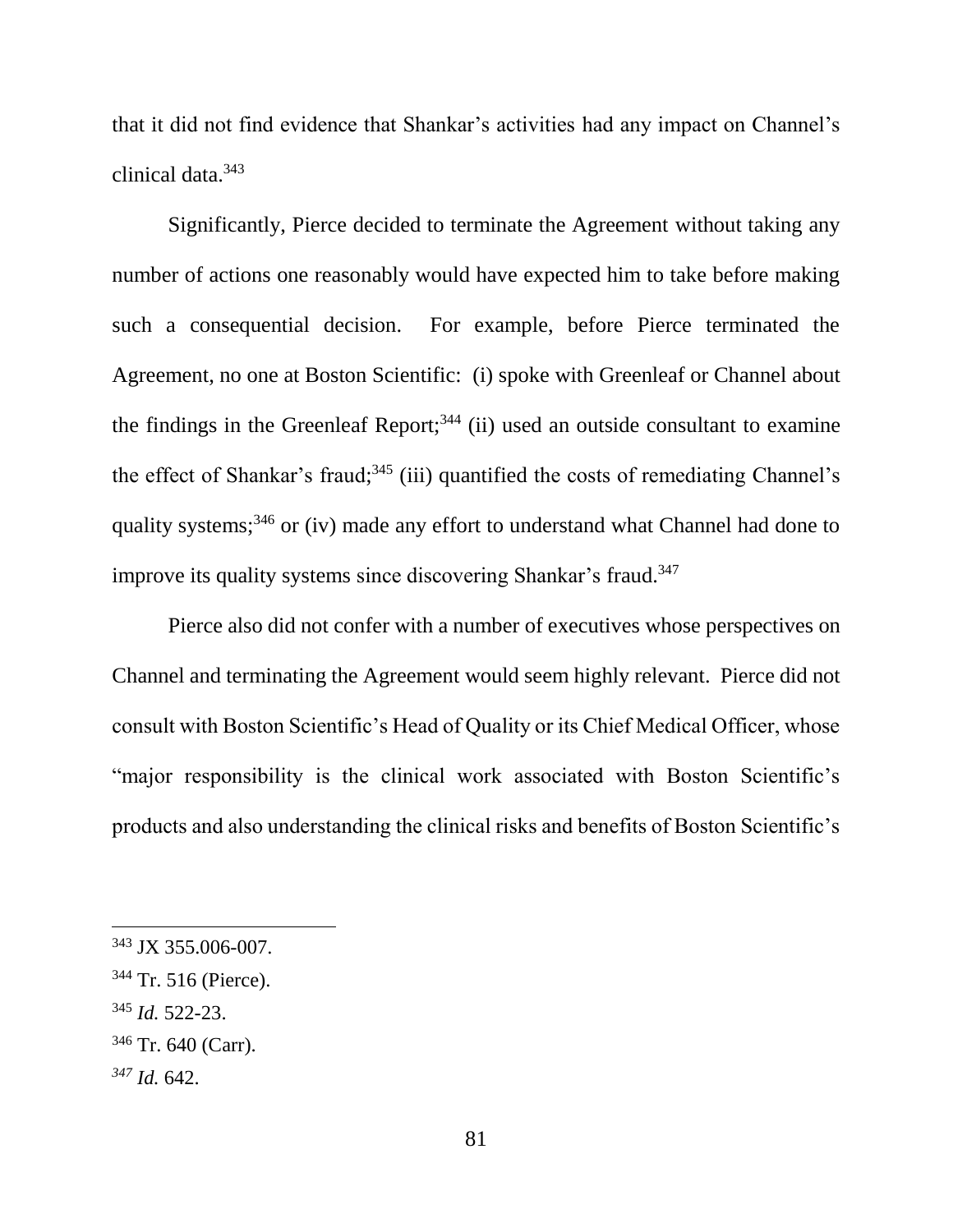that it did not find evidence that Shankar's activities had any impact on Channel's clinical data.[343]

Significantly, Pierce decided to terminate the Agreement without taking any number of actions one reasonably would have expected him to take before making such a consequential decision. For example, before Pierce terminated the Agreement, no one at Boston Scientific: (i) spoke with Greenleaf or Channel about the findings in the Greenleaf Report;[344] (ii) used an outside consultant to examine the effect of Shankar's fraud;[345] (iii) quantified the costs of remediating Channel's quality systems;[346] or (iv) made any effort to understand what Channel had done to improve its quality systems since discovering Shankar's fraud.[347]

Pierce also did not confer with a number of executives whose perspectives on Channel and terminating the Agreement would seem highly relevant. Pierce did not consult with Boston Scientific's Head of Quality or its Chief Medical Officer, whose "major responsibility is the clinical work associated with Boston Scientific's products and also understanding the clinical risks and benefits of Boston Scientific's

---

[343] JX 355.006-007.

[344] Tr. 516 (Pierce).

[345] *Id.* 522-23.

[346] Tr. 640 (Carr).

[347] *Id.* 642.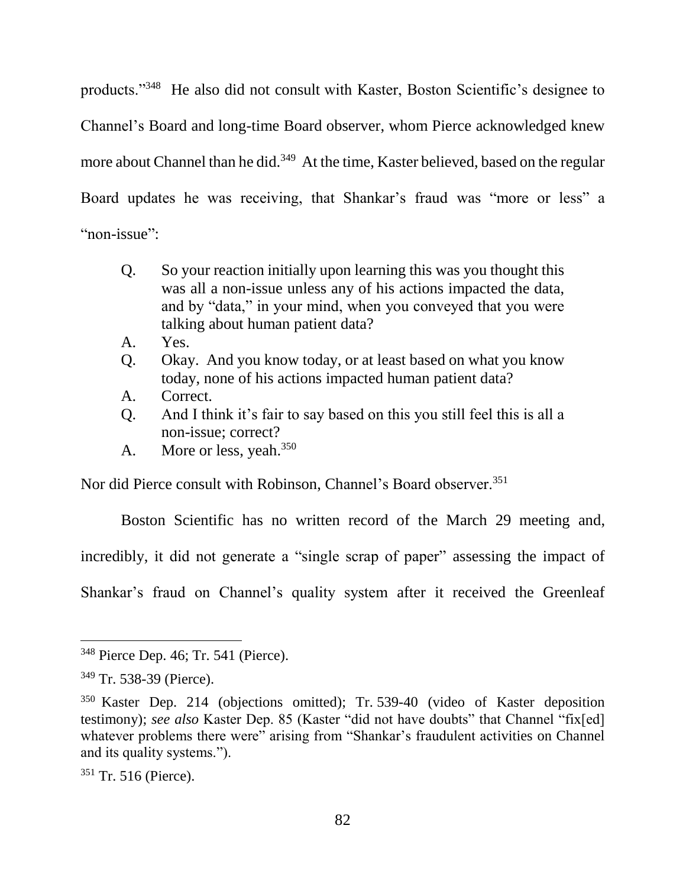products."[348] He also did not consult with Kaster, Boston Scientific's designee to Channel's Board and long-time Board observer, whom Pierce acknowledged knew more about Channel than he did.[349] At the time, Kaster believed, based on the regular Board updates he was receiving, that Shankar's fraud was "more or less" a "non-issue":

> Q. So your reaction initially upon learning this was you thought this was all a non-issue unless any of his actions impacted the data, and by "data," in your mind, when you conveyed that you were talking about human patient data?
>
> A. Yes.
>
> Q. Okay. And you know today, or at least based on what you know today, none of his actions impacted human patient data?
>
> A. Correct.
>
> Q. And I think it's fair to say based on this you still feel this is all a non-issue; correct?
>
> A. More or less, yeah.[350]

Nor did Pierce consult with Robinson, Channel's Board observer.[351]

Boston Scientific has no written record of the March 29 meeting and, incredibly, it did not generate a "single scrap of paper" assessing the impact of Shankar's fraud on Channel's quality system after it received the Greenleaf

---

[348] Pierce Dep. 46; Tr. 541 (Pierce).

[349] Tr. 538-39 (Pierce).

[350] Kaster Dep. 214 (objections omitted); Tr. 539-40 (video of Kaster deposition testimony); *see also* Kaster Dep. 85 (Kaster "did not have doubts" that Channel "fix[ed] whatever problems there were" arising from "Shankar's fraudulent activities on Channel and its quality systems.").

[351] Tr. 516 (Pierce).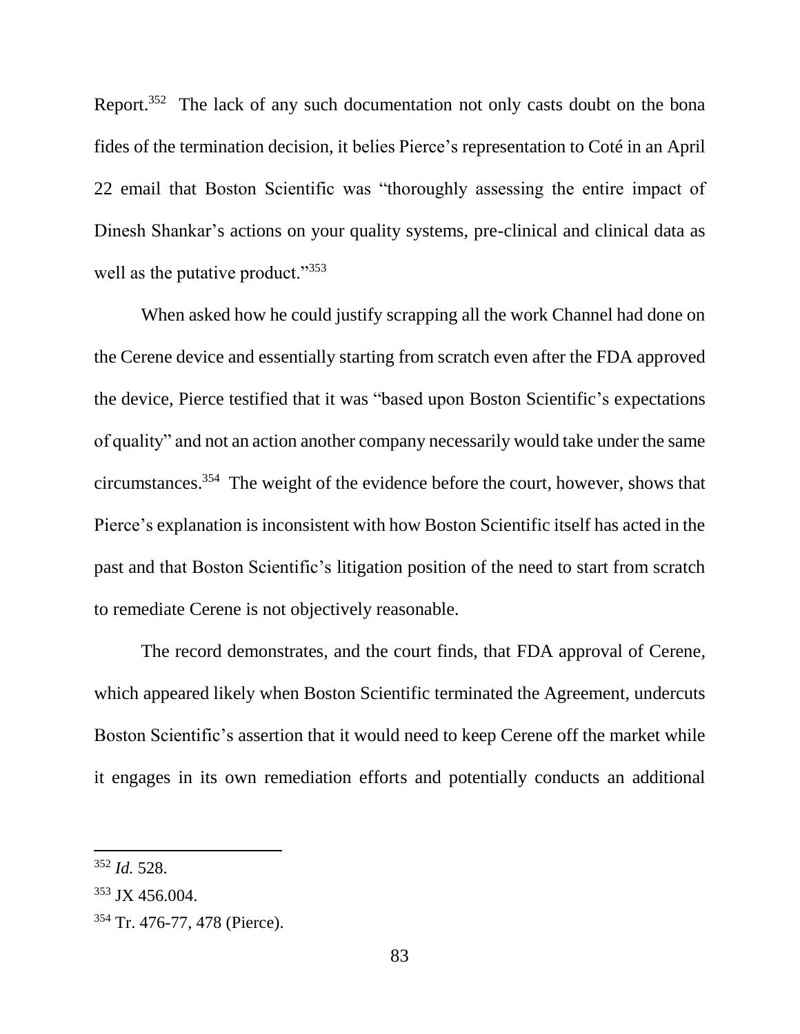Report.[352] The lack of any such documentation not only casts doubt on the bona fides of the termination decision, it belies Pierce's representation to Coté in an April 22 email that Boston Scientific was "thoroughly assessing the entire impact of Dinesh Shankar's actions on your quality systems, pre-clinical and clinical data as well as the putative product."[353]

When asked how he could justify scrapping all the work Channel had done on the Cerene device and essentially starting from scratch even after the FDA approved the device, Pierce testified that it was "based upon Boston Scientific's expectations of quality" and not an action another company necessarily would take under the same circumstances.[354] The weight of the evidence before the court, however, shows that Pierce's explanation is inconsistent with how Boston Scientific itself has acted in the past and that Boston Scientific's litigation position of the need to start from scratch to remediate Cerene is not objectively reasonable.

The record demonstrates, and the court finds, that FDA approval of Cerene, which appeared likely when Boston Scientific terminated the Agreement, undercuts Boston Scientific's assertion that it would need to keep Cerene off the market while it engages in its own remediation efforts and potentially conducts an additional

---

[352] *Id.* 528.

[353] JX 456.004.

[354] Tr. 476-77, 478 (Pierce).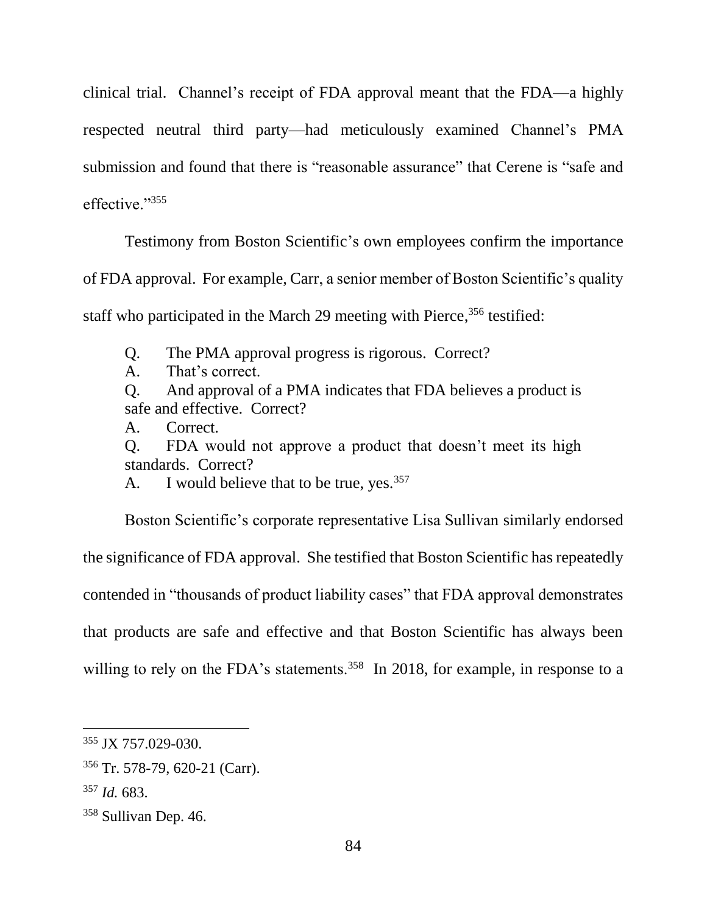clinical trial. Channel's receipt of FDA approval meant that the FDA—a highly respected neutral third party—had meticulously examined Channel's PMA submission and found that there is "reasonable assurance" that Cerene is "safe and effective."[355]

Testimony from Boston Scientific's own employees confirm the importance of FDA approval. For example, Carr, a senior member of Boston Scientific's quality staff who participated in the March 29 meeting with Pierce,[356] testified:

> Q. The PMA approval progress is rigorous. Correct?
> A. That's correct.
> Q. And approval of a PMA indicates that FDA believes a product is safe and effective. Correct?
> A. Correct.
> Q. FDA would not approve a product that doesn't meet its high standards. Correct?
> A. I would believe that to be true, yes.[357]

Boston Scientific's corporate representative Lisa Sullivan similarly endorsed the significance of FDA approval. She testified that Boston Scientific has repeatedly contended in "thousands of product liability cases" that FDA approval demonstrates that products are safe and effective and that Boston Scientific has always been willing to rely on the FDA's statements.[358] In 2018, for example, in response to a

---

[355] JX 757.029-030.

[356] Tr. 578-79, 620-21 (Carr).

[357] *Id.* 683.

[358] Sullivan Dep. 46.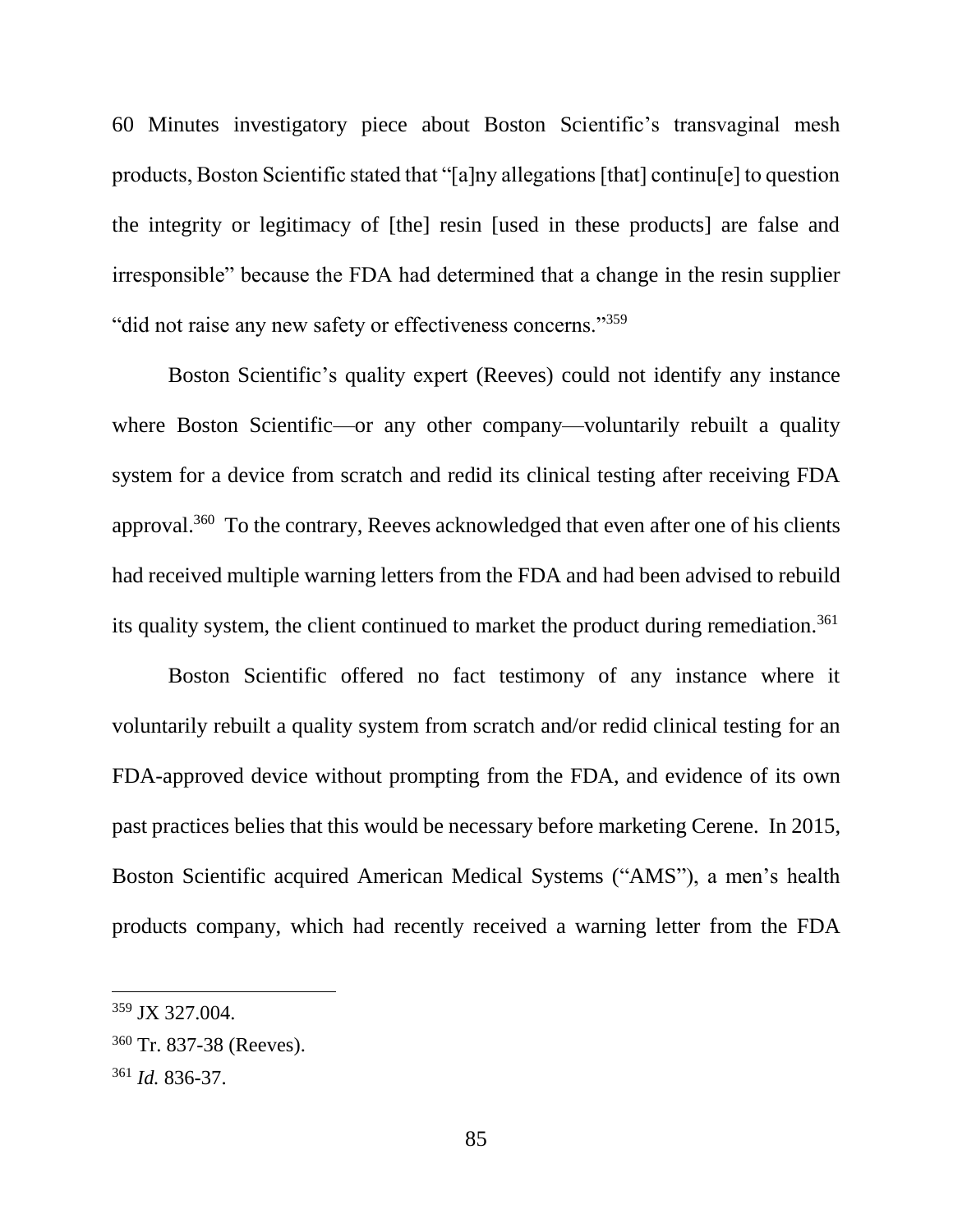60 Minutes investigatory piece about Boston Scientific's transvaginal mesh products, Boston Scientific stated that "[a]ny allegations [that] continu[e] to question the integrity or legitimacy of [the] resin [used in these products] are false and irresponsible" because the FDA had determined that a change in the resin supplier "did not raise any new safety or effectiveness concerns."[359]

Boston Scientific's quality expert (Reeves) could not identify any instance where Boston Scientific—or any other company—voluntarily rebuilt a quality system for a device from scratch and redid its clinical testing after receiving FDA approval.[360] To the contrary, Reeves acknowledged that even after one of his clients had received multiple warning letters from the FDA and had been advised to rebuild its quality system, the client continued to market the product during remediation.[361]

Boston Scientific offered no fact testimony of any instance where it voluntarily rebuilt a quality system from scratch and/or redid clinical testing for an FDA-approved device without prompting from the FDA, and evidence of its own past practices belies that this would be necessary before marketing Cerene. In 2015, Boston Scientific acquired American Medical Systems ("AMS"), a men's health products company, which had recently received a warning letter from the FDA

---

[359] JX 327.004.

[360] Tr. 837-38 (Reeves).

[361] *Id.* 836-37.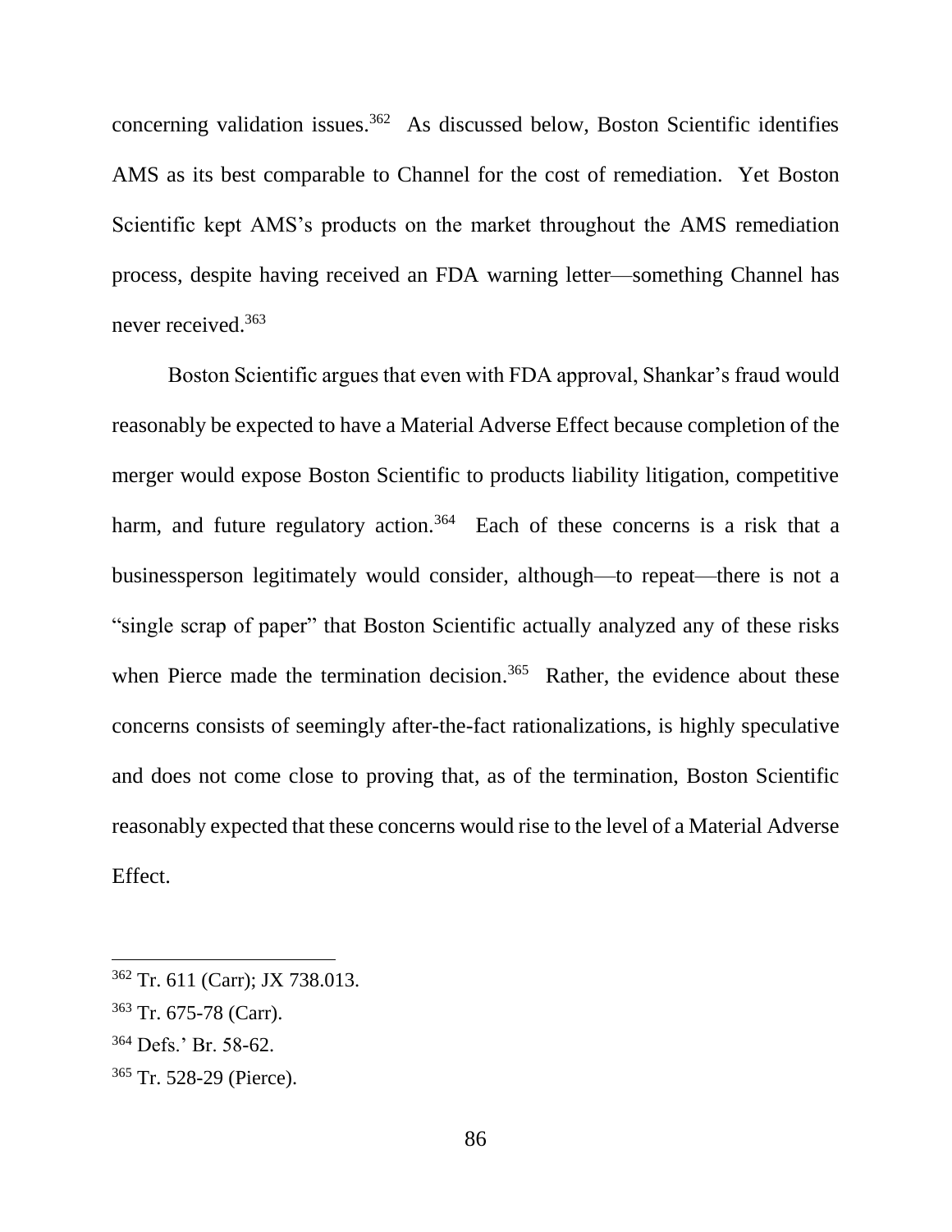concerning validation issues.[362] As discussed below, Boston Scientific identifies AMS as its best comparable to Channel for the cost of remediation. Yet Boston Scientific kept AMS's products on the market throughout the AMS remediation process, despite having received an FDA warning letter—something Channel has never received.[363]

Boston Scientific argues that even with FDA approval, Shankar's fraud would reasonably be expected to have a Material Adverse Effect because completion of the merger would expose Boston Scientific to products liability litigation, competitive harm, and future regulatory action.[364] Each of these concerns is a risk that a businessperson legitimately would consider, although—to repeat—there is not a "single scrap of paper" that Boston Scientific actually analyzed any of these risks when Pierce made the termination decision.[365] Rather, the evidence about these concerns consists of seemingly after-the-fact rationalizations, is highly speculative and does not come close to proving that, as of the termination, Boston Scientific reasonably expected that these concerns would rise to the level of a Material Adverse Effect.

---

[362] Tr. 611 (Carr); JX 738.013.

[363] Tr. 675-78 (Carr).

[364] Defs.' Br. 58-62.

[365] Tr. 528-29 (Pierce).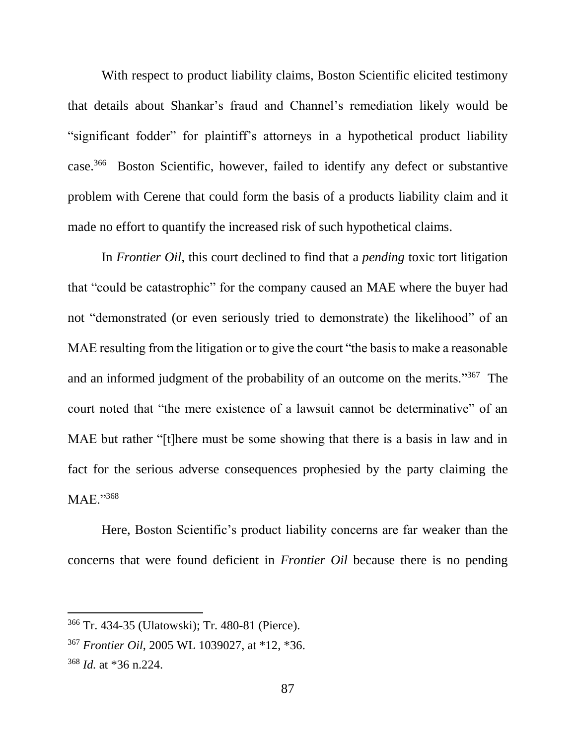With respect to product liability claims, Boston Scientific elicited testimony that details about Shankar's fraud and Channel's remediation likely would be "significant fodder" for plaintiff's attorneys in a hypothetical product liability case.[366] Boston Scientific, however, failed to identify any defect or substantive problem with Cerene that could form the basis of a products liability claim and it made no effort to quantify the increased risk of such hypothetical claims.

In *Frontier Oil*, this court declined to find that a *pending* toxic tort litigation that "could be catastrophic" for the company caused an MAE where the buyer had not "demonstrated (or even seriously tried to demonstrate) the likelihood" of an MAE resulting from the litigation or to give the court "the basis to make a reasonable and an informed judgment of the probability of an outcome on the merits."[367] The court noted that "the mere existence of a lawsuit cannot be determinative" of an MAE but rather "[t]here must be some showing that there is a basis in law and in fact for the serious adverse consequences prophesied by the party claiming the MAE."[368]

Here, Boston Scientific's product liability concerns are far weaker than the concerns that were found deficient in *Frontier Oil* because there is no pending

---

[366] Tr. 434-35 (Ulatowski); Tr. 480-81 (Pierce).

[367] *Frontier Oil*, 2005 WL 1039027, at *12, *36.

[368] *Id.* at *36 n.224.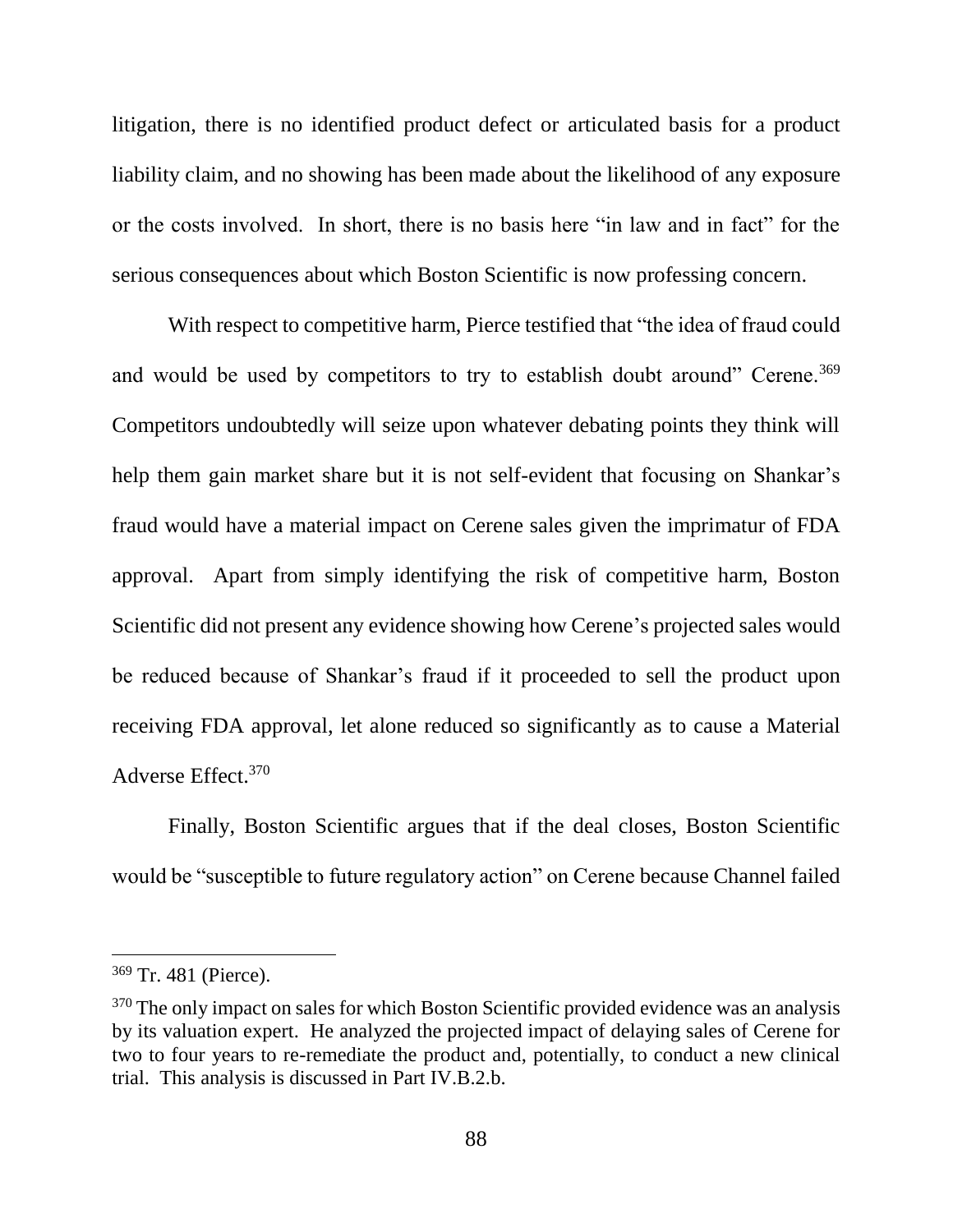litigation, there is no identified product defect or articulated basis for a product liability claim, and no showing has been made about the likelihood of any exposure or the costs involved. In short, there is no basis here "in law and in fact" for the serious consequences about which Boston Scientific is now professing concern.

With respect to competitive harm, Pierce testified that "the idea of fraud could and would be used by competitors to try to establish doubt around" Cerene.[369] Competitors undoubtedly will seize upon whatever debating points they think will help them gain market share but it is not self-evident that focusing on Shankar's fraud would have a material impact on Cerene sales given the imprimatur of FDA approval. Apart from simply identifying the risk of competitive harm, Boston Scientific did not present any evidence showing how Cerene's projected sales would be reduced because of Shankar's fraud if it proceeded to sell the product upon receiving FDA approval, let alone reduced so significantly as to cause a Material Adverse Effect.[370]

Finally, Boston Scientific argues that if the deal closes, Boston Scientific would be "susceptible to future regulatory action" on Cerene because Channel failed

---

[369] Tr. 481 (Pierce).

[370] The only impact on sales for which Boston Scientific provided evidence was an analysis by its valuation expert. He analyzed the projected impact of delaying sales of Cerene for two to four years to re-remediate the product and, potentially, to conduct a new clinical trial. This analysis is discussed in Part IV.B.2.b.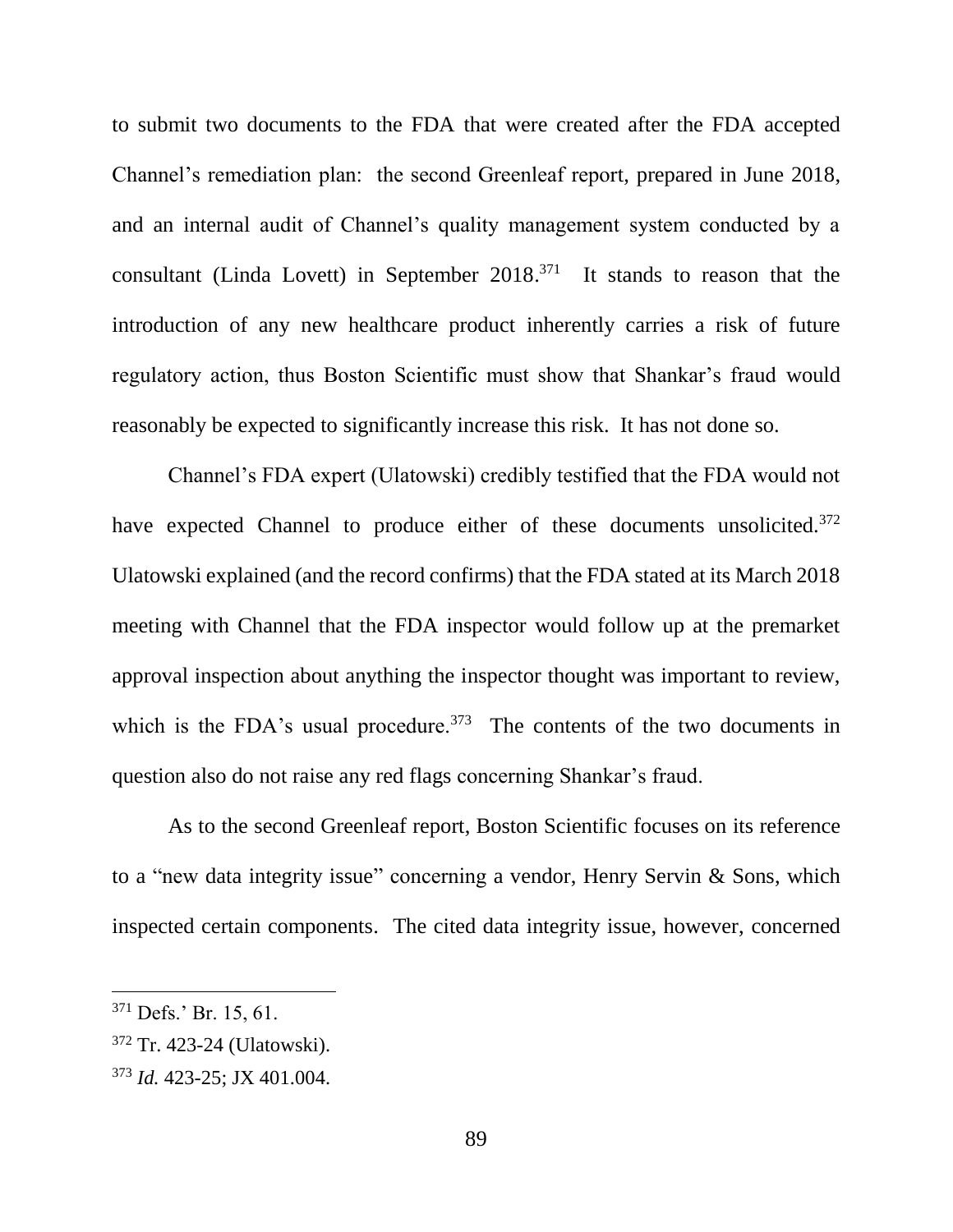to submit two documents to the FDA that were created after the FDA accepted Channel's remediation plan: the second Greenleaf report, prepared in June 2018, and an internal audit of Channel's quality management system conducted by a consultant (Linda Lovett) in September 2018.[371] It stands to reason that the introduction of any new healthcare product inherently carries a risk of future regulatory action, thus Boston Scientific must show that Shankar's fraud would reasonably be expected to significantly increase this risk. It has not done so.

Channel's FDA expert (Ulatowski) credibly testified that the FDA would not have expected Channel to produce either of these documents unsolicited.[372] Ulatowski explained (and the record confirms) that the FDA stated at its March 2018 meeting with Channel that the FDA inspector would follow up at the premarket approval inspection about anything the inspector thought was important to review, which is the FDA's usual procedure.[373] The contents of the two documents in question also do not raise any red flags concerning Shankar's fraud.

As to the second Greenleaf report, Boston Scientific focuses on its reference to a "new data integrity issue" concerning a vendor, Henry Servin & Sons, which inspected certain components. The cited data integrity issue, however, concerned

---

[371] Defs.' Br. 15, 61.

[372] Tr. 423-24 (Ulatowski).

[373] *Id.* 423-25; JX 401.004.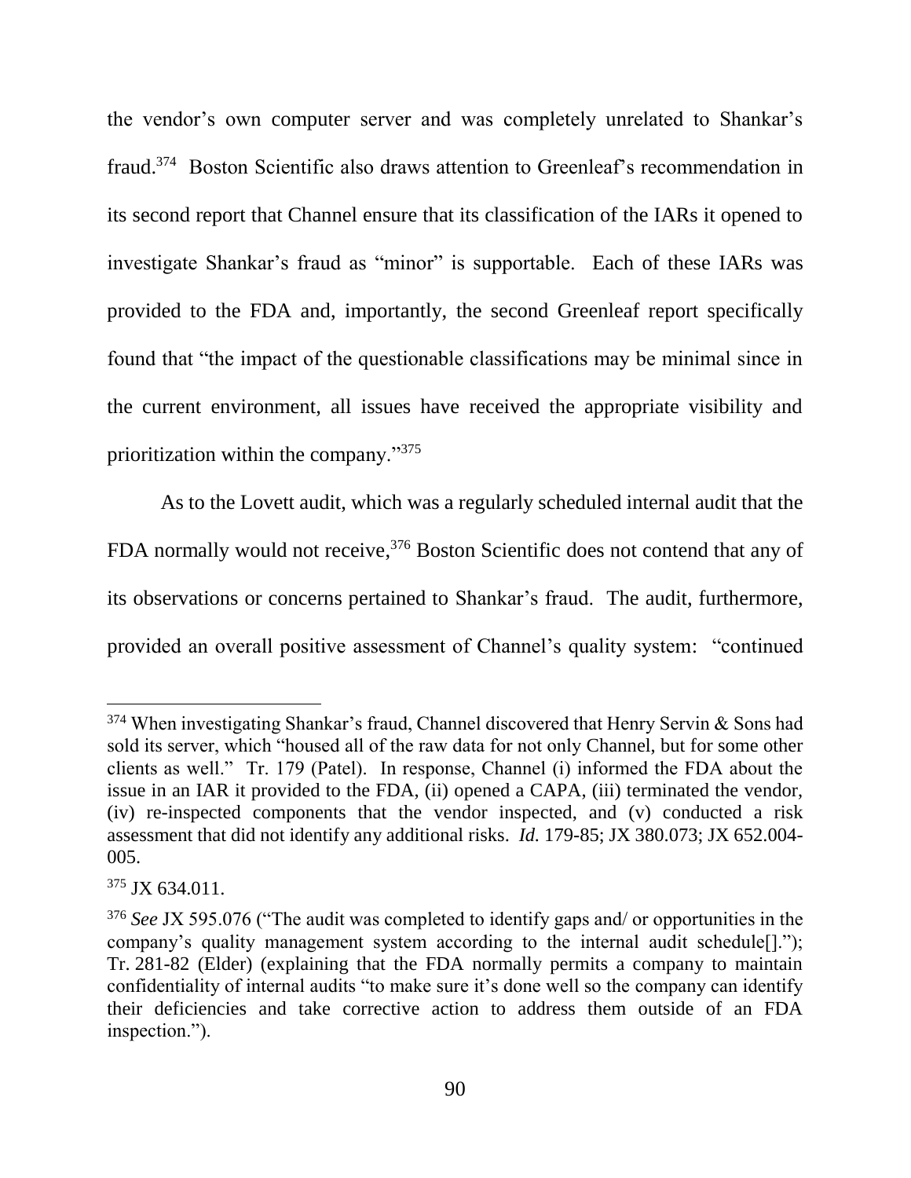the vendor's own computer server and was completely unrelated to Shankar's fraud.[374] Boston Scientific also draws attention to Greenleaf's recommendation in its second report that Channel ensure that its classification of the IARs it opened to investigate Shankar's fraud as "minor" is supportable. Each of these IARs was provided to the FDA and, importantly, the second Greenleaf report specifically found that "the impact of the questionable classifications may be minimal since in the current environment, all issues have received the appropriate visibility and prioritization within the company."[375]

As to the Lovett audit, which was a regularly scheduled internal audit that the FDA normally would not receive,[376] Boston Scientific does not contend that any of its observations or concerns pertained to Shankar's fraud. The audit, furthermore, provided an overall positive assessment of Channel's quality system: "continued

---

[374] When investigating Shankar's fraud, Channel discovered that Henry Servin & Sons had sold its server, which "housed all of the raw data for not only Channel, but for some other clients as well." Tr. 179 (Patel). In response, Channel (i) informed the FDA about the issue in an IAR it provided to the FDA, (ii) opened a CAPA, (iii) terminated the vendor, (iv) re-inspected components that the vendor inspected, and (v) conducted a risk assessment that did not identify any additional risks. *Id.* 179-85; JX 380.073; JX 652.004-005.

[375] JX 634.011.

[376] *See* JX 595.076 ("The audit was completed to identify gaps and/ or opportunities in the company's quality management system according to the internal audit schedule[]."); Tr. 281-82 (Elder) (explaining that the FDA normally permits a company to maintain confidentiality of internal audits "to make sure it's done well so the company can identify their deficiencies and take corrective action to address them outside of an FDA inspection.").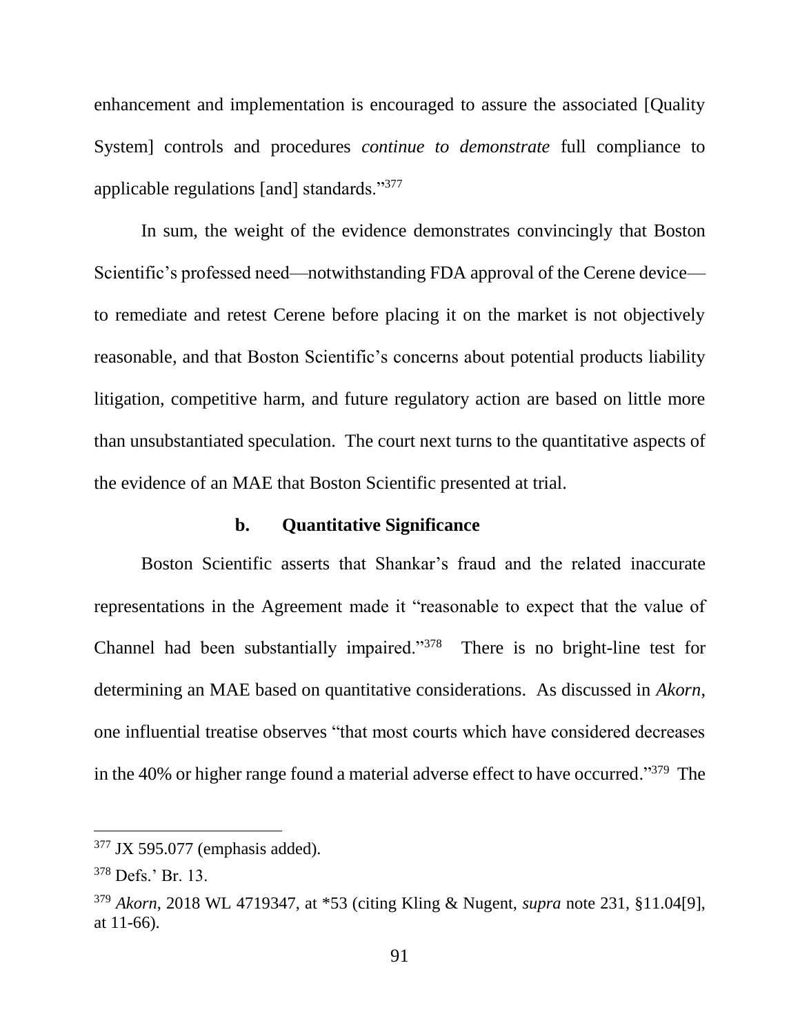enhancement and implementation is encouraged to assure the associated [Quality System] controls and procedures *continue to demonstrate* full compliance to applicable regulations [and] standards."[377]

In sum, the weight of the evidence demonstrates convincingly that Boston Scientific's professed need—notwithstanding FDA approval of the Cerene device—to remediate and retest Cerene before placing it on the market is not objectively reasonable, and that Boston Scientific's concerns about potential products liability litigation, competitive harm, and future regulatory action are based on little more than unsubstantiated speculation. The court next turns to the quantitative aspects of the evidence of an MAE that Boston Scientific presented at trial.

**b. Quantitative Significance**

Boston Scientific asserts that Shankar's fraud and the related inaccurate representations in the Agreement made it "reasonable to expect that the value of Channel had been substantially impaired."[378] There is no bright-line test for determining an MAE based on quantitative considerations. As discussed in *Akorn*, one influential treatise observes "that most courts which have considered decreases in the 40% or higher range found a material adverse effect to have occurred."[379] The

---

[377] JX 595.077 (emphasis added).

[378] Defs.' Br. 13.

[379] *Akorn*, 2018 WL 4719347, at *53 (citing Kling & Nugent, *supra* note 231, §11.04[9], at 11-66).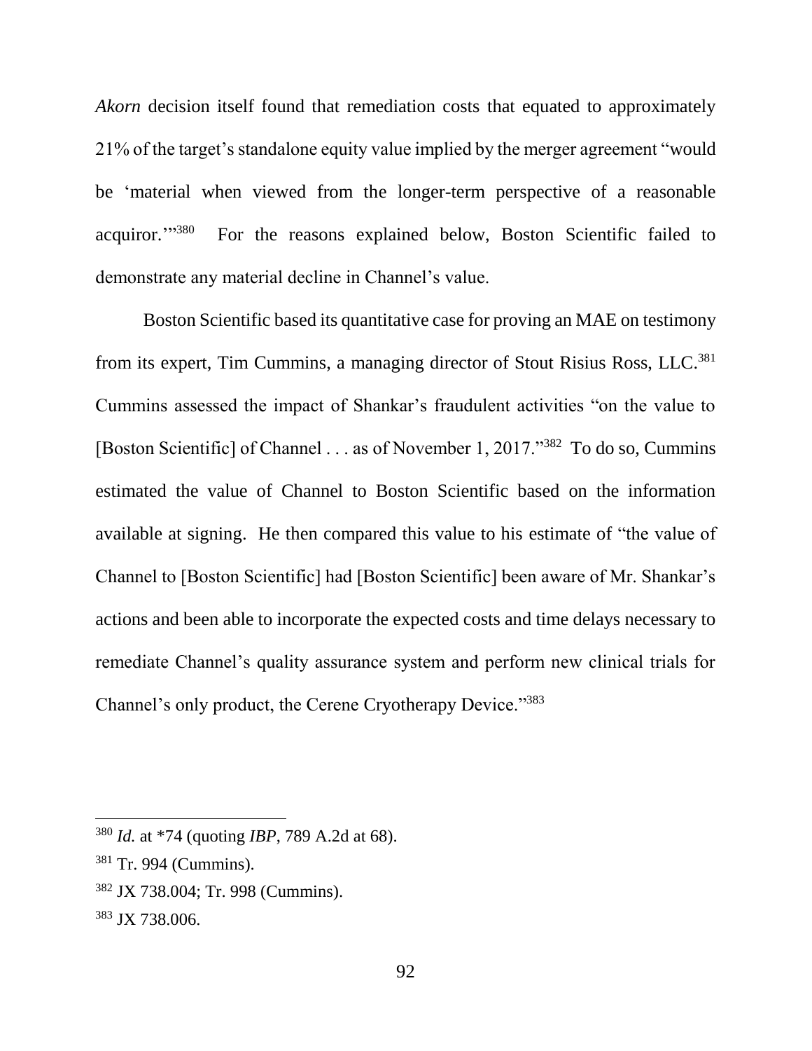*Akorn* decision itself found that remediation costs that equated to approximately 21% of the target's standalone equity value implied by the merger agreement "would be 'material when viewed from the longer-term perspective of a reasonable acquiror.'"[380] For the reasons explained below, Boston Scientific failed to demonstrate any material decline in Channel's value.

Boston Scientific based its quantitative case for proving an MAE on testimony from its expert, Tim Cummins, a managing director of Stout Risius Ross, LLC.[381] Cummins assessed the impact of Shankar's fraudulent activities "on the value to [Boston Scientific] of Channel . . . as of November 1, 2017."[382] To do so, Cummins estimated the value of Channel to Boston Scientific based on the information available at signing. He then compared this value to his estimate of "the value of Channel to [Boston Scientific] had [Boston Scientific] been aware of Mr. Shankar's actions and been able to incorporate the expected costs and time delays necessary to remediate Channel's quality assurance system and perform new clinical trials for Channel's only product, the Cerene Cryotherapy Device."[383]

---

[380] *Id.* at *74 (quoting *IBP*, 789 A.2d at 68).

[381] Tr. 994 (Cummins).

[382] JX 738.004; Tr. 998 (Cummins).

[383] JX 738.006.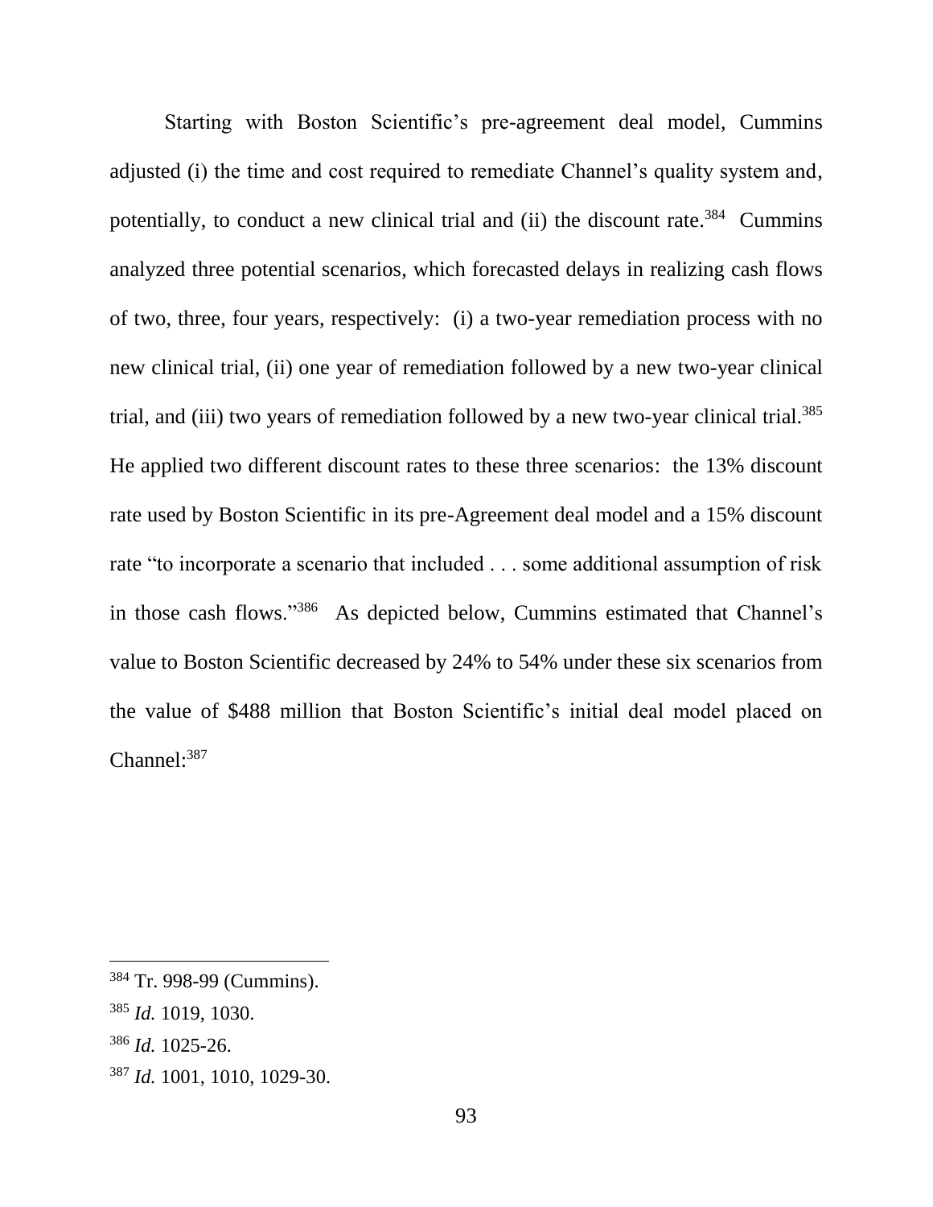Starting with Boston Scientific's pre-agreement deal model, Cummins adjusted (i) the time and cost required to remediate Channel's quality system and, potentially, to conduct a new clinical trial and (ii) the discount rate.[384] Cummins analyzed three potential scenarios, which forecasted delays in realizing cash flows of two, three, four years, respectively: (i) a two-year remediation process with no new clinical trial, (ii) one year of remediation followed by a new two-year clinical trial, and (iii) two years of remediation followed by a new two-year clinical trial.[385] He applied two different discount rates to these three scenarios: the 13% discount rate used by Boston Scientific in its pre-Agreement deal model and a 15% discount rate "to incorporate a scenario that included . . . some additional assumption of risk in those cash flows."[386] As depicted below, Cummins estimated that Channel's value to Boston Scientific decreased by 24% to 54% under these six scenarios from the value of $488 million that Boston Scientific's initial deal model placed on Channel:[387]

---

[384] Tr. 998-99 (Cummins).

[385] *Id.* 1019, 1030.

[386] *Id.* 1025-26.

[387] *Id.* 1001, 1010, 1029-30.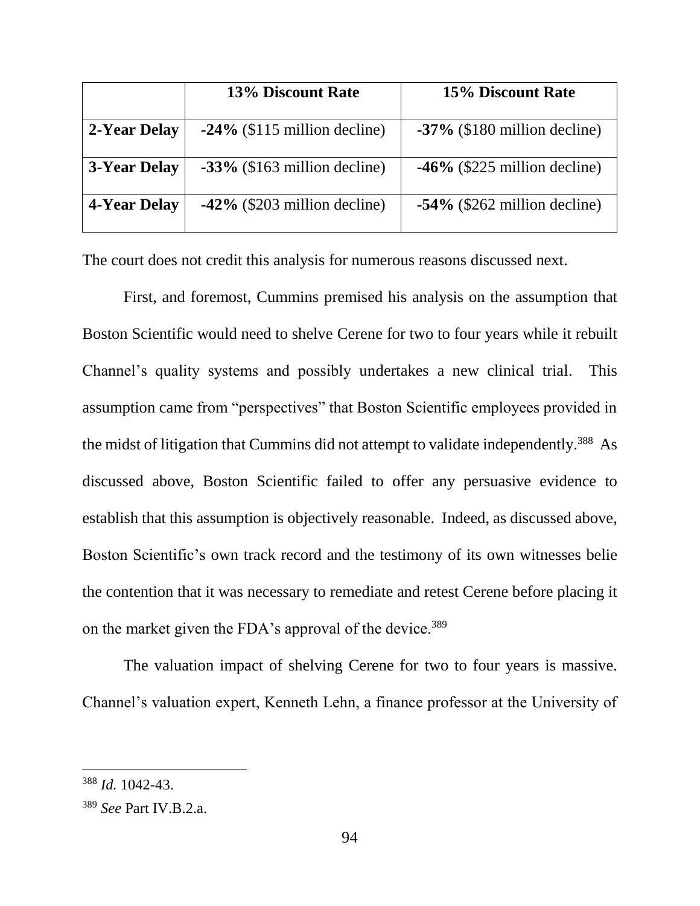| | **13% Discount Rate** | **15% Discount Rate** |
|---|---|---|
| **2-Year Delay** | **-24%** ($115 million decline) | **-37%** ($180 million decline) |
| **3-Year Delay** | **-33%** ($163 million decline) | **-46%** ($225 million decline) |
| **4-Year Delay** | **-42%** ($203 million decline) | **-54%** ($262 million decline) |

The court does not credit this analysis for numerous reasons discussed next.

First, and foremost, Cummins premised his analysis on the assumption that Boston Scientific would need to shelve Cerene for two to four years while it rebuilt Channel's quality systems and possibly undertakes a new clinical trial. This assumption came from "perspectives" that Boston Scientific employees provided in the midst of litigation that Cummins did not attempt to validate independently.[388] As discussed above, Boston Scientific failed to offer any persuasive evidence to establish that this assumption is objectively reasonable. Indeed, as discussed above, Boston Scientific's own track record and the testimony of its own witnesses belie the contention that it was necessary to remediate and retest Cerene before placing it on the market given the FDA's approval of the device.[389]

The valuation impact of shelving Cerene for two to four years is massive. Channel's valuation expert, Kenneth Lehn, a finance professor at the University of

---

[388] *Id.* 1042-43.

[389] *See* Part IV.B.2.a.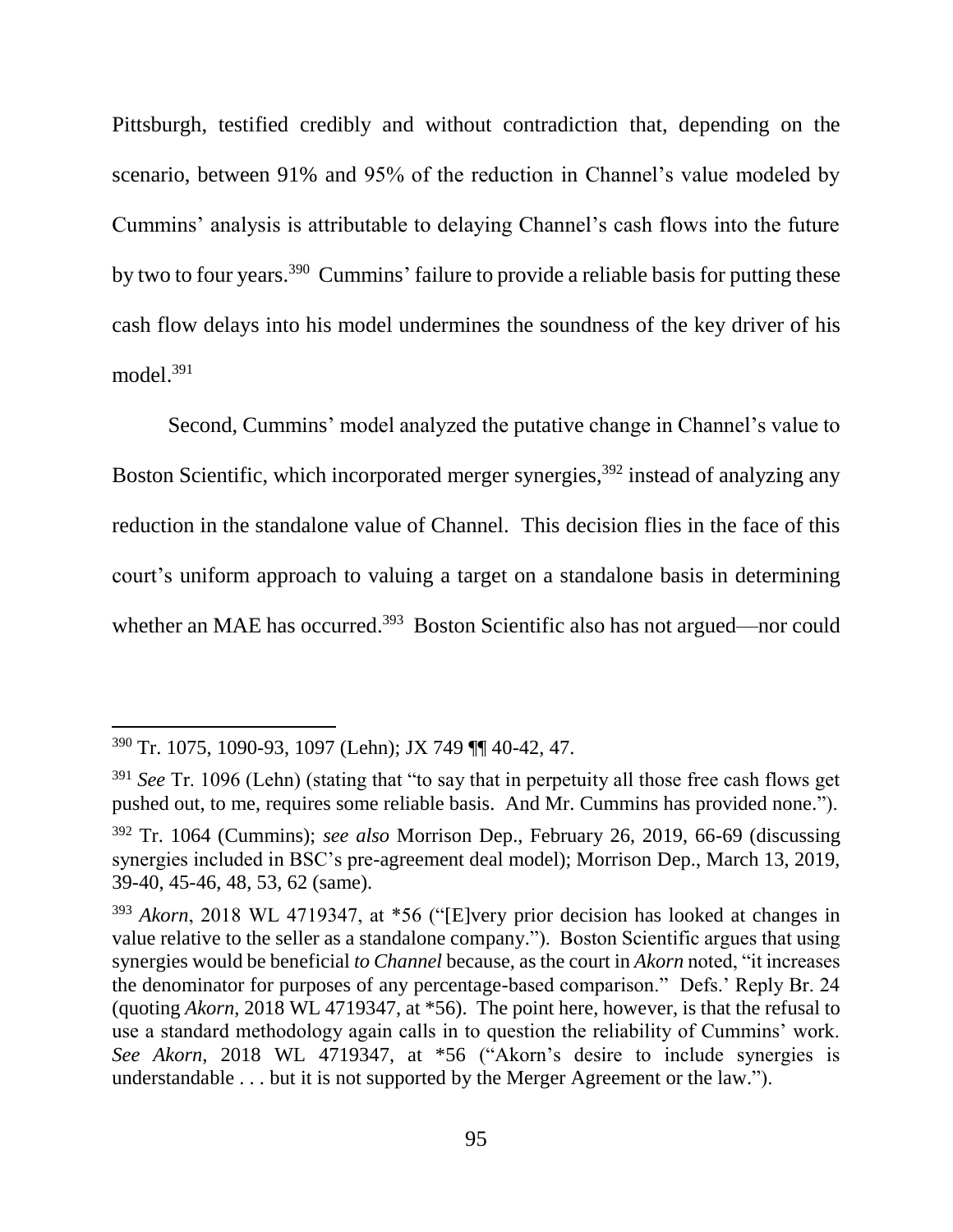Pittsburgh, testified credibly and without contradiction that, depending on the scenario, between 91% and 95% of the reduction in Channel's value modeled by Cummins' analysis is attributable to delaying Channel's cash flows into the future by two to four years.[390] Cummins' failure to provide a reliable basis for putting these cash flow delays into his model undermines the soundness of the key driver of his model.[391]

Second, Cummins' model analyzed the putative change in Channel's value to Boston Scientific, which incorporated merger synergies,[392] instead of analyzing any reduction in the standalone value of Channel. This decision flies in the face of this court's uniform approach to valuing a target on a standalone basis in determining whether an MAE has occurred.[393] Boston Scientific also has not argued—nor could

---

[390] Tr. 1075, 1090-93, 1097 (Lehn); JX 749 ¶¶ 40-42, 47.

[391] *See* Tr. 1096 (Lehn) (stating that "to say that in perpetuity all those free cash flows get pushed out, to me, requires some reliable basis. And Mr. Cummins has provided none.").

[392] Tr. 1064 (Cummins); *see also* Morrison Dep., February 26, 2019, 66-69 (discussing synergies included in BSC's pre-agreement deal model); Morrison Dep., March 13, 2019, 39-40, 45-46, 48, 53, 62 (same).

[393] *Akorn*, 2018 WL 4719347, at *56 ("[E]very prior decision has looked at changes in value relative to the seller as a standalone company."). Boston Scientific argues that using synergies would be beneficial *to Channel* because, as the court in *Akorn* noted, "it increases the denominator for purposes of any percentage-based comparison." Defs.' Reply Br. 24 (quoting *Akorn*, 2018 WL 4719347, at *56). The point here, however, is that the refusal to use a standard methodology again calls in to question the reliability of Cummins' work. *See Akorn*, 2018 WL 4719347, at *56 ("Akorn's desire to include synergies is understandable . . . but it is not supported by the Merger Agreement or the law.").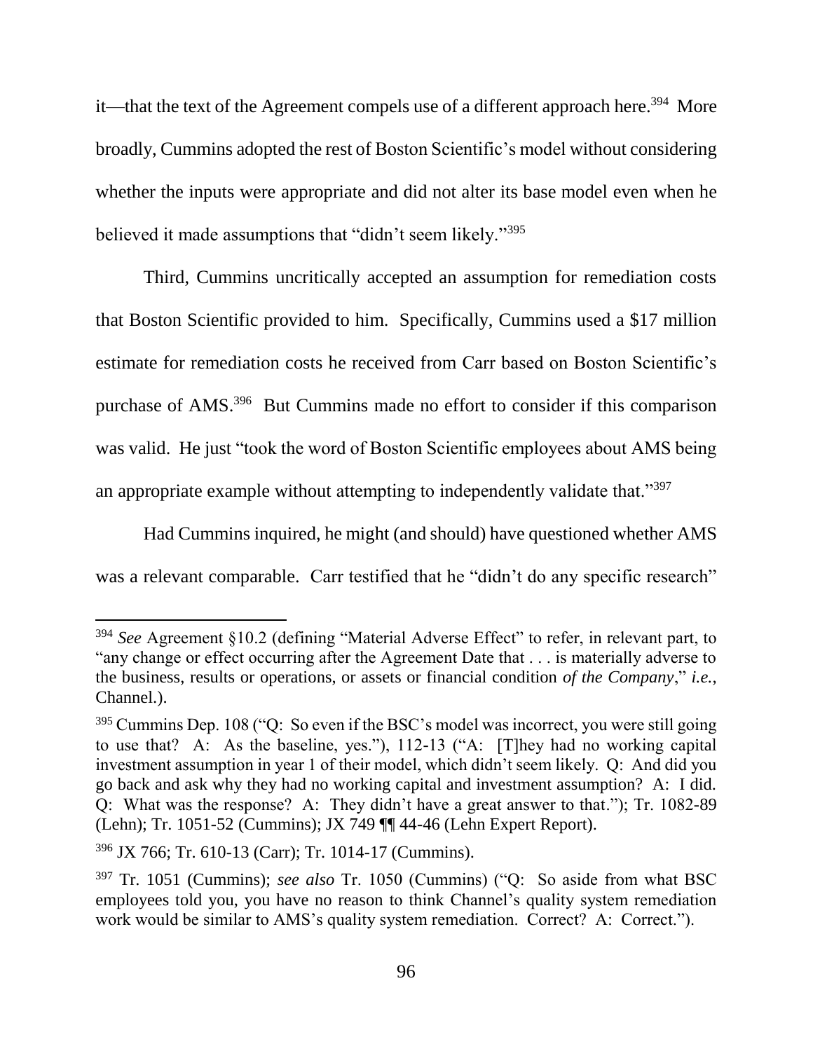it—that the text of the Agreement compels use of a different approach here.[394] More broadly, Cummins adopted the rest of Boston Scientific's model without considering whether the inputs were appropriate and did not alter its base model even when he believed it made assumptions that "didn't seem likely."[395]

Third, Cummins uncritically accepted an assumption for remediation costs that Boston Scientific provided to him. Specifically, Cummins used a $17 million estimate for remediation costs he received from Carr based on Boston Scientific's purchase of AMS.[396] But Cummins made no effort to consider if this comparison was valid. He just "took the word of Boston Scientific employees about AMS being an appropriate example without attempting to independently validate that."[397]

Had Cummins inquired, he might (and should) have questioned whether AMS was a relevant comparable. Carr testified that he "didn't do any specific research"

---

[394] *See* Agreement §10.2 (defining "Material Adverse Effect" to refer, in relevant part, to "any change or effect occurring after the Agreement Date that . . . is materially adverse to the business, results or operations, or assets or financial condition *of the Company*," *i.e.*, Channel.).

[395] Cummins Dep. 108 ("Q: So even if the BSC's model was incorrect, you were still going to use that? A: As the baseline, yes."), 112-13 ("A: [T]hey had no working capital investment assumption in year 1 of their model, which didn't seem likely. Q: And did you go back and ask why they had no working capital and investment assumption? A: I did. Q: What was the response? A: They didn't have a great answer to that."); Tr. 1082-89 (Lehn); Tr. 1051-52 (Cummins); JX 749 ¶¶ 44-46 (Lehn Expert Report).

[396] JX 766; Tr. 610-13 (Carr); Tr. 1014-17 (Cummins).

[397] Tr. 1051 (Cummins); *see also* Tr. 1050 (Cummins) ("Q: So aside from what BSC employees told you, you have no reason to think Channel's quality system remediation work would be similar to AMS's quality system remediation. Correct? A: Correct.").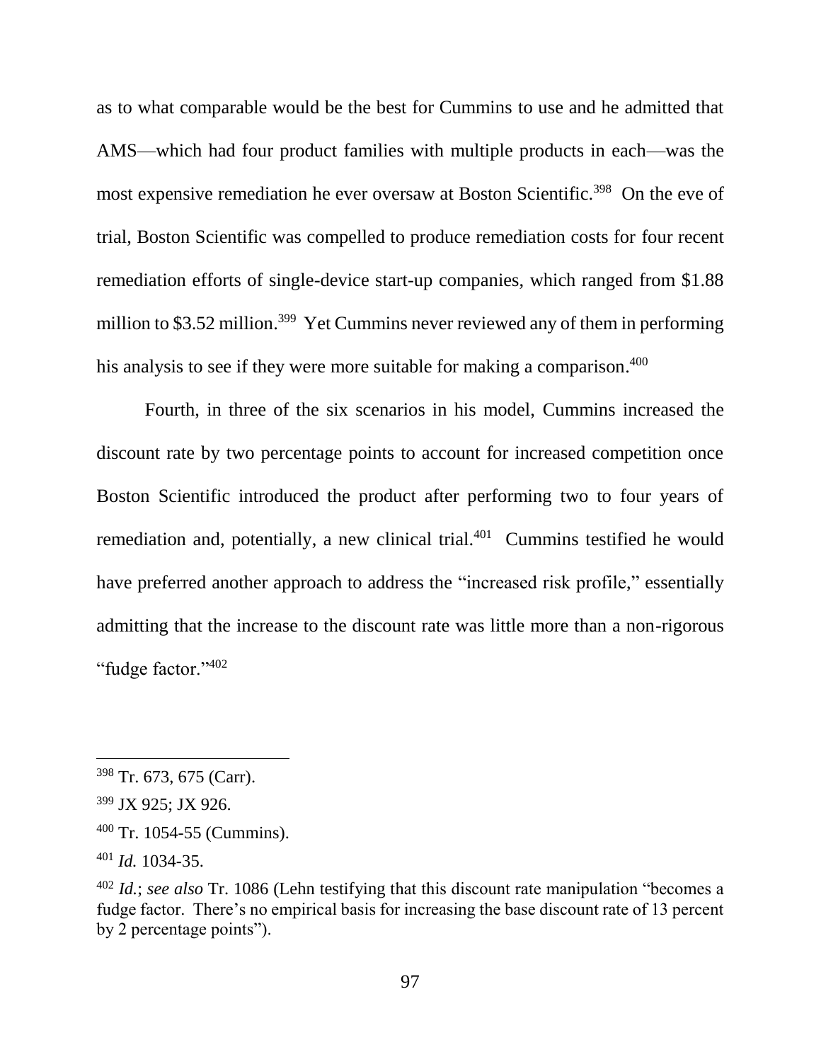as to what comparable would be the best for Cummins to use and he admitted that AMS—which had four product families with multiple products in each—was the most expensive remediation he ever oversaw at Boston Scientific.[398] On the eve of trial, Boston Scientific was compelled to produce remediation costs for four recent remediation efforts of single-device start-up companies, which ranged from $1.88 million to $3.52 million.[399] Yet Cummins never reviewed any of them in performing his analysis to see if they were more suitable for making a comparison.[400]

Fourth, in three of the six scenarios in his model, Cummins increased the discount rate by two percentage points to account for increased competition once Boston Scientific introduced the product after performing two to four years of remediation and, potentially, a new clinical trial.[401] Cummins testified he would have preferred another approach to address the "increased risk profile," essentially admitting that the increase to the discount rate was little more than a non-rigorous "fudge factor."[402]

---

[398] Tr. 673, 675 (Carr).

[399] JX 925; JX 926.

[400] Tr. 1054-55 (Cummins).

[401] *Id.* 1034-35.

[402] *Id.*; *see also* Tr. 1086 (Lehn testifying that this discount rate manipulation "becomes a fudge factor. There's no empirical basis for increasing the base discount rate of 13 percent by 2 percentage points").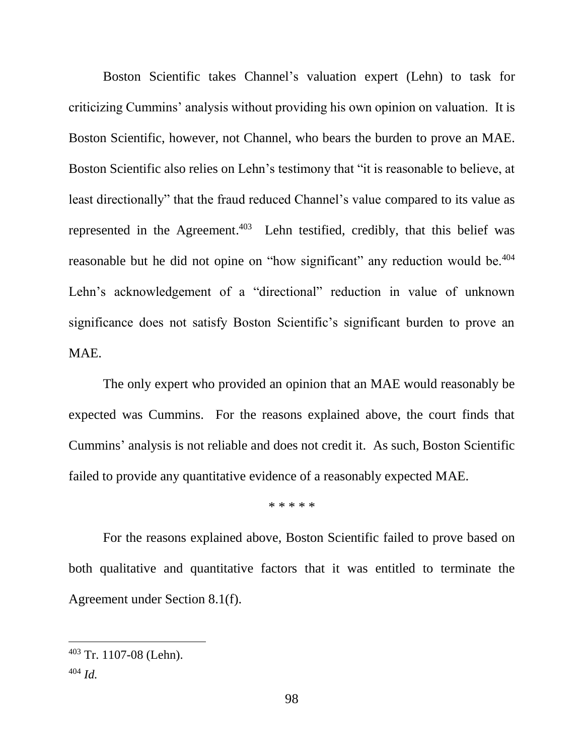Boston Scientific takes Channel's valuation expert (Lehn) to task for criticizing Cummins' analysis without providing his own opinion on valuation. It is Boston Scientific, however, not Channel, who bears the burden to prove an MAE. Boston Scientific also relies on Lehn's testimony that "it is reasonable to believe, at least directionally" that the fraud reduced Channel's value compared to its value as represented in the Agreement.[403] Lehn testified, credibly, that this belief was reasonable but he did not opine on "how significant" any reduction would be.[404] Lehn's acknowledgement of a "directional" reduction in value of unknown significance does not satisfy Boston Scientific's significant burden to prove an MAE.

The only expert who provided an opinion that an MAE would reasonably be expected was Cummins. For the reasons explained above, the court finds that Cummins' analysis is not reliable and does not credit it. As such, Boston Scientific failed to provide any quantitative evidence of a reasonably expected MAE.

\* \* \* \* \*

For the reasons explained above, Boston Scientific failed to prove based on both qualitative and quantitative factors that it was entitled to terminate the Agreement under Section 8.1(f).

---

[403] Tr. 1107-08 (Lehn).

[404] *Id.*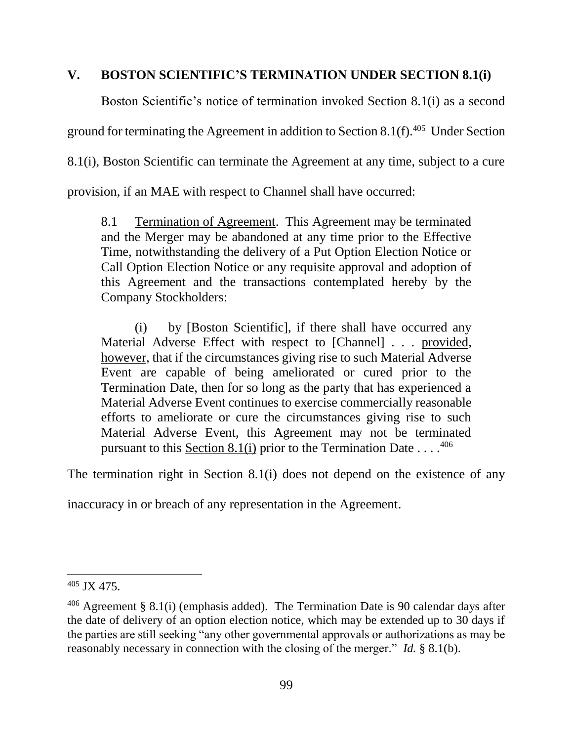## V. BOSTON SCIENTIFIC'S TERMINATION UNDER SECTION 8.1(i)

Boston Scientific's notice of termination invoked Section 8.1(i) as a second ground for terminating the Agreement in addition to Section 8.1(f).[405] Under Section 8.1(i), Boston Scientific can terminate the Agreement at any time, subject to a cure provision, if an MAE with respect to Channel shall have occurred:

> 8.1 Termination of Agreement. This Agreement may be terminated and the Merger may be abandoned at any time prior to the Effective Time, notwithstanding the delivery of a Put Option Election Notice or Call Option Election Notice or any requisite approval and adoption of this Agreement and the transactions contemplated hereby by the Company Stockholders:
>
> (i) by [Boston Scientific], if there shall have occurred any Material Adverse Effect with respect to [Channel] . . . provided, however, that if the circumstances giving rise to such Material Adverse Event are capable of being ameliorated or cured prior to the Termination Date, then for so long as the party that has experienced a Material Adverse Event continues to exercise commercially reasonable efforts to ameliorate or cure the circumstances giving rise to such Material Adverse Event, this Agreement may not be terminated pursuant to this Section 8.1(i) prior to the Termination Date . . . .[406]

The termination right in Section 8.1(i) does not depend on the existence of any inaccuracy in or breach of any representation in the Agreement.

---

[405] JX 475.

[406] Agreement § 8.1(i) (emphasis added). The Termination Date is 90 calendar days after the date of delivery of an option election notice, which may be extended up to 30 days if the parties are still seeking "any other governmental approvals or authorizations as may be reasonably necessary in connection with the closing of the merger." *Id.* § 8.1(b).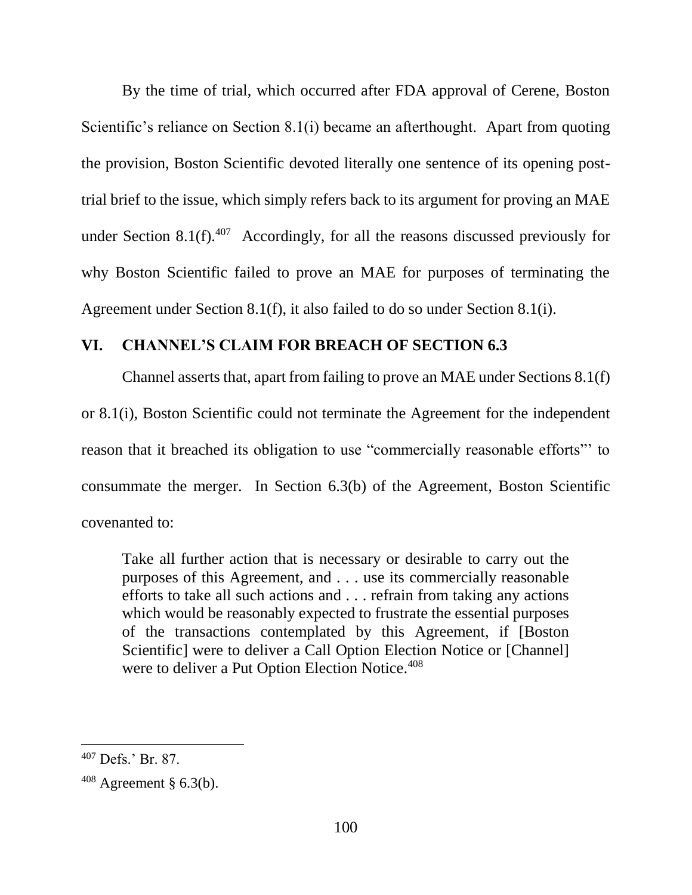By the time of trial, which occurred after FDA approval of Cerene, Boston Scientific's reliance on Section 8.1(i) became an afterthought. Apart from quoting the provision, Boston Scientific devoted literally one sentence of its opening post-trial brief to the issue, which simply refers back to its argument for proving an MAE under Section 8.1(f).[407] Accordingly, for all the reasons discussed previously for why Boston Scientific failed to prove an MAE for purposes of terminating the Agreement under Section 8.1(f), it also failed to do so under Section 8.1(i).

## VI. CHANNEL'S CLAIM FOR BREACH OF SECTION 6.3

Channel asserts that, apart from failing to prove an MAE under Sections 8.1(f) or 8.1(i), Boston Scientific could not terminate the Agreement for the independent reason that it breached its obligation to use "commercially reasonable efforts"' to consummate the merger. In Section 6.3(b) of the Agreement, Boston Scientific covenanted to:

> Take all further action that is necessary or desirable to carry out the purposes of this Agreement, and . . . use its commercially reasonable efforts to take all such actions and . . . refrain from taking any actions which would be reasonably expected to frustrate the essential purposes of the transactions contemplated by this Agreement, if [Boston Scientific] were to deliver a Call Option Election Notice or [Channel] were to deliver a Put Option Election Notice.[408]

---

[407] Defs.' Br. 87.

[408] Agreement § 6.3(b).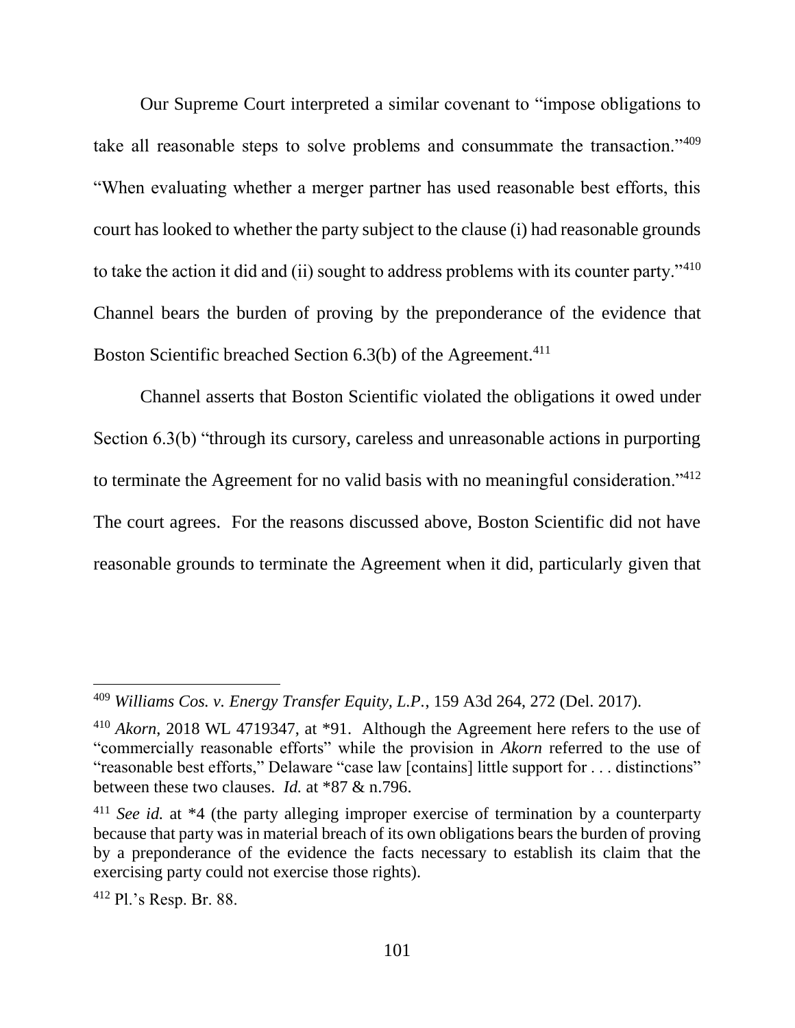Our Supreme Court interpreted a similar covenant to "impose obligations to take all reasonable steps to solve problems and consummate the transaction."[409] "When evaluating whether a merger partner has used reasonable best efforts, this court has looked to whether the party subject to the clause (i) had reasonable grounds to take the action it did and (ii) sought to address problems with its counter party."[410] Channel bears the burden of proving by the preponderance of the evidence that Boston Scientific breached Section 6.3(b) of the Agreement.[411]

Channel asserts that Boston Scientific violated the obligations it owed under Section 6.3(b) "through its cursory, careless and unreasonable actions in purporting to terminate the Agreement for no valid basis with no meaningful consideration."[412] The court agrees. For the reasons discussed above, Boston Scientific did not have reasonable grounds to terminate the Agreement when it did, particularly given that

---

[409] *Williams Cos. v. Energy Transfer Equity, L.P.*, 159 A3d 264, 272 (Del. 2017).

[410] *Akorn*, 2018 WL 4719347, at *91. Although the Agreement here refers to the use of "commercially reasonable efforts" while the provision in *Akorn* referred to the use of "reasonable best efforts," Delaware "case law [contains] little support for . . . distinctions" between these two clauses. *Id.* at *87 & n.796.

[411] *See id.* at *4 (the party alleging improper exercise of termination by a counterparty because that party was in material breach of its own obligations bears the burden of proving by a preponderance of the evidence the facts necessary to establish its claim that the exercising party could not exercise those rights).

[412] Pl.'s Resp. Br. 88.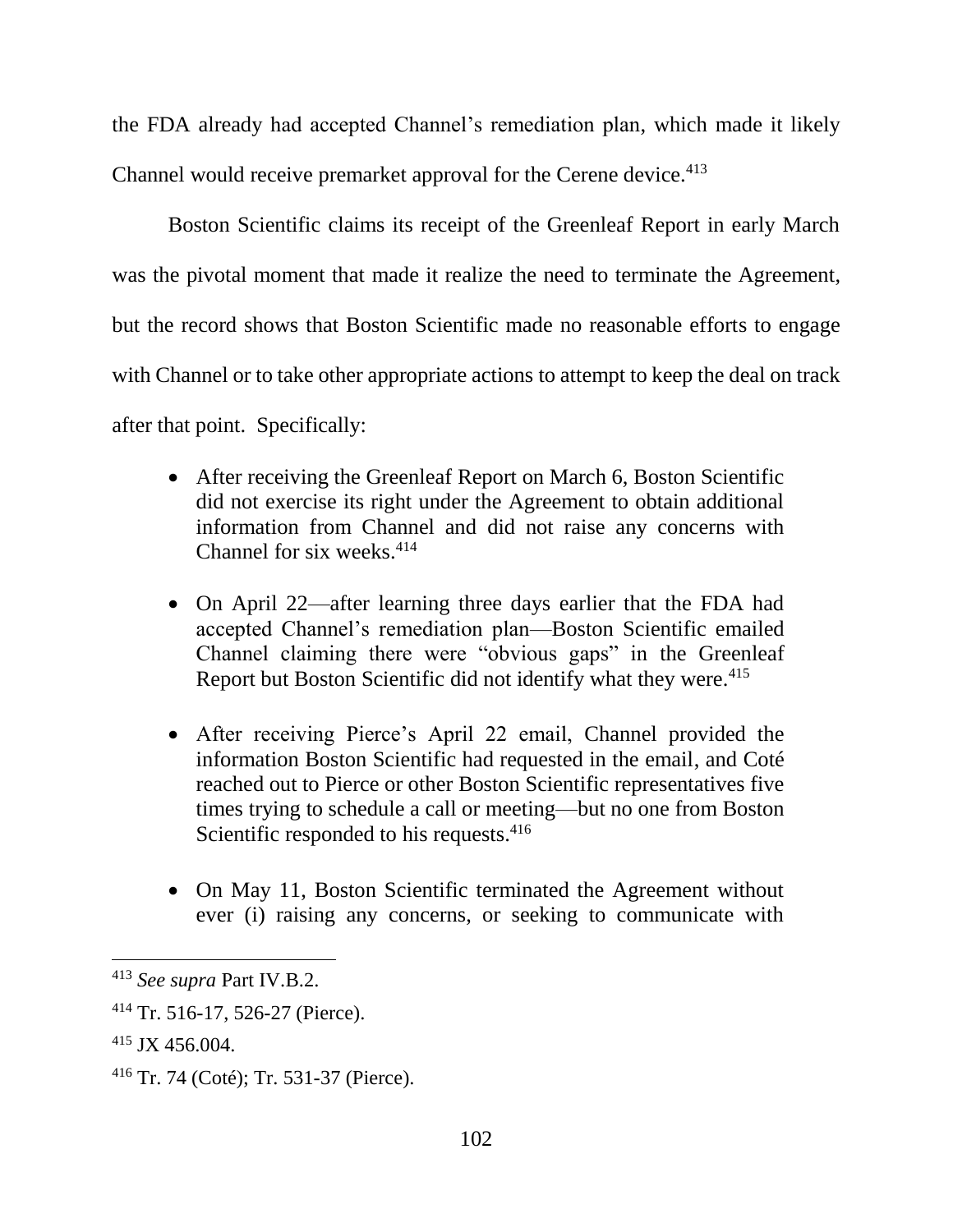the FDA already had accepted Channel's remediation plan, which made it likely Channel would receive premarket approval for the Cerene device.[413]

Boston Scientific claims its receipt of the Greenleaf Report in early March was the pivotal moment that made it realize the need to terminate the Agreement, but the record shows that Boston Scientific made no reasonable efforts to engage with Channel or to take other appropriate actions to attempt to keep the deal on track after that point. Specifically:

- After receiving the Greenleaf Report on March 6, Boston Scientific did not exercise its right under the Agreement to obtain additional information from Channel and did not raise any concerns with Channel for six weeks.[414]

- On April 22—after learning three days earlier that the FDA had accepted Channel's remediation plan—Boston Scientific emailed Channel claiming there were "obvious gaps" in the Greenleaf Report but Boston Scientific did not identify what they were.[415]

- After receiving Pierce's April 22 email, Channel provided the information Boston Scientific had requested in the email, and Coté reached out to Pierce or other Boston Scientific representatives five times trying to schedule a call or meeting—but no one from Boston Scientific responded to his requests.[416]

- On May 11, Boston Scientific terminated the Agreement without ever (i) raising any concerns, or seeking to communicate with

---

[413] *See supra* Part IV.B.2.

[414] Tr. 516-17, 526-27 (Pierce).

[415] JX 456.004.

[416] Tr. 74 (Coté); Tr. 531-37 (Pierce).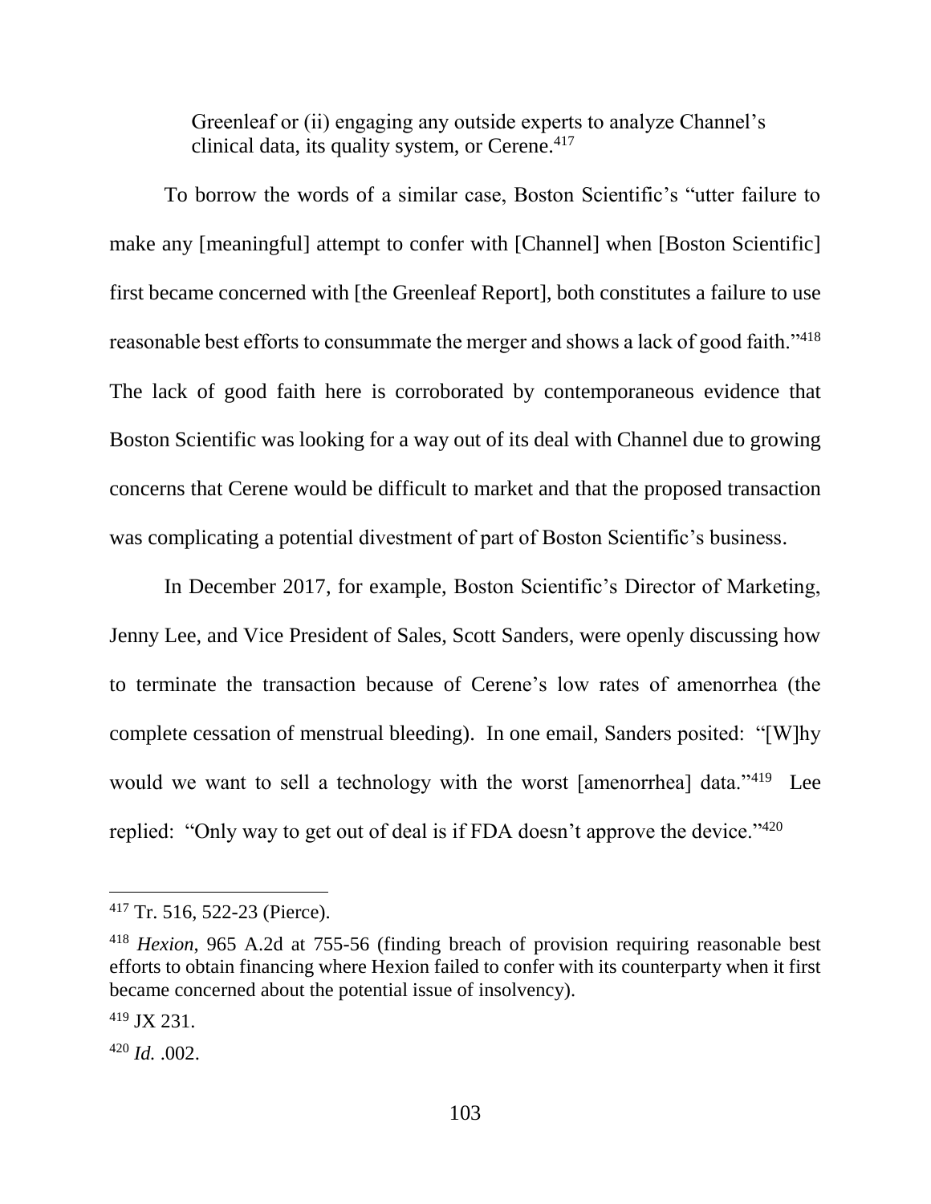Greenleaf or (ii) engaging any outside experts to analyze Channel's clinical data, its quality system, or Cerene.[417]

To borrow the words of a similar case, Boston Scientific's "utter failure to make any [meaningful] attempt to confer with [Channel] when [Boston Scientific] first became concerned with [the Greenleaf Report], both constitutes a failure to use reasonable best efforts to consummate the merger and shows a lack of good faith."[418] The lack of good faith here is corroborated by contemporaneous evidence that Boston Scientific was looking for a way out of its deal with Channel due to growing concerns that Cerene would be difficult to market and that the proposed transaction was complicating a potential divestment of part of Boston Scientific's business.

In December 2017, for example, Boston Scientific's Director of Marketing, Jenny Lee, and Vice President of Sales, Scott Sanders, were openly discussing how to terminate the transaction because of Cerene's low rates of amenorrhea (the complete cessation of menstrual bleeding). In one email, Sanders posited: "[W]hy would we want to sell a technology with the worst [amenorrhea] data."[419] Lee replied: "Only way to get out of deal is if FDA doesn't approve the device."[420]

---

[417] Tr. 516, 522-23 (Pierce).

[418] *Hexion*, 965 A.2d at 755-56 (finding breach of provision requiring reasonable best efforts to obtain financing where Hexion failed to confer with its counterparty when it first became concerned about the potential issue of insolvency).

[419] JX 231.

[420] *Id.* .002.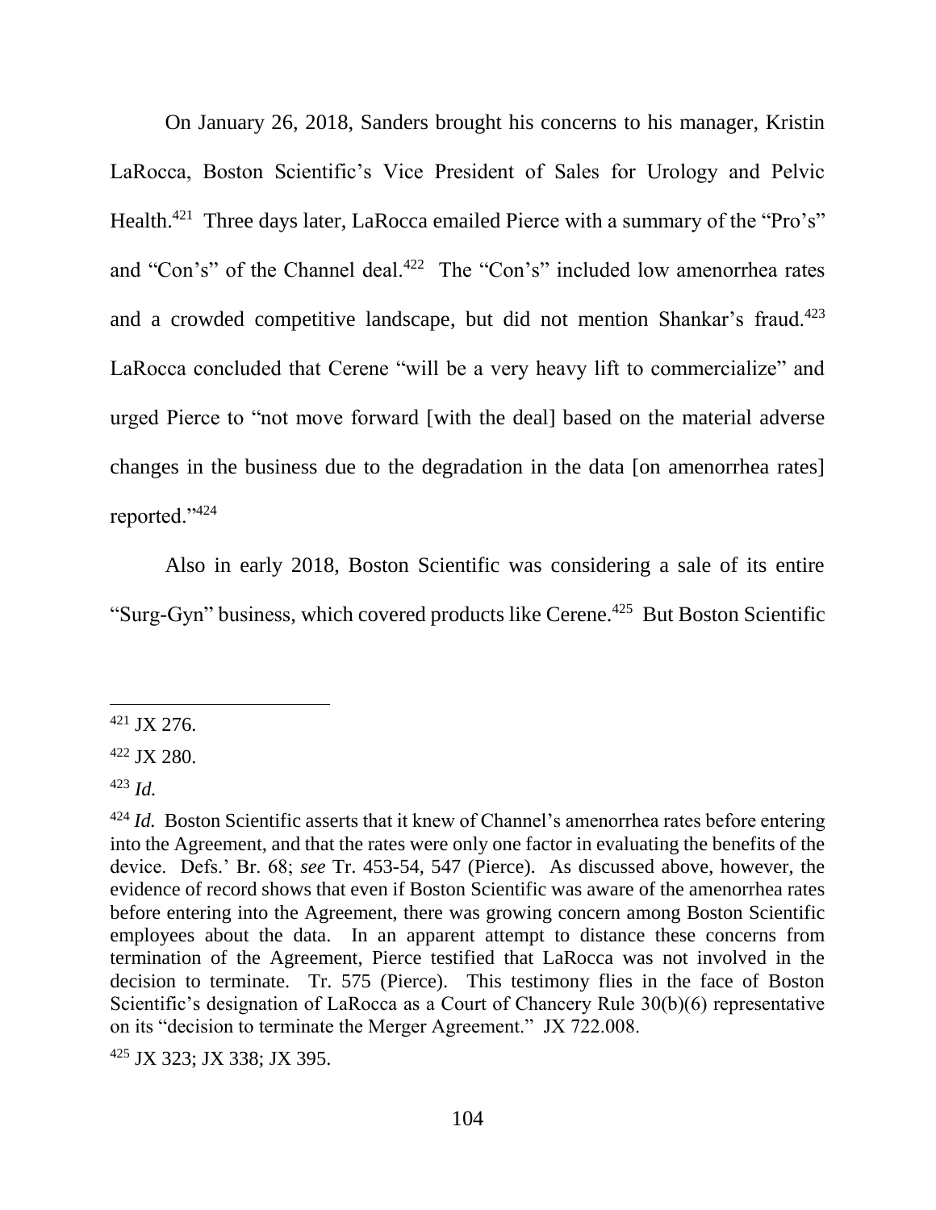On January 26, 2018, Sanders brought his concerns to his manager, Kristin LaRocca, Boston Scientific's Vice President of Sales for Urology and Pelvic Health.[421] Three days later, LaRocca emailed Pierce with a summary of the "Pro's" and "Con's" of the Channel deal.[422] The "Con's" included low amenorrhea rates and a crowded competitive landscape, but did not mention Shankar's fraud.[423] LaRocca concluded that Cerene "will be a very heavy lift to commercialize" and urged Pierce to "not move forward [with the deal] based on the material adverse changes in the business due to the degradation in the data [on amenorrhea rates] reported."[424]

Also in early 2018, Boston Scientific was considering a sale of its entire "Surg-Gyn" business, which covered products like Cerene.[425] But Boston Scientific

---

[421] JX 276.

[422] JX 280.

[423] *Id.*

[424] *Id.* Boston Scientific asserts that it knew of Channel's amenorrhea rates before entering into the Agreement, and that the rates were only one factor in evaluating the benefits of the device. Defs.' Br. 68; *see* Tr. 453-54, 547 (Pierce). As discussed above, however, the evidence of record shows that even if Boston Scientific was aware of the amenorrhea rates before entering into the Agreement, there was growing concern among Boston Scientific employees about the data. In an apparent attempt to distance these concerns from termination of the Agreement, Pierce testified that LaRocca was not involved in the decision to terminate. Tr. 575 (Pierce). This testimony flies in the face of Boston Scientific's designation of LaRocca as a Court of Chancery Rule 30(b)(6) representative on its "decision to terminate the Merger Agreement." JX 722.008.

[425] JX 323; JX 338; JX 395.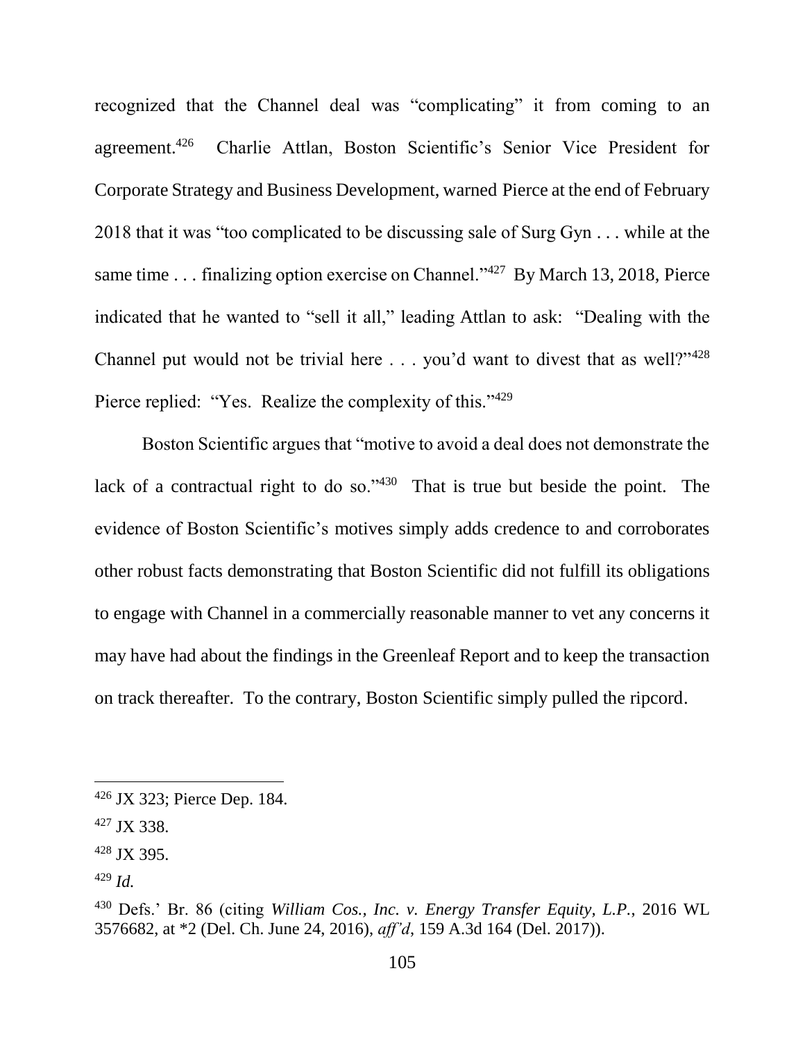recognized that the Channel deal was "complicating" it from coming to an agreement.[426] Charlie Attlan, Boston Scientific's Senior Vice President for Corporate Strategy and Business Development, warned Pierce at the end of February 2018 that it was "too complicated to be discussing sale of Surg Gyn . . . while at the same time . . . finalizing option exercise on Channel."[427] By March 13, 2018, Pierce indicated that he wanted to "sell it all," leading Attlan to ask: "Dealing with the Channel put would not be trivial here . . . you'd want to divest that as well?"[428] Pierce replied: "Yes. Realize the complexity of this."[429]

Boston Scientific argues that "motive to avoid a deal does not demonstrate the lack of a contractual right to do so."[430] That is true but beside the point. The evidence of Boston Scientific's motives simply adds credence to and corroborates other robust facts demonstrating that Boston Scientific did not fulfill its obligations to engage with Channel in a commercially reasonable manner to vet any concerns it may have had about the findings in the Greenleaf Report and to keep the transaction on track thereafter. To the contrary, Boston Scientific simply pulled the ripcord.

---

[426] JX 323; Pierce Dep. 184.

[427] JX 338.

[428] JX 395.

[429] *Id.*

[430] Defs.' Br. 86 (citing *William Cos., Inc. v. Energy Transfer Equity, L.P.*, 2016 WL 3576682, at *2 (Del. Ch. June 24, 2016), *aff'd*, 159 A.3d 164 (Del. 2017)).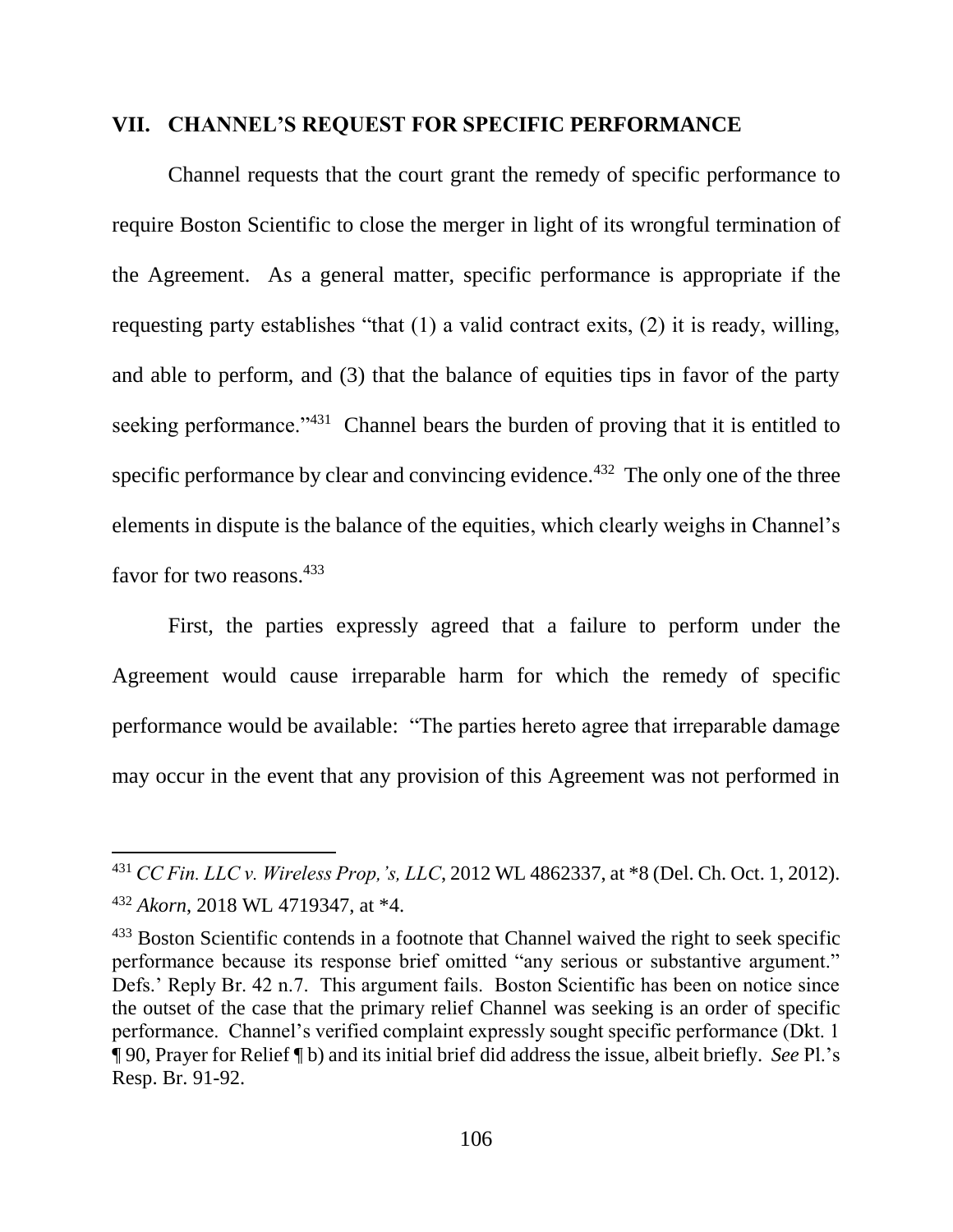## VII. CHANNEL'S REQUEST FOR SPECIFIC PERFORMANCE

Channel requests that the court grant the remedy of specific performance to require Boston Scientific to close the merger in light of its wrongful termination of the Agreement. As a general matter, specific performance is appropriate if the requesting party establishes "that (1) a valid contract exits, (2) it is ready, willing, and able to perform, and (3) that the balance of equities tips in favor of the party seeking performance."[431] Channel bears the burden of proving that it is entitled to specific performance by clear and convincing evidence.[432] The only one of the three elements in dispute is the balance of the equities, which clearly weighs in Channel's favor for two reasons.[433]

First, the parties expressly agreed that a failure to perform under the Agreement would cause irreparable harm for which the remedy of specific performance would be available: "The parties hereto agree that irreparable damage may occur in the event that any provision of this Agreement was not performed in

---

[431] *CC Fin. LLC v. Wireless Prop,'s, LLC*, 2012 WL 4862337, at *8 (Del. Ch. Oct. 1, 2012).

[432] *Akorn*, 2018 WL 4719347, at *4.

[433] Boston Scientific contends in a footnote that Channel waived the right to seek specific performance because its response brief omitted "any serious or substantive argument." Defs.' Reply Br. 42 n.7. This argument fails. Boston Scientific has been on notice since the outset of the case that the primary relief Channel was seeking is an order of specific performance. Channel's verified complaint expressly sought specific performance (Dkt. 1 ¶ 90, Prayer for Relief ¶ b) and its initial brief did address the issue, albeit briefly. *See* Pl.'s Resp. Br. 91-92.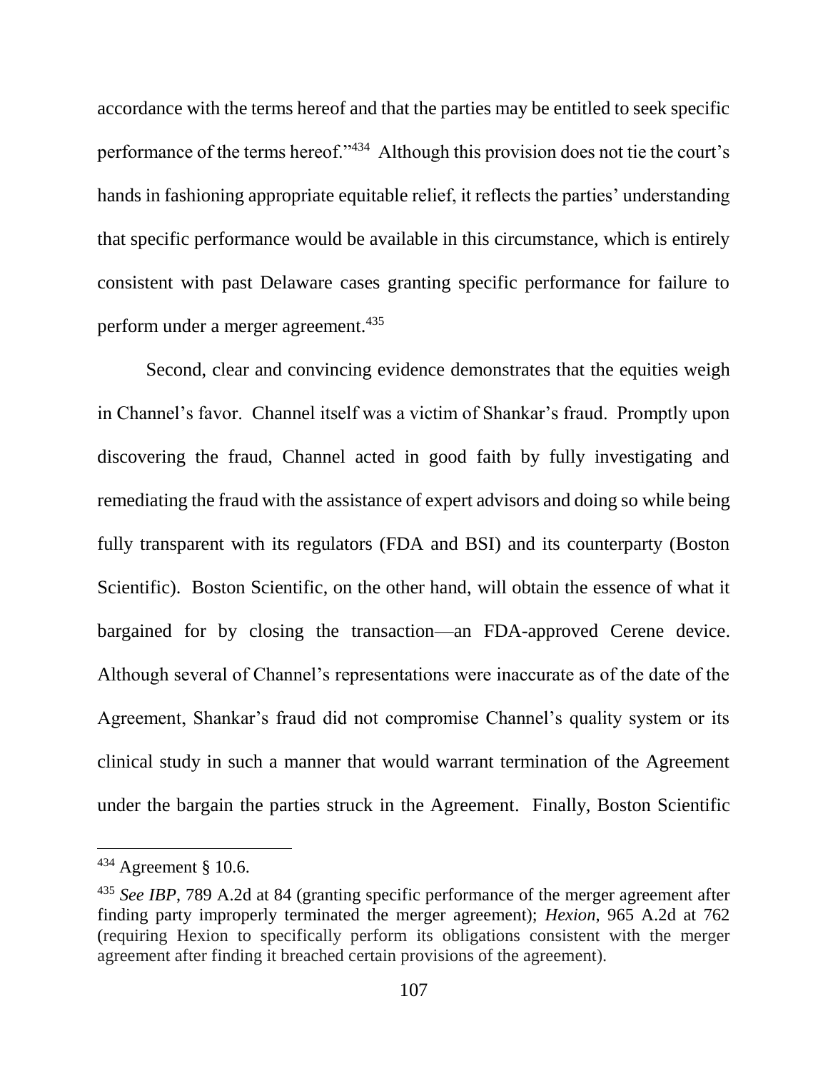accordance with the terms hereof and that the parties may be entitled to seek specific performance of the terms hereof."[434] Although this provision does not tie the court's hands in fashioning appropriate equitable relief, it reflects the parties' understanding that specific performance would be available in this circumstance, which is entirely consistent with past Delaware cases granting specific performance for failure to perform under a merger agreement.[435]

Second, clear and convincing evidence demonstrates that the equities weigh in Channel's favor. Channel itself was a victim of Shankar's fraud. Promptly upon discovering the fraud, Channel acted in good faith by fully investigating and remediating the fraud with the assistance of expert advisors and doing so while being fully transparent with its regulators (FDA and BSI) and its counterparty (Boston Scientific). Boston Scientific, on the other hand, will obtain the essence of what it bargained for by closing the transaction—an FDA-approved Cerene device. Although several of Channel's representations were inaccurate as of the date of the Agreement, Shankar's fraud did not compromise Channel's quality system or its clinical study in such a manner that would warrant termination of the Agreement under the bargain the parties struck in the Agreement. Finally, Boston Scientific

---

[434] Agreement § 10.6.

[435] *See IBP*, 789 A.2d at 84 (granting specific performance of the merger agreement after finding party improperly terminated the merger agreement); *Hexion*, 965 A.2d at 762 (requiring Hexion to specifically perform its obligations consistent with the merger agreement after finding it breached certain provisions of the agreement).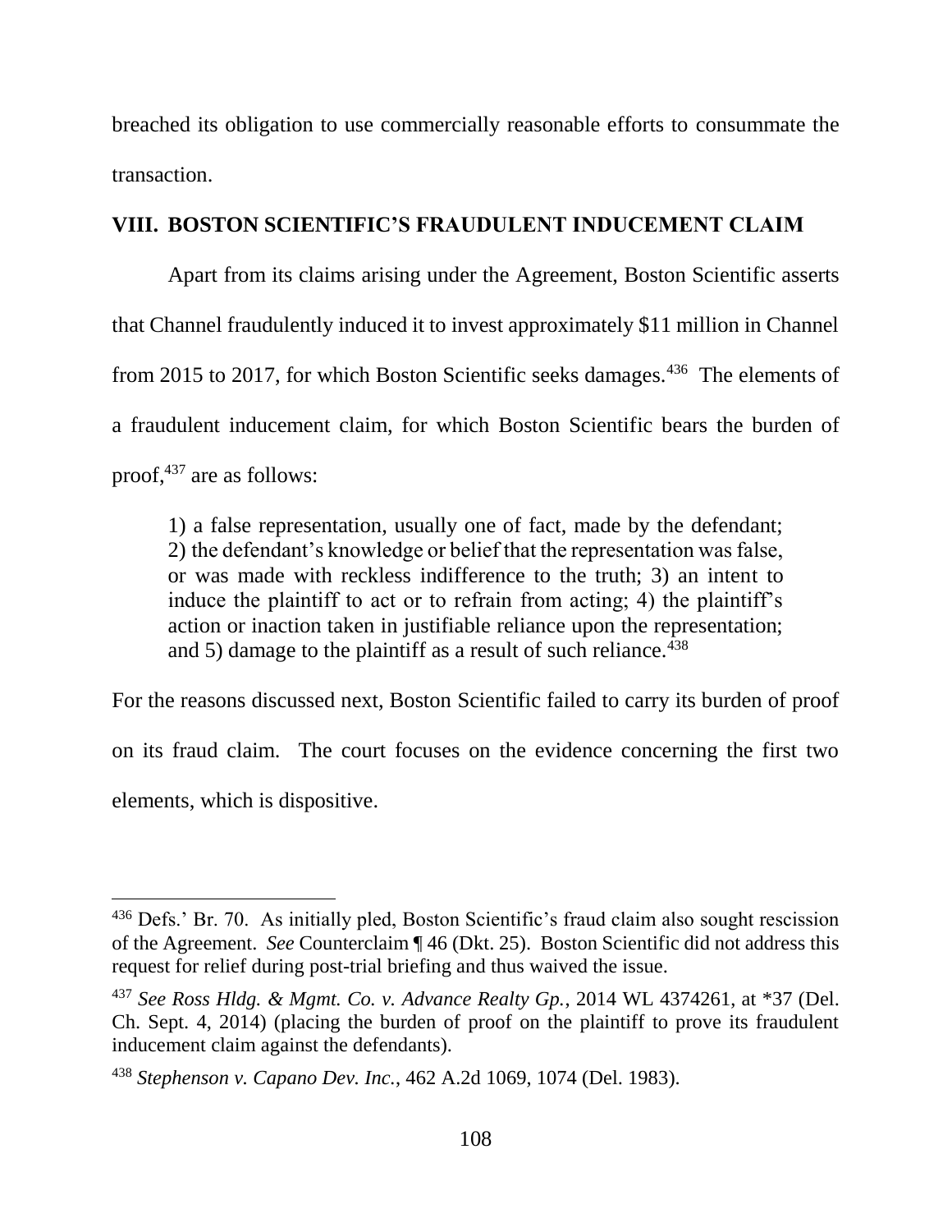breached its obligation to use commercially reasonable efforts to consummate the transaction.

## VIII. BOSTON SCIENTIFIC'S FRAUDULENT INDUCEMENT CLAIM

Apart from its claims arising under the Agreement, Boston Scientific asserts that Channel fraudulently induced it to invest approximately $11 million in Channel from 2015 to 2017, for which Boston Scientific seeks damages.[436] The elements of a fraudulent inducement claim, for which Boston Scientific bears the burden of proof,[437] are as follows:

> 1) a false representation, usually one of fact, made by the defendant; 2) the defendant's knowledge or belief that the representation was false, or was made with reckless indifference to the truth; 3) an intent to induce the plaintiff to act or to refrain from acting; 4) the plaintiff's action or inaction taken in justifiable reliance upon the representation; and 5) damage to the plaintiff as a result of such reliance.[438]

For the reasons discussed next, Boston Scientific failed to carry its burden of proof on its fraud claim. The court focuses on the evidence concerning the first two elements, which is dispositive.

---

[436] Defs.' Br. 70. As initially pled, Boston Scientific's fraud claim also sought rescission of the Agreement. *See* Counterclaim ¶ 46 (Dkt. 25). Boston Scientific did not address this request for relief during post-trial briefing and thus waived the issue.

[437] *See Ross Hldg. & Mgmt. Co. v. Advance Realty Gp.*, 2014 WL 4374261, at *37 (Del. Ch. Sept. 4, 2014) (placing the burden of proof on the plaintiff to prove its fraudulent inducement claim against the defendants).

[438] *Stephenson v. Capano Dev. Inc.*, 462 A.2d 1069, 1074 (Del. 1983).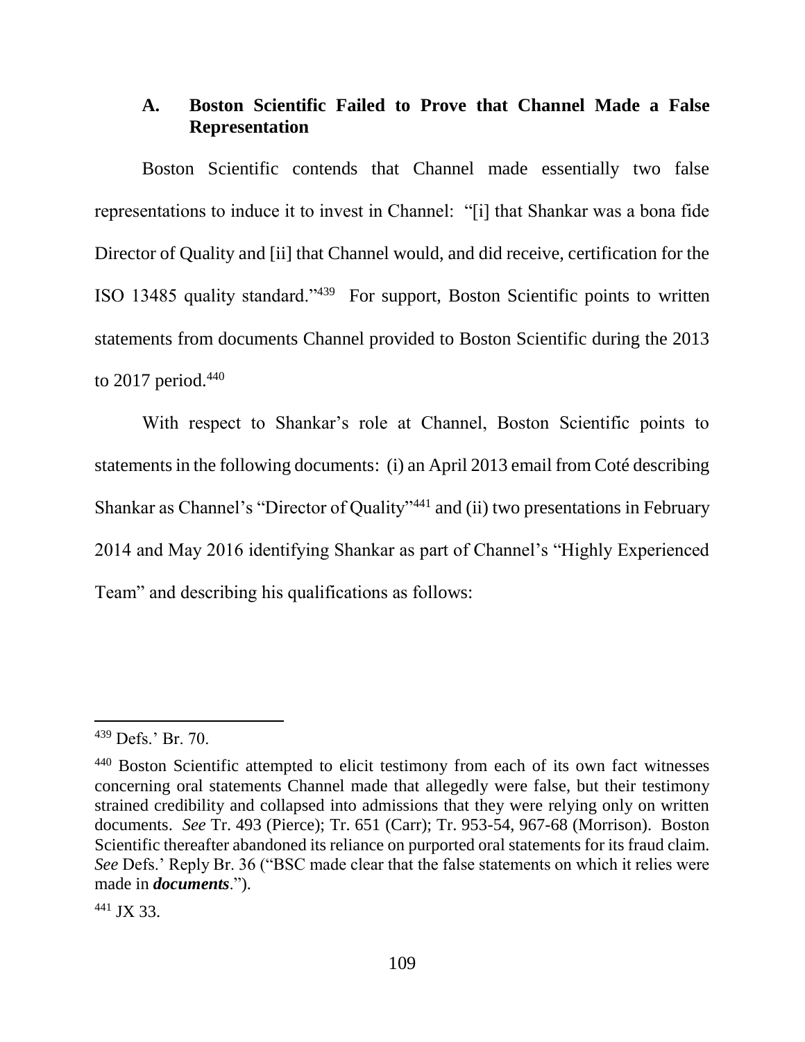### A. Boston Scientific Failed to Prove that Channel Made a False Representation

Boston Scientific contends that Channel made essentially two false representations to induce it to invest in Channel: "[i] that Shankar was a bona fide Director of Quality and [ii] that Channel would, and did receive, certification for the ISO 13485 quality standard."[439] For support, Boston Scientific points to written statements from documents Channel provided to Boston Scientific during the 2013 to 2017 period.[440]

With respect to Shankar's role at Channel, Boston Scientific points to statements in the following documents: (i) an April 2013 email from Coté describing Shankar as Channel's "Director of Quality"[441] and (ii) two presentations in February 2014 and May 2016 identifying Shankar as part of Channel's "Highly Experienced Team" and describing his qualifications as follows:

---

[439] Defs.' Br. 70.

[440] Boston Scientific attempted to elicit testimony from each of its own fact witnesses concerning oral statements Channel made that allegedly were false, but their testimony strained credibility and collapsed into admissions that they were relying only on written documents. *See* Tr. 493 (Pierce); Tr. 651 (Carr); Tr. 953-54, 967-68 (Morrison). Boston Scientific thereafter abandoned its reliance on purported oral statements for its fraud claim. *See* Defs.' Reply Br. 36 ("BSC made clear that the false statements on which it relies were made in ***documents***.").

[441] JX 33.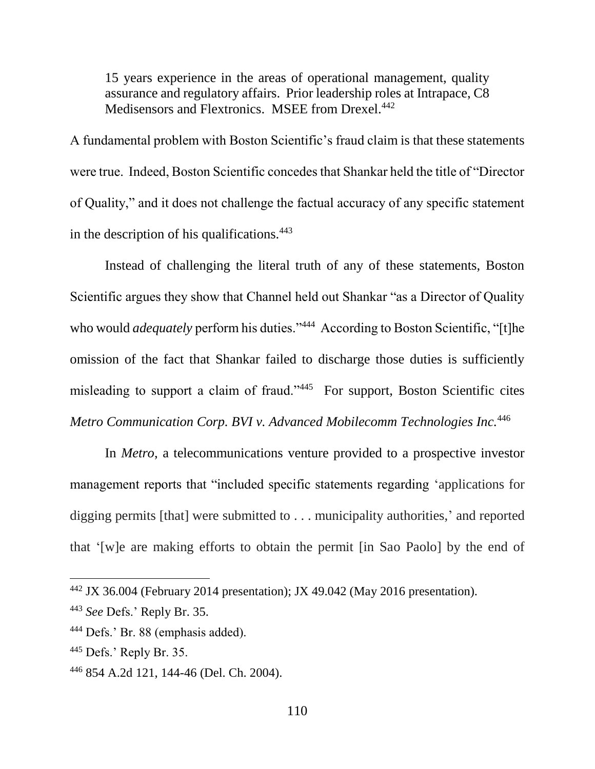> 15 years experience in the areas of operational management, quality assurance and regulatory affairs. Prior leadership roles at Intrapace, C8 Medisensors and Flextronics. MSEE from Drexel.[442]

A fundamental problem with Boston Scientific's fraud claim is that these statements were true. Indeed, Boston Scientific concedes that Shankar held the title of "Director of Quality," and it does not challenge the factual accuracy of any specific statement in the description of his qualifications.[443]

Instead of challenging the literal truth of any of these statements, Boston Scientific argues they show that Channel held out Shankar "as a Director of Quality who would *adequately* perform his duties."[444] According to Boston Scientific, "[t]he omission of the fact that Shankar failed to discharge those duties is sufficiently misleading to support a claim of fraud."[445] For support, Boston Scientific cites *Metro Communication Corp. BVI v. Advanced Mobilecomm Technologies Inc.*[446]

In *Metro*, a telecommunications venture provided to a prospective investor management reports that "included specific statements regarding 'applications for digging permits [that] were submitted to . . . municipality authorities,' and reported that '[w]e are making efforts to obtain the permit [in Sao Paolo] by the end of

---

[442] JX 36.004 (February 2014 presentation); JX 49.042 (May 2016 presentation).

[443] *See* Defs.' Reply Br. 35.

[444] Defs.' Br. 88 (emphasis added).

[445] Defs.' Reply Br. 35.

[446] 854 A.2d 121, 144-46 (Del. Ch. 2004).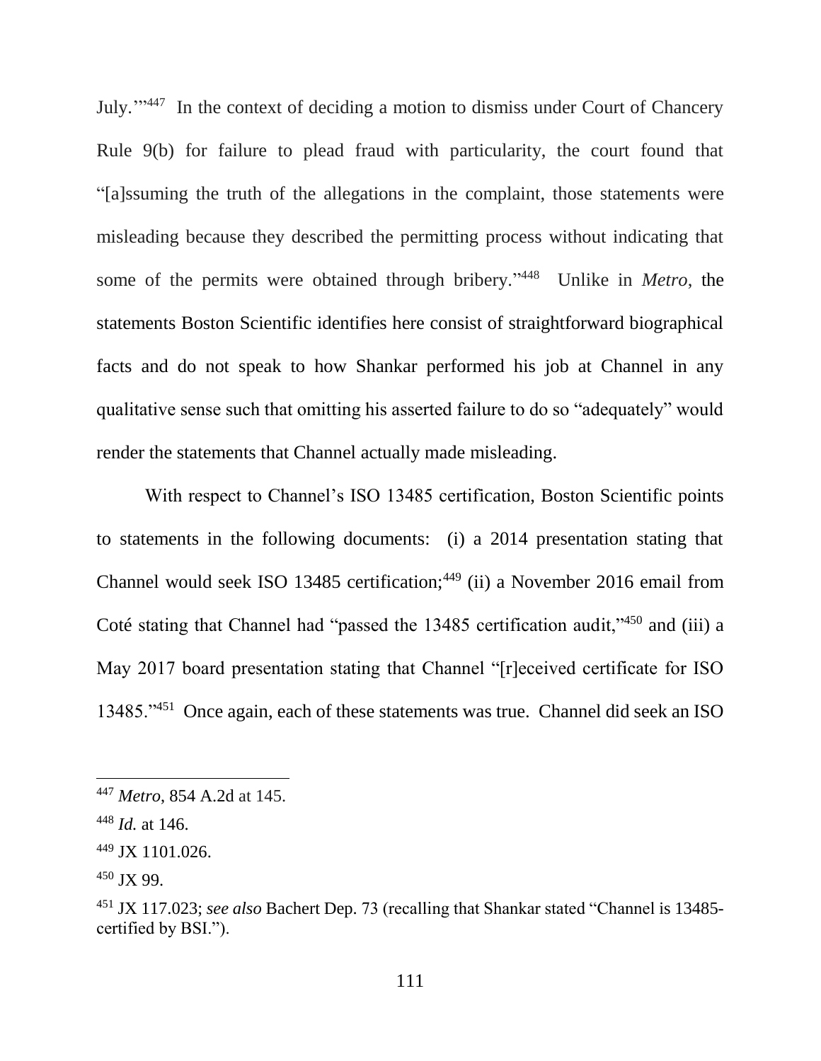July.'"[447] In the context of deciding a motion to dismiss under Court of Chancery Rule 9(b) for failure to plead fraud with particularity, the court found that "[a]ssuming the truth of the allegations in the complaint, those statements were misleading because they described the permitting process without indicating that some of the permits were obtained through bribery."[448] Unlike in *Metro*, the statements Boston Scientific identifies here consist of straightforward biographical facts and do not speak to how Shankar performed his job at Channel in any qualitative sense such that omitting his asserted failure to do so "adequately" would render the statements that Channel actually made misleading.

With respect to Channel's ISO 13485 certification, Boston Scientific points to statements in the following documents: (i) a 2014 presentation stating that Channel would seek ISO 13485 certification;[449] (ii) a November 2016 email from Coté stating that Channel had "passed the 13485 certification audit,"[450] and (iii) a May 2017 board presentation stating that Channel "[r]eceived certificate for ISO 13485."[451] Once again, each of these statements was true. Channel did seek an ISO

---

[447] *Metro*, 854 A.2d at 145.

[448] *Id.* at 146.

[449] JX 1101.026.

[450] JX 99.

[451] JX 117.023; *see also* Bachert Dep. 73 (recalling that Shankar stated "Channel is 13485-certified by BSI.").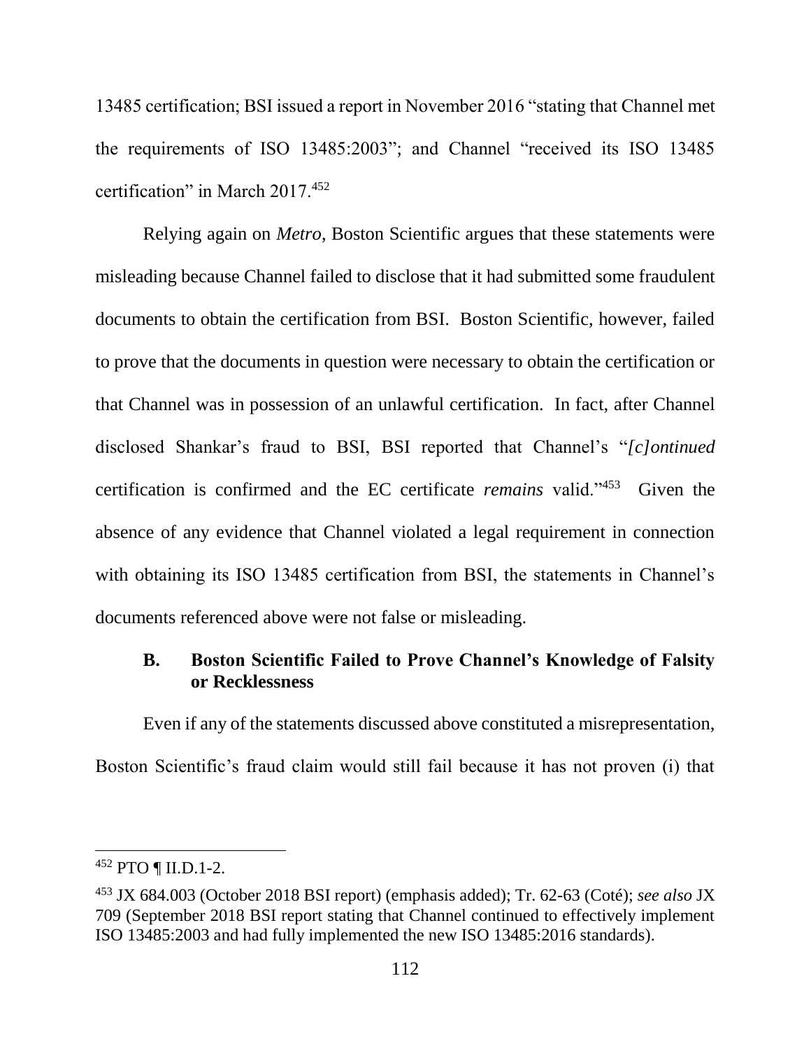13485 certification; BSI issued a report in November 2016 "stating that Channel met the requirements of ISO 13485:2003"; and Channel "received its ISO 13485 certification" in March 2017.[452]

Relying again on *Metro*, Boston Scientific argues that these statements were misleading because Channel failed to disclose that it had submitted some fraudulent documents to obtain the certification from BSI. Boston Scientific, however, failed to prove that the documents in question were necessary to obtain the certification or that Channel was in possession of an unlawful certification. In fact, after Channel disclosed Shankar's fraud to BSI, BSI reported that Channel's "*[c]ontinued* certification is confirmed and the EC certificate *remains* valid."[453] Given the absence of any evidence that Channel violated a legal requirement in connection with obtaining its ISO 13485 certification from BSI, the statements in Channel's documents referenced above were not false or misleading.

### B. Boston Scientific Failed to Prove Channel's Knowledge of Falsity or Recklessness

Even if any of the statements discussed above constituted a misrepresentation, Boston Scientific's fraud claim would still fail because it has not proven (i) that

---

[452] PTO ¶ II.D.1-2.

[453] JX 684.003 (October 2018 BSI report) (emphasis added); Tr. 62-63 (Coté); *see also* JX 709 (September 2018 BSI report stating that Channel continued to effectively implement ISO 13485:2003 and had fully implemented the new ISO 13485:2016 standards).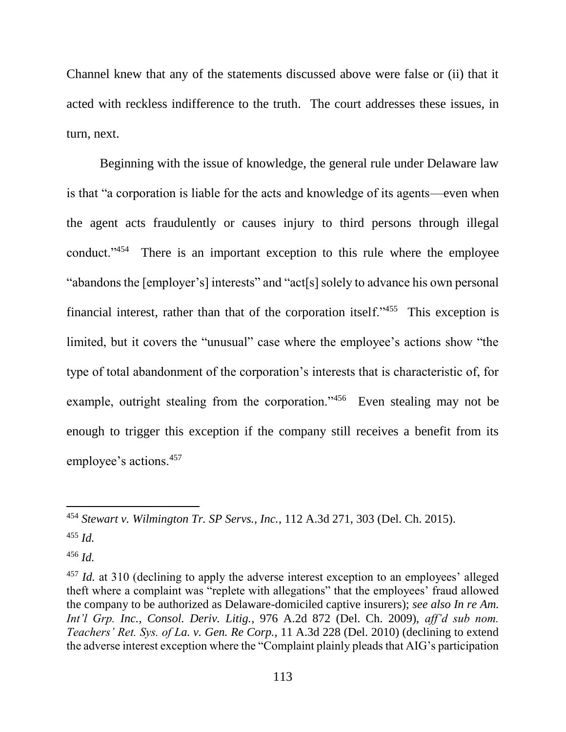Channel knew that any of the statements discussed above were false or (ii) that it acted with reckless indifference to the truth. The court addresses these issues, in turn, next.

Beginning with the issue of knowledge, the general rule under Delaware law is that "a corporation is liable for the acts and knowledge of its agents—even when the agent acts fraudulently or causes injury to third persons through illegal conduct."[454] There is an important exception to this rule where the employee "abandons the [employer's] interests" and "act[s] solely to advance his own personal financial interest, rather than that of the corporation itself."[455] This exception is limited, but it covers the "unusual" case where the employee's actions show "the type of total abandonment of the corporation's interests that is characteristic of, for example, outright stealing from the corporation."[456] Even stealing may not be enough to trigger this exception if the company still receives a benefit from its employee's actions.[457]

---

[454] *Stewart v. Wilmington Tr. SP Servs., Inc.*, 112 A.3d 271, 303 (Del. Ch. 2015).

[455] *Id.*

[456] *Id.*

[457] *Id.* at 310 (declining to apply the adverse interest exception to an employees' alleged theft where a complaint was "replete with allegations" that the employees' fraud allowed the company to be authorized as Delaware-domiciled captive insurers); *see also In re Am. Int'l Grp. Inc., Consol. Deriv. Litig.*, 976 A.2d 872 (Del. Ch. 2009), *aff'd sub nom. Teachers' Ret. Sys. of La. v. Gen. Re Corp.*, 11 A.3d 228 (Del. 2010) (declining to extend the adverse interest exception where the "Complaint plainly pleads that AIG's participation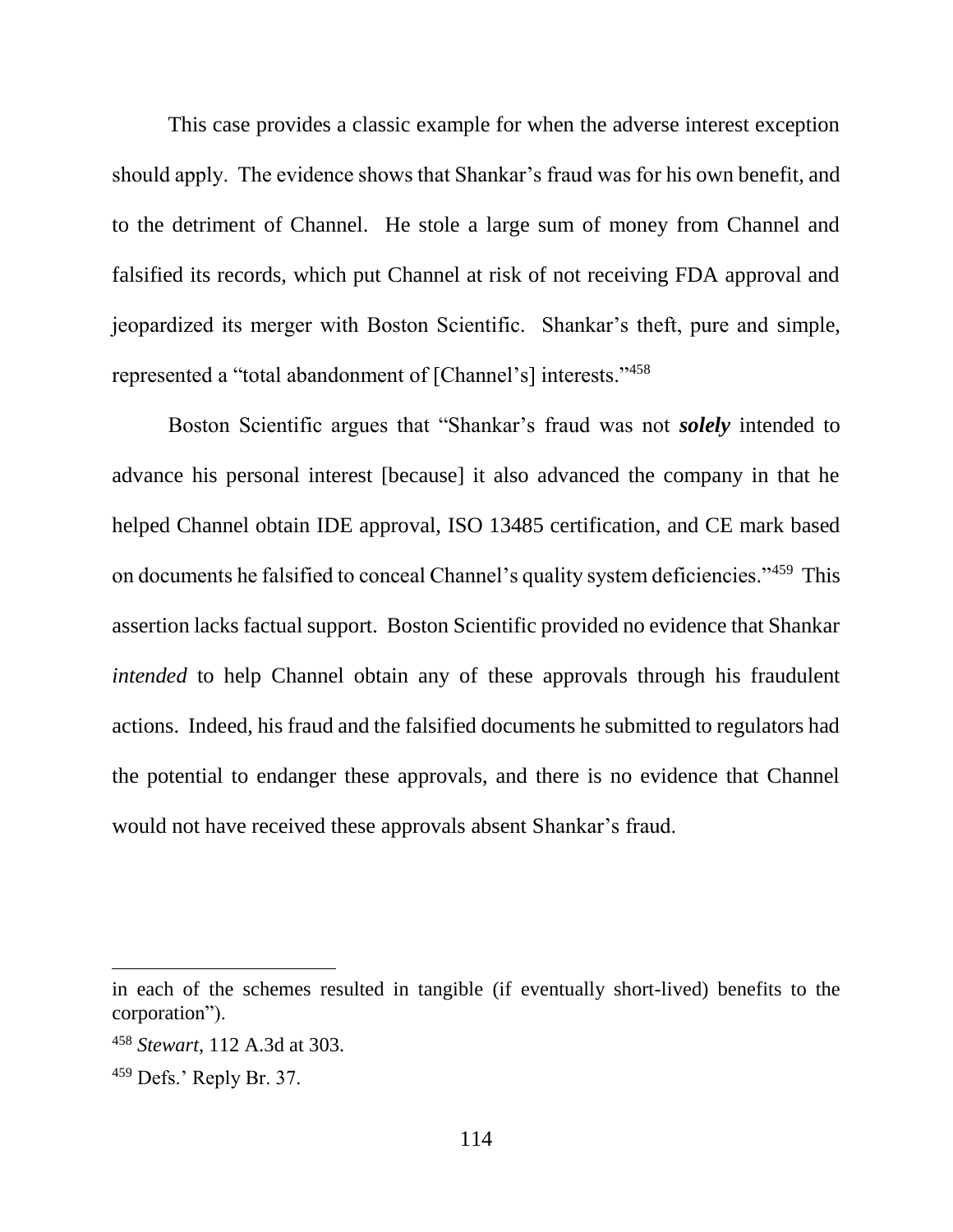This case provides a classic example for when the adverse interest exception should apply. The evidence shows that Shankar's fraud was for his own benefit, and to the detriment of Channel. He stole a large sum of money from Channel and falsified its records, which put Channel at risk of not receiving FDA approval and jeopardized its merger with Boston Scientific. Shankar's theft, pure and simple, represented a "total abandonment of [Channel's] interests."[458]

Boston Scientific argues that "Shankar's fraud was not ***solely*** intended to advance his personal interest [because] it also advanced the company in that he helped Channel obtain IDE approval, ISO 13485 certification, and CE mark based on documents he falsified to conceal Channel's quality system deficiencies."[459] This assertion lacks factual support. Boston Scientific provided no evidence that Shankar *intended* to help Channel obtain any of these approvals through his fraudulent actions. Indeed, his fraud and the falsified documents he submitted to regulators had the potential to endanger these approvals, and there is no evidence that Channel would not have received these approvals absent Shankar's fraud.

---

in each of the schemes resulted in tangible (if eventually short-lived) benefits to the corporation").

[458] *Stewart*, 112 A.3d at 303.

[459] Defs.' Reply Br. 37.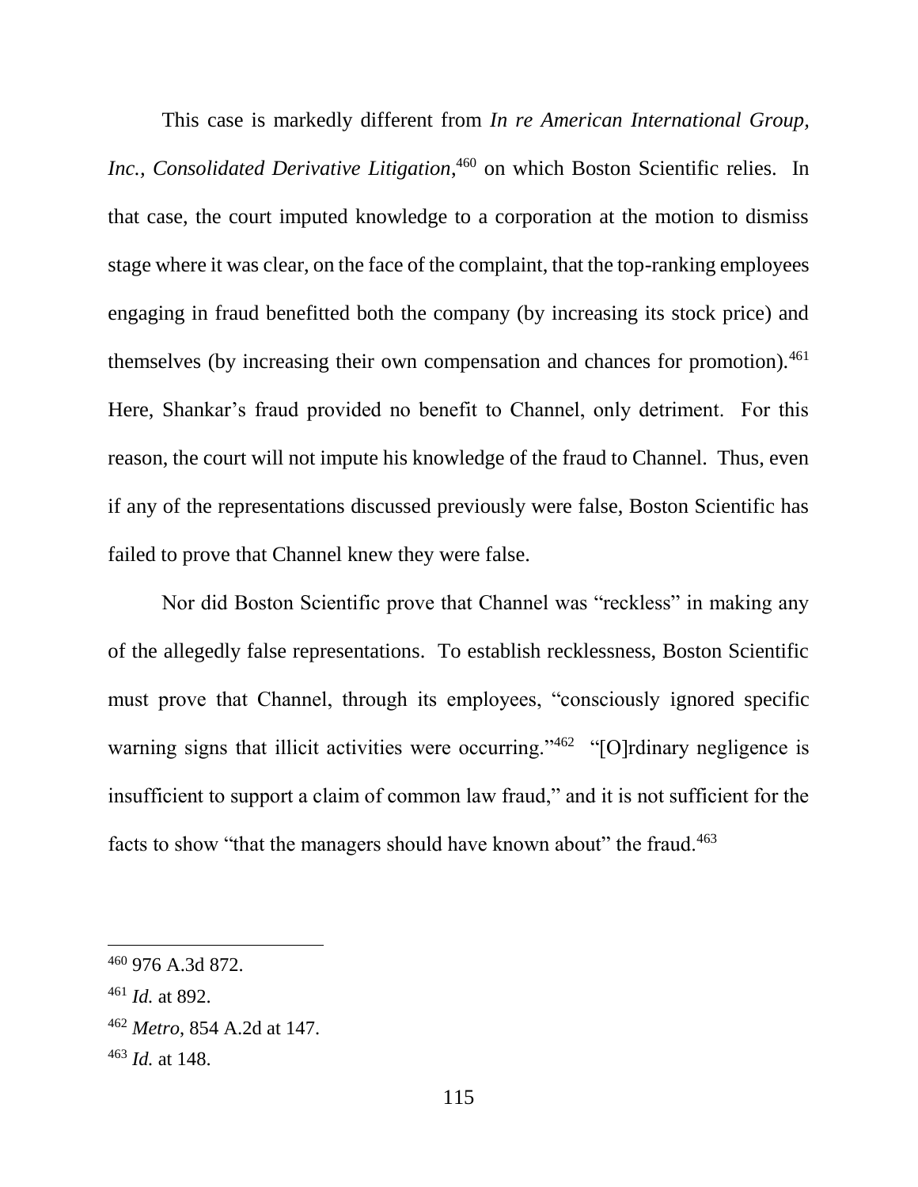This case is markedly different from *In re American International Group, Inc., Consolidated Derivative Litigation*,[460] on which Boston Scientific relies. In that case, the court imputed knowledge to a corporation at the motion to dismiss stage where it was clear, on the face of the complaint, that the top-ranking employees engaging in fraud benefitted both the company (by increasing its stock price) and themselves (by increasing their own compensation and chances for promotion).[461] Here, Shankar's fraud provided no benefit to Channel, only detriment. For this reason, the court will not impute his knowledge of the fraud to Channel. Thus, even if any of the representations discussed previously were false, Boston Scientific has failed to prove that Channel knew they were false.

Nor did Boston Scientific prove that Channel was "reckless" in making any of the allegedly false representations. To establish recklessness, Boston Scientific must prove that Channel, through its employees, "consciously ignored specific warning signs that illicit activities were occurring."[462] "[O]rdinary negligence is insufficient to support a claim of common law fraud," and it is not sufficient for the facts to show "that the managers should have known about" the fraud.[463]

---

[460] 976 A.3d 872.

[461] *Id.* at 892.

[462] *Metro*, 854 A.2d at 147.

[463] *Id.* at 148.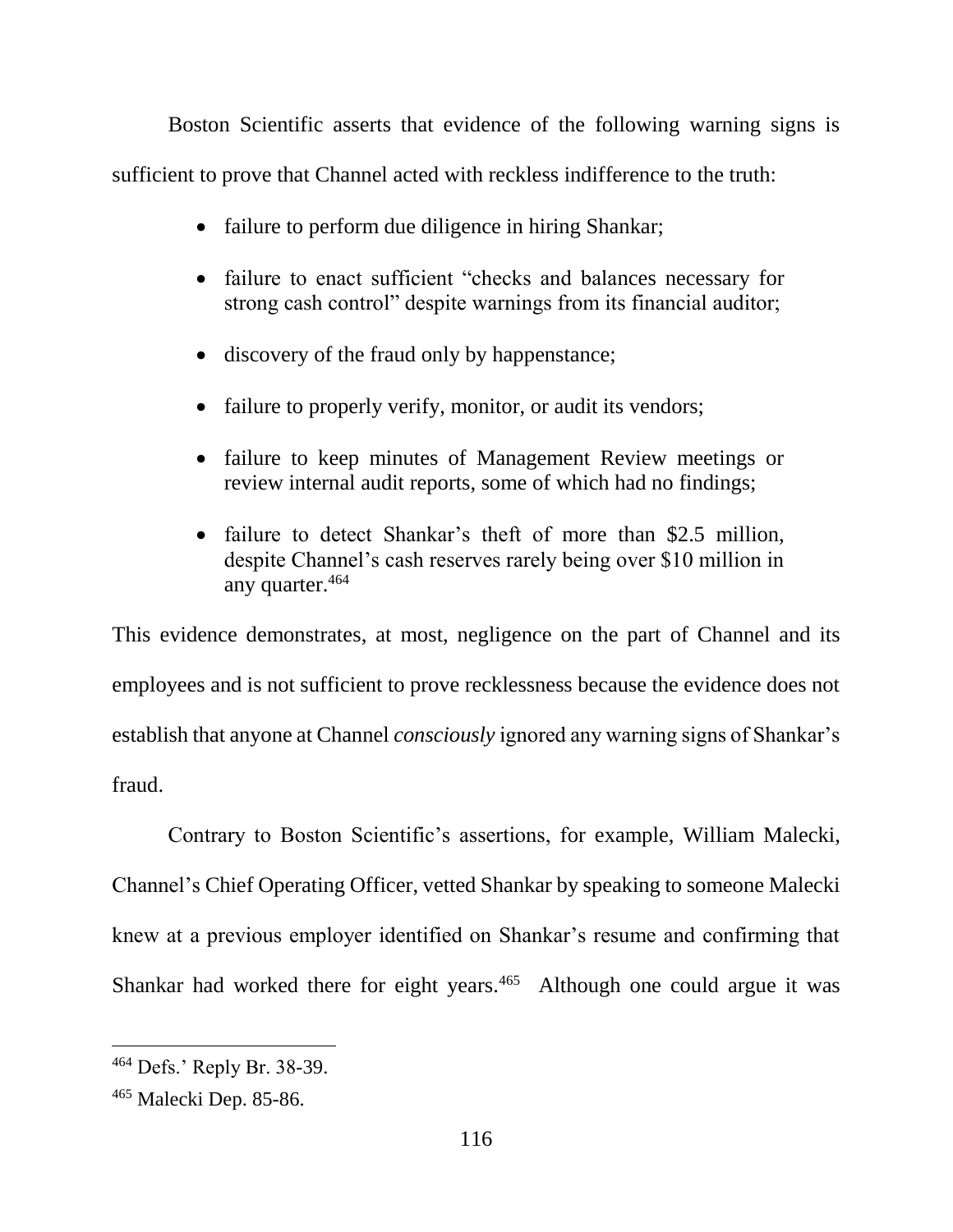Boston Scientific asserts that evidence of the following warning signs is sufficient to prove that Channel acted with reckless indifference to the truth:

- failure to perform due diligence in hiring Shankar;
- failure to enact sufficient "checks and balances necessary for strong cash control" despite warnings from its financial auditor;
- discovery of the fraud only by happenstance;
- failure to properly verify, monitor, or audit its vendors;
- failure to keep minutes of Management Review meetings or review internal audit reports, some of which had no findings;
- failure to detect Shankar's theft of more than $2.5 million, despite Channel's cash reserves rarely being over $10 million in any quarter.[464]

This evidence demonstrates, at most, negligence on the part of Channel and its employees and is not sufficient to prove recklessness because the evidence does not establish that anyone at Channel *consciously* ignored any warning signs of Shankar's fraud.

Contrary to Boston Scientific's assertions, for example, William Malecki, Channel's Chief Operating Officer, vetted Shankar by speaking to someone Malecki knew at a previous employer identified on Shankar's resume and confirming that Shankar had worked there for eight years.[465] Although one could argue it was

---

[464] Defs.' Reply Br. 38-39.

[465] Malecki Dep. 85-86.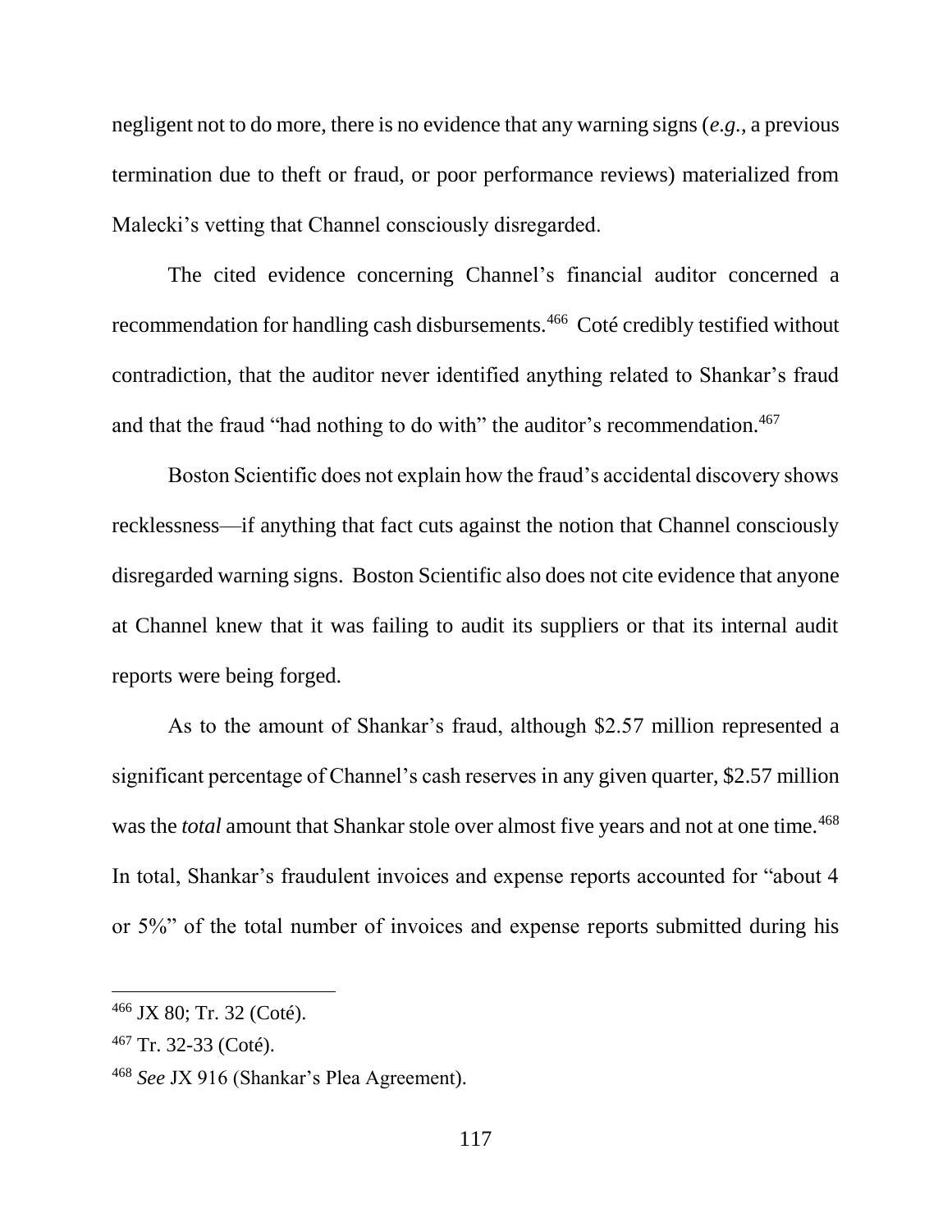negligent not to do more, there is no evidence that any warning signs (*e.g.*, a previous termination due to theft or fraud, or poor performance reviews) materialized from Malecki's vetting that Channel consciously disregarded.

The cited evidence concerning Channel's financial auditor concerned a recommendation for handling cash disbursements.[466] Coté credibly testified without contradiction, that the auditor never identified anything related to Shankar's fraud and that the fraud "had nothing to do with" the auditor's recommendation.[467]

Boston Scientific does not explain how the fraud's accidental discovery shows recklessness—if anything that fact cuts against the notion that Channel consciously disregarded warning signs. Boston Scientific also does not cite evidence that anyone at Channel knew that it was failing to audit its suppliers or that its internal audit reports were being forged.

As to the amount of Shankar's fraud, although \$2.57 million represented a significant percentage of Channel's cash reserves in any given quarter, \$2.57 million was the *total* amount that Shankar stole over almost five years and not at one time.[468] In total, Shankar's fraudulent invoices and expense reports accounted for "about 4 or 5%" of the total number of invoices and expense reports submitted during his

---

[466] JX 80; Tr. 32 (Coté).

[467] Tr. 32-33 (Coté).

[468] *See* JX 916 (Shankar's Plea Agreement).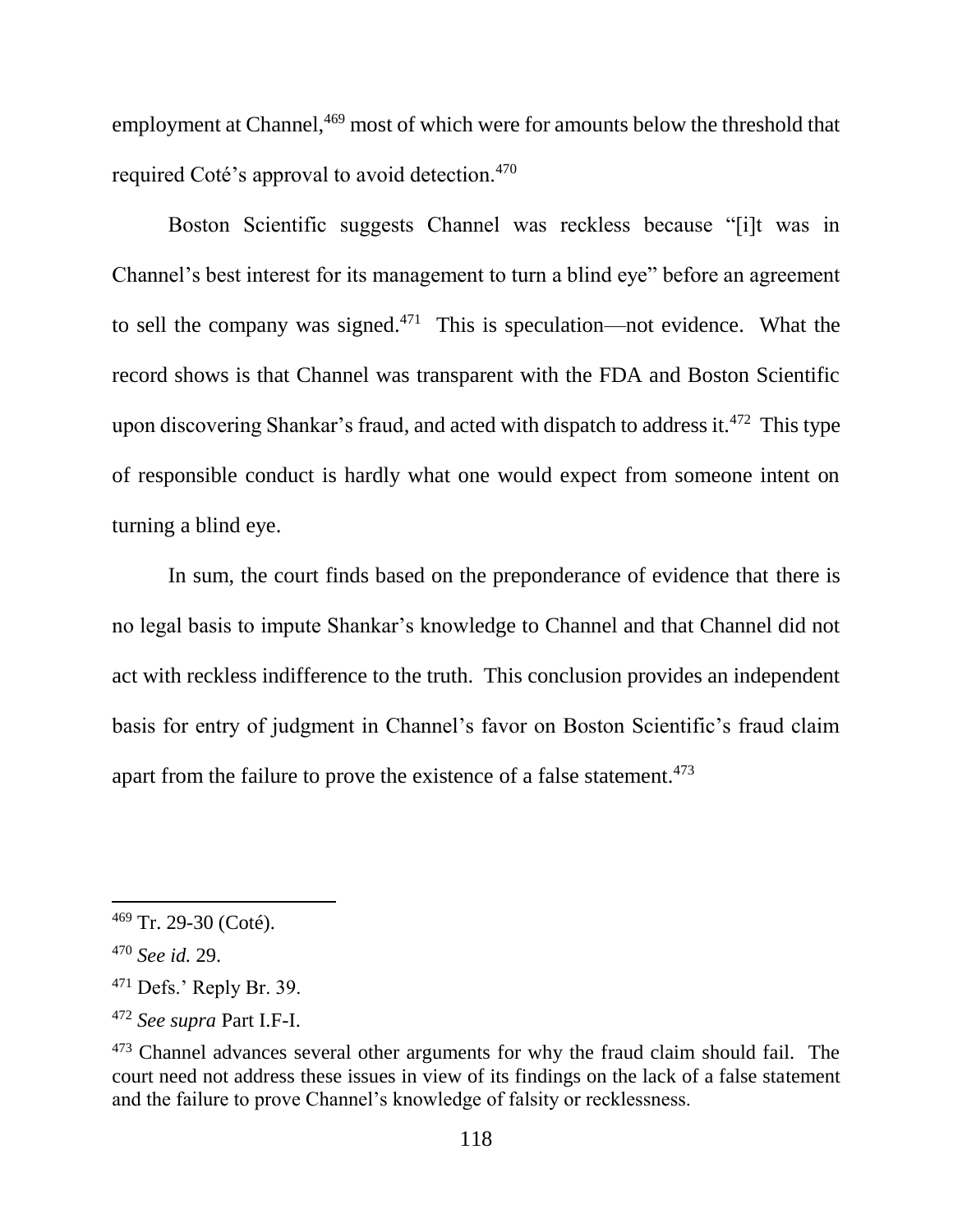employment at Channel,[469] most of which were for amounts below the threshold that required Coté's approval to avoid detection.[470]

Boston Scientific suggests Channel was reckless because "[i]t was in Channel's best interest for its management to turn a blind eye" before an agreement to sell the company was signed.[471] This is speculation—not evidence. What the record shows is that Channel was transparent with the FDA and Boston Scientific upon discovering Shankar's fraud, and acted with dispatch to address it.[472] This type of responsible conduct is hardly what one would expect from someone intent on turning a blind eye.

In sum, the court finds based on the preponderance of evidence that there is no legal basis to impute Shankar's knowledge to Channel and that Channel did not act with reckless indifference to the truth. This conclusion provides an independent basis for entry of judgment in Channel's favor on Boston Scientific's fraud claim apart from the failure to prove the existence of a false statement.[473]

---

[469] Tr. 29-30 (Coté).

[470] *See id.* 29.

[471] Defs.' Reply Br. 39.

[472] *See supra* Part I.F-I.

[473] Channel advances several other arguments for why the fraud claim should fail. The court need not address these issues in view of its findings on the lack of a false statement and the failure to prove Channel's knowledge of falsity or recklessness.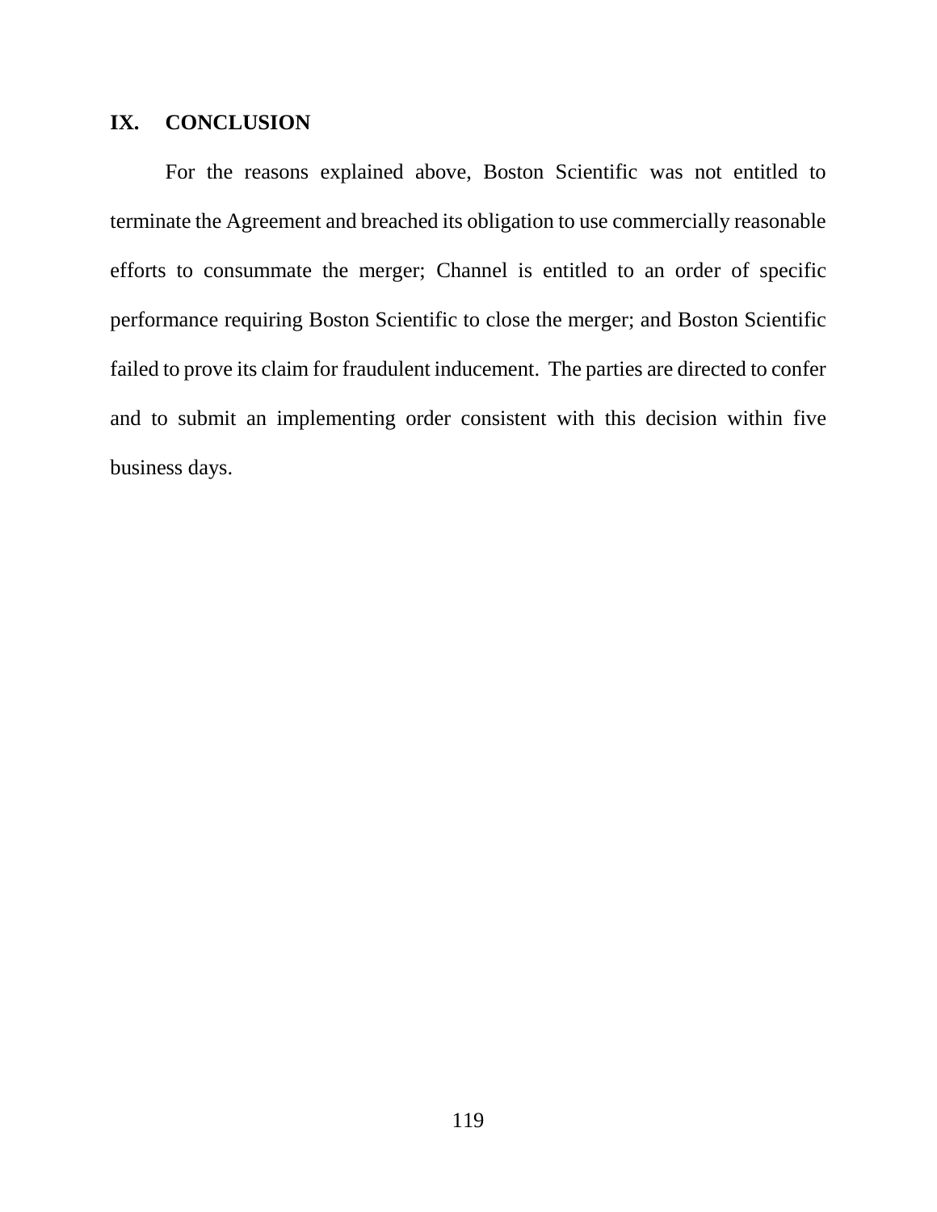## IX. CONCLUSION

For the reasons explained above, Boston Scientific was not entitled to terminate the Agreement and breached its obligation to use commercially reasonable efforts to consummate the merger; Channel is entitled to an order of specific performance requiring Boston Scientific to close the merger; and Boston Scientific failed to prove its claim for fraudulent inducement. The parties are directed to confer and to submit an implementing order consistent with this decision within five business days.